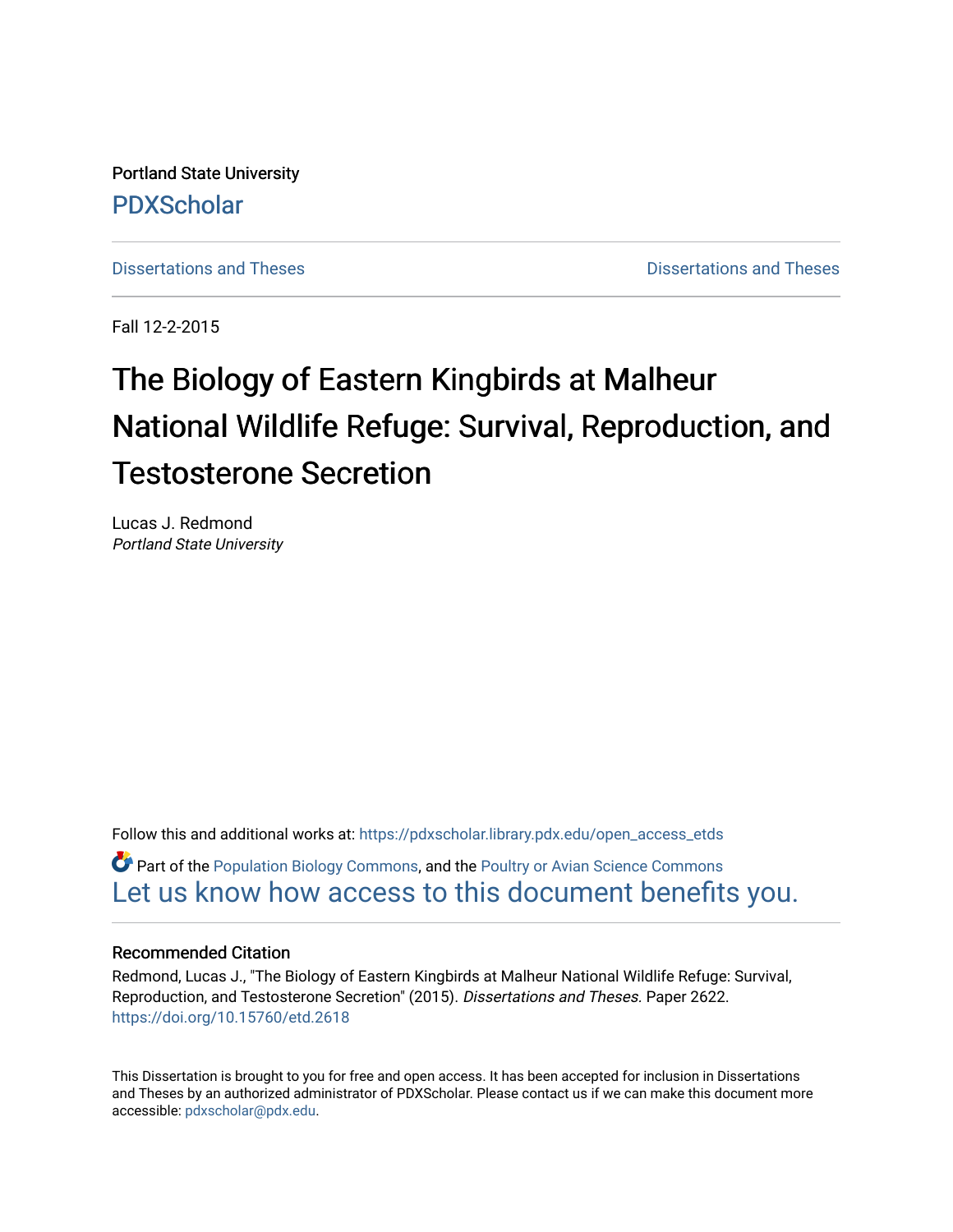Portland State University

PDXScholar

Dissertations and Theses | Dissertations and Theses

Fall 12-2-2015

# The Biology of Eastern Kingbirds at Malheur National Wildlife Refuge: Survival, Reproduction, and Testosterone Secretion

Lucas J. Redmond
*Portland State University*

Follow this and additional works at: https://pdxscholar.library.pdx.edu/open_access_etds

Part of the Population Biology Commons, and the Poultry or Avian Science Commons

Let us know how access to this document benefits you.

### Recommended Citation

Redmond, Lucas J., "The Biology of Eastern Kingbirds at Malheur National Wildlife Refuge: Survival, Reproduction, and Testosterone Secretion" (2015). *Dissertations and Theses*. Paper 2622.
https://doi.org/10.15760/etd.2618

This Dissertation is brought to you for free and open access. It has been accepted for inclusion in Dissertations and Theses by an authorized administrator of PDXScholar. Please contact us if we can make this document more accessible: pdxscholar@pdx.edu.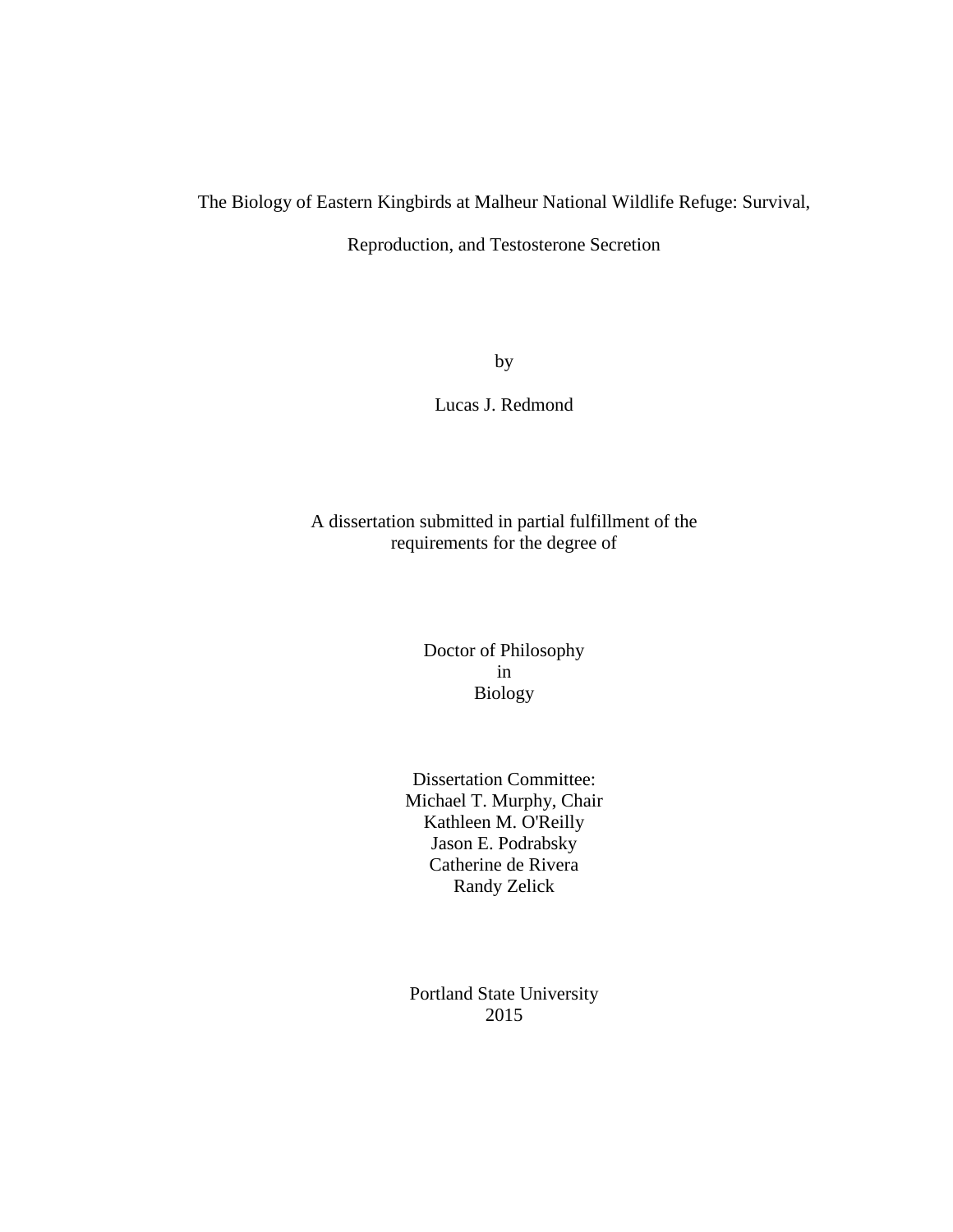# The Biology of Eastern Kingbirds at Malheur National Wildlife Refuge: Survival, Reproduction, and Testosterone Secretion

by

Lucas J. Redmond

A dissertation submitted in partial fulfillment of the requirements for the degree of

Doctor of Philosophy
in
Biology

Dissertation Committee:
Michael T. Murphy, Chair
Kathleen M. O'Reilly
Jason E. Podrabsky
Catherine de Rivera
Randy Zelick

Portland State University
2015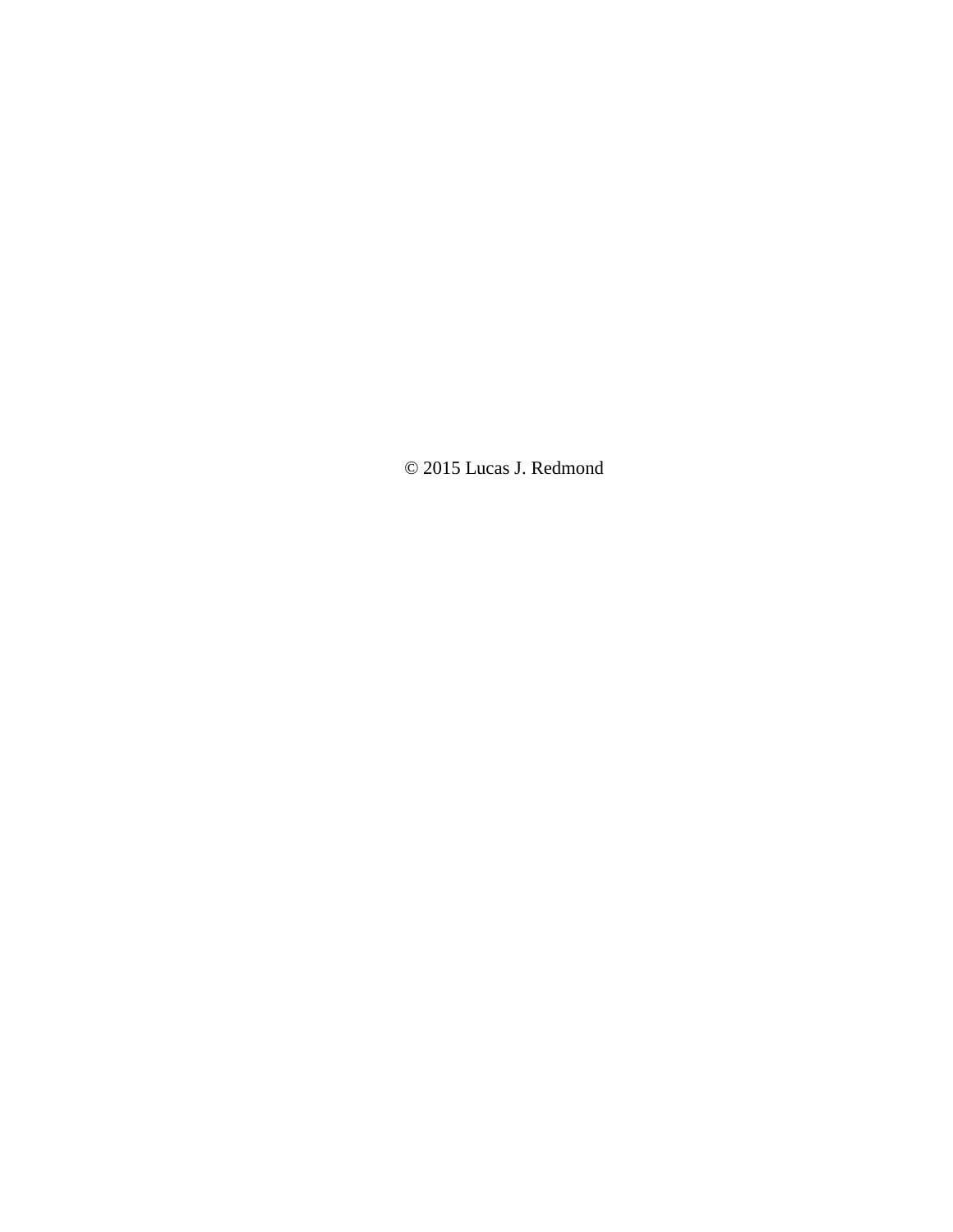© 2015 Lucas J. Redmond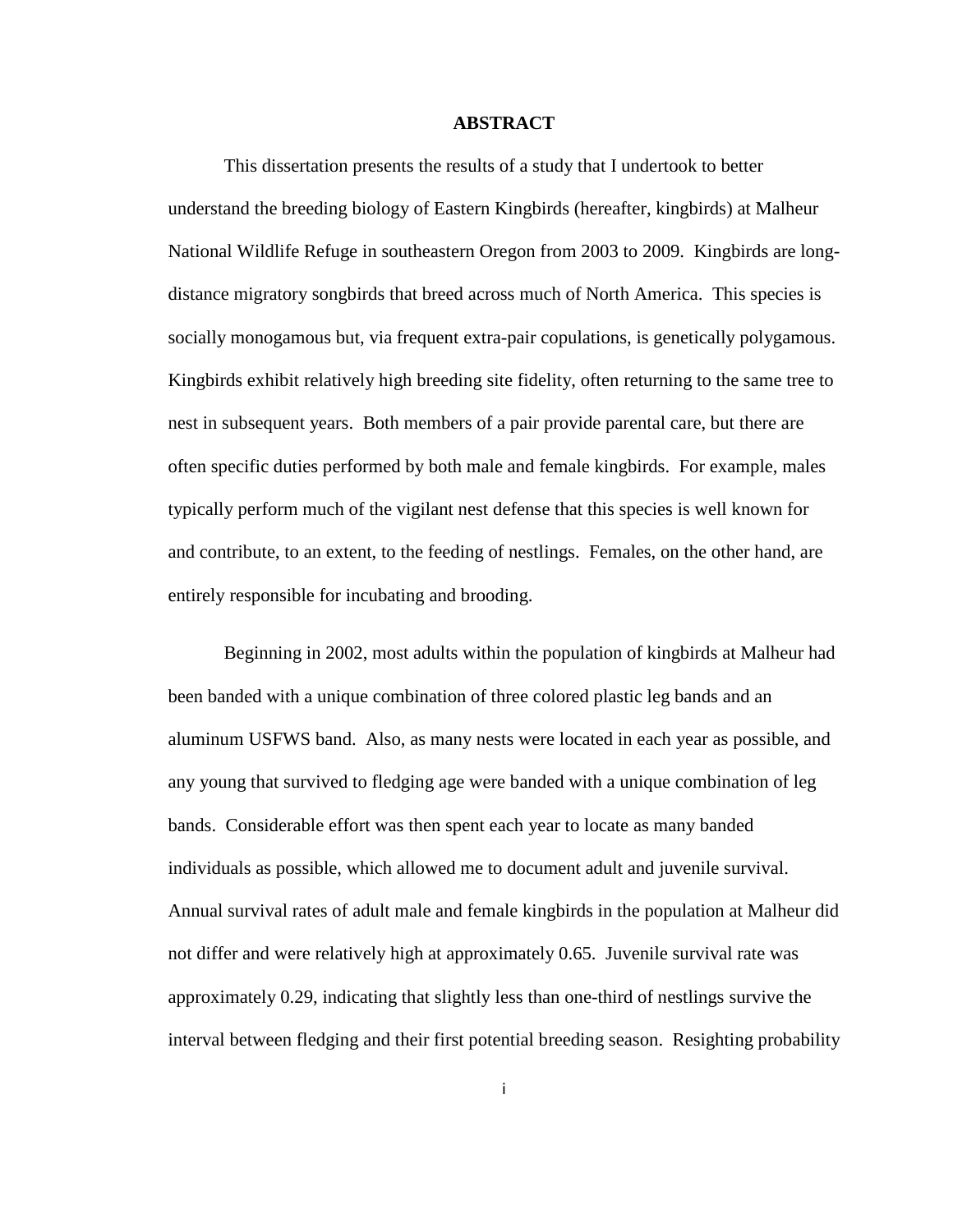## ABSTRACT

This dissertation presents the results of a study that I undertook to better understand the breeding biology of Eastern Kingbirds (hereafter, kingbirds) at Malheur National Wildlife Refuge in southeastern Oregon from 2003 to 2009. Kingbirds are long-distance migratory songbirds that breed across much of North America. This species is socially monogamous but, via frequent extra-pair copulations, is genetically polygamous. Kingbirds exhibit relatively high breeding site fidelity, often returning to the same tree to nest in subsequent years. Both members of a pair provide parental care, but there are often specific duties performed by both male and female kingbirds. For example, males typically perform much of the vigilant nest defense that this species is well known for and contribute, to an extent, to the feeding of nestlings. Females, on the other hand, are entirely responsible for incubating and brooding.

Beginning in 2002, most adults within the population of kingbirds at Malheur had been banded with a unique combination of three colored plastic leg bands and an aluminum USFWS band. Also, as many nests were located in each year as possible, and any young that survived to fledging age were banded with a unique combination of leg bands. Considerable effort was then spent each year to locate as many banded individuals as possible, which allowed me to document adult and juvenile survival. Annual survival rates of adult male and female kingbirds in the population at Malheur did not differ and were relatively high at approximately 0.65. Juvenile survival rate was approximately 0.29, indicating that slightly less than one-third of nestlings survive the interval between fledging and their first potential breeding season. Resighting probability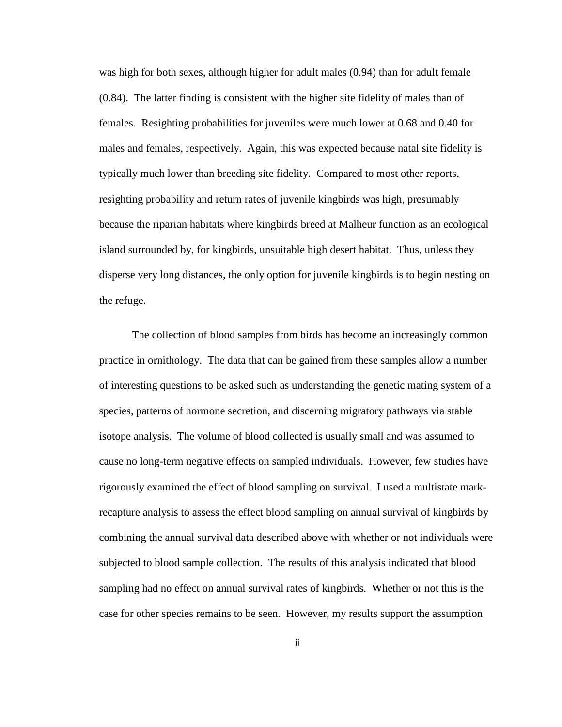was high for both sexes, although higher for adult males (0.94) than for adult female (0.84). The latter finding is consistent with the higher site fidelity of males than of females. Resighting probabilities for juveniles were much lower at 0.68 and 0.40 for males and females, respectively. Again, this was expected because natal site fidelity is typically much lower than breeding site fidelity. Compared to most other reports, resighting probability and return rates of juvenile kingbirds was high, presumably because the riparian habitats where kingbirds breed at Malheur function as an ecological island surrounded by, for kingbirds, unsuitable high desert habitat. Thus, unless they disperse very long distances, the only option for juvenile kingbirds is to begin nesting on the refuge.

The collection of blood samples from birds has become an increasingly common practice in ornithology. The data that can be gained from these samples allow a number of interesting questions to be asked such as understanding the genetic mating system of a species, patterns of hormone secretion, and discerning migratory pathways via stable isotope analysis. The volume of blood collected is usually small and was assumed to cause no long-term negative effects on sampled individuals. However, few studies have rigorously examined the effect of blood sampling on survival. I used a multistate mark-recapture analysis to assess the effect blood sampling on annual survival of kingbirds by combining the annual survival data described above with whether or not individuals were subjected to blood sample collection. The results of this analysis indicated that blood sampling had no effect on annual survival rates of kingbirds. Whether or not this is the case for other species remains to be seen. However, my results support the assumption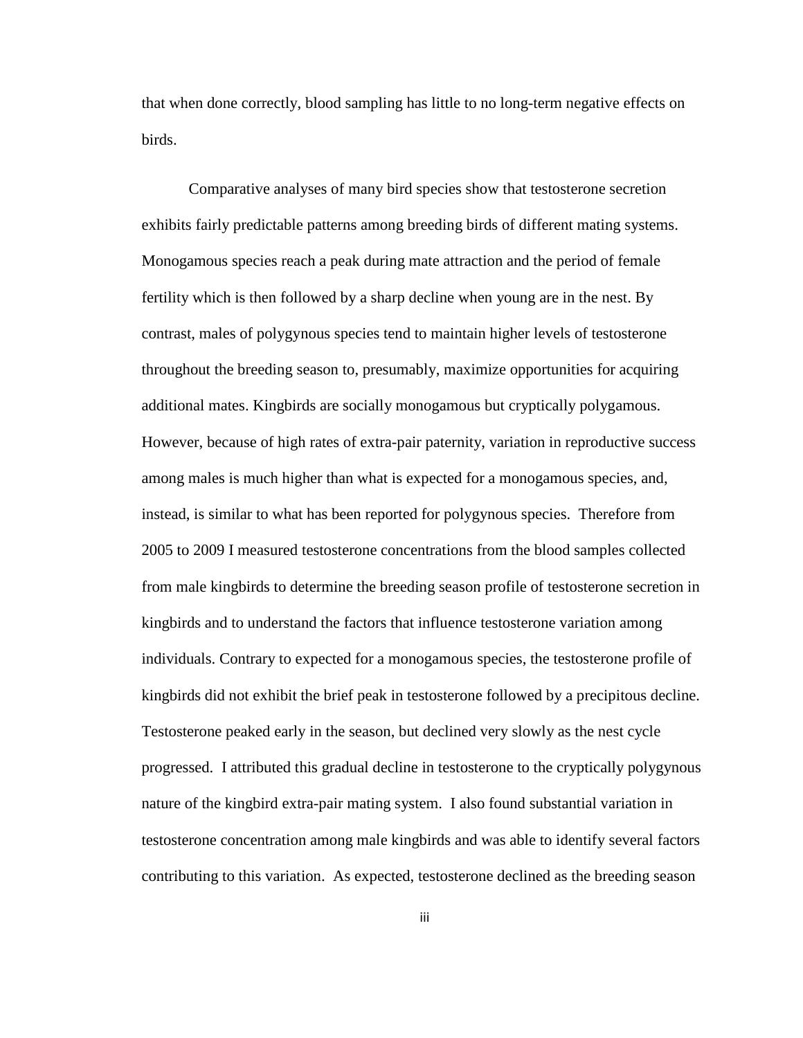that when done correctly, blood sampling has little to no long-term negative effects on birds.

Comparative analyses of many bird species show that testosterone secretion exhibits fairly predictable patterns among breeding birds of different mating systems. Monogamous species reach a peak during mate attraction and the period of female fertility which is then followed by a sharp decline when young are in the nest. By contrast, males of polygynous species tend to maintain higher levels of testosterone throughout the breeding season to, presumably, maximize opportunities for acquiring additional mates. Kingbirds are socially monogamous but cryptically polygamous. However, because of high rates of extra-pair paternity, variation in reproductive success among males is much higher than what is expected for a monogamous species, and, instead, is similar to what has been reported for polygynous species. Therefore from 2005 to 2009 I measured testosterone concentrations from the blood samples collected from male kingbirds to determine the breeding season profile of testosterone secretion in kingbirds and to understand the factors that influence testosterone variation among individuals. Contrary to expected for a monogamous species, the testosterone profile of kingbirds did not exhibit the brief peak in testosterone followed by a precipitous decline. Testosterone peaked early in the season, but declined very slowly as the nest cycle progressed. I attributed this gradual decline in testosterone to the cryptically polygynous nature of the kingbird extra-pair mating system. I also found substantial variation in testosterone concentration among male kingbirds and was able to identify several factors contributing to this variation. As expected, testosterone declined as the breeding season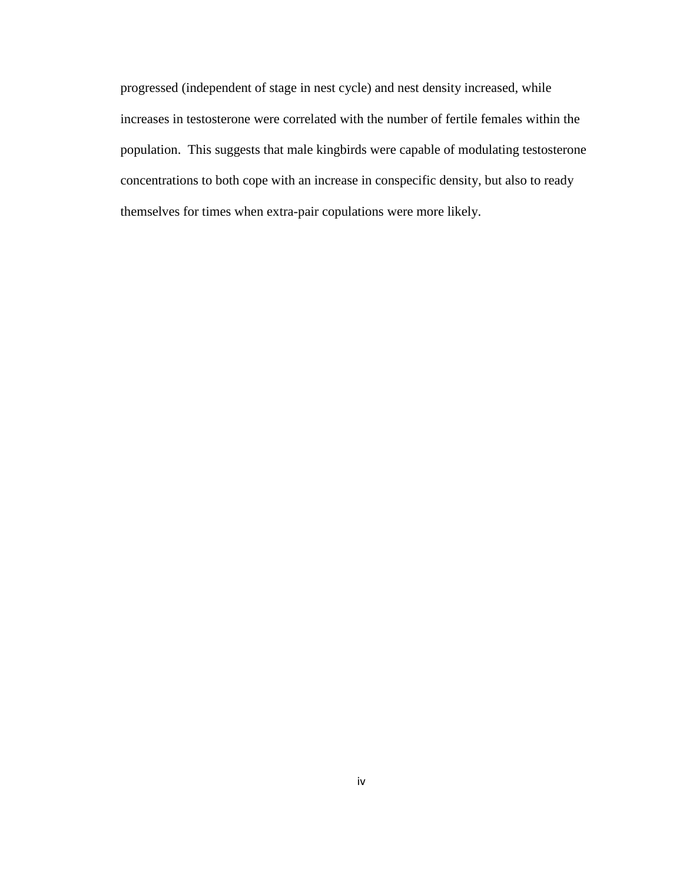progressed (independent of stage in nest cycle) and nest density increased, while increases in testosterone were correlated with the number of fertile females within the population. This suggests that male kingbirds were capable of modulating testosterone concentrations to both cope with an increase in conspecific density, but also to ready themselves for times when extra-pair copulations were more likely.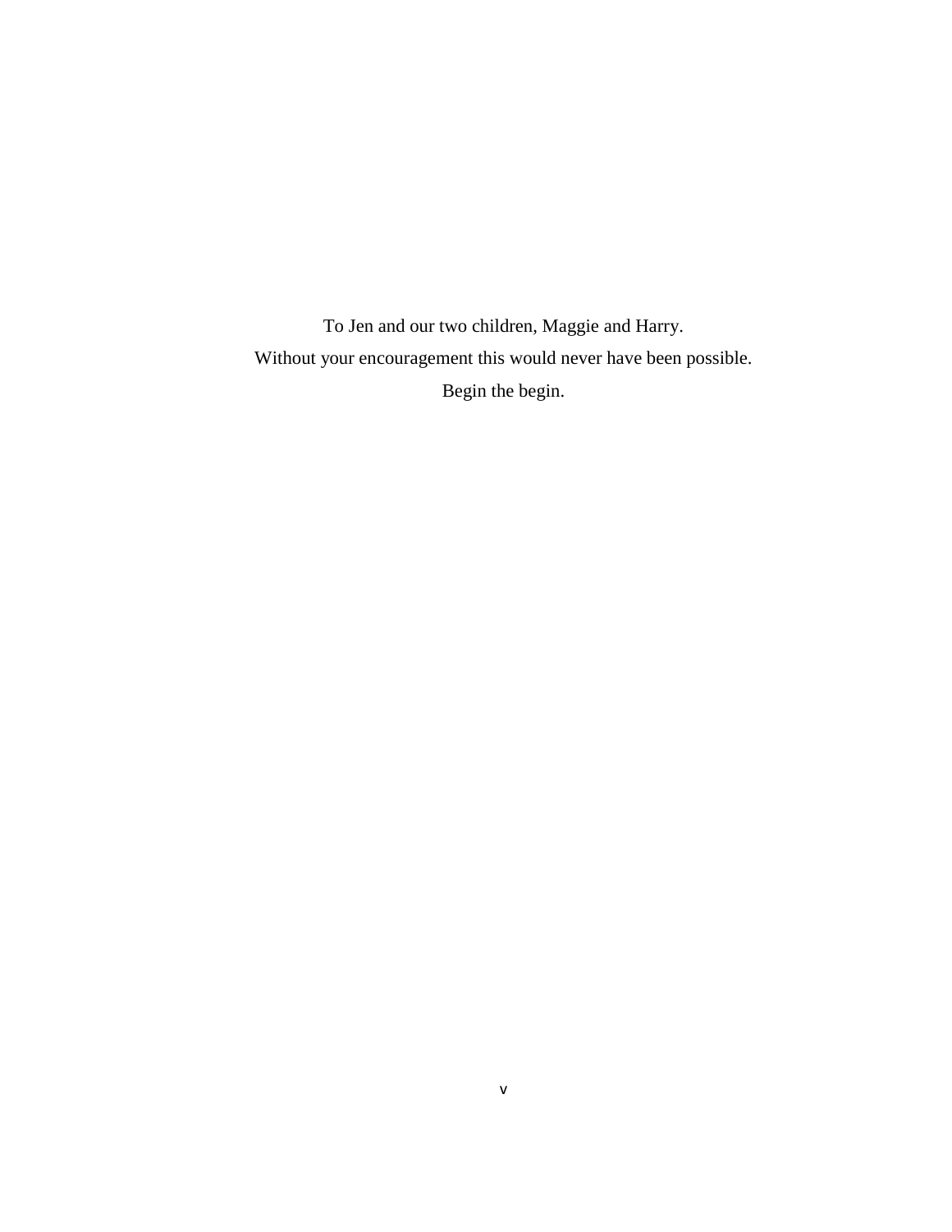To Jen and our two children, Maggie and Harry.

Without your encouragement this would never have been possible.

Begin the begin.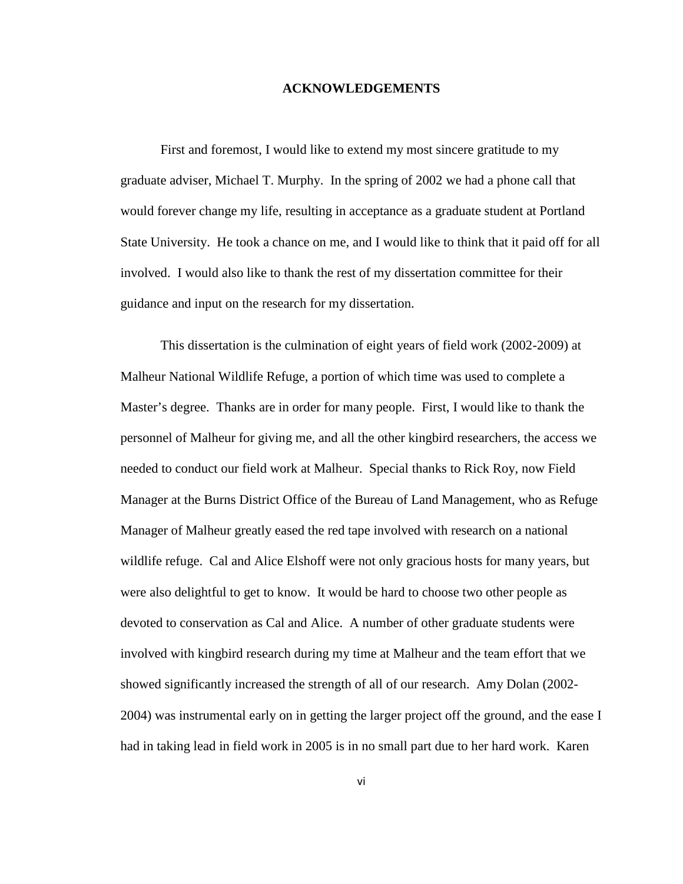# ACKNOWLEDGEMENTS

First and foremost, I would like to extend my most sincere gratitude to my graduate adviser, Michael T. Murphy. In the spring of 2002 we had a phone call that would forever change my life, resulting in acceptance as a graduate student at Portland State University. He took a chance on me, and I would like to think that it paid off for all involved. I would also like to thank the rest of my dissertation committee for their guidance and input on the research for my dissertation.

This dissertation is the culmination of eight years of field work (2002-2009) at Malheur National Wildlife Refuge, a portion of which time was used to complete a Master's degree. Thanks are in order for many people. First, I would like to thank the personnel of Malheur for giving me, and all the other kingbird researchers, the access we needed to conduct our field work at Malheur. Special thanks to Rick Roy, now Field Manager at the Burns District Office of the Bureau of Land Management, who as Refuge Manager of Malheur greatly eased the red tape involved with research on a national wildlife refuge. Cal and Alice Elshoff were not only gracious hosts for many years, but were also delightful to get to know. It would be hard to choose two other people as devoted to conservation as Cal and Alice. A number of other graduate students were involved with kingbird research during my time at Malheur and the team effort that we showed significantly increased the strength of all of our research. Amy Dolan (2002-2004) was instrumental early on in getting the larger project off the ground, and the ease I had in taking lead in field work in 2005 is in no small part due to her hard work. Karen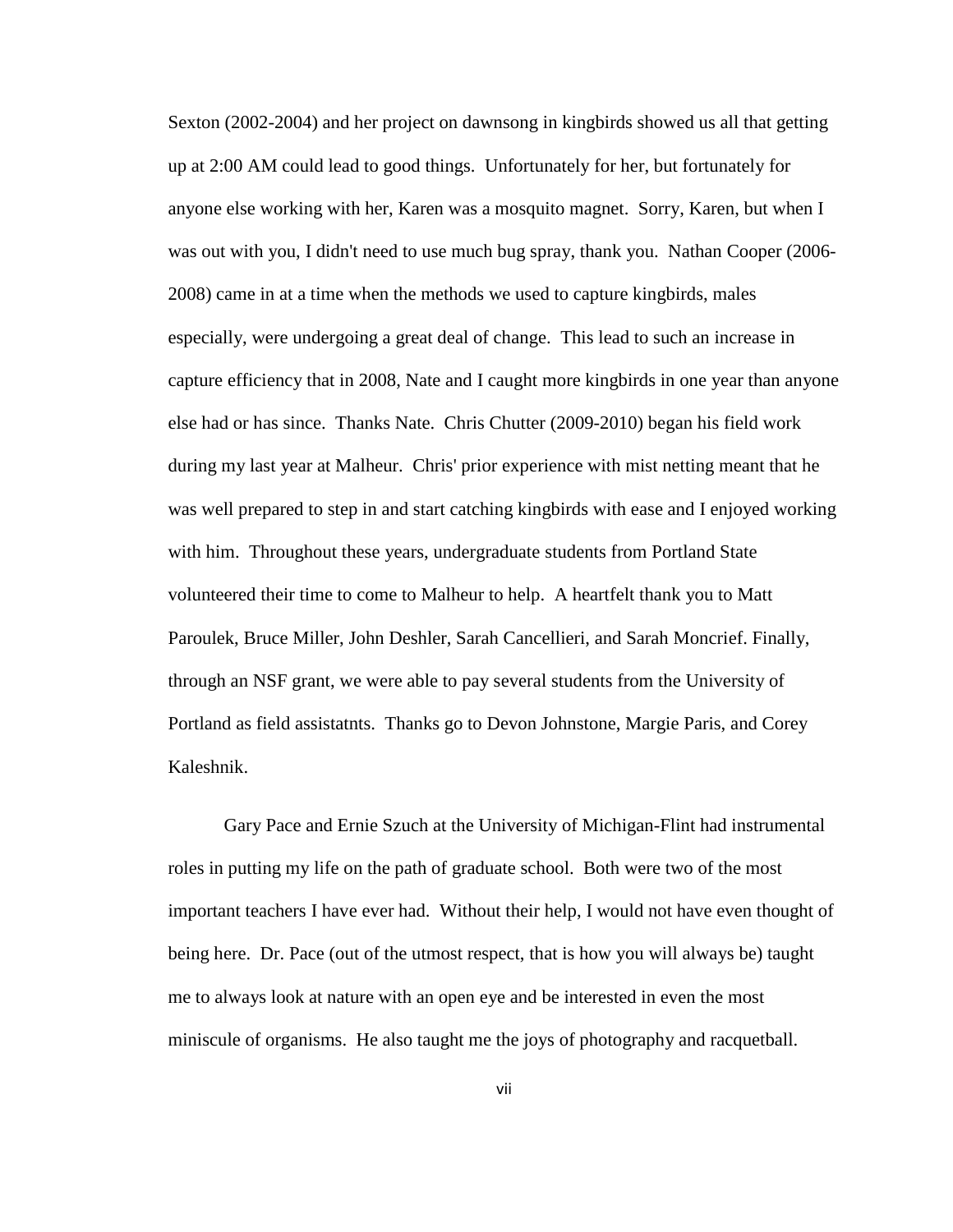Sexton (2002-2004) and her project on dawnsong in kingbirds showed us all that getting up at 2:00 AM could lead to good things. Unfortunately for her, but fortunately for anyone else working with her, Karen was a mosquito magnet. Sorry, Karen, but when I was out with you, I didn't need to use much bug spray, thank you. Nathan Cooper (2006-2008) came in at a time when the methods we used to capture kingbirds, males especially, were undergoing a great deal of change. This lead to such an increase in capture efficiency that in 2008, Nate and I caught more kingbirds in one year than anyone else had or has since. Thanks Nate. Chris Chutter (2009-2010) began his field work during my last year at Malheur. Chris' prior experience with mist netting meant that he was well prepared to step in and start catching kingbirds with ease and I enjoyed working with him. Throughout these years, undergraduate students from Portland State volunteered their time to come to Malheur to help. A heartfelt thank you to Matt Paroulek, Bruce Miller, John Deshler, Sarah Cancellieri, and Sarah Moncrief. Finally, through an NSF grant, we were able to pay several students from the University of Portland as field assistatnts. Thanks go to Devon Johnstone, Margie Paris, and Corey Kaleshnik.

Gary Pace and Ernie Szuch at the University of Michigan-Flint had instrumental roles in putting my life on the path of graduate school. Both were two of the most important teachers I have ever had. Without their help, I would not have even thought of being here. Dr. Pace (out of the utmost respect, that is how you will always be) taught me to always look at nature with an open eye and be interested in even the most miniscule of organisms. He also taught me the joys of photography and racquetball.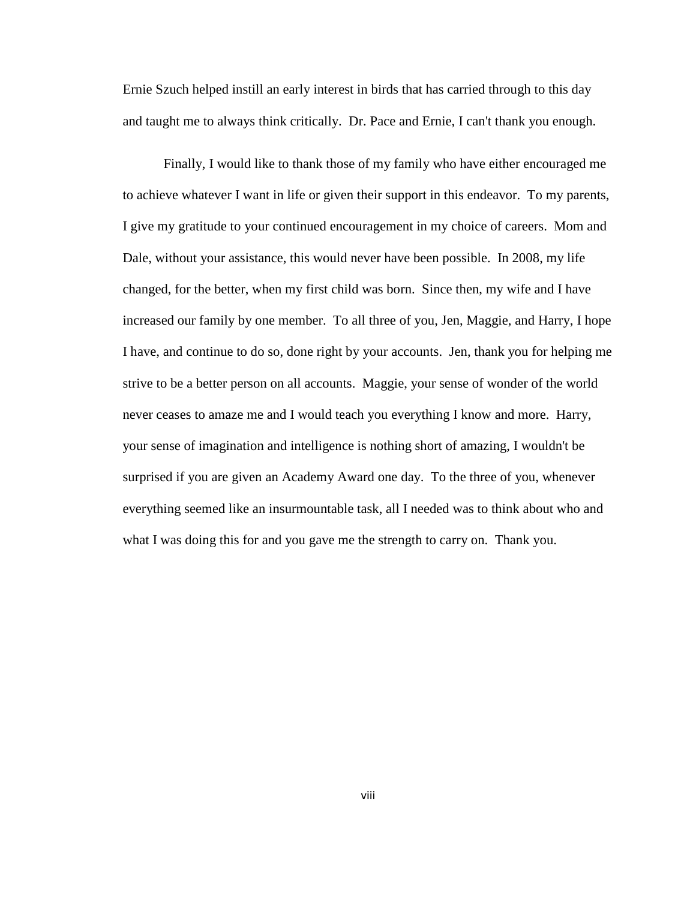Ernie Szuch helped instill an early interest in birds that has carried through to this day and taught me to always think critically. Dr. Pace and Ernie, I can't thank you enough.

Finally, I would like to thank those of my family who have either encouraged me to achieve whatever I want in life or given their support in this endeavor. To my parents, I give my gratitude to your continued encouragement in my choice of careers. Mom and Dale, without your assistance, this would never have been possible. In 2008, my life changed, for the better, when my first child was born. Since then, my wife and I have increased our family by one member. To all three of you, Jen, Maggie, and Harry, I hope I have, and continue to do so, done right by your accounts. Jen, thank you for helping me strive to be a better person on all accounts. Maggie, your sense of wonder of the world never ceases to amaze me and I would teach you everything I know and more. Harry, your sense of imagination and intelligence is nothing short of amazing, I wouldn't be surprised if you are given an Academy Award one day. To the three of you, whenever everything seemed like an insurmountable task, all I needed was to think about who and what I was doing this for and you gave me the strength to carry on. Thank you.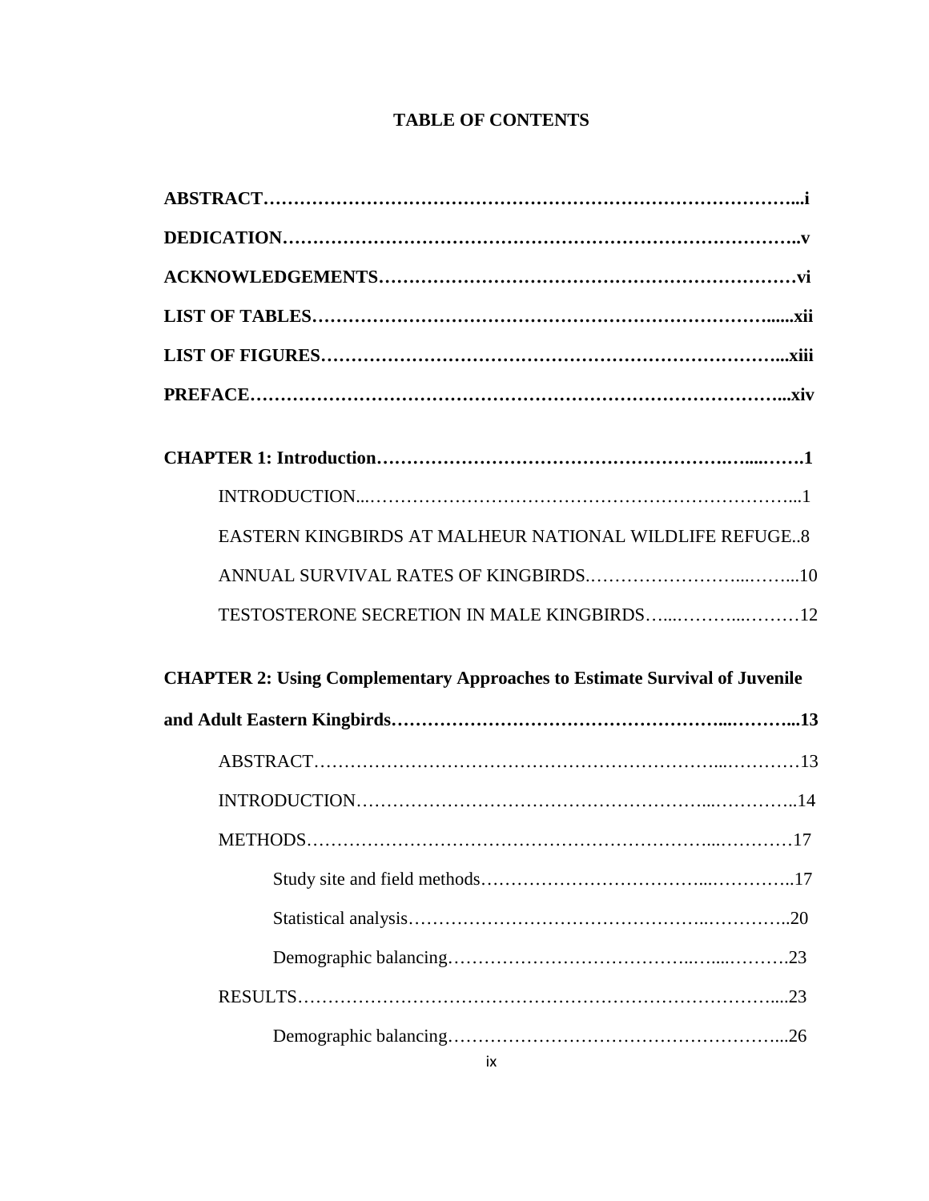# TABLE OF CONTENTS

**ABSTRACT……………………………………………………………………………...i**

**DEDICATION………………………………………………………………………..v**

**ACKNOWLEDGEMENTS……………………………………………………………vi**

**LIST OF TABLES…………………………………………………………………......xii**

**LIST OF FIGURES…………………………………………………………………...xiii**

**PREFACE……………………………………………………………………………...xiv**

**CHAPTER 1: Introduction…………………………………………………….…....…….1**

INTRODUCTION...…………………………………………………………….…...1

EASTERN KINGBIRDS AT MALHEUR NATIONAL WILDLIFE REFUGE..8

ANNUAL SURVIVAL RATES OF KINGBIRDS.……………………...……...10

TESTOSTERONE SECRETION IN MALE KINGBIRDS…...………...………12

**CHAPTER 2: Using Complementary Approaches to Estimate Survival of Juvenile and Adult Eastern Kingbirds……………………………………………...………...13**

ABSTRACT……………………………………………………...…………13

INTRODUCTION…………………………………………………...…………..14

METHODS………………………………………………………...…………17

Study site and field methods……………………………...…………..17

Statistical analysis……………………………………….…………..20

Demographic balancing…………………………….…...……….23

RESULTS………………………………………………………………………....23

Demographic balancing……………………………………………...26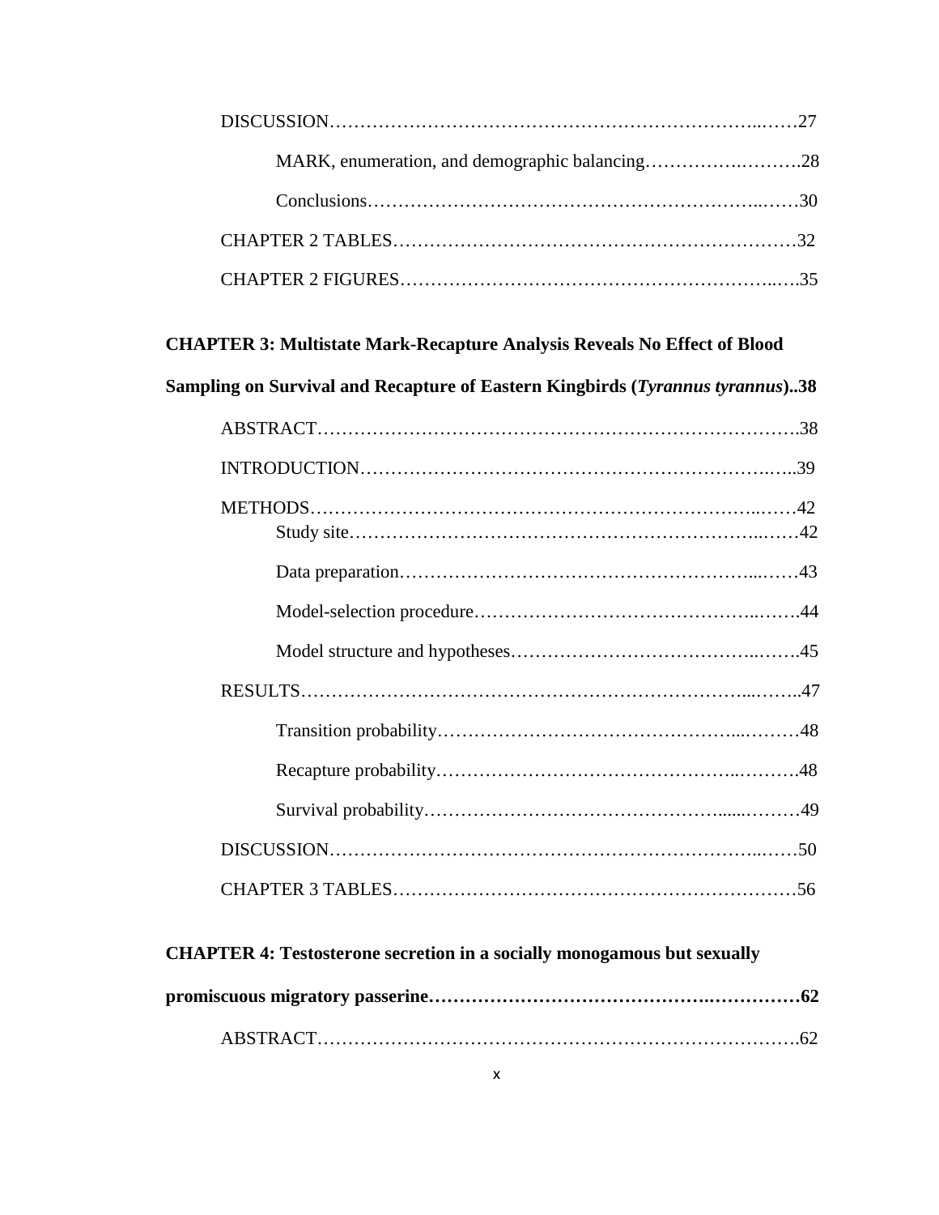DISCUSSION……………………………………………………………..……27

MARK, enumeration, and demographic balancing…………….……….28

Conclusions…………………………………………………….……..……30

CHAPTER 2 TABLES……………………………………………………………32

CHAPTER 2 FIGURES…………………………………………………….…..….35

**CHAPTER 3: Multistate Mark-Recapture Analysis Reveals No Effect of Blood Sampling on Survival and Recapture of Eastern Kingbirds (*Tyrannus tyrannus*)..38**

ABSTRACT………………………………………………………………………….38

INTRODUCTION……………………………………………………………….…..39

METHODS……………………………………………………………………...……42

Study site………………………………………………………………..……42

Data preparation………………………………………………………...……43

Model-selection procedure…………………………………………..……….44

Model structure and hypotheses…………………………………..…….45

RESULTS………………………………………………………………………...…….47

Transition probability…………………………………………...………48

Recapture probability……………………………………………..……….48

Survival probability……………………………………………......………49

DISCUSSION……………………………………………………………………..……50

CHAPTER 3 TABLES……………………………………………………………56

**CHAPTER 4: Testosterone secretion in a socially monogamous but sexually promiscuous migratory passerine…………………………………….……………62**

ABSTRACT………………………………………………………………………….62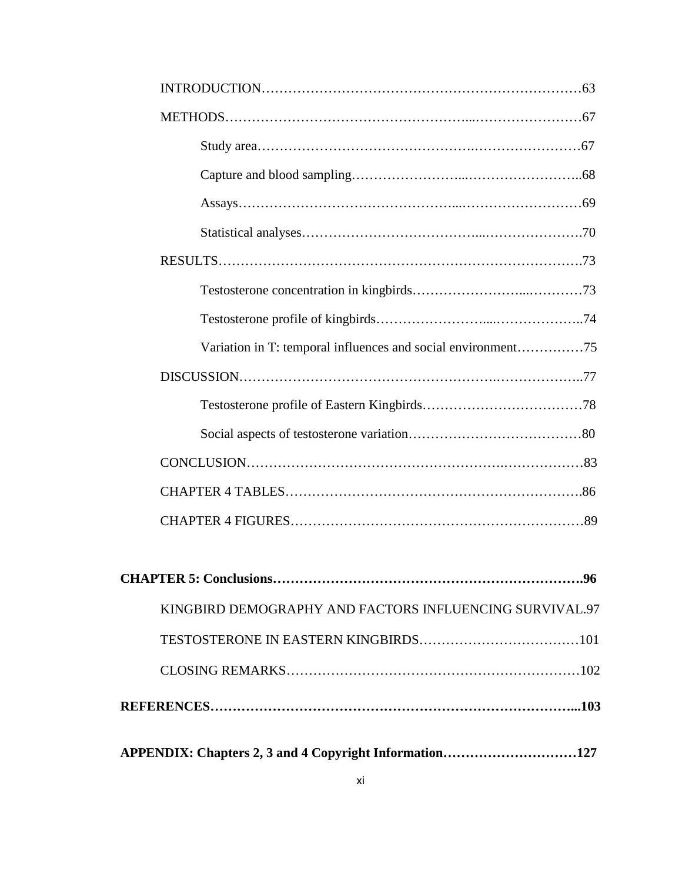INTRODUCTION……………………………………………………………63

METHODS……………………………………………...……………………67

Study area…………………………………….……………………67

Capture and blood sampling……………………...……………………..68

Assays………………………………………...………………………69

Statistical analyses………………………………...………………….70

RESULTS…………………………………………………………………….73

Testosterone concentration in kingbirds……………………...…………73

Testosterone profile of kingbirds……………………....………………..74

Variation in T: temporal influences and social environment……………75

DISCUSSION…………………………………………………….………………..77

Testosterone profile of Eastern Kingbirds………………………………78

Social aspects of testosterone variation…………………………………80

CONCLUSION…………………………………………….………………83

CHAPTER 4 TABLES…………………………………………………………..86

CHAPTER 4 FIGURES…………………………………………………………89

**CHAPTER 5: Conclusions…………………………………………………………….96**

KINGBIRD DEMOGRAPHY AND FACTORS INFLUENCING SURVIVAL.97

TESTOSTERONE IN EASTERN KINGBIRDS………………………………101

CLOSING REMARKS…………………………………………………………102

**REFERENCES………………………………………………………………………...103**

**APPENDIX: Chapters 2, 3 and 4 Copyright Information…………………………127**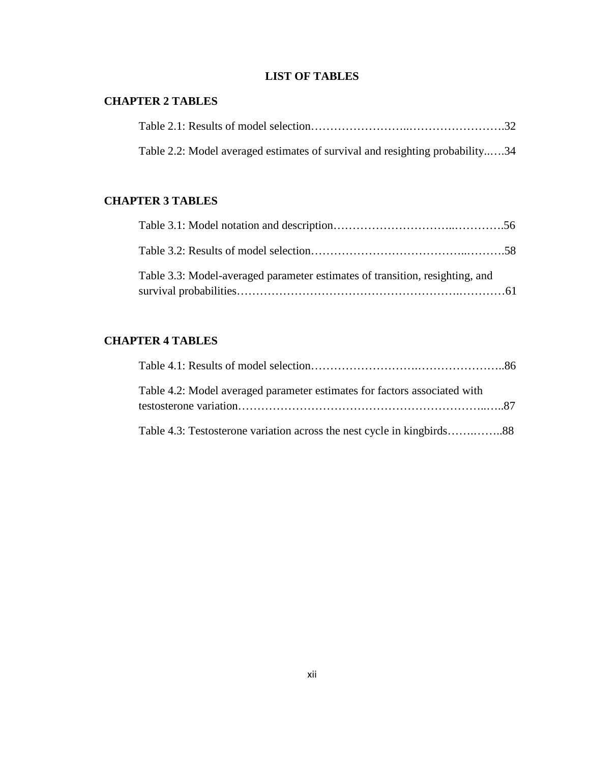# LIST OF TABLES

## CHAPTER 2 TABLES

Table 2.1: Results of model selection……………………..…………………….32

Table 2.2: Model averaged estimates of survival and resighting probability..….34

## CHAPTER 3 TABLES

Table 3.1: Model notation and description…………………………..………….56

Table 3.2: Results of model selection………………………………...……….58

Table 3.3: Model-averaged parameter estimates of transition, resighting, and survival probabilities……………………………………………….…………61

## CHAPTER 4 TABLES

Table 4.1: Results of model selection……………………….…………………..86

Table 4.2: Model averaged parameter estimates for factors associated with testosterone variation……………………………………………………..…..87

Table 4.3: Testosterone variation across the nest cycle in kingbirds…….……..88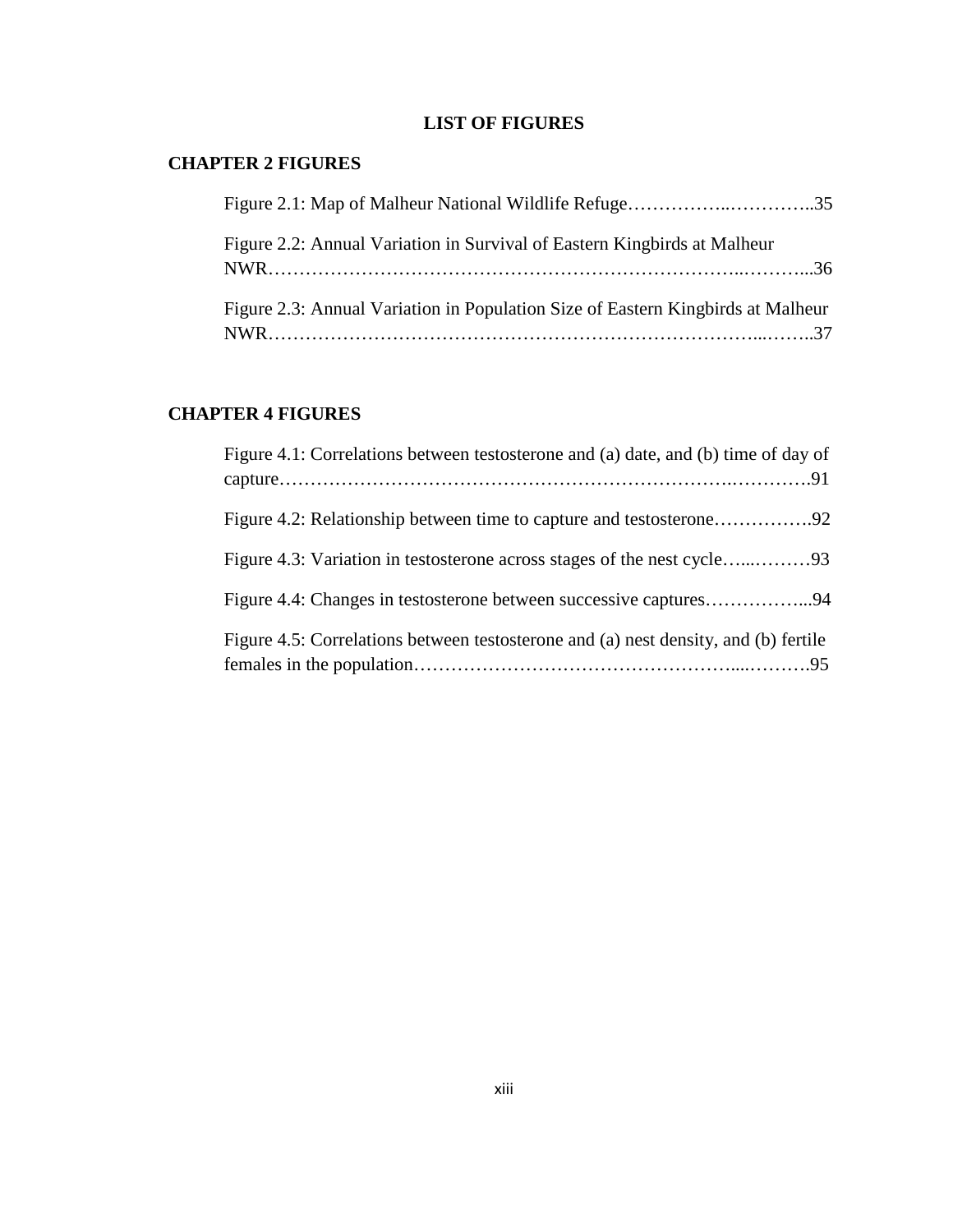# LIST OF FIGURES

## CHAPTER 2 FIGURES

Figure 2.1: Map of Malheur National Wildlife Refuge……………..…………..35

Figure 2.2: Annual Variation in Survival of Eastern Kingbirds at Malheur NWR…………………………………………………………………..………...36

Figure 2.3: Annual Variation in Population Size of Eastern Kingbirds at Malheur NWR…………………………………………………………………...……..37

## CHAPTER 4 FIGURES

Figure 4.1: Correlations between testosterone and (a) date, and (b) time of day of capture…………………………………………………………….………….91

Figure 4.2: Relationship between time to capture and testosterone…………….92

Figure 4.3: Variation in testosterone across stages of the nest cycle…...………93

Figure 4.4: Changes in testosterone between successive captures……………...94

Figure 4.5: Correlations between testosterone and (a) nest density, and (b) fertile females in the population…………………………………………....……….95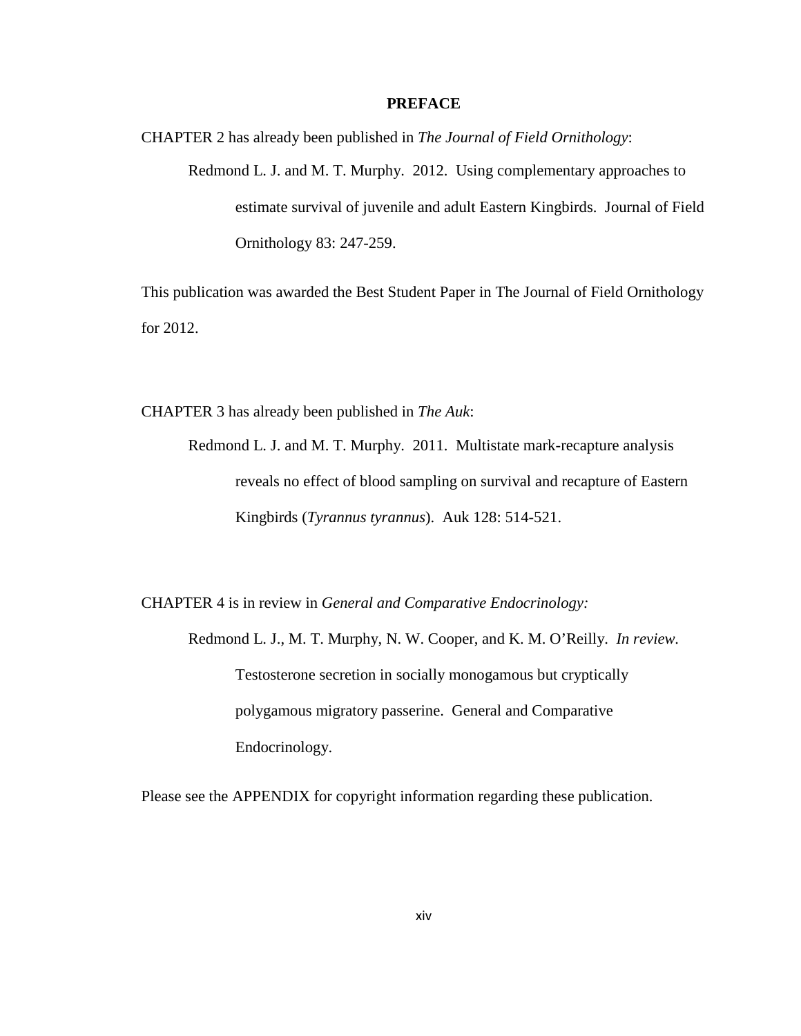# PREFACE

CHAPTER 2 has already been published in *The Journal of Field Ornithology*:

> Redmond L. J. and M. T. Murphy. 2012. Using complementary approaches to estimate survival of juvenile and adult Eastern Kingbirds. Journal of Field Ornithology 83: 247-259.

This publication was awarded the Best Student Paper in The Journal of Field Ornithology for 2012.

CHAPTER 3 has already been published in *The Auk*:

> Redmond L. J. and M. T. Murphy. 2011. Multistate mark-recapture analysis reveals no effect of blood sampling on survival and recapture of Eastern Kingbirds (*Tyrannus tyrannus*). Auk 128: 514-521.

CHAPTER 4 is in review in *General and Comparative Endocrinology:*

> Redmond L. J., M. T. Murphy, N. W. Cooper, and K. M. O'Reilly. *In review.* Testosterone secretion in socially monogamous but cryptically polygamous migratory passerine. General and Comparative Endocrinology.

Please see the APPENDIX for copyright information regarding these publication.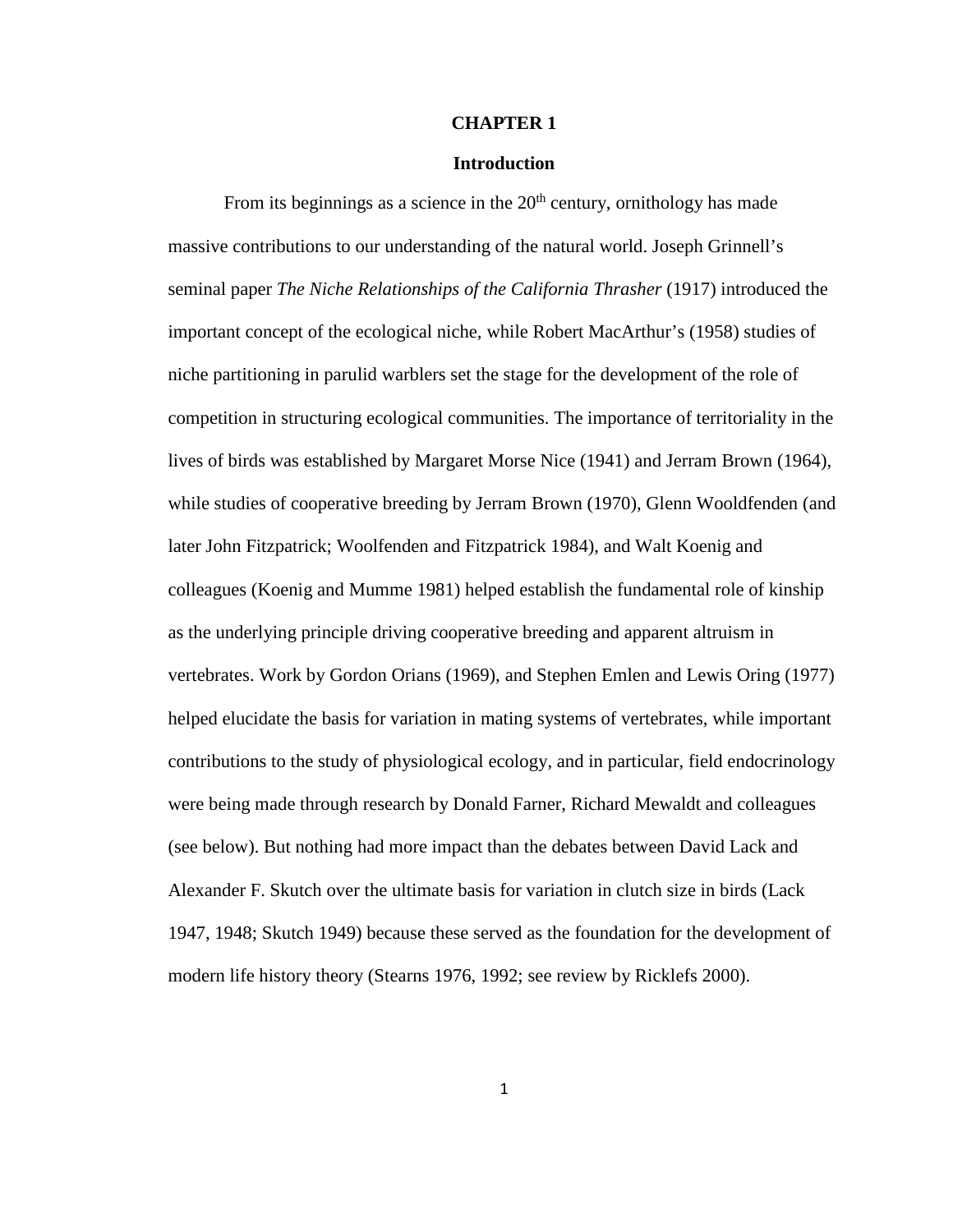# CHAPTER 1

## Introduction

From its beginnings as a science in the 20th century, ornithology has made massive contributions to our understanding of the natural world. Joseph Grinnell's seminal paper *The Niche Relationships of the California Thrasher* (1917) introduced the important concept of the ecological niche, while Robert MacArthur's (1958) studies of niche partitioning in parulid warblers set the stage for the development of the role of competition in structuring ecological communities. The importance of territoriality in the lives of birds was established by Margaret Morse Nice (1941) and Jerram Brown (1964), while studies of cooperative breeding by Jerram Brown (1970), Glenn Wooldfenden (and later John Fitzpatrick; Woolfenden and Fitzpatrick 1984), and Walt Koenig and colleagues (Koenig and Mumme 1981) helped establish the fundamental role of kinship as the underlying principle driving cooperative breeding and apparent altruism in vertebrates. Work by Gordon Orians (1969), and Stephen Emlen and Lewis Oring (1977) helped elucidate the basis for variation in mating systems of vertebrates, while important contributions to the study of physiological ecology, and in particular, field endocrinology were being made through research by Donald Farner, Richard Mewaldt and colleagues (see below). But nothing had more impact than the debates between David Lack and Alexander F. Skutch over the ultimate basis for variation in clutch size in birds (Lack 1947, 1948; Skutch 1949) because these served as the foundation for the development of modern life history theory (Stearns 1976, 1992; see review by Ricklefs 2000).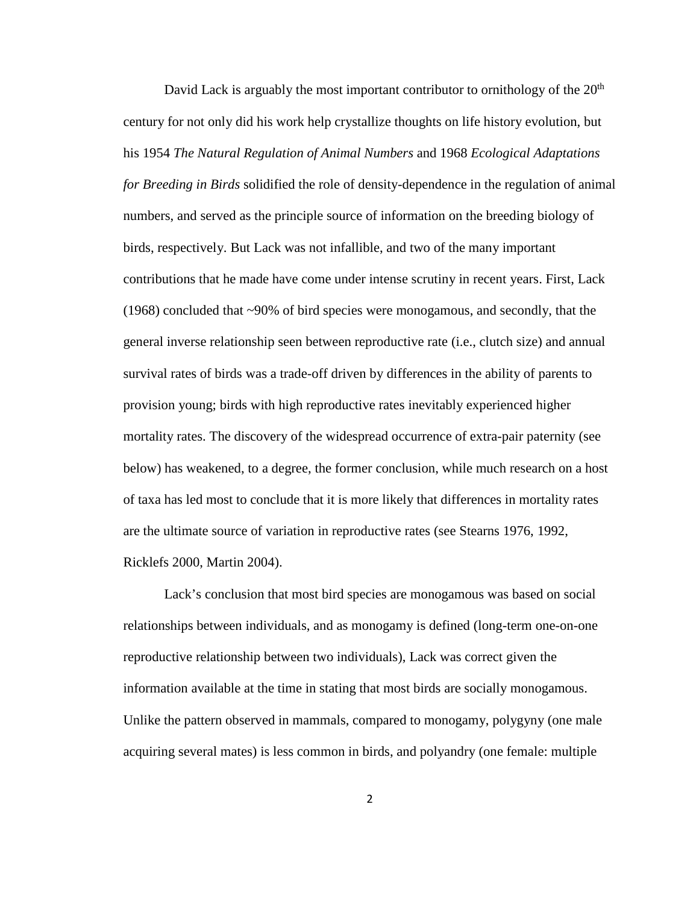David Lack is arguably the most important contributor to ornithology of the 20th century for not only did his work help crystallize thoughts on life history evolution, but his 1954 *The Natural Regulation of Animal Numbers* and 1968 *Ecological Adaptations for Breeding in Birds* solidified the role of density-dependence in the regulation of animal numbers, and served as the principle source of information on the breeding biology of birds, respectively. But Lack was not infallible, and two of the many important contributions that he made have come under intense scrutiny in recent years. First, Lack (1968) concluded that ~90% of bird species were monogamous, and secondly, that the general inverse relationship seen between reproductive rate (i.e., clutch size) and annual survival rates of birds was a trade-off driven by differences in the ability of parents to provision young; birds with high reproductive rates inevitably experienced higher mortality rates. The discovery of the widespread occurrence of extra-pair paternity (see below) has weakened, to a degree, the former conclusion, while much research on a host of taxa has led most to conclude that it is more likely that differences in mortality rates are the ultimate source of variation in reproductive rates (see Stearns 1976, 1992, Ricklefs 2000, Martin 2004).

Lack's conclusion that most bird species are monogamous was based on social relationships between individuals, and as monogamy is defined (long-term one-on-one reproductive relationship between two individuals), Lack was correct given the information available at the time in stating that most birds are socially monogamous. Unlike the pattern observed in mammals, compared to monogamy, polygyny (one male acquiring several mates) is less common in birds, and polyandry (one female: multiple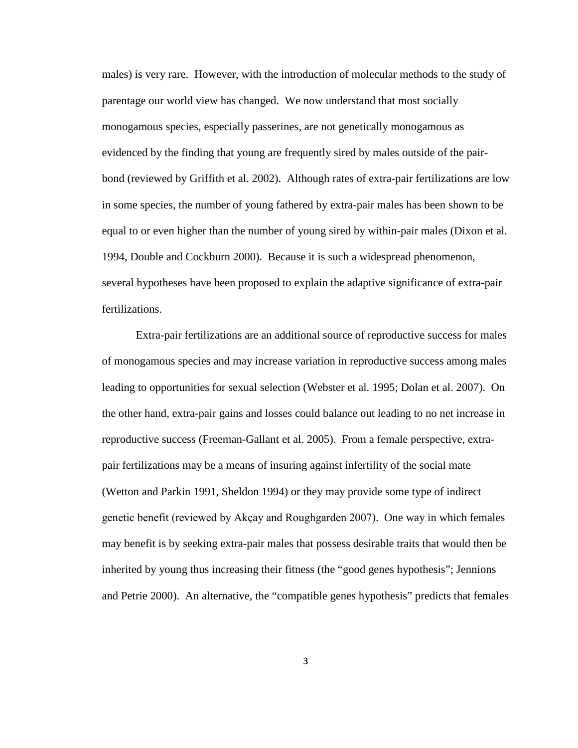males) is very rare. However, with the introduction of molecular methods to the study of parentage our world view has changed. We now understand that most socially monogamous species, especially passerines, are not genetically monogamous as evidenced by the finding that young are frequently sired by males outside of the pair-bond (reviewed by Griffith et al. 2002). Although rates of extra-pair fertilizations are low in some species, the number of young fathered by extra-pair males has been shown to be equal to or even higher than the number of young sired by within-pair males (Dixon et al. 1994, Double and Cockburn 2000). Because it is such a widespread phenomenon, several hypotheses have been proposed to explain the adaptive significance of extra-pair fertilizations.

Extra-pair fertilizations are an additional source of reproductive success for males of monogamous species and may increase variation in reproductive success among males leading to opportunities for sexual selection (Webster et al. 1995; Dolan et al. 2007). On the other hand, extra-pair gains and losses could balance out leading to no net increase in reproductive success (Freeman-Gallant et al. 2005). From a female perspective, extra-pair fertilizations may be a means of insuring against infertility of the social mate (Wetton and Parkin 1991, Sheldon 1994) or they may provide some type of indirect genetic benefit (reviewed by Akçay and Roughgarden 2007). One way in which females may benefit is by seeking extra-pair males that possess desirable traits that would then be inherited by young thus increasing their fitness (the "good genes hypothesis"; Jennions and Petrie 2000). An alternative, the "compatible genes hypothesis" predicts that females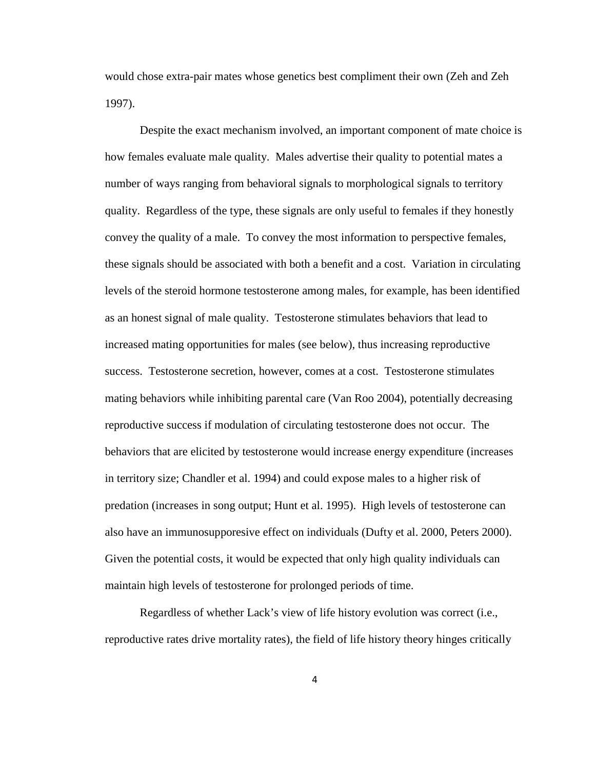would chose extra-pair mates whose genetics best compliment their own (Zeh and Zeh 1997).

Despite the exact mechanism involved, an important component of mate choice is how females evaluate male quality. Males advertise their quality to potential mates a number of ways ranging from behavioral signals to morphological signals to territory quality. Regardless of the type, these signals are only useful to females if they honestly convey the quality of a male. To convey the most information to perspective females, these signals should be associated with both a benefit and a cost. Variation in circulating levels of the steroid hormone testosterone among males, for example, has been identified as an honest signal of male quality. Testosterone stimulates behaviors that lead to increased mating opportunities for males (see below), thus increasing reproductive success. Testosterone secretion, however, comes at a cost. Testosterone stimulates mating behaviors while inhibiting parental care (Van Roo 2004), potentially decreasing reproductive success if modulation of circulating testosterone does not occur. The behaviors that are elicited by testosterone would increase energy expenditure (increases in territory size; Chandler et al. 1994) and could expose males to a higher risk of predation (increases in song output; Hunt et al. 1995). High levels of testosterone can also have an immunosupporesive effect on individuals (Dufty et al. 2000, Peters 2000). Given the potential costs, it would be expected that only high quality individuals can maintain high levels of testosterone for prolonged periods of time.

Regardless of whether Lack's view of life history evolution was correct (i.e., reproductive rates drive mortality rates), the field of life history theory hinges critically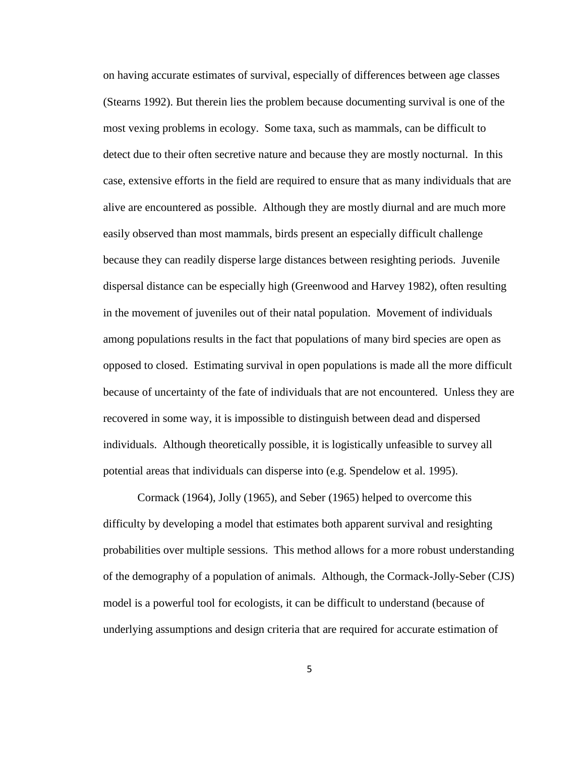on having accurate estimates of survival, especially of differences between age classes (Stearns 1992). But therein lies the problem because documenting survival is one of the most vexing problems in ecology. Some taxa, such as mammals, can be difficult to detect due to their often secretive nature and because they are mostly nocturnal. In this case, extensive efforts in the field are required to ensure that as many individuals that are alive are encountered as possible. Although they are mostly diurnal and are much more easily observed than most mammals, birds present an especially difficult challenge because they can readily disperse large distances between resighting periods. Juvenile dispersal distance can be especially high (Greenwood and Harvey 1982), often resulting in the movement of juveniles out of their natal population. Movement of individuals among populations results in the fact that populations of many bird species are open as opposed to closed. Estimating survival in open populations is made all the more difficult because of uncertainty of the fate of individuals that are not encountered. Unless they are recovered in some way, it is impossible to distinguish between dead and dispersed individuals. Although theoretically possible, it is logistically unfeasible to survey all potential areas that individuals can disperse into (e.g. Spendelow et al. 1995).

Cormack (1964), Jolly (1965), and Seber (1965) helped to overcome this difficulty by developing a model that estimates both apparent survival and resighting probabilities over multiple sessions. This method allows for a more robust understanding of the demography of a population of animals. Although, the Cormack-Jolly-Seber (CJS) model is a powerful tool for ecologists, it can be difficult to understand (because of underlying assumptions and design criteria that are required for accurate estimation of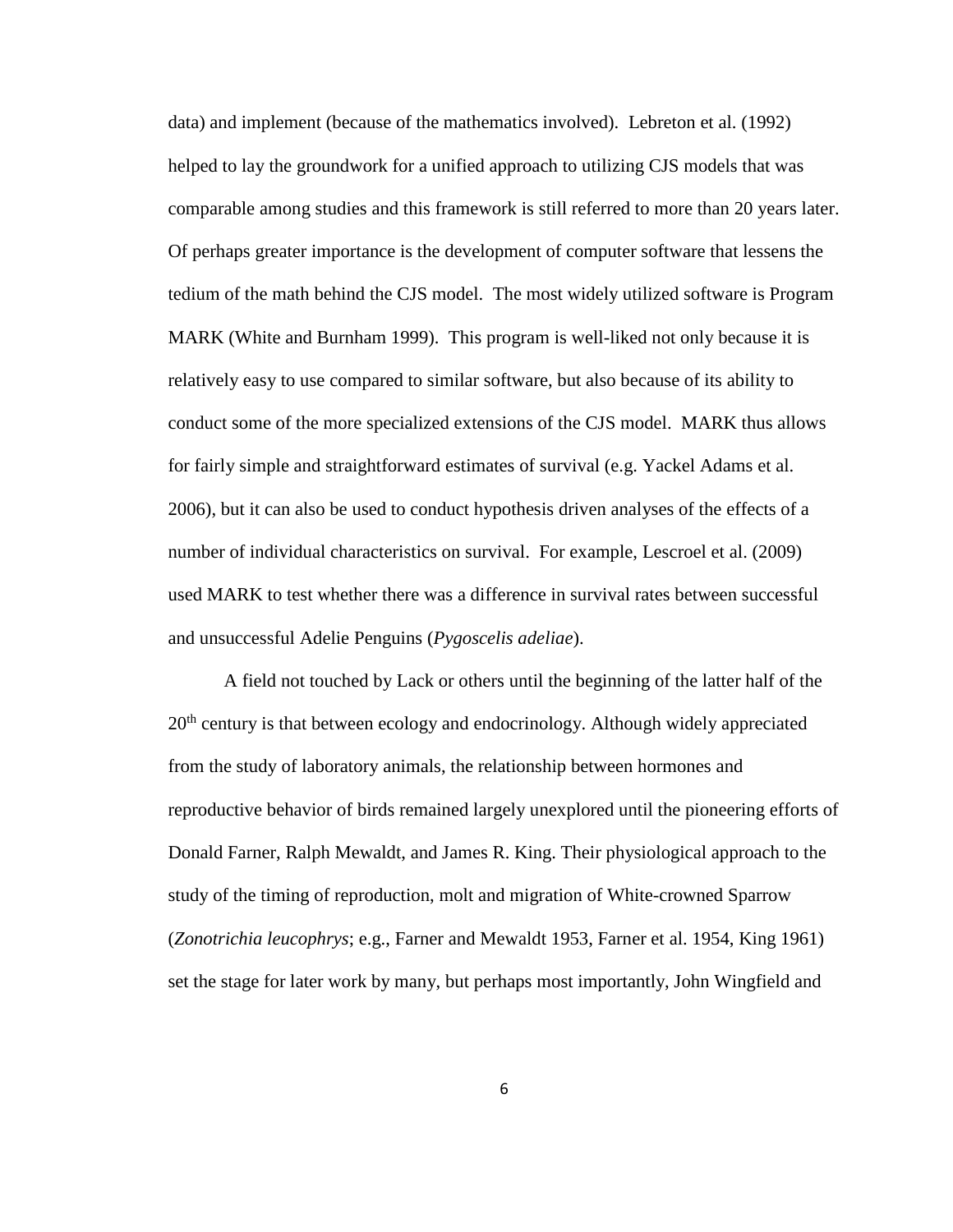data) and implement (because of the mathematics involved). Lebreton et al. (1992) helped to lay the groundwork for a unified approach to utilizing CJS models that was comparable among studies and this framework is still referred to more than 20 years later. Of perhaps greater importance is the development of computer software that lessens the tedium of the math behind the CJS model. The most widely utilized software is Program MARK (White and Burnham 1999). This program is well-liked not only because it is relatively easy to use compared to similar software, but also because of its ability to conduct some of the more specialized extensions of the CJS model. MARK thus allows for fairly simple and straightforward estimates of survival (e.g. Yackel Adams et al. 2006), but it can also be used to conduct hypothesis driven analyses of the effects of a number of individual characteristics on survival. For example, Lescroel et al. (2009) used MARK to test whether there was a difference in survival rates between successful and unsuccessful Adelie Penguins (*Pygoscelis adeliae*).

A field not touched by Lack or others until the beginning of the latter half of the 20th century is that between ecology and endocrinology. Although widely appreciated from the study of laboratory animals, the relationship between hormones and reproductive behavior of birds remained largely unexplored until the pioneering efforts of Donald Farner, Ralph Mewaldt, and James R. King. Their physiological approach to the study of the timing of reproduction, molt and migration of White-crowned Sparrow (*Zonotrichia leucophrys*; e.g., Farner and Mewaldt 1953, Farner et al. 1954, King 1961) set the stage for later work by many, but perhaps most importantly, John Wingfield and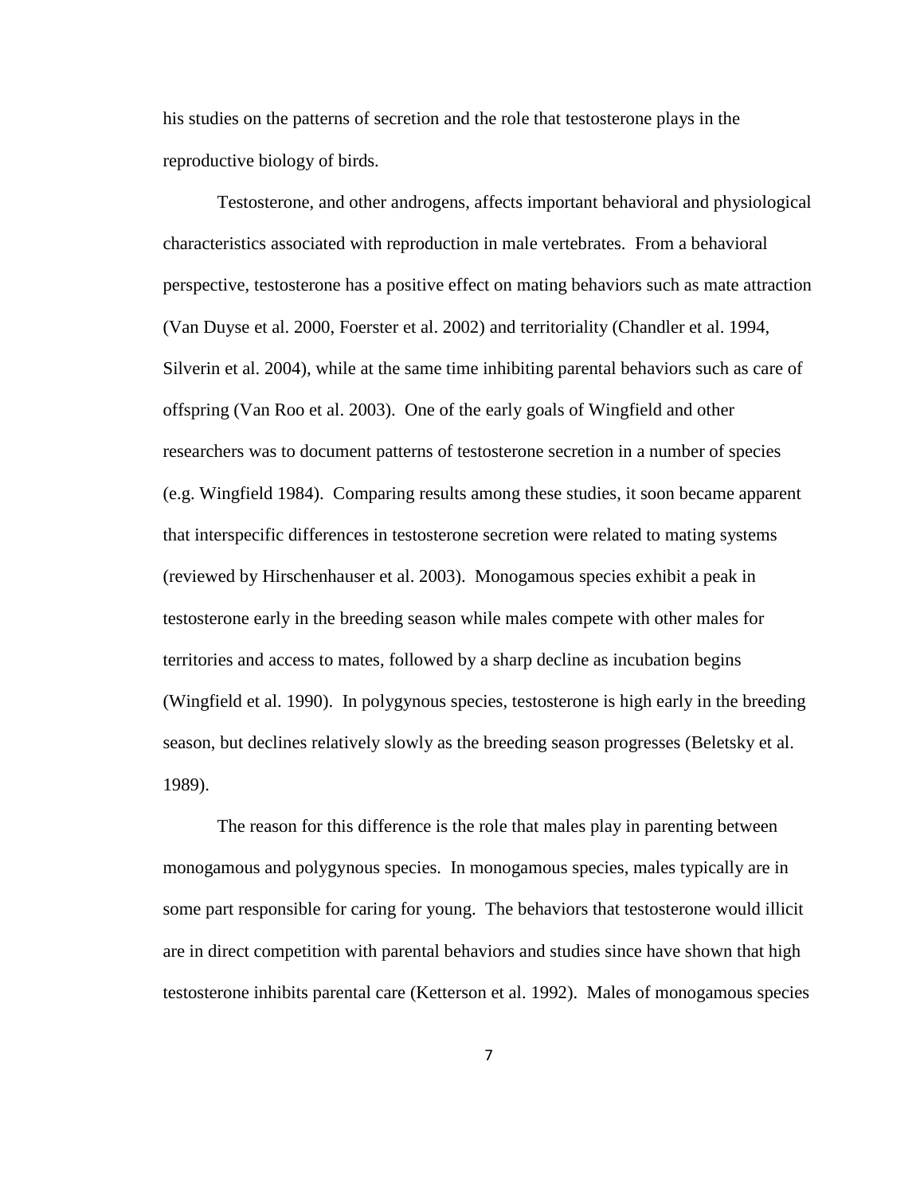his studies on the patterns of secretion and the role that testosterone plays in the reproductive biology of birds.

Testosterone, and other androgens, affects important behavioral and physiological characteristics associated with reproduction in male vertebrates. From a behavioral perspective, testosterone has a positive effect on mating behaviors such as mate attraction (Van Duyse et al. 2000, Foerster et al. 2002) and territoriality (Chandler et al. 1994, Silverin et al. 2004), while at the same time inhibiting parental behaviors such as care of offspring (Van Roo et al. 2003). One of the early goals of Wingfield and other researchers was to document patterns of testosterone secretion in a number of species (e.g. Wingfield 1984). Comparing results among these studies, it soon became apparent that interspecific differences in testosterone secretion were related to mating systems (reviewed by Hirschenhauser et al. 2003). Monogamous species exhibit a peak in testosterone early in the breeding season while males compete with other males for territories and access to mates, followed by a sharp decline as incubation begins (Wingfield et al. 1990). In polygynous species, testosterone is high early in the breeding season, but declines relatively slowly as the breeding season progresses (Beletsky et al. 1989).

The reason for this difference is the role that males play in parenting between monogamous and polygynous species. In monogamous species, males typically are in some part responsible for caring for young. The behaviors that testosterone would illicit are in direct competition with parental behaviors and studies since have shown that high testosterone inhibits parental care (Ketterson et al. 1992). Males of monogamous species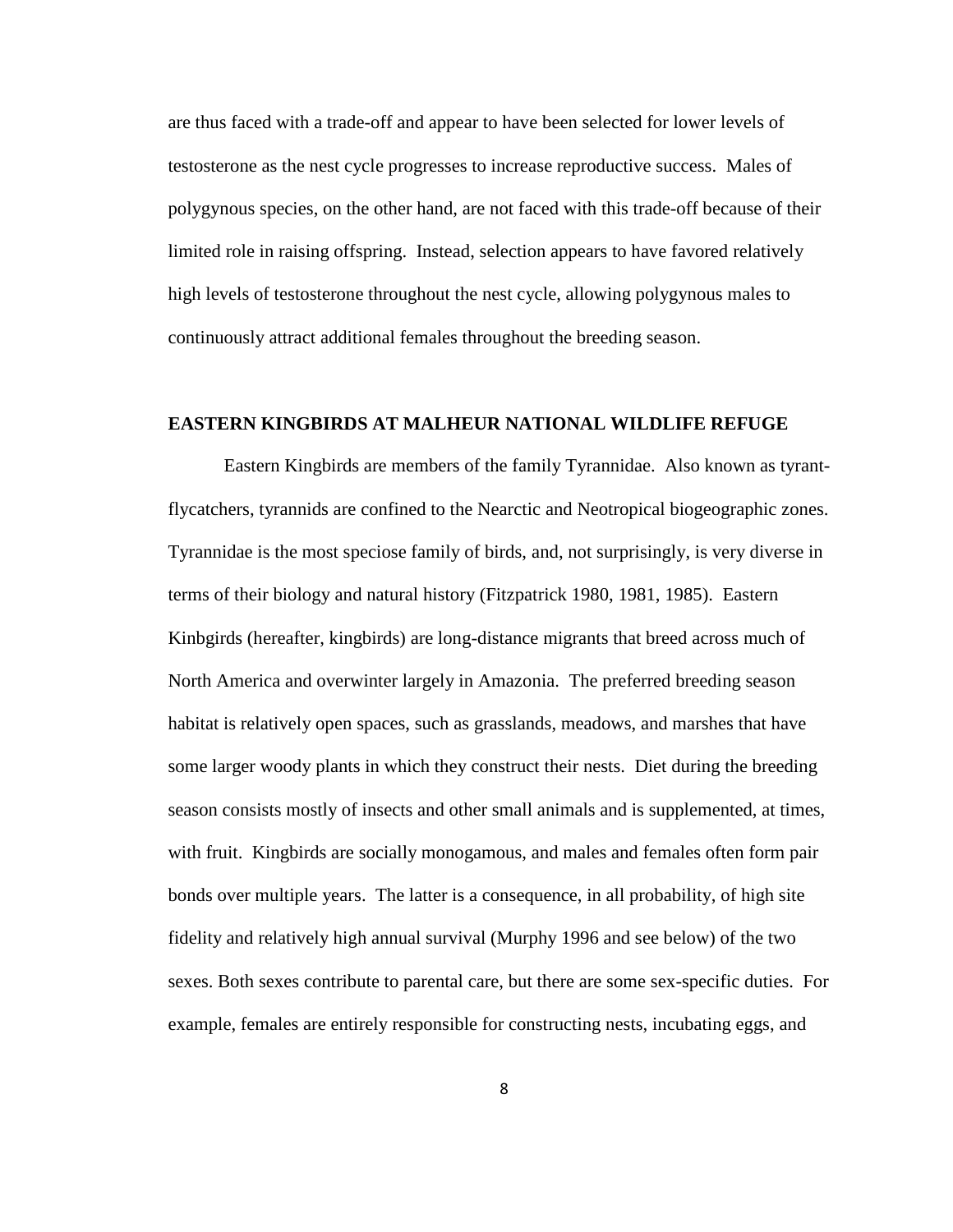are thus faced with a trade-off and appear to have been selected for lower levels of testosterone as the nest cycle progresses to increase reproductive success. Males of polygynous species, on the other hand, are not faced with this trade-off because of their limited role in raising offspring. Instead, selection appears to have favored relatively high levels of testosterone throughout the nest cycle, allowing polygynous males to continuously attract additional females throughout the breeding season.

## EASTERN KINGBIRDS AT MALHEUR NATIONAL WILDLIFE REFUGE

Eastern Kingbirds are members of the family Tyrannidae. Also known as tyrant-flycatchers, tyrannids are confined to the Nearctic and Neotropical biogeographic zones. Tyrannidae is the most speciose family of birds, and, not surprisingly, is very diverse in terms of their biology and natural history (Fitzpatrick 1980, 1981, 1985). Eastern Kinbgirds (hereafter, kingbirds) are long-distance migrants that breed across much of North America and overwinter largely in Amazonia. The preferred breeding season habitat is relatively open spaces, such as grasslands, meadows, and marshes that have some larger woody plants in which they construct their nests. Diet during the breeding season consists mostly of insects and other small animals and is supplemented, at times, with fruit. Kingbirds are socially monogamous, and males and females often form pair bonds over multiple years. The latter is a consequence, in all probability, of high site fidelity and relatively high annual survival (Murphy 1996 and see below) of the two sexes. Both sexes contribute to parental care, but there are some sex-specific duties. For example, females are entirely responsible for constructing nests, incubating eggs, and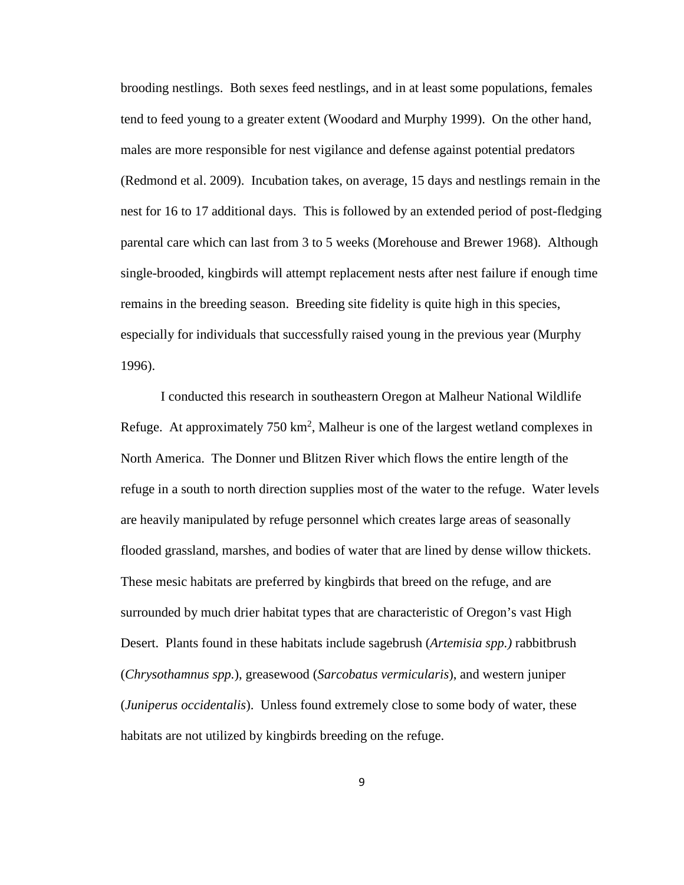brooding nestlings. Both sexes feed nestlings, and in at least some populations, females tend to feed young to a greater extent (Woodard and Murphy 1999). On the other hand, males are more responsible for nest vigilance and defense against potential predators (Redmond et al. 2009). Incubation takes, on average, 15 days and nestlings remain in the nest for 16 to 17 additional days. This is followed by an extended period of post-fledging parental care which can last from 3 to 5 weeks (Morehouse and Brewer 1968). Although single-brooded, kingbirds will attempt replacement nests after nest failure if enough time remains in the breeding season. Breeding site fidelity is quite high in this species, especially for individuals that successfully raised young in the previous year (Murphy 1996).

I conducted this research in southeastern Oregon at Malheur National Wildlife Refuge. At approximately 750 $km^2$, Malheur is one of the largest wetland complexes in North America. The Donner und Blitzen River which flows the entire length of the refuge in a south to north direction supplies most of the water to the refuge. Water levels are heavily manipulated by refuge personnel which creates large areas of seasonally flooded grassland, marshes, and bodies of water that are lined by dense willow thickets. These mesic habitats are preferred by kingbirds that breed on the refuge, and are surrounded by much drier habitat types that are characteristic of Oregon's vast High Desert. Plants found in these habitats include sagebrush (*Artemisia spp.)* rabbitbrush (*Chrysothamnus spp.*), greasewood (*Sarcobatus vermicularis*), and western juniper (*Juniperus occidentalis*). Unless found extremely close to some body of water, these habitats are not utilized by kingbirds breeding on the refuge.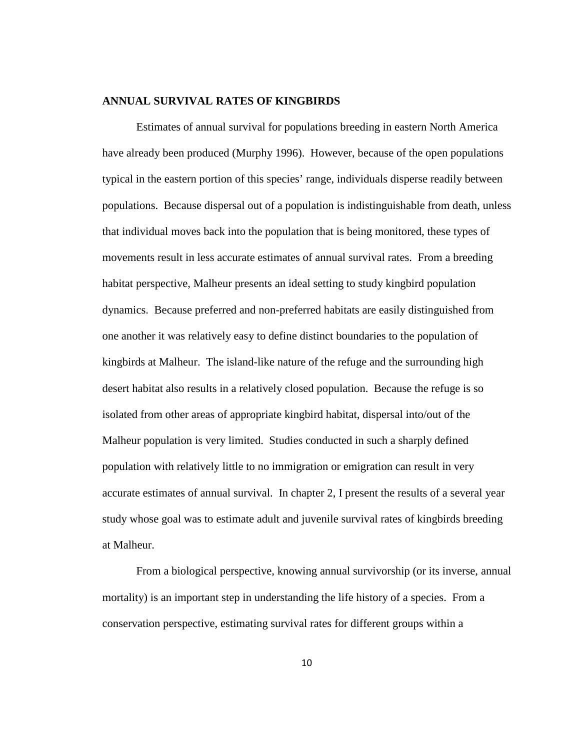**ANNUAL SURVIVAL RATES OF KINGBIRDS**

Estimates of annual survival for populations breeding in eastern North America have already been produced (Murphy 1996). However, because of the open populations typical in the eastern portion of this species' range, individuals disperse readily between populations. Because dispersal out of a population is indistinguishable from death, unless that individual moves back into the population that is being monitored, these types of movements result in less accurate estimates of annual survival rates. From a breeding habitat perspective, Malheur presents an ideal setting to study kingbird population dynamics. Because preferred and non-preferred habitats are easily distinguished from one another it was relatively easy to define distinct boundaries to the population of kingbirds at Malheur. The island-like nature of the refuge and the surrounding high desert habitat also results in a relatively closed population. Because the refuge is so isolated from other areas of appropriate kingbird habitat, dispersal into/out of the Malheur population is very limited. Studies conducted in such a sharply defined population with relatively little to no immigration or emigration can result in very accurate estimates of annual survival. In chapter 2, I present the results of a several year study whose goal was to estimate adult and juvenile survival rates of kingbirds breeding at Malheur.

From a biological perspective, knowing annual survivorship (or its inverse, annual mortality) is an important step in understanding the life history of a species. From a conservation perspective, estimating survival rates for different groups within a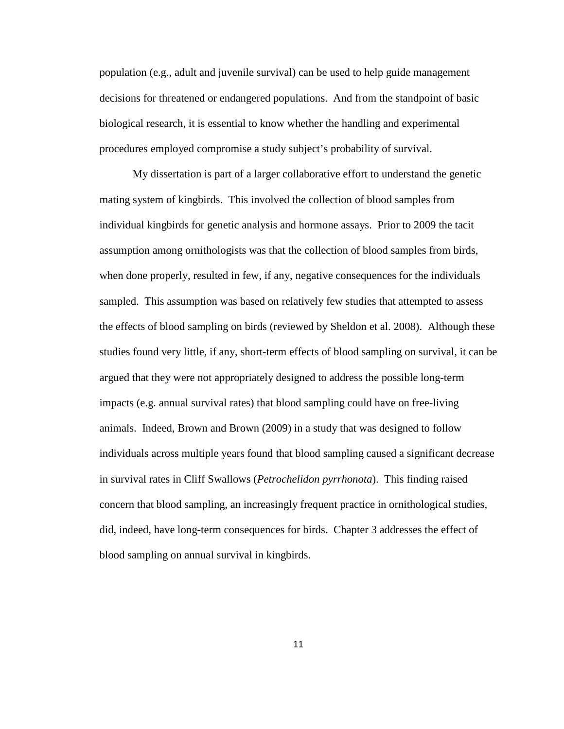population (e.g., adult and juvenile survival) can be used to help guide management decisions for threatened or endangered populations. And from the standpoint of basic biological research, it is essential to know whether the handling and experimental procedures employed compromise a study subject's probability of survival.

My dissertation is part of a larger collaborative effort to understand the genetic mating system of kingbirds. This involved the collection of blood samples from individual kingbirds for genetic analysis and hormone assays. Prior to 2009 the tacit assumption among ornithologists was that the collection of blood samples from birds, when done properly, resulted in few, if any, negative consequences for the individuals sampled. This assumption was based on relatively few studies that attempted to assess the effects of blood sampling on birds (reviewed by Sheldon et al. 2008). Although these studies found very little, if any, short-term effects of blood sampling on survival, it can be argued that they were not appropriately designed to address the possible long-term impacts (e.g. annual survival rates) that blood sampling could have on free-living animals. Indeed, Brown and Brown (2009) in a study that was designed to follow individuals across multiple years found that blood sampling caused a significant decrease in survival rates in Cliff Swallows (*Petrochelidon pyrrhonota*). This finding raised concern that blood sampling, an increasingly frequent practice in ornithological studies, did, indeed, have long-term consequences for birds. Chapter 3 addresses the effect of blood sampling on annual survival in kingbirds.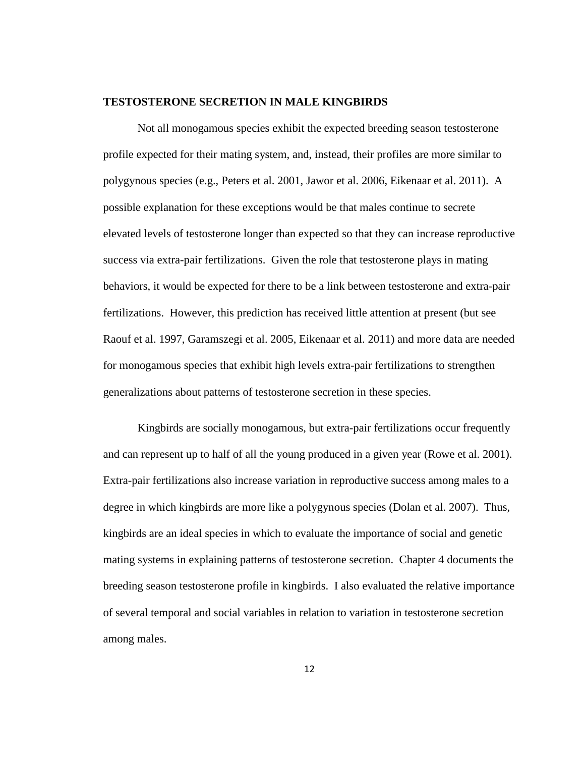**TESTOSTERONE SECRETION IN MALE KINGBIRDS**

Not all monogamous species exhibit the expected breeding season testosterone profile expected for their mating system, and, instead, their profiles are more similar to polygynous species (e.g., Peters et al. 2001, Jawor et al. 2006, Eikenaar et al. 2011). A possible explanation for these exceptions would be that males continue to secrete elevated levels of testosterone longer than expected so that they can increase reproductive success via extra-pair fertilizations. Given the role that testosterone plays in mating behaviors, it would be expected for there to be a link between testosterone and extra-pair fertilizations. However, this prediction has received little attention at present (but see Raouf et al. 1997, Garamszegi et al. 2005, Eikenaar et al. 2011) and more data are needed for monogamous species that exhibit high levels extra-pair fertilizations to strengthen generalizations about patterns of testosterone secretion in these species.

Kingbirds are socially monogamous, but extra-pair fertilizations occur frequently and can represent up to half of all the young produced in a given year (Rowe et al. 2001). Extra-pair fertilizations also increase variation in reproductive success among males to a degree in which kingbirds are more like a polygynous species (Dolan et al. 2007). Thus, kingbirds are an ideal species in which to evaluate the importance of social and genetic mating systems in explaining patterns of testosterone secretion. Chapter 4 documents the breeding season testosterone profile in kingbirds. I also evaluated the relative importance of several temporal and social variables in relation to variation in testosterone secretion among males.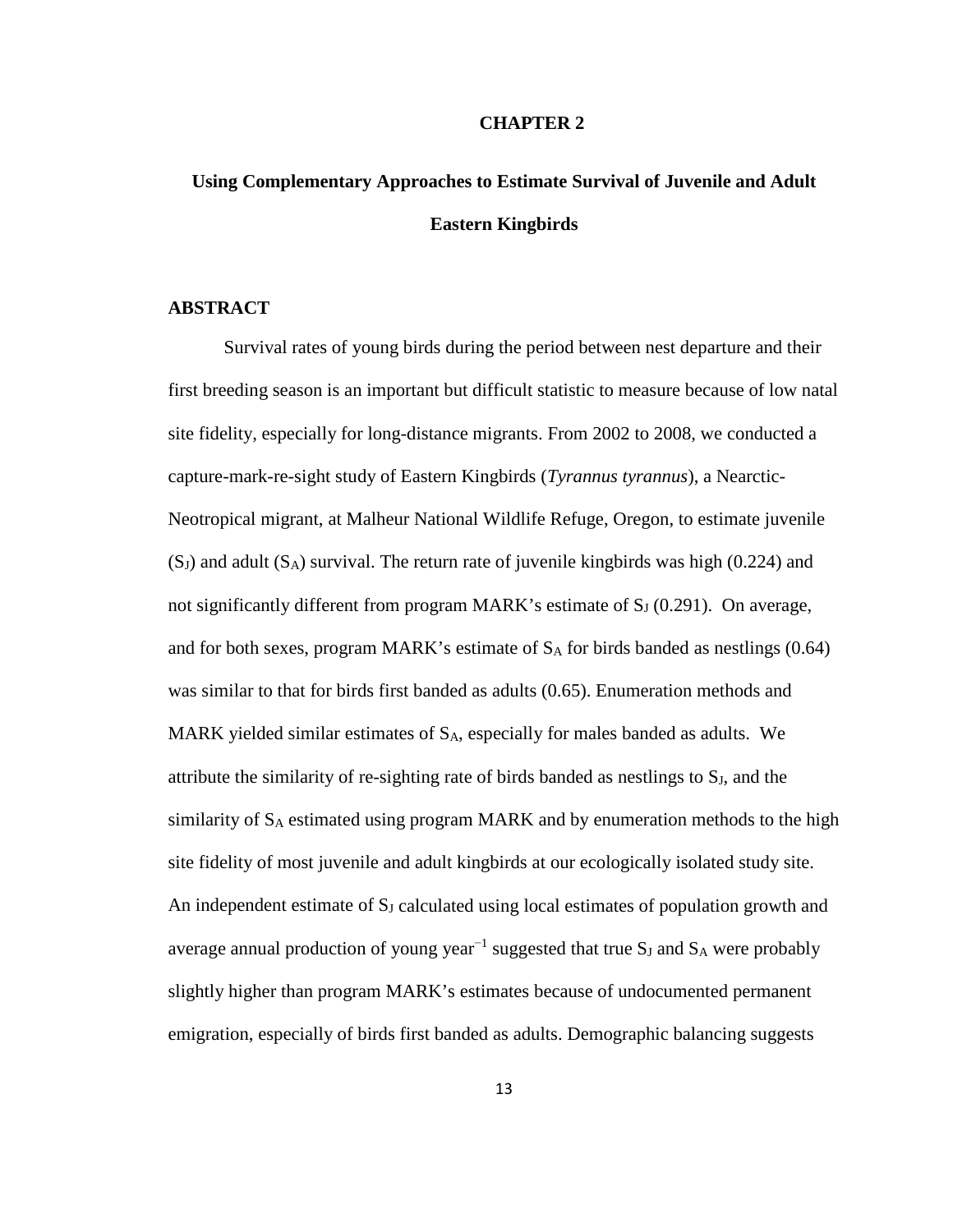# CHAPTER 2

## Using Complementary Approaches to Estimate Survival of Juvenile and Adult Eastern Kingbirds

### ABSTRACT

Survival rates of young birds during the period between nest departure and their first breeding season is an important but difficult statistic to measure because of low natal site fidelity, especially for long-distance migrants. From 2002 to 2008, we conducted a capture-mark-re-sight study of Eastern Kingbirds (*Tyrannus tyrannus*), a Nearctic-Neotropical migrant, at Malheur National Wildlife Refuge, Oregon, to estimate juvenile ($S_J$) and adult ($S_A$) survival. The return rate of juvenile kingbirds was high (0.224) and not significantly different from program MARK's estimate of $S_J$ (0.291). On average, and for both sexes, program MARK's estimate of $S_A$ for birds banded as nestlings (0.64) was similar to that for birds first banded as adults (0.65). Enumeration methods and MARK yielded similar estimates of $S_A$, especially for males banded as adults. We attribute the similarity of re-sighting rate of birds banded as nestlings to $S_J$, and the similarity of $S_A$ estimated using program MARK and by enumeration methods to the high site fidelity of most juvenile and adult kingbirds at our ecologically isolated study site. An independent estimate of $S_J$ calculated using local estimates of population growth and average annual production of young year$^{-1}$ suggested that true $S_J$ and $S_A$ were probably slightly higher than program MARK's estimates because of undocumented permanent emigration, especially of birds first banded as adults. Demographic balancing suggests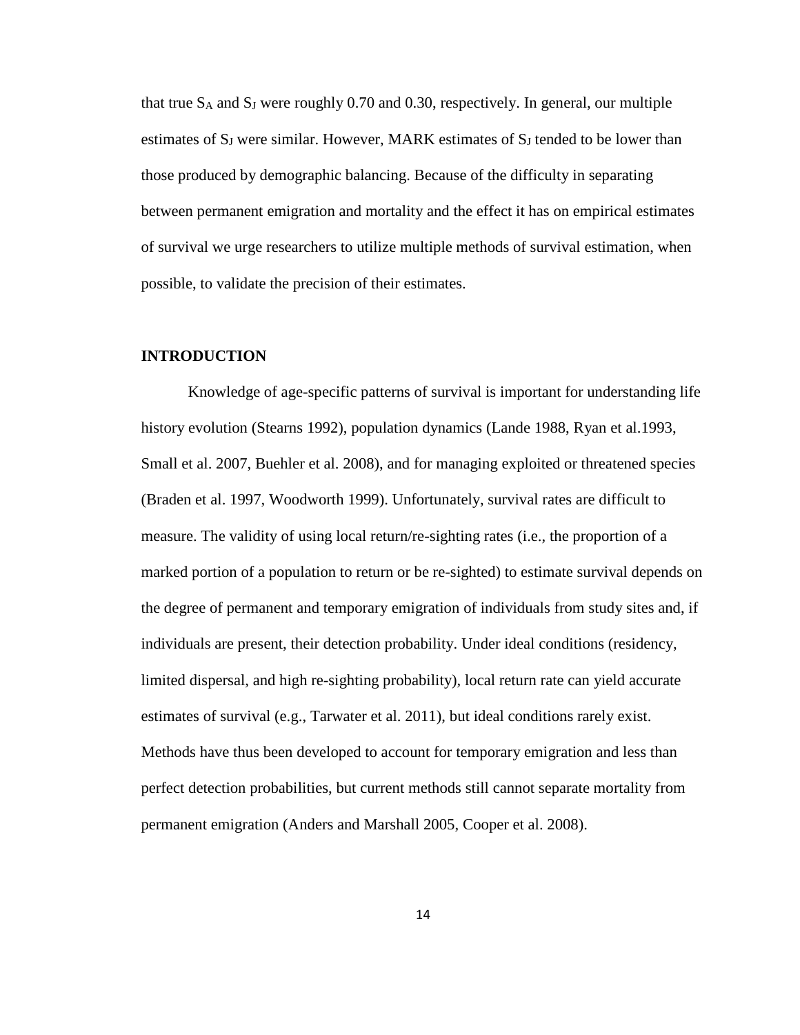that true $S_A$ and $S_J$ were roughly 0.70 and 0.30, respectively. In general, our multiple estimates of $S_J$ were similar. However, MARK estimates of $S_J$ tended to be lower than those produced by demographic balancing. Because of the difficulty in separating between permanent emigration and mortality and the effect it has on empirical estimates of survival we urge researchers to utilize multiple methods of survival estimation, when possible, to validate the precision of their estimates.

## INTRODUCTION

Knowledge of age-specific patterns of survival is important for understanding life history evolution (Stearns 1992), population dynamics (Lande 1988, Ryan et al.1993, Small et al. 2007, Buehler et al. 2008), and for managing exploited or threatened species (Braden et al. 1997, Woodworth 1999). Unfortunately, survival rates are difficult to measure. The validity of using local return/re-sighting rates (i.e., the proportion of a marked portion of a population to return or be re-sighted) to estimate survival depends on the degree of permanent and temporary emigration of individuals from study sites and, if individuals are present, their detection probability. Under ideal conditions (residency, limited dispersal, and high re-sighting probability), local return rate can yield accurate estimates of survival (e.g., Tarwater et al. 2011), but ideal conditions rarely exist. Methods have thus been developed to account for temporary emigration and less than perfect detection probabilities, but current methods still cannot separate mortality from permanent emigration (Anders and Marshall 2005, Cooper et al. 2008).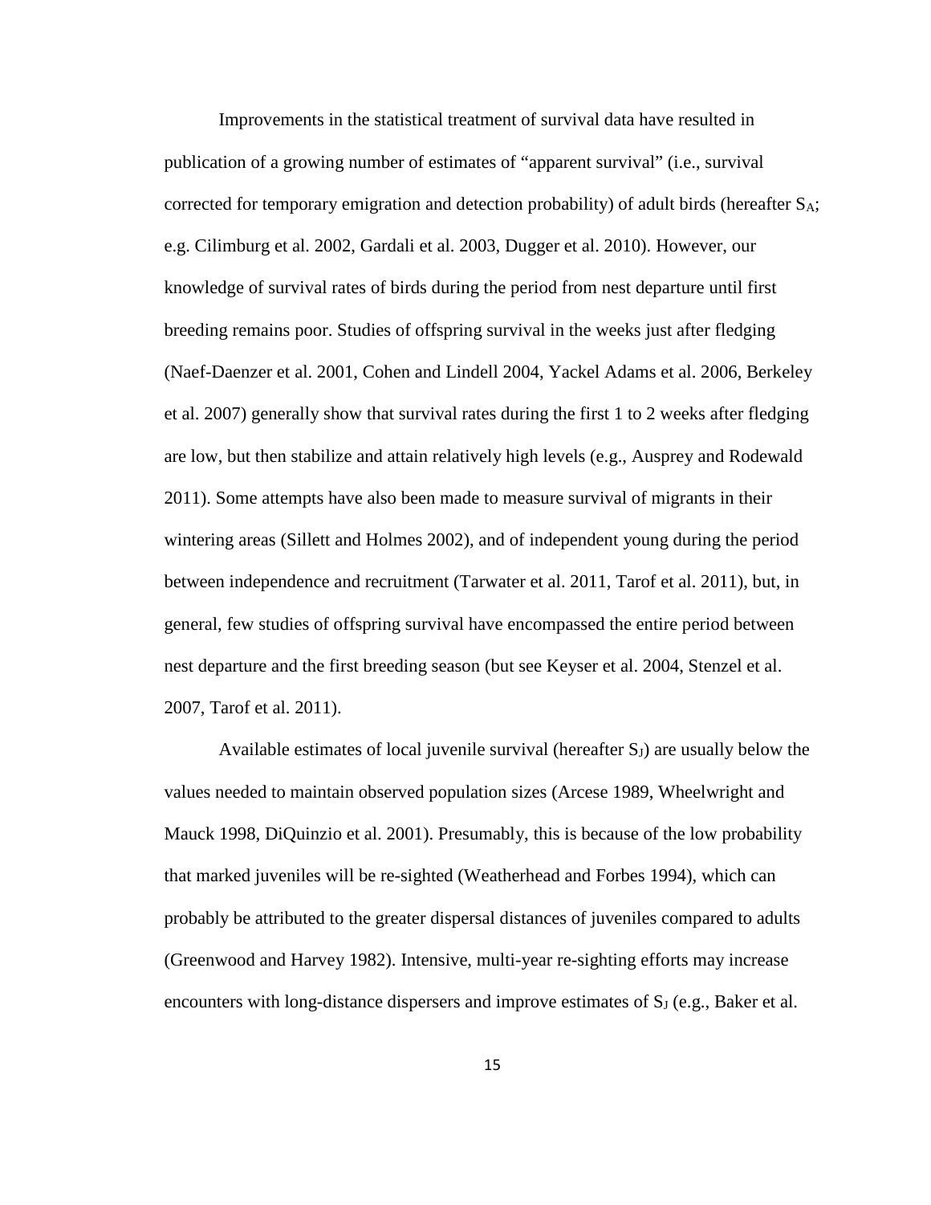Improvements in the statistical treatment of survival data have resulted in publication of a growing number of estimates of "apparent survival" (i.e., survival corrected for temporary emigration and detection probability) of adult birds (hereafter $S_A$; e.g. Cilimburg et al. 2002, Gardali et al. 2003, Dugger et al. 2010). However, our knowledge of survival rates of birds during the period from nest departure until first breeding remains poor. Studies of offspring survival in the weeks just after fledging (Naef-Daenzer et al. 2001, Cohen and Lindell 2004, Yackel Adams et al. 2006, Berkeley et al. 2007) generally show that survival rates during the first 1 to 2 weeks after fledging are low, but then stabilize and attain relatively high levels (e.g., Ausprey and Rodewald 2011). Some attempts have also been made to measure survival of migrants in their wintering areas (Sillett and Holmes 2002), and of independent young during the period between independence and recruitment (Tarwater et al. 2011, Tarof et al. 2011), but, in general, few studies of offspring survival have encompassed the entire period between nest departure and the first breeding season (but see Keyser et al. 2004, Stenzel et al. 2007, Tarof et al. 2011).

Available estimates of local juvenile survival (hereafter $S_J$) are usually below the values needed to maintain observed population sizes (Arcese 1989, Wheelwright and Mauck 1998, DiQuinzio et al. 2001). Presumably, this is because of the low probability that marked juveniles will be re-sighted (Weatherhead and Forbes 1994), which can probably be attributed to the greater dispersal distances of juveniles compared to adults (Greenwood and Harvey 1982). Intensive, multi-year re-sighting efforts may increase encounters with long-distance dispersers and improve estimates of $S_J$ (e.g., Baker et al.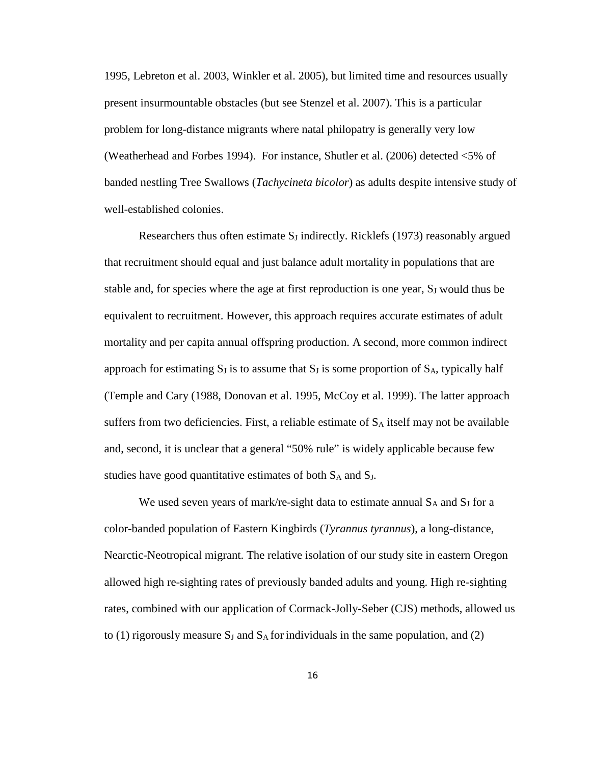1995, Lebreton et al. 2003, Winkler et al. 2005), but limited time and resources usually present insurmountable obstacles (but see Stenzel et al. 2007). This is a particular problem for long-distance migrants where natal philopatry is generally very low (Weatherhead and Forbes 1994). For instance, Shutler et al. (2006) detected <5% of banded nestling Tree Swallows (*Tachycineta bicolor*) as adults despite intensive study of well-established colonies.

Researchers thus often estimate $S_J$ indirectly. Ricklefs (1973) reasonably argued that recruitment should equal and just balance adult mortality in populations that are stable and, for species where the age at first reproduction is one year, $S_J$ would thus be equivalent to recruitment. However, this approach requires accurate estimates of adult mortality and per capita annual offspring production. A second, more common indirect approach for estimating $S_J$ is to assume that $S_J$ is some proportion of $S_A$, typically half (Temple and Cary (1988, Donovan et al. 1995, McCoy et al. 1999). The latter approach suffers from two deficiencies. First, a reliable estimate of $S_A$ itself may not be available and, second, it is unclear that a general "50% rule" is widely applicable because few studies have good quantitative estimates of both $S_A$ and $S_J$.

We used seven years of mark/re-sight data to estimate annual $S_A$ and $S_J$ for a color-banded population of Eastern Kingbirds (*Tyrannus tyrannus*), a long-distance, Nearctic-Neotropical migrant. The relative isolation of our study site in eastern Oregon allowed high re-sighting rates of previously banded adults and young. High re-sighting rates, combined with our application of Cormack-Jolly-Seber (CJS) methods, allowed us to (1) rigorously measure $S_J$ and $S_A$ for individuals in the same population, and (2)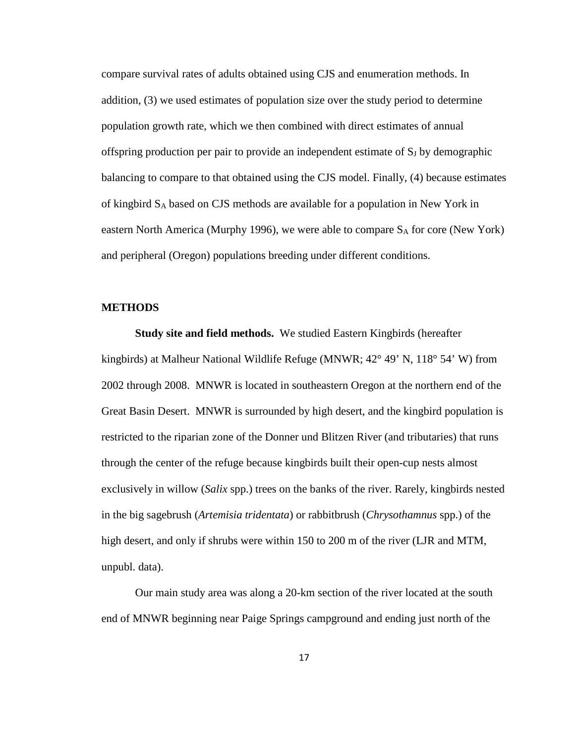compare survival rates of adults obtained using CJS and enumeration methods. In addition, (3) we used estimates of population size over the study period to determine population growth rate, which we then combined with direct estimates of annual offspring production per pair to provide an independent estimate of $S_J$ by demographic balancing to compare to that obtained using the CJS model. Finally, (4) because estimates of kingbird $S_A$ based on CJS methods are available for a population in New York in eastern North America (Murphy 1996), we were able to compare $S_A$ for core (New York) and peripheral (Oregon) populations breeding under different conditions.

## METHODS

**Study site and field methods.** We studied Eastern Kingbirds (hereafter kingbirds) at Malheur National Wildlife Refuge (MNWR; 42° 49’ N, 118° 54’ W) from 2002 through 2008. MNWR is located in southeastern Oregon at the northern end of the Great Basin Desert. MNWR is surrounded by high desert, and the kingbird population is restricted to the riparian zone of the Donner und Blitzen River (and tributaries) that runs through the center of the refuge because kingbirds built their open-cup nests almost exclusively in willow (*Salix* spp.) trees on the banks of the river. Rarely, kingbirds nested in the big sagebrush (*Artemisia tridentata*) or rabbitbrush (*Chrysothamnus* spp.) of the high desert, and only if shrubs were within 150 to 200 m of the river (LJR and MTM, unpubl. data).

Our main study area was along a 20-km section of the river located at the south end of MNWR beginning near Paige Springs campground and ending just north of the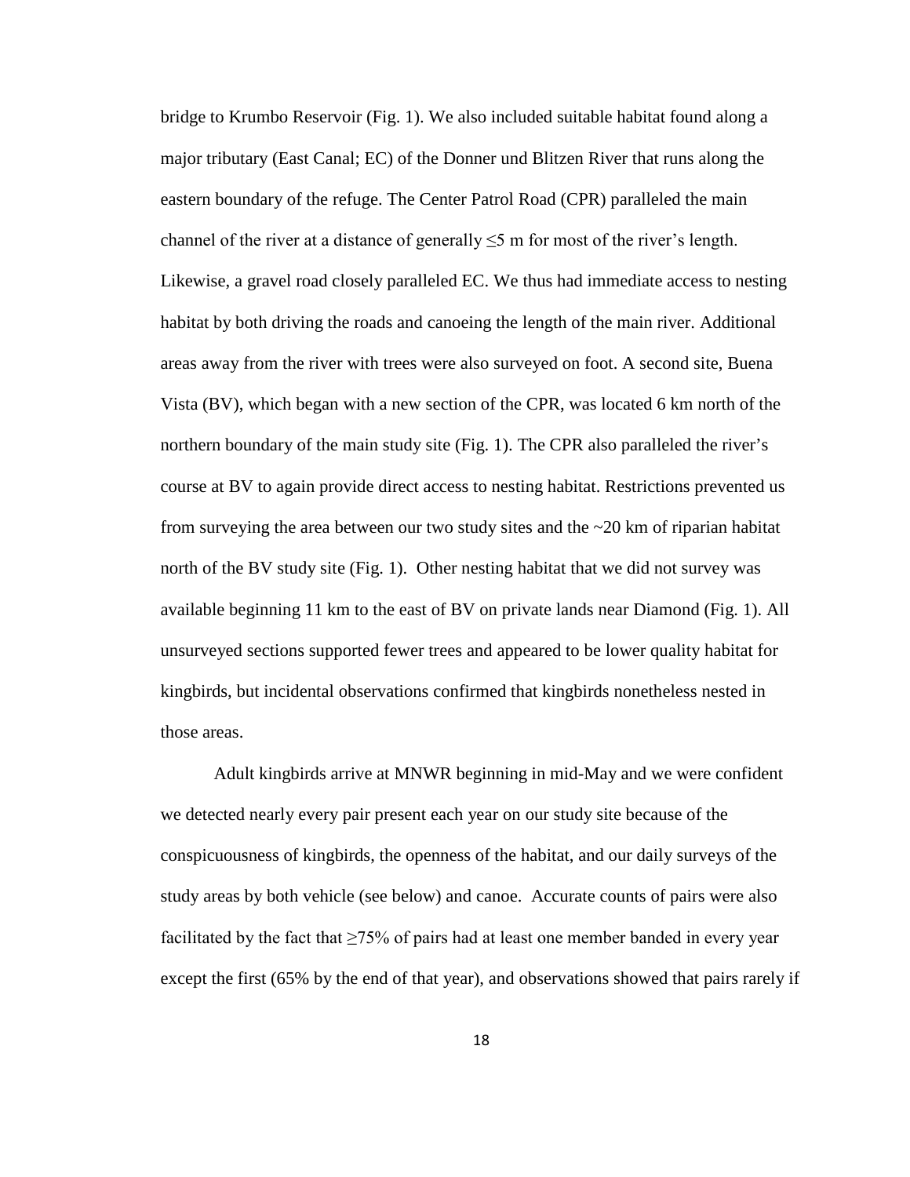bridge to Krumbo Reservoir (Fig. 1). We also included suitable habitat found along a major tributary (East Canal; EC) of the Donner und Blitzen River that runs along the eastern boundary of the refuge. The Center Patrol Road (CPR) paralleled the main channel of the river at a distance of generally ≤5 m for most of the river's length. Likewise, a gravel road closely paralleled EC. We thus had immediate access to nesting habitat by both driving the roads and canoeing the length of the main river. Additional areas away from the river with trees were also surveyed on foot. A second site, Buena Vista (BV), which began with a new section of the CPR, was located 6 km north of the northern boundary of the main study site (Fig. 1). The CPR also paralleled the river's course at BV to again provide direct access to nesting habitat. Restrictions prevented us from surveying the area between our two study sites and the ~20 km of riparian habitat north of the BV study site (Fig. 1). Other nesting habitat that we did not survey was available beginning 11 km to the east of BV on private lands near Diamond (Fig. 1). All unsurveyed sections supported fewer trees and appeared to be lower quality habitat for kingbirds, but incidental observations confirmed that kingbirds nonetheless nested in those areas.

Adult kingbirds arrive at MNWR beginning in mid-May and we were confident we detected nearly every pair present each year on our study site because of the conspicuousness of kingbirds, the openness of the habitat, and our daily surveys of the study areas by both vehicle (see below) and canoe. Accurate counts of pairs were also facilitated by the fact that ≥75% of pairs had at least one member banded in every year except the first (65% by the end of that year), and observations showed that pairs rarely if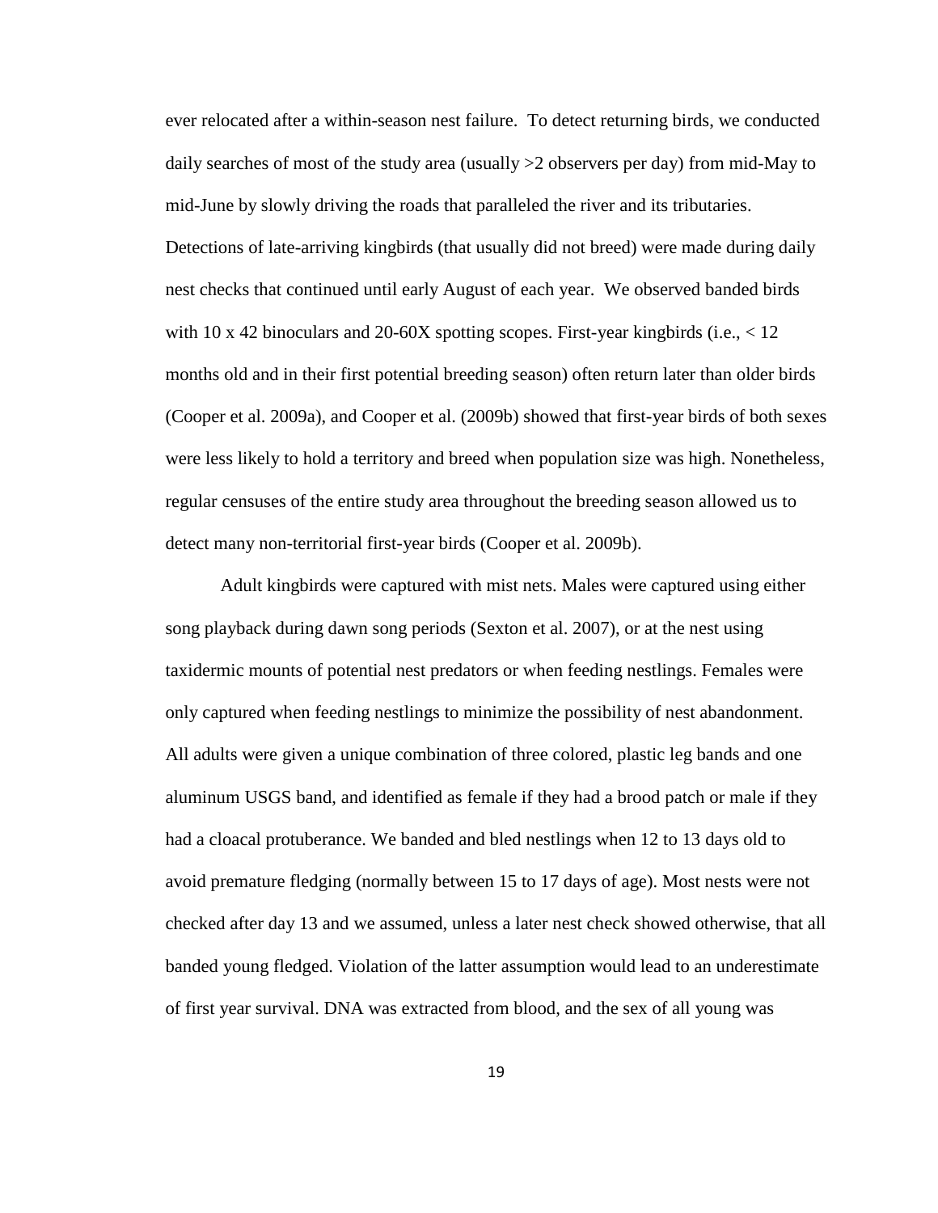ever relocated after a within-season nest failure. To detect returning birds, we conducted daily searches of most of the study area (usually >2 observers per day) from mid-May to mid-June by slowly driving the roads that paralleled the river and its tributaries. Detections of late-arriving kingbirds (that usually did not breed) were made during daily nest checks that continued until early August of each year. We observed banded birds with 10 x 42 binoculars and 20-60X spotting scopes. First-year kingbirds (i.e., < 12 months old and in their first potential breeding season) often return later than older birds (Cooper et al. 2009a), and Cooper et al. (2009b) showed that first-year birds of both sexes were less likely to hold a territory and breed when population size was high. Nonetheless, regular censuses of the entire study area throughout the breeding season allowed us to detect many non-territorial first-year birds (Cooper et al. 2009b).

Adult kingbirds were captured with mist nets. Males were captured using either song playback during dawn song periods (Sexton et al. 2007), or at the nest using taxidermic mounts of potential nest predators or when feeding nestlings. Females were only captured when feeding nestlings to minimize the possibility of nest abandonment. All adults were given a unique combination of three colored, plastic leg bands and one aluminum USGS band, and identified as female if they had a brood patch or male if they had a cloacal protuberance. We banded and bled nestlings when 12 to 13 days old to avoid premature fledging (normally between 15 to 17 days of age). Most nests were not checked after day 13 and we assumed, unless a later nest check showed otherwise, that all banded young fledged. Violation of the latter assumption would lead to an underestimate of first year survival. DNA was extracted from blood, and the sex of all young was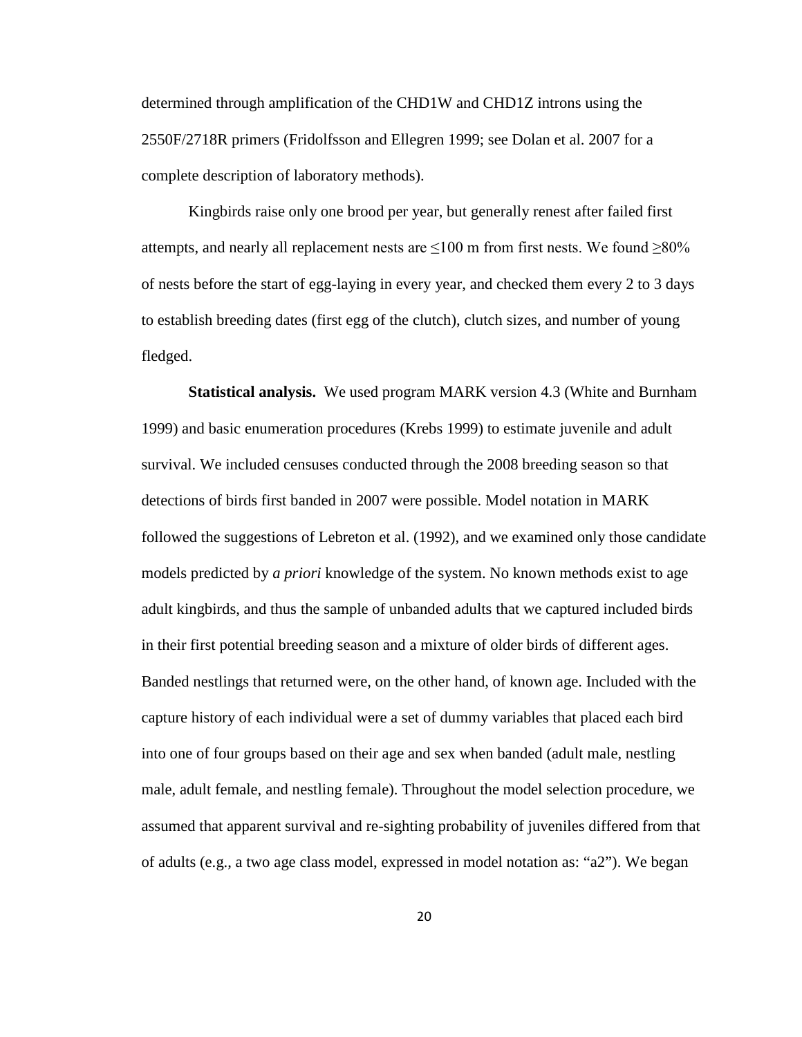determined through amplification of the CHD1W and CHD1Z introns using the 2550F/2718R primers (Fridolfsson and Ellegren 1999; see Dolan et al. 2007 for a complete description of laboratory methods).

Kingbirds raise only one brood per year, but generally renest after failed first attempts, and nearly all replacement nests are ≤100 m from first nests. We found ≥80% of nests before the start of egg-laying in every year, and checked them every 2 to 3 days to establish breeding dates (first egg of the clutch), clutch sizes, and number of young fledged.

**Statistical analysis.** We used program MARK version 4.3 (White and Burnham 1999) and basic enumeration procedures (Krebs 1999) to estimate juvenile and adult survival. We included censuses conducted through the 2008 breeding season so that detections of birds first banded in 2007 were possible. Model notation in MARK followed the suggestions of Lebreton et al. (1992), and we examined only those candidate models predicted by *a priori* knowledge of the system. No known methods exist to age adult kingbirds, and thus the sample of unbanded adults that we captured included birds in their first potential breeding season and a mixture of older birds of different ages. Banded nestlings that returned were, on the other hand, of known age. Included with the capture history of each individual were a set of dummy variables that placed each bird into one of four groups based on their age and sex when banded (adult male, nestling male, adult female, and nestling female). Throughout the model selection procedure, we assumed that apparent survival and re-sighting probability of juveniles differed from that of adults (e.g., a two age class model, expressed in model notation as: "a2"). We began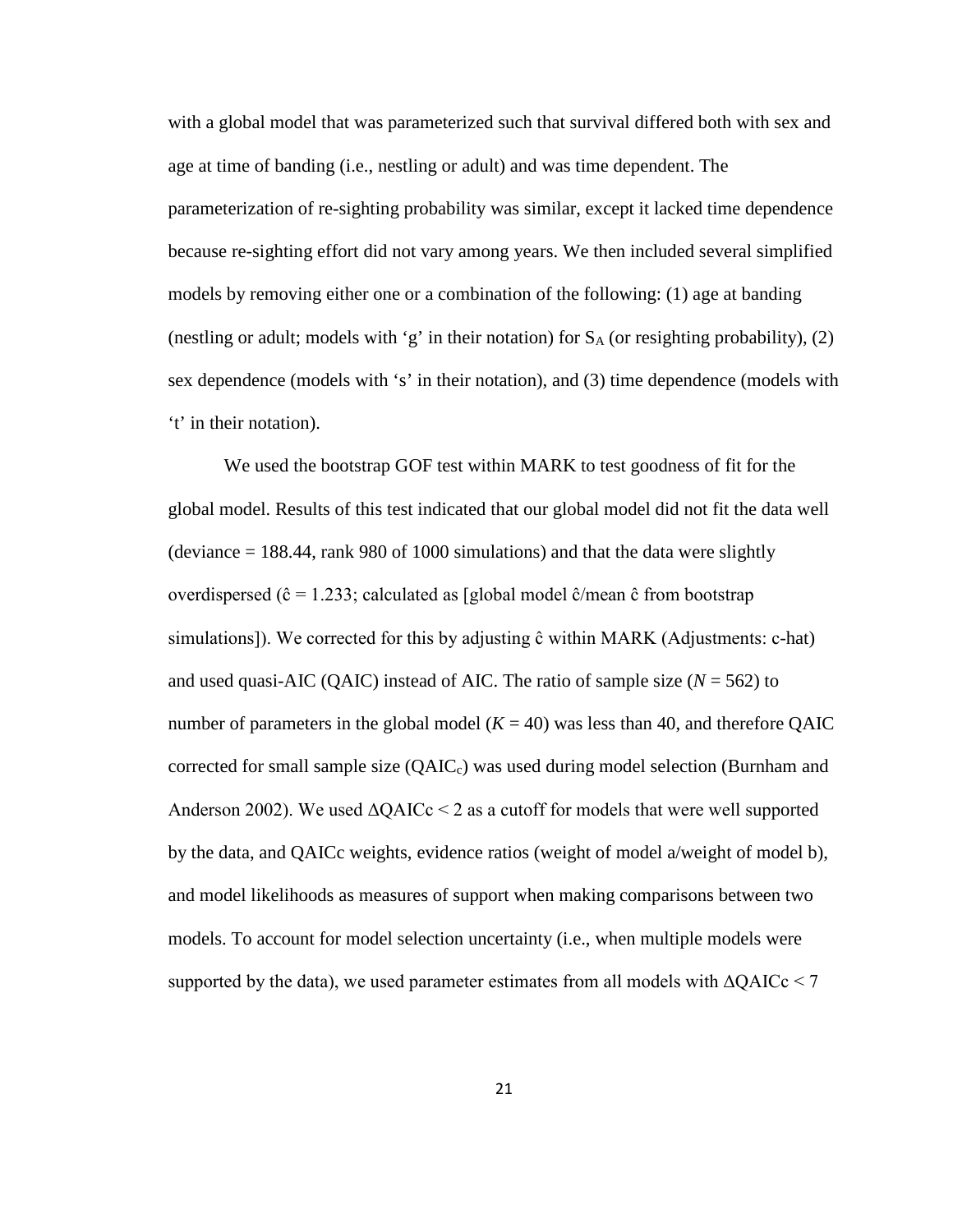with a global model that was parameterized such that survival differed both with sex and age at time of banding (i.e., nestling or adult) and was time dependent. The parameterization of re-sighting probability was similar, except it lacked time dependence because re-sighting effort did not vary among years. We then included several simplified models by removing either one or a combination of the following: (1) age at banding (nestling or adult; models with 'g' in their notation) for $S_A$ (or resighting probability), (2) sex dependence (models with 's' in their notation), and (3) time dependence (models with 't' in their notation).

We used the bootstrap GOF test within MARK to test goodness of fit for the global model. Results of this test indicated that our global model did not fit the data well (deviance = 188.44, rank 980 of 1000 simulations) and that the data were slightly overdispersed ($\hat{c}$ = 1.233; calculated as [global model $\hat{c}$/mean $\hat{c}$ from bootstrap simulations]). We corrected for this by adjusting $\hat{c}$ within MARK (Adjustments: c-hat) and used quasi-AIC (QAIC) instead of AIC. The ratio of sample size (*N* = 562) to number of parameters in the global model (*K* = 40) was less than 40, and therefore QAIC corrected for small sample size ($QAIC_c$) was used during model selection (Burnham and Anderson 2002). We used $\Delta$QAICc < 2 as a cutoff for models that were well supported by the data, and QAICc weights, evidence ratios (weight of model a/weight of model b), and model likelihoods as measures of support when making comparisons between two models. To account for model selection uncertainty (i.e., when multiple models were supported by the data), we used parameter estimates from all models with $\Delta$QAICc < 7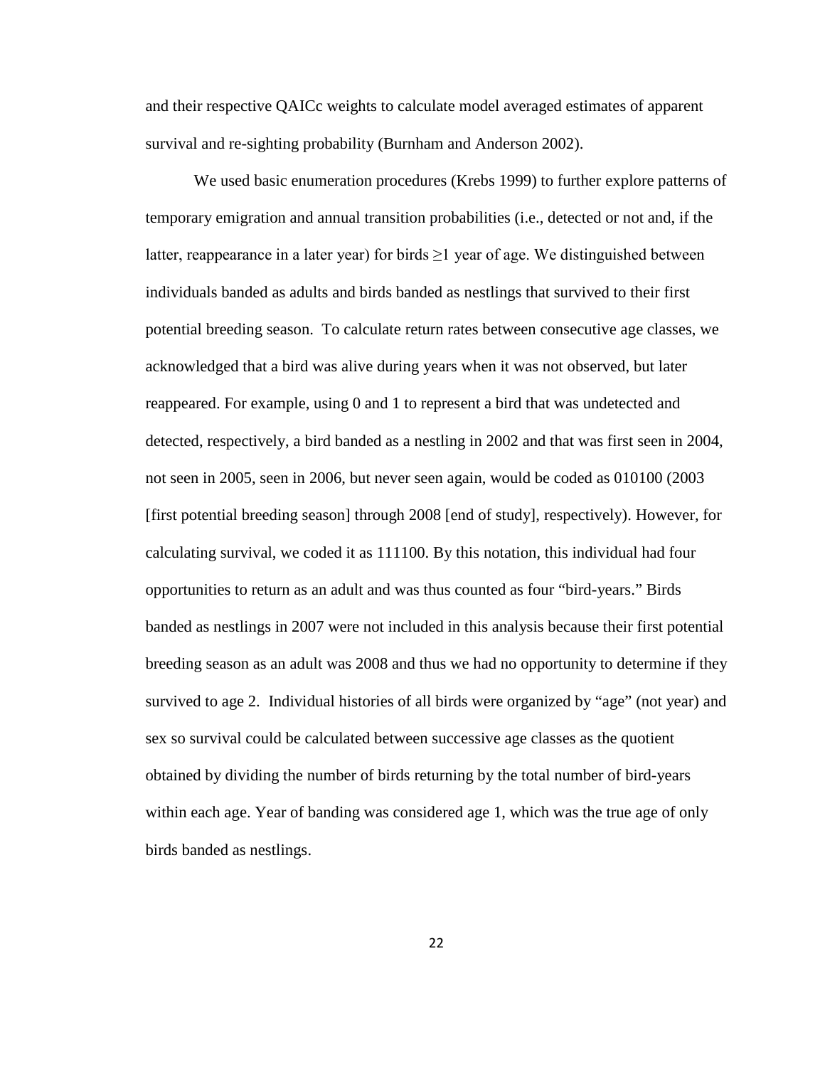and their respective QAICc weights to calculate model averaged estimates of apparent survival and re-sighting probability (Burnham and Anderson 2002).

We used basic enumeration procedures (Krebs 1999) to further explore patterns of temporary emigration and annual transition probabilities (i.e., detected or not and, if the latter, reappearance in a later year) for birds $\geq$1 year of age. We distinguished between individuals banded as adults and birds banded as nestlings that survived to their first potential breeding season. To calculate return rates between consecutive age classes, we acknowledged that a bird was alive during years when it was not observed, but later reappeared. For example, using 0 and 1 to represent a bird that was undetected and detected, respectively, a bird banded as a nestling in 2002 and that was first seen in 2004, not seen in 2005, seen in 2006, but never seen again, would be coded as 010100 (2003 [first potential breeding season] through 2008 [end of study], respectively). However, for calculating survival, we coded it as 111100. By this notation, this individual had four opportunities to return as an adult and was thus counted as four "bird-years." Birds banded as nestlings in 2007 were not included in this analysis because their first potential breeding season as an adult was 2008 and thus we had no opportunity to determine if they survived to age 2. Individual histories of all birds were organized by "age" (not year) and sex so survival could be calculated between successive age classes as the quotient obtained by dividing the number of birds returning by the total number of bird-years within each age. Year of banding was considered age 1, which was the true age of only birds banded as nestlings.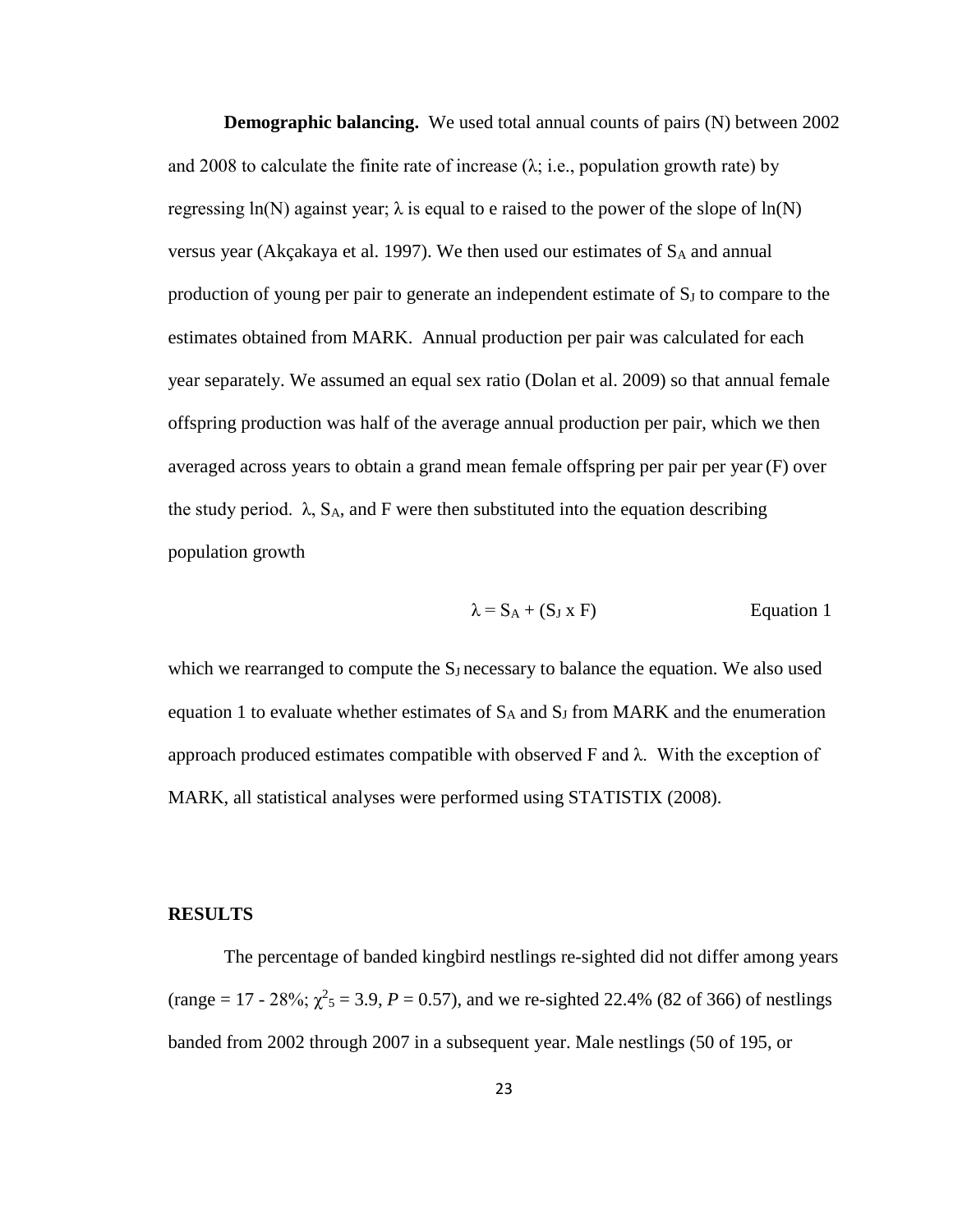**Demographic balancing.** We used total annual counts of pairs (N) between 2002 and 2008 to calculate the finite rate of increase ($\lambda$; i.e., population growth rate) by regressing ln(N) against year; $\lambda$ is equal to e raised to the power of the slope of ln(N) versus year (Akçakaya et al. 1997). We then used our estimates of $S_A$ and annual production of young per pair to generate an independent estimate of $S_J$ to compare to the estimates obtained from MARK. Annual production per pair was calculated for each year separately. We assumed an equal sex ratio (Dolan et al. 2009) so that annual female offspring production was half of the average annual production per pair, which we then averaged across years to obtain a grand mean female offspring per pair per year (F) over the study period. $\lambda$, $S_A$, and F were then substituted into the equation describing population growth

$$\lambda = S_A + (S_J \times F) \qquad \text{Equation 1}$$

which we rearranged to compute the $S_J$ necessary to balance the equation. We also used equation 1 to evaluate whether estimates of $S_A$ and $S_J$ from MARK and the enumeration approach produced estimates compatible with observed F and $\lambda$. With the exception of MARK, all statistical analyses were performed using STATISTIX (2008).

## RESULTS

The percentage of banded kingbird nestlings re-sighted did not differ among years (range = 17 - 28%; $\chi^2_5 = 3.9$, $P = 0.57$), and we re-sighted 22.4% (82 of 366) of nestlings banded from 2002 through 2007 in a subsequent year. Male nestlings (50 of 195, or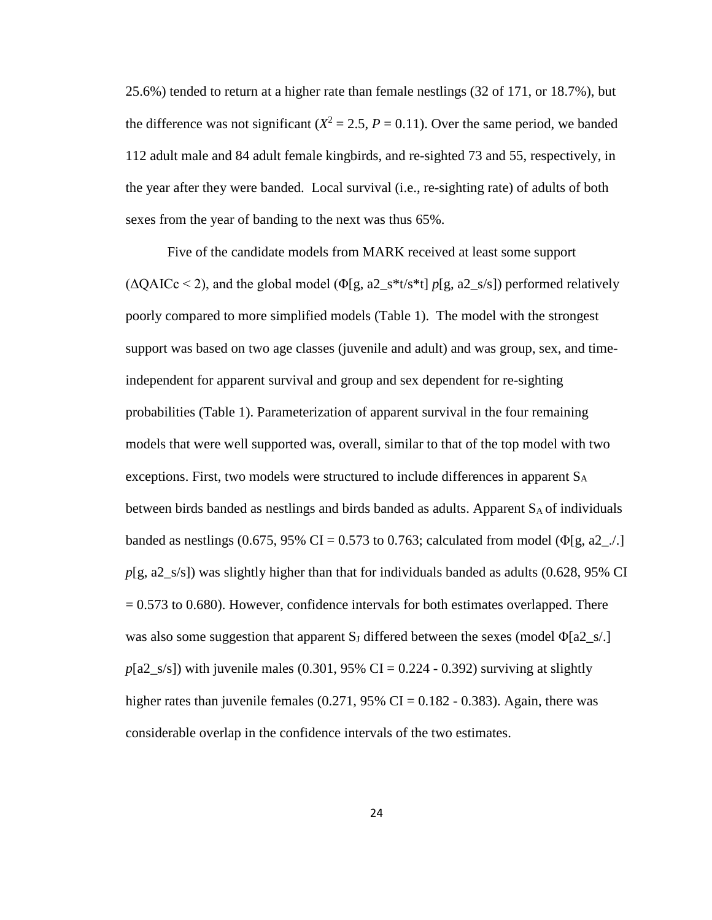25.6%) tended to return at a higher rate than female nestlings (32 of 171, or 18.7%), but the difference was not significant ($X^2 = 2.5$, $P = 0.11$). Over the same period, we banded 112 adult male and 84 adult female kingbirds, and re-sighted 73 and 55, respectively, in the year after they were banded. Local survival (i.e., re-sighting rate) of adults of both sexes from the year of banding to the next was thus 65%.

Five of the candidate models from MARK received at least some support ($\Delta$QAICc < 2), and the global model (Φ[g, a2_s*t/s*t] *p*[g, a2_s/s]) performed relatively poorly compared to more simplified models (Table 1). The model with the strongest support was based on two age classes (juvenile and adult) and was group, sex, and time-independent for apparent survival and group and sex dependent for re-sighting probabilities (Table 1). Parameterization of apparent survival in the four remaining models that were well supported was, overall, similar to that of the top model with two exceptions. First, two models were structured to include differences in apparent $S_A$ between birds banded as nestlings and birds banded as adults. Apparent $S_A$ of individuals banded as nestlings (0.675, 95% CI = 0.573 to 0.763; calculated from model (Φ[g, a2_./.] *p*[g, a2_s/s]) was slightly higher than that for individuals banded as adults (0.628, 95% CI = 0.573 to 0.680). However, confidence intervals for both estimates overlapped. There was also some suggestion that apparent $S_J$ differed between the sexes (model Φ[a2_s/.] *p*[a2_s/s]) with juvenile males (0.301, 95% CI = 0.224 - 0.392) surviving at slightly higher rates than juvenile females (0.271, 95% CI = 0.182 - 0.383). Again, there was considerable overlap in the confidence intervals of the two estimates.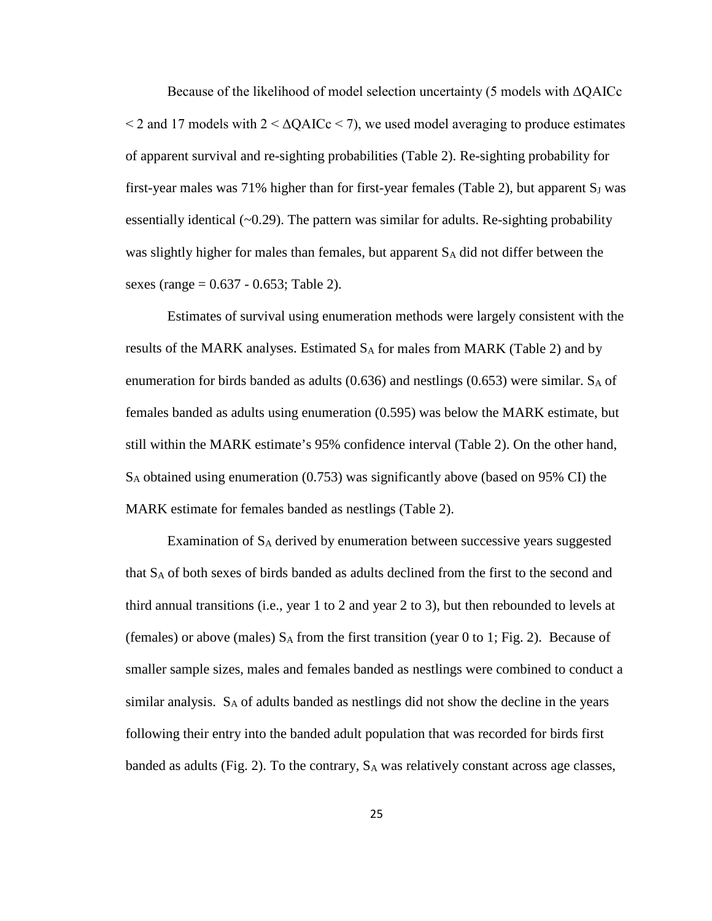Because of the likelihood of model selection uncertainty (5 models with $\Delta$QAICc $< 2$ and 17 models with $2 < \Delta$QAICc $< 7$), we used model averaging to produce estimates of apparent survival and re-sighting probabilities (Table 2). Re-sighting probability for first-year males was 71% higher than for first-year females (Table 2), but apparent $S_J$ was essentially identical (~0.29). The pattern was similar for adults. Re-sighting probability was slightly higher for males than females, but apparent $S_A$ did not differ between the sexes (range = 0.637 - 0.653; Table 2).

Estimates of survival using enumeration methods were largely consistent with the results of the MARK analyses. Estimated $S_A$ for males from MARK (Table 2) and by enumeration for birds banded as adults (0.636) and nestlings (0.653) were similar. $S_A$ of females banded as adults using enumeration (0.595) was below the MARK estimate, but still within the MARK estimate's 95% confidence interval (Table 2). On the other hand, $S_A$ obtained using enumeration (0.753) was significantly above (based on 95% CI) the MARK estimate for females banded as nestlings (Table 2).

Examination of $S_A$ derived by enumeration between successive years suggested that $S_A$ of both sexes of birds banded as adults declined from the first to the second and third annual transitions (i.e., year 1 to 2 and year 2 to 3), but then rebounded to levels at (females) or above (males) $S_A$ from the first transition (year 0 to 1; Fig. 2). Because of smaller sample sizes, males and females banded as nestlings were combined to conduct a similar analysis. $S_A$ of adults banded as nestlings did not show the decline in the years following their entry into the banded adult population that was recorded for birds first banded as adults (Fig. 2). To the contrary, $S_A$ was relatively constant across age classes,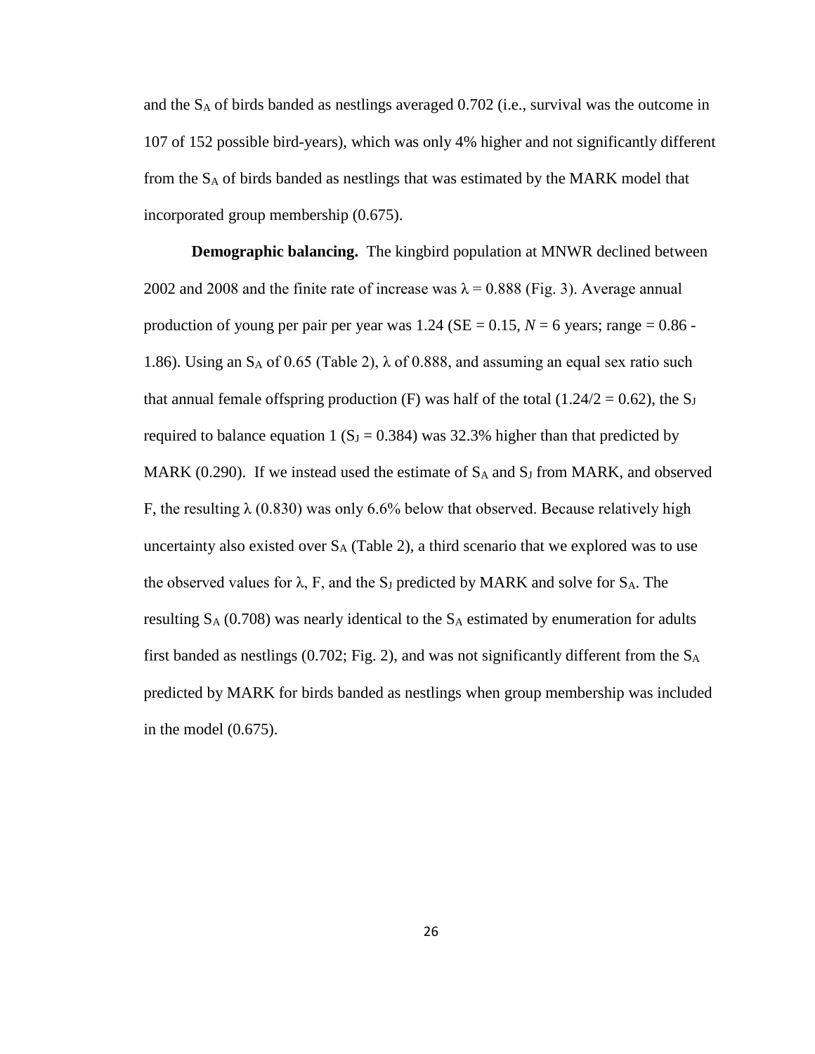and the $S_A$ of birds banded as nestlings averaged 0.702 (i.e., survival was the outcome in 107 of 152 possible bird-years), which was only 4% higher and not significantly different from the $S_A$ of birds banded as nestlings that was estimated by the MARK model that incorporated group membership (0.675).

**Demographic balancing.** The kingbird population at MNWR declined between 2002 and 2008 and the finite rate of increase was $\lambda = 0.888$ (Fig. 3). Average annual production of young per pair per year was 1.24 (SE = 0.15, *N* = 6 years; range = 0.86 - 1.86). Using an $S_A$ of 0.65 (Table 2), $\lambda$ of 0.888, and assuming an equal sex ratio such that annual female offspring production (F) was half of the total ($1.24/2 = 0.62$), the $S_J$ required to balance equation 1 ($S_J = 0.384$) was 32.3% higher than that predicted by MARK (0.290). If we instead used the estimate of $S_A$ and $S_J$ from MARK, and observed F, the resulting $\lambda$ (0.830) was only 6.6% below that observed. Because relatively high uncertainty also existed over $S_A$ (Table 2), a third scenario that we explored was to use the observed values for $\lambda$, F, and the $S_J$ predicted by MARK and solve for $S_A$. The resulting $S_A$ (0.708) was nearly identical to the $S_A$ estimated by enumeration for adults first banded as nestlings (0.702; Fig. 2), and was not significantly different from the $S_A$ predicted by MARK for birds banded as nestlings when group membership was included in the model (0.675).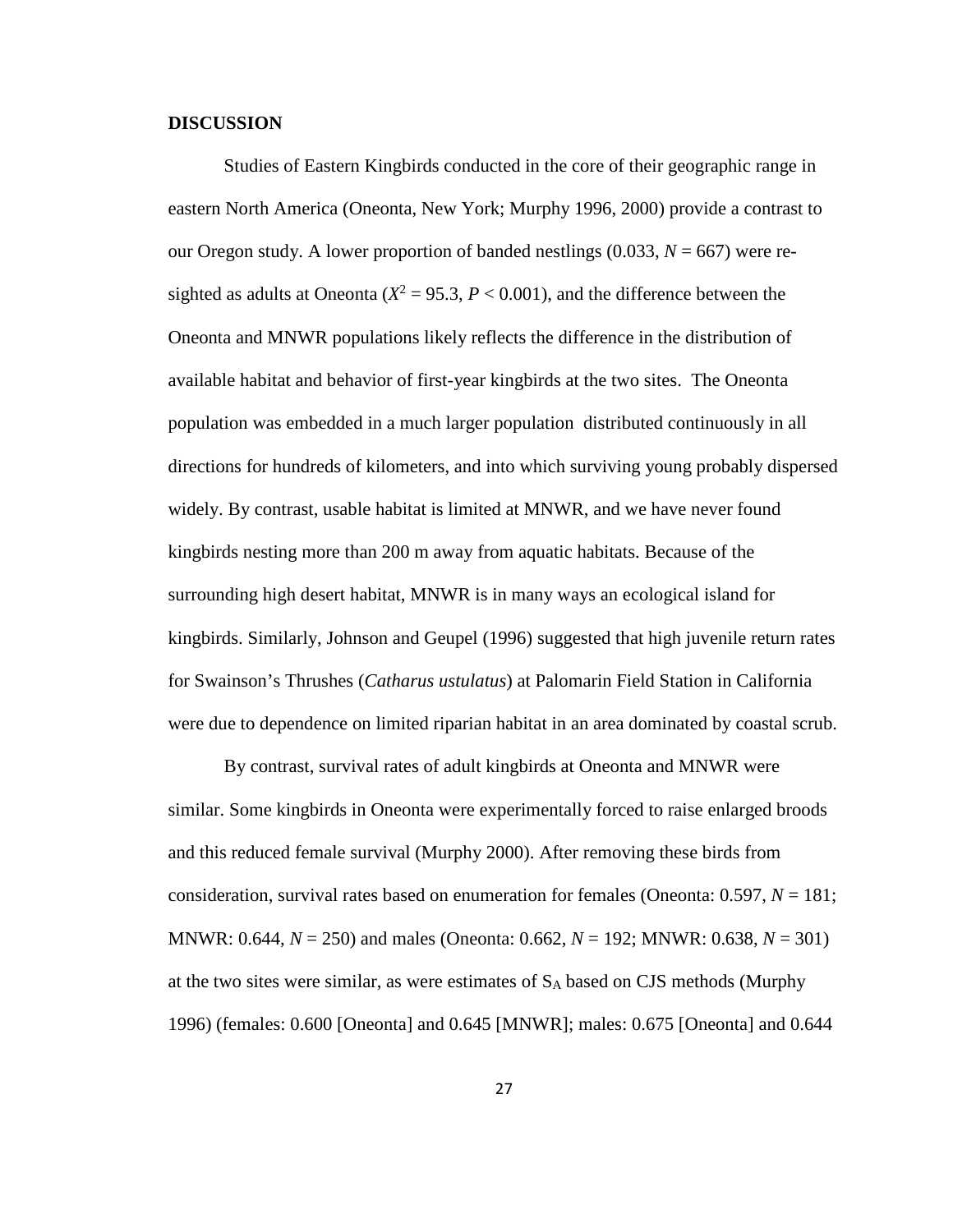**DISCUSSION**

Studies of Eastern Kingbirds conducted in the core of their geographic range in eastern North America (Oneonta, New York; Murphy 1996, 2000) provide a contrast to our Oregon study. A lower proportion of banded nestlings (0.033, $N$ = 667) were re-sighted as adults at Oneonta ($X^2$ = 95.3, $P$ < 0.001), and the difference between the Oneonta and MNWR populations likely reflects the difference in the distribution of available habitat and behavior of first-year kingbirds at the two sites. The Oneonta population was embedded in a much larger population distributed continuously in all directions for hundreds of kilometers, and into which surviving young probably dispersed widely. By contrast, usable habitat is limited at MNWR, and we have never found kingbirds nesting more than 200 m away from aquatic habitats. Because of the surrounding high desert habitat, MNWR is in many ways an ecological island for kingbirds. Similarly, Johnson and Geupel (1996) suggested that high juvenile return rates for Swainson's Thrushes (*Catharus ustulatus*) at Palomarin Field Station in California were due to dependence on limited riparian habitat in an area dominated by coastal scrub.

By contrast, survival rates of adult kingbirds at Oneonta and MNWR were similar. Some kingbirds in Oneonta were experimentally forced to raise enlarged broods and this reduced female survival (Murphy 2000). After removing these birds from consideration, survival rates based on enumeration for females (Oneonta: 0.597, $N$ = 181; MNWR: 0.644, $N$ = 250) and males (Oneonta: 0.662, $N$ = 192; MNWR: 0.638, $N$ = 301) at the two sites were similar, as were estimates of $S_A$ based on CJS methods (Murphy 1996) (females: 0.600 [Oneonta] and 0.645 [MNWR]; males: 0.675 [Oneonta] and 0.644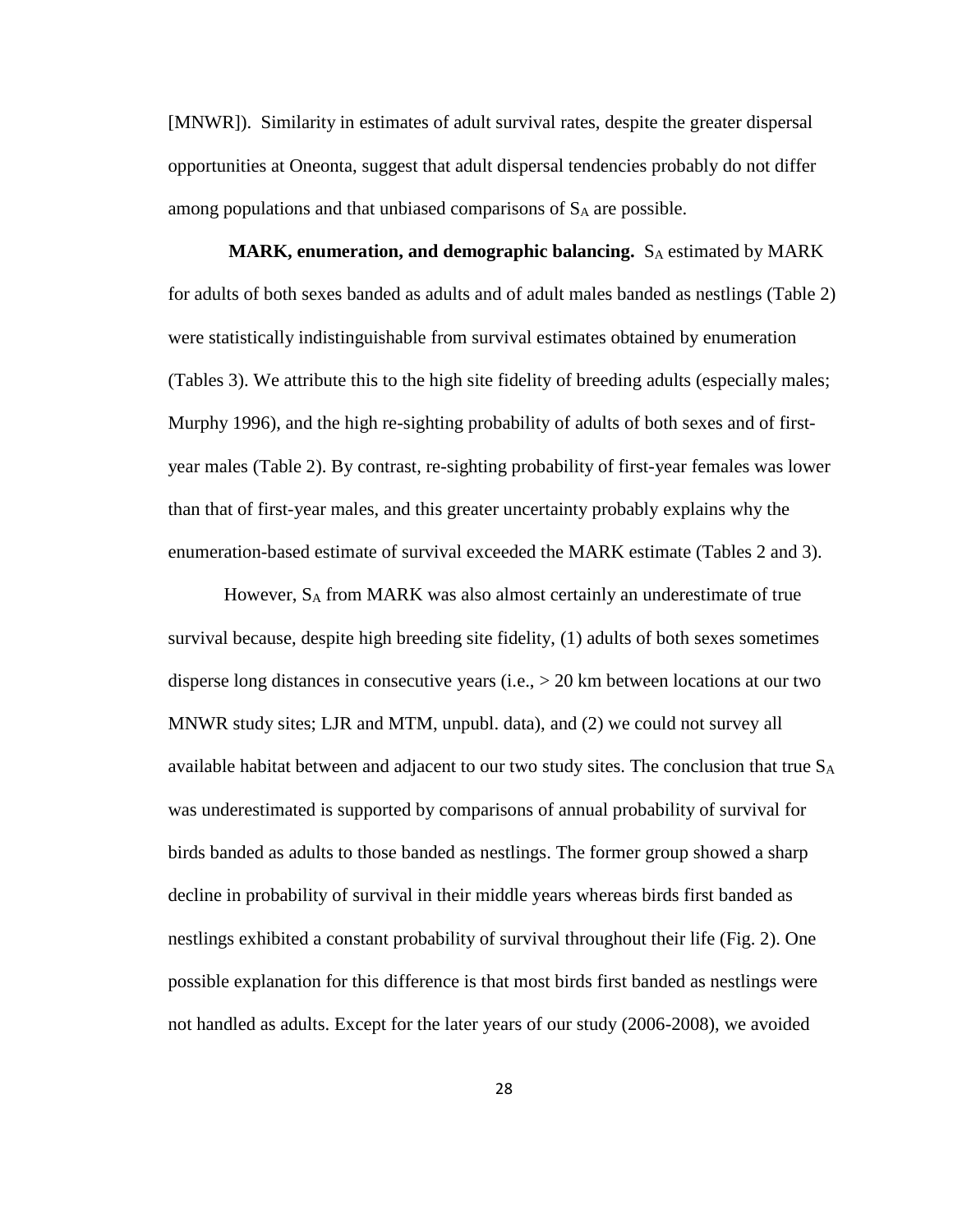[MNWR]). Similarity in estimates of adult survival rates, despite the greater dispersal opportunities at Oneonta, suggest that adult dispersal tendencies probably do not differ among populations and that unbiased comparisons of $S_A$ are possible.

**MARK, enumeration, and demographic balancing.** $S_A$ estimated by MARK for adults of both sexes banded as adults and of adult males banded as nestlings (Table 2) were statistically indistinguishable from survival estimates obtained by enumeration (Tables 3). We attribute this to the high site fidelity of breeding adults (especially males; Murphy 1996), and the high re-sighting probability of adults of both sexes and of first-year males (Table 2). By contrast, re-sighting probability of first-year females was lower than that of first-year males, and this greater uncertainty probably explains why the enumeration-based estimate of survival exceeded the MARK estimate (Tables 2 and 3).

However, $S_A$ from MARK was also almost certainly an underestimate of true survival because, despite high breeding site fidelity, (1) adults of both sexes sometimes disperse long distances in consecutive years (i.e., > 20 km between locations at our two MNWR study sites; LJR and MTM, unpubl. data), and (2) we could not survey all available habitat between and adjacent to our two study sites. The conclusion that true $S_A$ was underestimated is supported by comparisons of annual probability of survival for birds banded as adults to those banded as nestlings. The former group showed a sharp decline in probability of survival in their middle years whereas birds first banded as nestlings exhibited a constant probability of survival throughout their life (Fig. 2). One possible explanation for this difference is that most birds first banded as nestlings were not handled as adults. Except for the later years of our study (2006-2008), we avoided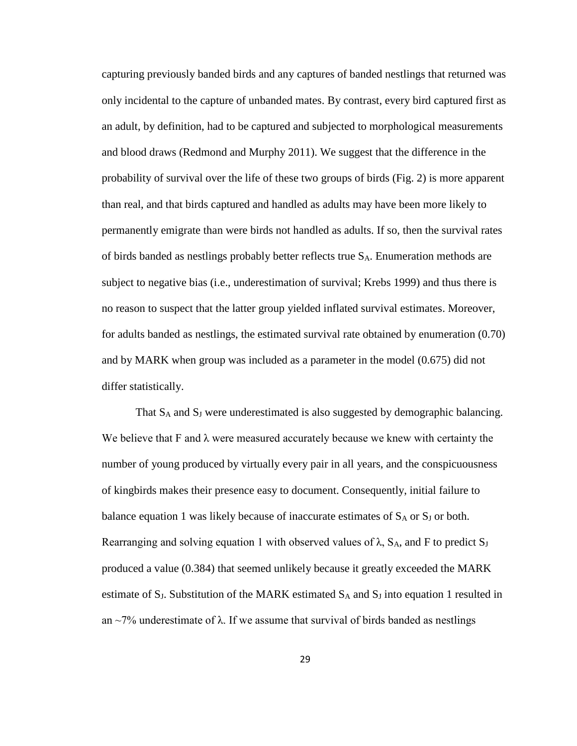capturing previously banded birds and any captures of banded nestlings that returned was only incidental to the capture of unbanded mates. By contrast, every bird captured first as an adult, by definition, had to be captured and subjected to morphological measurements and blood draws (Redmond and Murphy 2011). We suggest that the difference in the probability of survival over the life of these two groups of birds (Fig. 2) is more apparent than real, and that birds captured and handled as adults may have been more likely to permanently emigrate than were birds not handled as adults. If so, then the survival rates of birds banded as nestlings probably better reflects true $S_A$. Enumeration methods are subject to negative bias (i.e., underestimation of survival; Krebs 1999) and thus there is no reason to suspect that the latter group yielded inflated survival estimates. Moreover, for adults banded as nestlings, the estimated survival rate obtained by enumeration (0.70) and by MARK when group was included as a parameter in the model (0.675) did not differ statistically.

That $S_A$ and $S_J$ were underestimated is also suggested by demographic balancing. We believe that F and $\lambda$ were measured accurately because we knew with certainty the number of young produced by virtually every pair in all years, and the conspicuousness of kingbirds makes their presence easy to document. Consequently, initial failure to balance equation 1 was likely because of inaccurate estimates of $S_A$ or $S_J$ or both. Rearranging and solving equation 1 with observed values of $\lambda$, $S_A$, and F to predict $S_J$ produced a value (0.384) that seemed unlikely because it greatly exceeded the MARK estimate of $S_J$. Substitution of the MARK estimated $S_A$ and $S_J$ into equation 1 resulted in an ~7% underestimate of $\lambda$. If we assume that survival of birds banded as nestlings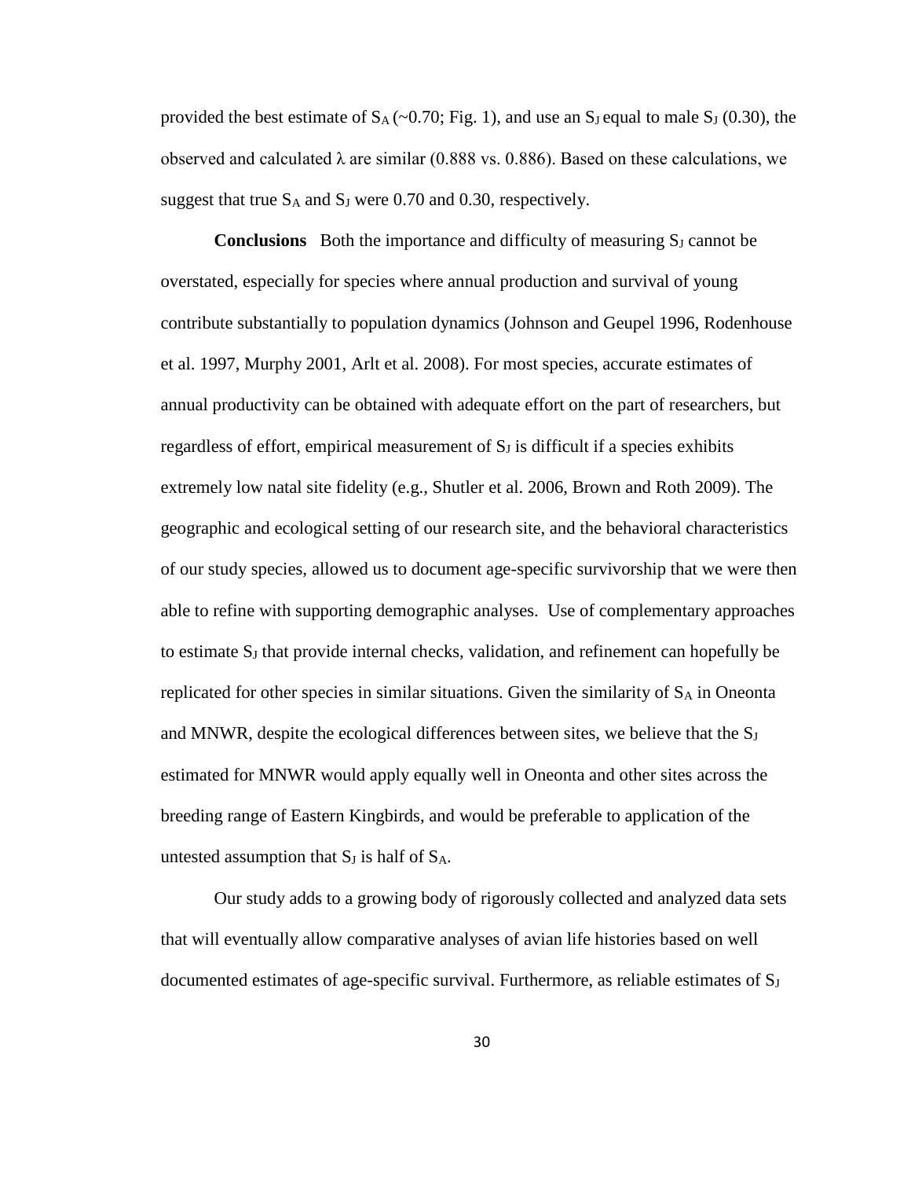provided the best estimate of $S_A$ (~0.70; Fig. 1), and use an $S_J$ equal to male $S_J$ (0.30), the observed and calculated $\lambda$ are similar (0.888 vs. 0.886). Based on these calculations, we suggest that true $S_A$ and $S_J$ were 0.70 and 0.30, respectively.

**Conclusions** Both the importance and difficulty of measuring $S_J$ cannot be overstated, especially for species where annual production and survival of young contribute substantially to population dynamics (Johnson and Geupel 1996, Rodenhouse et al. 1997, Murphy 2001, Arlt et al. 2008). For most species, accurate estimates of annual productivity can be obtained with adequate effort on the part of researchers, but regardless of effort, empirical measurement of $S_J$ is difficult if a species exhibits extremely low natal site fidelity (e.g., Shutler et al. 2006, Brown and Roth 2009). The geographic and ecological setting of our research site, and the behavioral characteristics of our study species, allowed us to document age-specific survivorship that we were then able to refine with supporting demographic analyses. Use of complementary approaches to estimate $S_J$ that provide internal checks, validation, and refinement can hopefully be replicated for other species in similar situations. Given the similarity of $S_A$ in Oneonta and MNWR, despite the ecological differences between sites, we believe that the $S_J$ estimated for MNWR would apply equally well in Oneonta and other sites across the breeding range of Eastern Kingbirds, and would be preferable to application of the untested assumption that $S_J$ is half of $S_A$.

Our study adds to a growing body of rigorously collected and analyzed data sets that will eventually allow comparative analyses of avian life histories based on well documented estimates of age-specific survival. Furthermore, as reliable estimates of $S_J$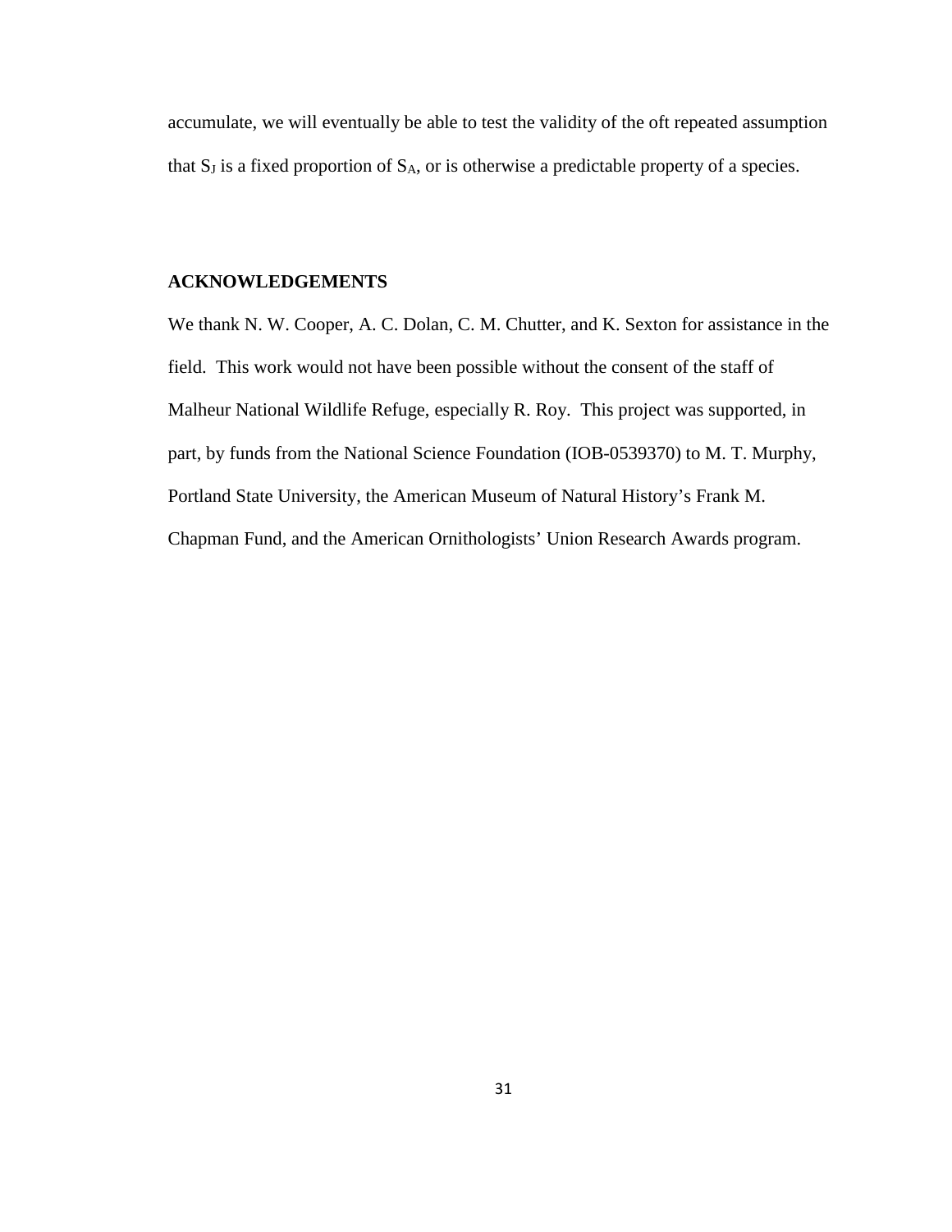accumulate, we will eventually be able to test the validity of the oft repeated assumption that $S_J$ is a fixed proportion of $S_A$, or is otherwise a predictable property of a species.

## ACKNOWLEDGEMENTS

We thank N. W. Cooper, A. C. Dolan, C. M. Chutter, and K. Sexton for assistance in the field. This work would not have been possible without the consent of the staff of Malheur National Wildlife Refuge, especially R. Roy. This project was supported, in part, by funds from the National Science Foundation (IOB-0539370) to M. T. Murphy, Portland State University, the American Museum of Natural History's Frank M. Chapman Fund, and the American Ornithologists' Union Research Awards program.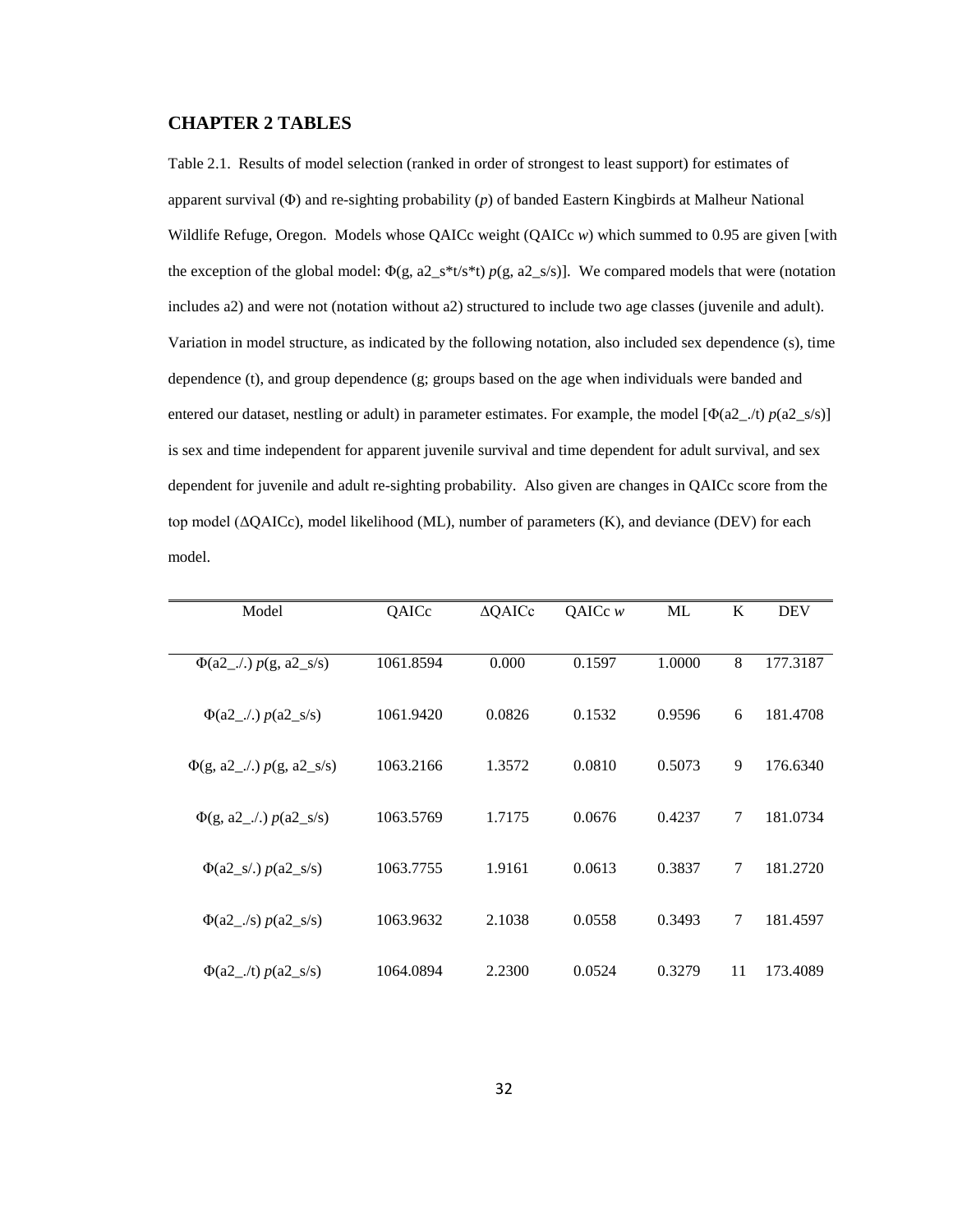## CHAPTER 2 TABLES

Table 2.1. Results of model selection (ranked in order of strongest to least support) for estimates of apparent survival ($\Phi$) and re-sighting probability ($p$) of banded Eastern Kingbirds at Malheur National Wildlife Refuge, Oregon. Models whose QAICc weight (QAICc $w$) which summed to 0.95 are given [with the exception of the global model: $\Phi$(g, a2_s*t/s*t) $p$(g, a2_s/s)]. We compared models that were (notation includes a2) and were not (notation without a2) structured to include two age classes (juvenile and adult). Variation in model structure, as indicated by the following notation, also included sex dependence (s), time dependence (t), and group dependence (g; groups based on the age when individuals were banded and entered our dataset, nestling or adult) in parameter estimates. For example, the model [$\Phi$(a2_./t) $p$(a2_s/s)] is sex and time independent for apparent juvenile survival and time dependent for adult survival, and sex dependent for juvenile and adult re-sighting probability. Also given are changes in QAICc score from the top model ($\Delta$QAICc), model likelihood (ML), number of parameters (K), and deviance (DEV) for each model.

| Model | QAICc | $\Delta$QAICc | QAICc $w$ | ML | K | DEV |
|---|---|---|---|---|---|---|
| $\Phi$(a2_./.) $p$(g, a2_s/s) | 1061.8594 | 0.000 | 0.1597 | 1.0000 | 8 | 177.3187 |
| $\Phi$(a2_./.) $p$(a2_s/s) | 1061.9420 | 0.0826 | 0.1532 | 0.9596 | 6 | 181.4708 |
| $\Phi$(g, a2_./.) $p$(g, a2_s/s) | 1063.2166 | 1.3572 | 0.0810 | 0.5073 | 9 | 176.6340 |
| $\Phi$(g, a2_./.) $p$(a2_s/s) | 1063.5769 | 1.7175 | 0.0676 | 0.4237 | 7 | 181.0734 |
| $\Phi$(a2_s/.) $p$(a2_s/s) | 1063.7755 | 1.9161 | 0.0613 | 0.3837 | 7 | 181.2720 |
| $\Phi$(a2_./s) $p$(a2_s/s) | 1063.9632 | 2.1038 | 0.0558 | 0.3493 | 7 | 181.4597 |
| $\Phi$(a2_./t) $p$(a2_s/s) | 1064.0894 | 2.2300 | 0.0524 | 0.3279 | 11 | 173.4089 |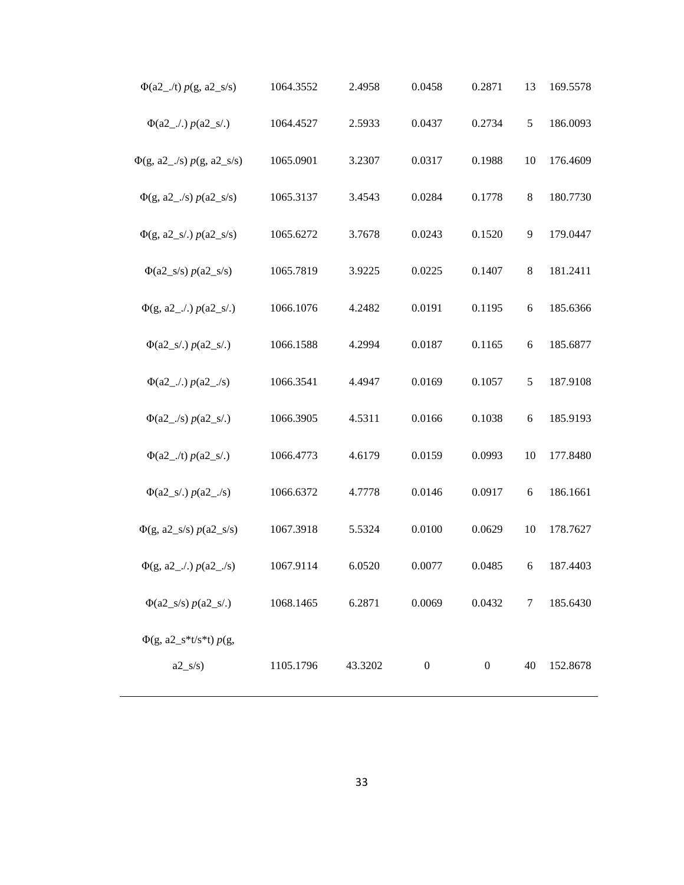| | | | | | | |
|---|---|---|---|---|---|---|
| Φ(a2_./t) *p*(g, a2_s/s) | 1064.3552 | 2.4958 | 0.0458 | 0.2871 | 13 | 169.5578 |
| Φ(a2_./.) *p*(a2_s/.) | 1064.4527 | 2.5933 | 0.0437 | 0.2734 | 5 | 186.0093 |
| Φ(g, a2_./s) *p*(g, a2_s/s) | 1065.0901 | 3.2307 | 0.0317 | 0.1988 | 10 | 176.4609 |
| Φ(g, a2_./s) *p*(a2_s/s) | 1065.3137 | 3.4543 | 0.0284 | 0.1778 | 8 | 180.7730 |
| Φ(g, a2_s/.) *p*(a2_s/s) | 1065.6272 | 3.7678 | 0.0243 | 0.1520 | 9 | 179.0447 |
| Φ(a2_s/s) *p*(a2_s/s) | 1065.7819 | 3.9225 | 0.0225 | 0.1407 | 8 | 181.2411 |
| Φ(g, a2_./.) *p*(a2_s/.) | 1066.1076 | 4.2482 | 0.0191 | 0.1195 | 6 | 185.6366 |
| Φ(a2_s/.) *p*(a2_s/.) | 1066.1588 | 4.2994 | 0.0187 | 0.1165 | 6 | 185.6877 |
| Φ(a2_./.) *p*(a2_./s) | 1066.3541 | 4.4947 | 0.0169 | 0.1057 | 5 | 187.9108 |
| Φ(a2_./s) *p*(a2_s/.) | 1066.3905 | 4.5311 | 0.0166 | 0.1038 | 6 | 185.9193 |
| Φ(a2_./t) *p*(a2_s/.) | 1066.4773 | 4.6179 | 0.0159 | 0.0993 | 10 | 177.8480 |
| Φ(a2_s/.) *p*(a2_./s) | 1066.6372 | 4.7778 | 0.0146 | 0.0917 | 6 | 186.1661 |
| Φ(g, a2_s/s) *p*(a2_s/s) | 1067.3918 | 5.5324 | 0.0100 | 0.0629 | 10 | 178.7627 |
| Φ(g, a2_./.) *p*(a2_./s) | 1067.9114 | 6.0520 | 0.0077 | 0.0485 | 6 | 187.4403 |
| Φ(a2_s/s) *p*(a2_s/.) | 1068.1465 | 6.2871 | 0.0069 | 0.0432 | 7 | 185.6430 |
| Φ(g, a2_s*t/s*t) *p*(g, a2_s/s) | 1105.1796 | 43.3202 | 0 | 0 | 40 | 152.8678 |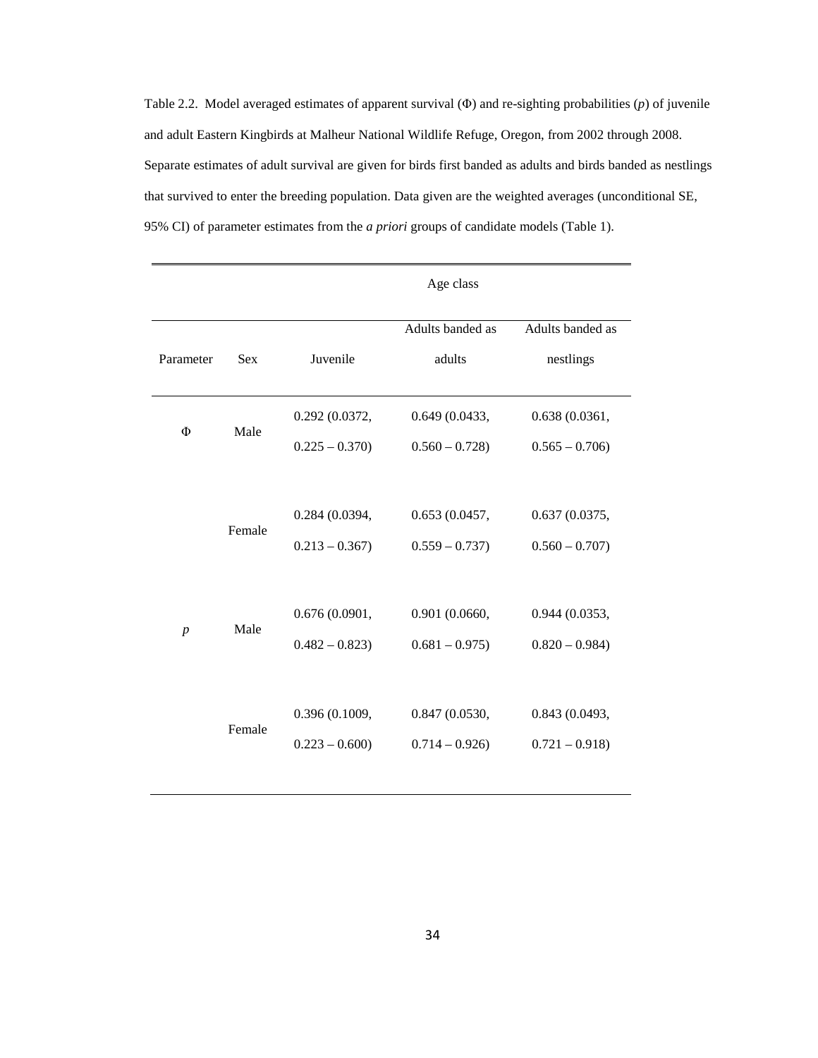Table 2.2. Model averaged estimates of apparent survival (Φ) and re-sighting probabilities ($p$) of juvenile and adult Eastern Kingbirds at Malheur National Wildlife Refuge, Oregon, from 2002 through 2008. Separate estimates of adult survival are given for birds first banded as adults and birds banded as nestlings that survived to enter the breeding population. Data given are the weighted averages (unconditional SE, 95% CI) of parameter estimates from the *a priori* groups of candidate models (Table 1).

| | | Age class | | |
|---|---|---|---|---|
| Parameter | Sex | Juvenile | Adults banded as adults | Adults banded as nestlings |
| Φ | Male | 0.292 (0.0372, 0.225 – 0.370) | 0.649 (0.0433, 0.560 – 0.728) | 0.638 (0.0361, 0.565 – 0.706) |
| | Female | 0.284 (0.0394, 0.213 – 0.367) | 0.653 (0.0457, 0.559 – 0.737) | 0.637 (0.0375, 0.560 – 0.707) |
| $p$ | Male | 0.676 (0.0901, 0.482 – 0.823) | 0.901 (0.0660, 0.681 – 0.975) | 0.944 (0.0353, 0.820 – 0.984) |
| | Female | 0.396 (0.1009, 0.223 – 0.600) | 0.847 (0.0530, 0.714 – 0.926) | 0.843 (0.0493, 0.721 – 0.918) |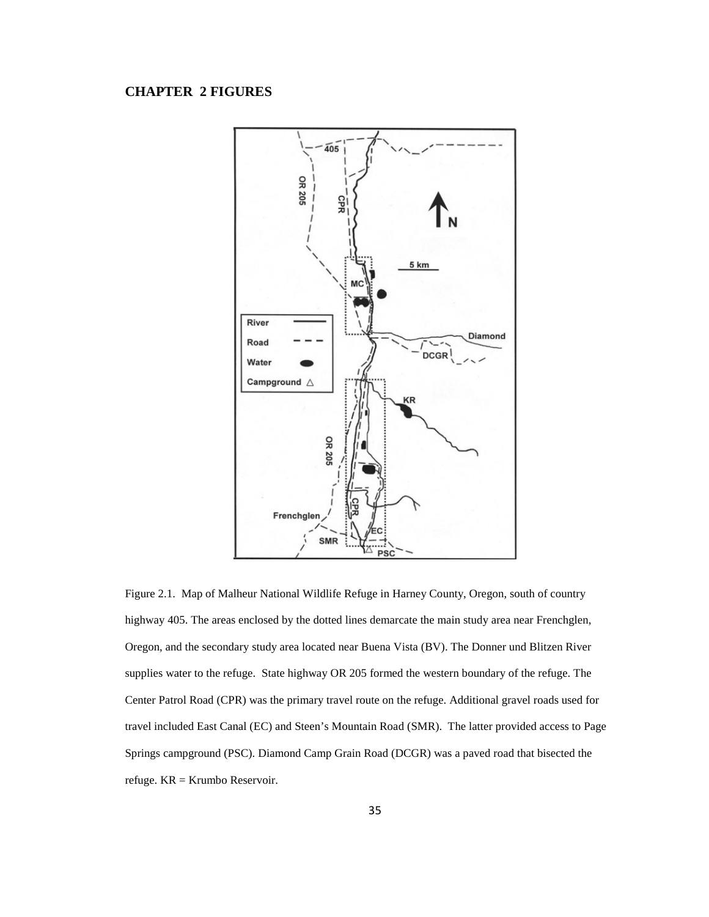## CHAPTER 2 FIGURES

Figure 2.1. Map of Malheur National Wildlife Refuge in Harney County, Oregon, south of country highway 405. The areas enclosed by the dotted lines demarcate the main study area near Frenchglen, Oregon, and the secondary study area located near Buena Vista (BV). The Donner und Blitzen River supplies water to the refuge. State highway OR 205 formed the western boundary of the refuge. The Center Patrol Road (CPR) was the primary travel route on the refuge. Additional gravel roads used for travel included East Canal (EC) and Steen's Mountain Road (SMR). The latter provided access to Page Springs campground (PSC). Diamond Camp Grain Road (DCGR) was a paved road that bisected the refuge. KR = Krumbo Reservoir.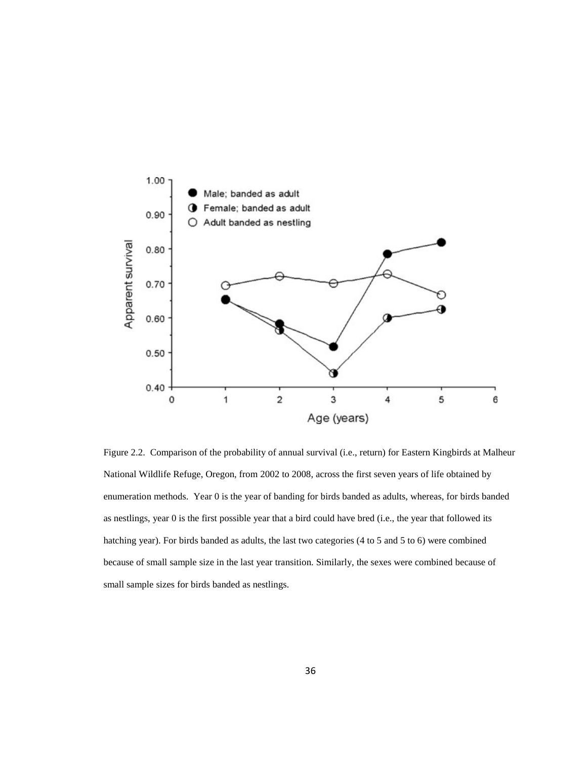Figure 2.2. Comparison of the probability of annual survival (i.e., return) for Eastern Kingbirds at Malheur National Wildlife Refuge, Oregon, from 2002 to 2008, across the first seven years of life obtained by enumeration methods. Year 0 is the year of banding for birds banded as adults, whereas, for birds banded as nestlings, year 0 is the first possible year that a bird could have bred (i.e., the year that followed its hatching year). For birds banded as adults, the last two categories (4 to 5 and 5 to 6) were combined because of small sample size in the last year transition. Similarly, the sexes were combined because of small sample sizes for birds banded as nestlings.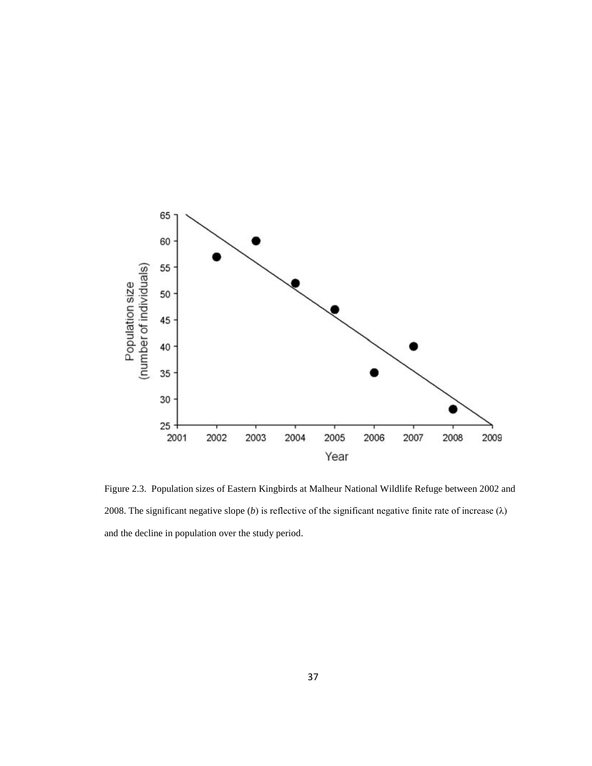Figure 2.3. Population sizes of Eastern Kingbirds at Malheur National Wildlife Refuge between 2002 and 2008. The significant negative slope (*b*) is reflective of the significant negative finite rate of increase ($\lambda$) and the decline in population over the study period.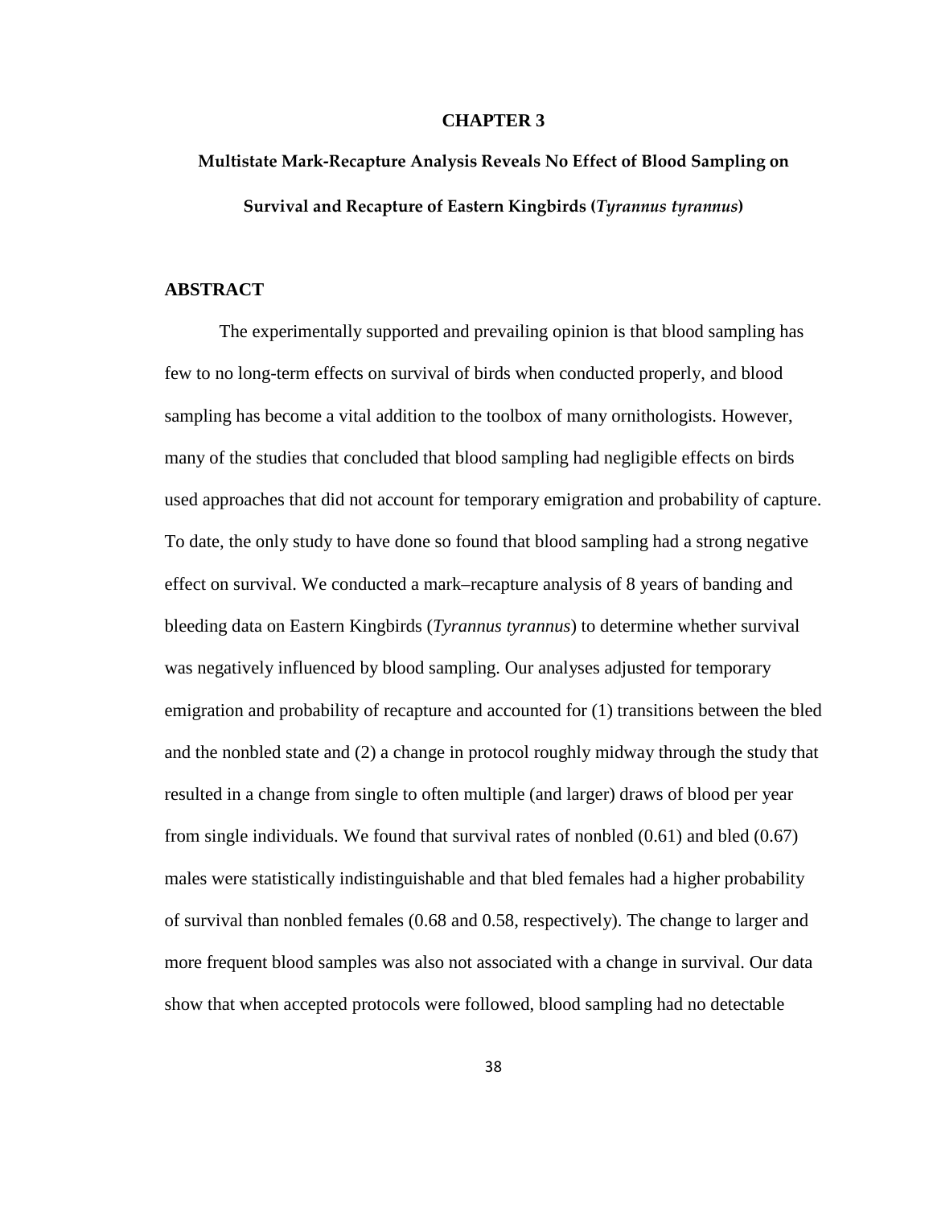# CHAPTER 3

## Multistate Mark-Recapture Analysis Reveals No Effect of Blood Sampling on Survival and Recapture of Eastern Kingbirds (*Tyrannus tyrannus*)

### ABSTRACT

The experimentally supported and prevailing opinion is that blood sampling has few to no long-term effects on survival of birds when conducted properly, and blood sampling has become a vital addition to the toolbox of many ornithologists. However, many of the studies that concluded that blood sampling had negligible effects on birds used approaches that did not account for temporary emigration and probability of capture. To date, the only study to have done so found that blood sampling had a strong negative effect on survival. We conducted a mark–recapture analysis of 8 years of banding and bleeding data on Eastern Kingbirds (*Tyrannus tyrannus*) to determine whether survival was negatively influenced by blood sampling. Our analyses adjusted for temporary emigration and probability of recapture and accounted for (1) transitions between the bled and the nonbled state and (2) a change in protocol roughly midway through the study that resulted in a change from single to often multiple (and larger) draws of blood per year from single individuals. We found that survival rates of nonbled (0.61) and bled (0.67) males were statistically indistinguishable and that bled females had a higher probability of survival than nonbled females (0.68 and 0.58, respectively). The change to larger and more frequent blood samples was also not associated with a change in survival. Our data show that when accepted protocols were followed, blood sampling had no detectable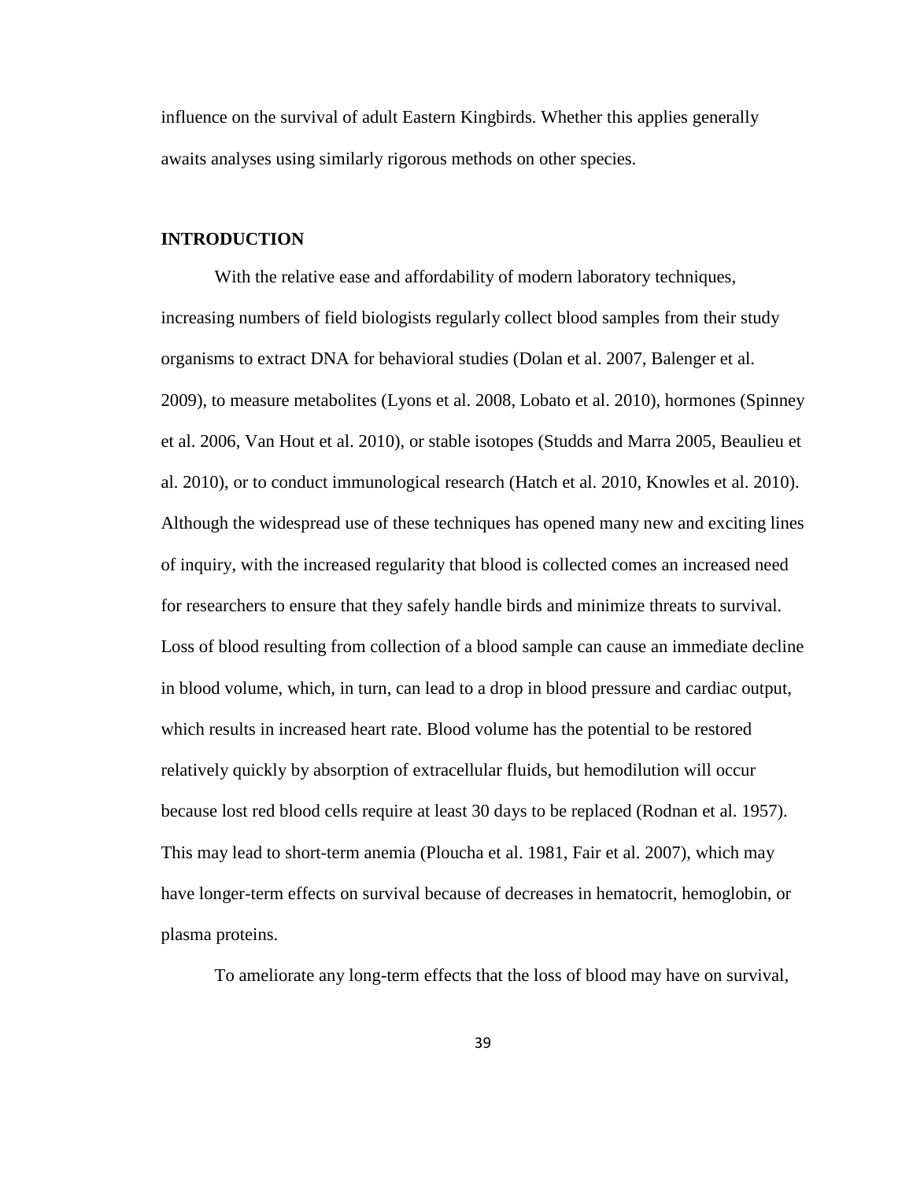influence on the survival of adult Eastern Kingbirds. Whether this applies generally awaits analyses using similarly rigorous methods on other species.

## INTRODUCTION

With the relative ease and affordability of modern laboratory techniques, increasing numbers of field biologists regularly collect blood samples from their study organisms to extract DNA for behavioral studies (Dolan et al. 2007, Balenger et al. 2009), to measure metabolites (Lyons et al. 2008, Lobato et al. 2010), hormones (Spinney et al. 2006, Van Hout et al. 2010), or stable isotopes (Studds and Marra 2005, Beaulieu et al. 2010), or to conduct immunological research (Hatch et al. 2010, Knowles et al. 2010). Although the widespread use of these techniques has opened many new and exciting lines of inquiry, with the increased regularity that blood is collected comes an increased need for researchers to ensure that they safely handle birds and minimize threats to survival. Loss of blood resulting from collection of a blood sample can cause an immediate decline in blood volume, which, in turn, can lead to a drop in blood pressure and cardiac output, which results in increased heart rate. Blood volume has the potential to be restored relatively quickly by absorption of extracellular fluids, but hemodilution will occur because lost red blood cells require at least 30 days to be replaced (Rodnan et al. 1957). This may lead to short-term anemia (Ploucha et al. 1981, Fair et al. 2007), which may have longer-term effects on survival because of decreases in hematocrit, hemoglobin, or plasma proteins.

To ameliorate any long-term effects that the loss of blood may have on survival,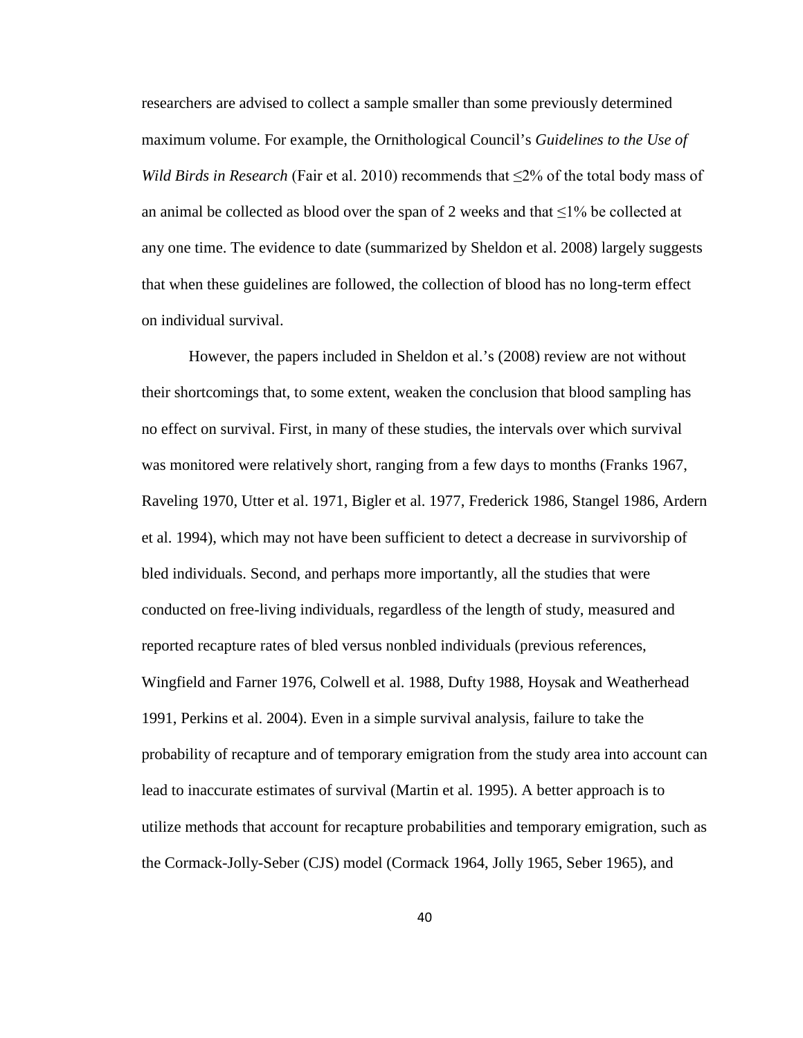researchers are advised to collect a sample smaller than some previously determined maximum volume. For example, the Ornithological Council's *Guidelines to the Use of Wild Birds in Research* (Fair et al. 2010) recommends that ≤2% of the total body mass of an animal be collected as blood over the span of 2 weeks and that ≤1% be collected at any one time. The evidence to date (summarized by Sheldon et al. 2008) largely suggests that when these guidelines are followed, the collection of blood has no long-term effect on individual survival.

However, the papers included in Sheldon et al.'s (2008) review are not without their shortcomings that, to some extent, weaken the conclusion that blood sampling has no effect on survival. First, in many of these studies, the intervals over which survival was monitored were relatively short, ranging from a few days to months (Franks 1967, Raveling 1970, Utter et al. 1971, Bigler et al. 1977, Frederick 1986, Stangel 1986, Ardern et al. 1994), which may not have been sufficient to detect a decrease in survivorship of bled individuals. Second, and perhaps more importantly, all the studies that were conducted on free-living individuals, regardless of the length of study, measured and reported recapture rates of bled versus nonbled individuals (previous references, Wingfield and Farner 1976, Colwell et al. 1988, Dufty 1988, Hoysak and Weatherhead 1991, Perkins et al. 2004). Even in a simple survival analysis, failure to take the probability of recapture and of temporary emigration from the study area into account can lead to inaccurate estimates of survival (Martin et al. 1995). A better approach is to utilize methods that account for recapture probabilities and temporary emigration, such as the Cormack-Jolly-Seber (CJS) model (Cormack 1964, Jolly 1965, Seber 1965), and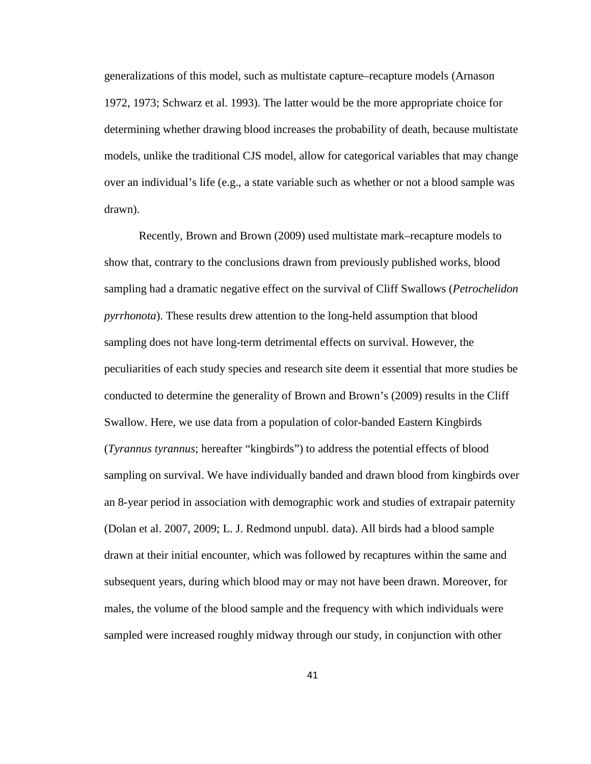generalizations of this model, such as multistate capture–recapture models (Arnason 1972, 1973; Schwarz et al. 1993). The latter would be the more appropriate choice for determining whether drawing blood increases the probability of death, because multistate models, unlike the traditional CJS model, allow for categorical variables that may change over an individual's life (e.g., a state variable such as whether or not a blood sample was drawn).

Recently, Brown and Brown (2009) used multistate mark–recapture models to show that, contrary to the conclusions drawn from previously published works, blood sampling had a dramatic negative effect on the survival of Cliff Swallows (*Petrochelidon pyrrhonota*). These results drew attention to the long-held assumption that blood sampling does not have long-term detrimental effects on survival. However, the peculiarities of each study species and research site deem it essential that more studies be conducted to determine the generality of Brown and Brown's (2009) results in the Cliff Swallow. Here, we use data from a population of color-banded Eastern Kingbirds (*Tyrannus tyrannus*; hereafter "kingbirds") to address the potential effects of blood sampling on survival. We have individually banded and drawn blood from kingbirds over an 8-year period in association with demographic work and studies of extrapair paternity (Dolan et al. 2007, 2009; L. J. Redmond unpubl. data). All birds had a blood sample drawn at their initial encounter, which was followed by recaptures within the same and subsequent years, during which blood may or may not have been drawn. Moreover, for males, the volume of the blood sample and the frequency with which individuals were sampled were increased roughly midway through our study, in conjunction with other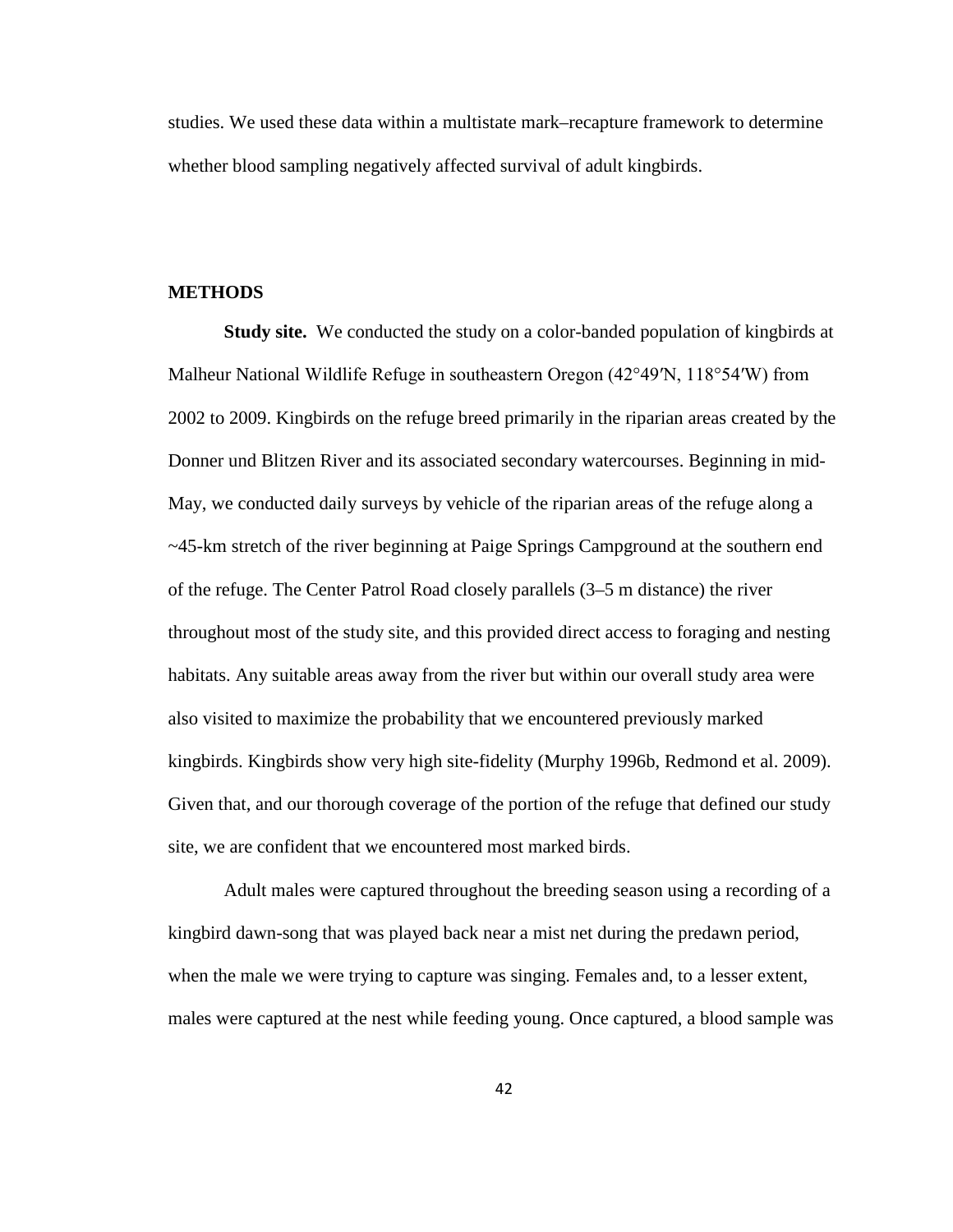studies. We used these data within a multistate mark–recapture framework to determine whether blood sampling negatively affected survival of adult kingbirds.

## METHODS

**Study site.** We conducted the study on a color-banded population of kingbirds at Malheur National Wildlife Refuge in southeastern Oregon (42°49′N, 118°54′W) from 2002 to 2009. Kingbirds on the refuge breed primarily in the riparian areas created by the Donner und Blitzen River and its associated secondary watercourses. Beginning in mid-May, we conducted daily surveys by vehicle of the riparian areas of the refuge along a ~45-km stretch of the river beginning at Paige Springs Campground at the southern end of the refuge. The Center Patrol Road closely parallels (3–5 m distance) the river throughout most of the study site, and this provided direct access to foraging and nesting habitats. Any suitable areas away from the river but within our overall study area were also visited to maximize the probability that we encountered previously marked kingbirds. Kingbirds show very high site-fidelity (Murphy 1996b, Redmond et al. 2009). Given that, and our thorough coverage of the portion of the refuge that defined our study site, we are confident that we encountered most marked birds.

Adult males were captured throughout the breeding season using a recording of a kingbird dawn-song that was played back near a mist net during the predawn period, when the male we were trying to capture was singing. Females and, to a lesser extent, males were captured at the nest while feeding young. Once captured, a blood sample was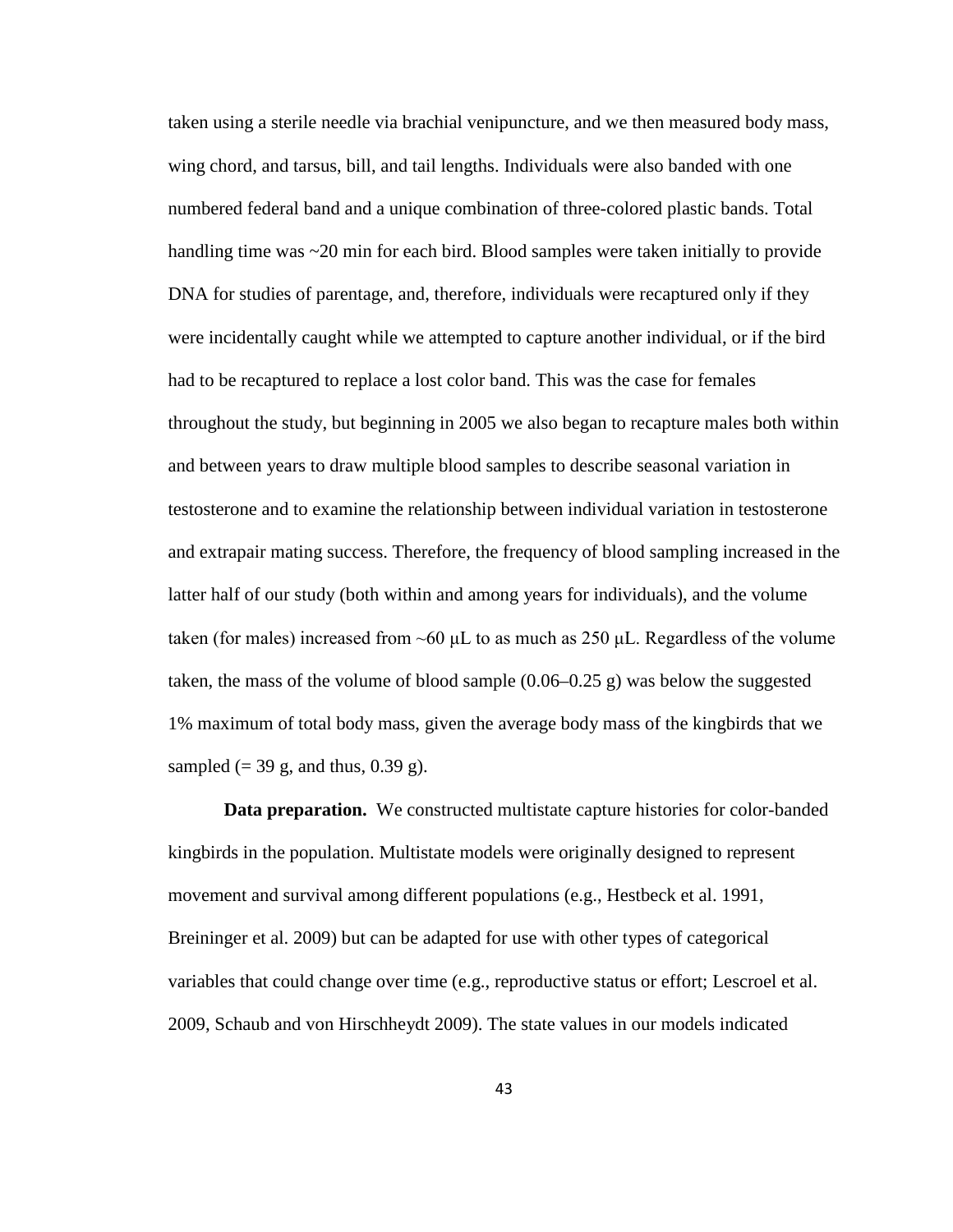taken using a sterile needle via brachial venipuncture, and we then measured body mass, wing chord, and tarsus, bill, and tail lengths. Individuals were also banded with one numbered federal band and a unique combination of three-colored plastic bands. Total handling time was ~20 min for each bird. Blood samples were taken initially to provide DNA for studies of parentage, and, therefore, individuals were recaptured only if they were incidentally caught while we attempted to capture another individual, or if the bird had to be recaptured to replace a lost color band. This was the case for females throughout the study, but beginning in 2005 we also began to recapture males both within and between years to draw multiple blood samples to describe seasonal variation in testosterone and to examine the relationship between individual variation in testosterone and extrapair mating success. Therefore, the frequency of blood sampling increased in the latter half of our study (both within and among years for individuals), and the volume taken (for males) increased from ~60 μL to as much as 250 μL. Regardless of the volume taken, the mass of the volume of blood sample (0.06–0.25 g) was below the suggested 1% maximum of total body mass, given the average body mass of the kingbirds that we sampled (= 39 g, and thus, 0.39 g).

**Data preparation.** We constructed multistate capture histories for color-banded kingbirds in the population. Multistate models were originally designed to represent movement and survival among different populations (e.g., Hestbeck et al. 1991, Breininger et al. 2009) but can be adapted for use with other types of categorical variables that could change over time (e.g., reproductive status or effort; Lescroel et al. 2009, Schaub and von Hirschheydt 2009). The state values in our models indicated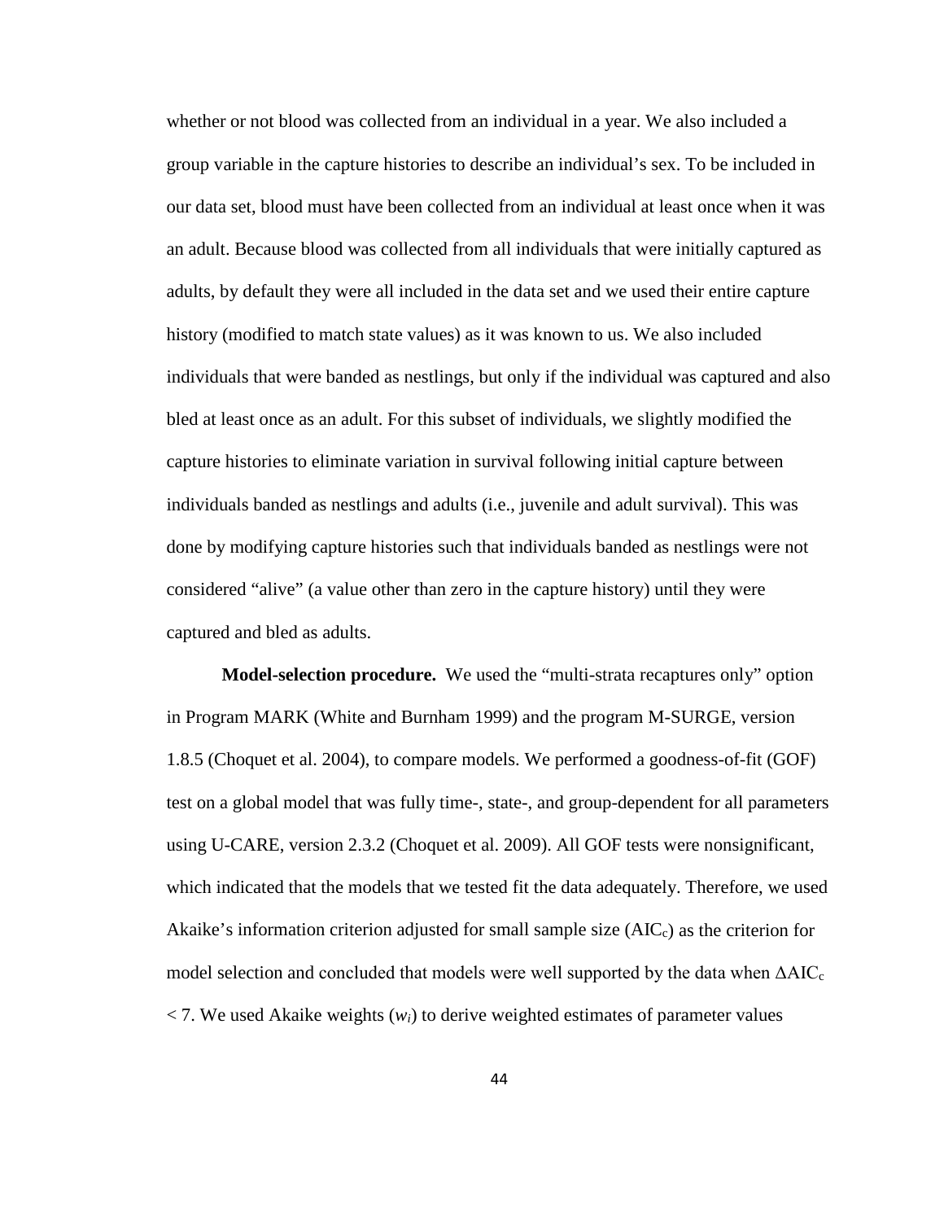whether or not blood was collected from an individual in a year. We also included a group variable in the capture histories to describe an individual's sex. To be included in our data set, blood must have been collected from an individual at least once when it was an adult. Because blood was collected from all individuals that were initially captured as adults, by default they were all included in the data set and we used their entire capture history (modified to match state values) as it was known to us. We also included individuals that were banded as nestlings, but only if the individual was captured and also bled at least once as an adult. For this subset of individuals, we slightly modified the capture histories to eliminate variation in survival following initial capture between individuals banded as nestlings and adults (i.e., juvenile and adult survival). This was done by modifying capture histories such that individuals banded as nestlings were not considered "alive" (a value other than zero in the capture history) until they were captured and bled as adults.

**Model-selection procedure.** We used the "multi-strata recaptures only" option in Program MARK (White and Burnham 1999) and the program M-SURGE, version 1.8.5 (Choquet et al. 2004), to compare models. We performed a goodness-of-fit (GOF) test on a global model that was fully time-, state-, and group-dependent for all parameters using U-CARE, version 2.3.2 (Choquet et al. 2009). All GOF tests were nonsignificant, which indicated that the models that we tested fit the data adequately. Therefore, we used Akaike's information criterion adjusted for small sample size ($AIC_c$) as the criterion for model selection and concluded that models were well supported by the data when $\Delta AIC_c < 7$. We used Akaike weights ($w_i$) to derive weighted estimates of parameter values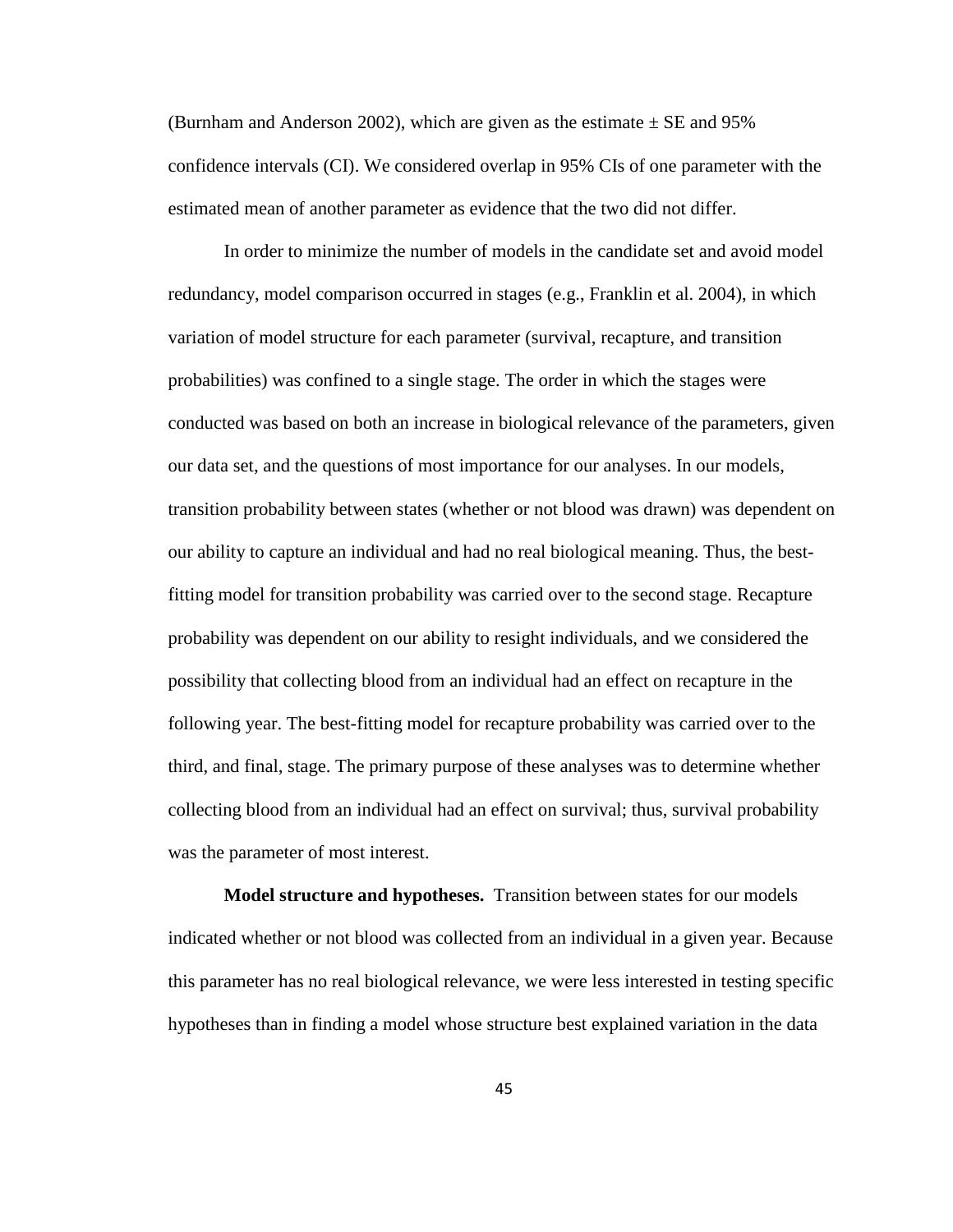(Burnham and Anderson 2002), which are given as the estimate ± SE and 95% confidence intervals (CI). We considered overlap in 95% CIs of one parameter with the estimated mean of another parameter as evidence that the two did not differ.

In order to minimize the number of models in the candidate set and avoid model redundancy, model comparison occurred in stages (e.g., Franklin et al. 2004), in which variation of model structure for each parameter (survival, recapture, and transition probabilities) was confined to a single stage. The order in which the stages were conducted was based on both an increase in biological relevance of the parameters, given our data set, and the questions of most importance for our analyses. In our models, transition probability between states (whether or not blood was drawn) was dependent on our ability to capture an individual and had no real biological meaning. Thus, the best-fitting model for transition probability was carried over to the second stage. Recapture probability was dependent on our ability to resight individuals, and we considered the possibility that collecting blood from an individual had an effect on recapture in the following year. The best-fitting model for recapture probability was carried over to the third, and final, stage. The primary purpose of these analyses was to determine whether collecting blood from an individual had an effect on survival; thus, survival probability was the parameter of most interest.

**Model structure and hypotheses.** Transition between states for our models indicated whether or not blood was collected from an individual in a given year. Because this parameter has no real biological relevance, we were less interested in testing specific hypotheses than in finding a model whose structure best explained variation in the data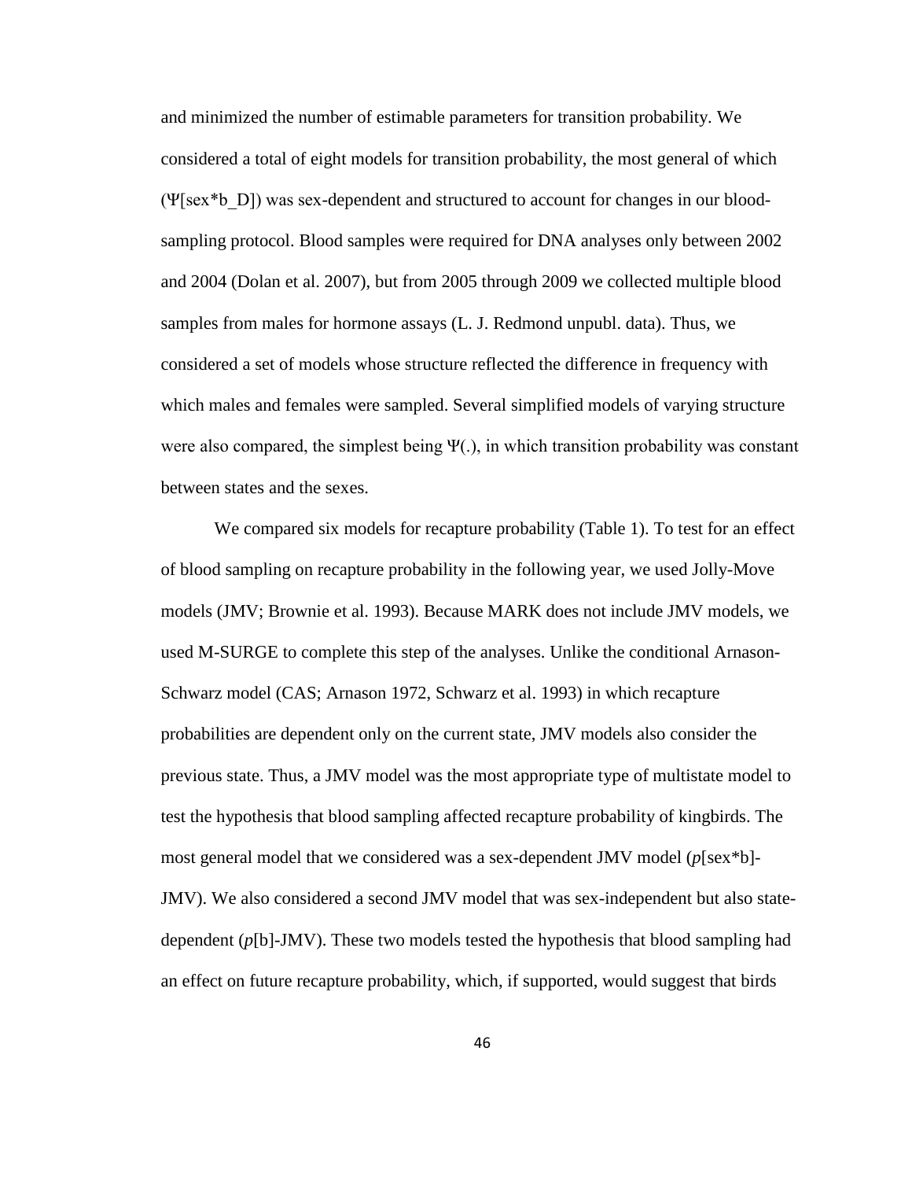and minimized the number of estimable parameters for transition probability. We considered a total of eight models for transition probability, the most general of which (Ψ[sex*b_D]) was sex-dependent and structured to account for changes in our blood-sampling protocol. Blood samples were required for DNA analyses only between 2002 and 2004 (Dolan et al. 2007), but from 2005 through 2009 we collected multiple blood samples from males for hormone assays (L. J. Redmond unpubl. data). Thus, we considered a set of models whose structure reflected the difference in frequency with which males and females were sampled. Several simplified models of varying structure were also compared, the simplest being Ψ(.), in which transition probability was constant between states and the sexes.

We compared six models for recapture probability (Table 1). To test for an effect of blood sampling on recapture probability in the following year, we used Jolly-Move models (JMV; Brownie et al. 1993). Because MARK does not include JMV models, we used M-SURGE to complete this step of the analyses. Unlike the conditional Arnason-Schwarz model (CAS; Arnason 1972, Schwarz et al. 1993) in which recapture probabilities are dependent only on the current state, JMV models also consider the previous state. Thus, a JMV model was the most appropriate type of multistate model to test the hypothesis that blood sampling affected recapture probability of kingbirds. The most general model that we considered was a sex-dependent JMV model (*p*[sex*b]-JMV). We also considered a second JMV model that was sex-independent but also state-dependent (*p*[b]-JMV). These two models tested the hypothesis that blood sampling had an effect on future recapture probability, which, if supported, would suggest that birds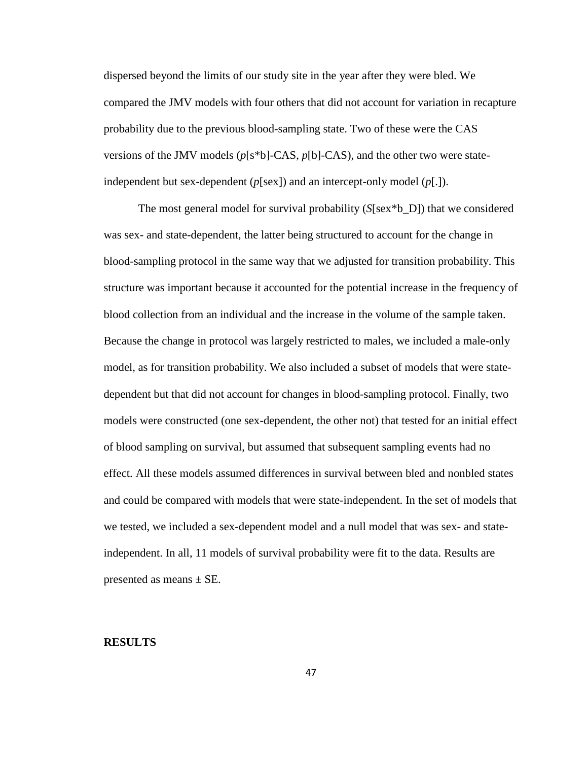dispersed beyond the limits of our study site in the year after they were bled. We compared the JMV models with four others that did not account for variation in recapture probability due to the previous blood-sampling state. Two of these were the CAS versions of the JMV models (*p*[s*b]-CAS, *p*[b]-CAS), and the other two were state-independent but sex-dependent (*p*[sex]) and an intercept-only model (*p*[.]).

The most general model for survival probability (*S*[sex*b_D]) that we considered was sex- and state-dependent, the latter being structured to account for the change in blood-sampling protocol in the same way that we adjusted for transition probability. This structure was important because it accounted for the potential increase in the frequency of blood collection from an individual and the increase in the volume of the sample taken. Because the change in protocol was largely restricted to males, we included a male-only model, as for transition probability. We also included a subset of models that were state-dependent but that did not account for changes in blood-sampling protocol. Finally, two models were constructed (one sex-dependent, the other not) that tested for an initial effect of blood sampling on survival, but assumed that subsequent sampling events had no effect. All these models assumed differences in survival between bled and nonbled states and could be compared with models that were state-independent. In the set of models that we tested, we included a sex-dependent model and a null model that was sex- and state-independent. In all, 11 models of survival probability were fit to the data. Results are presented as means ± SE.

## RESULTS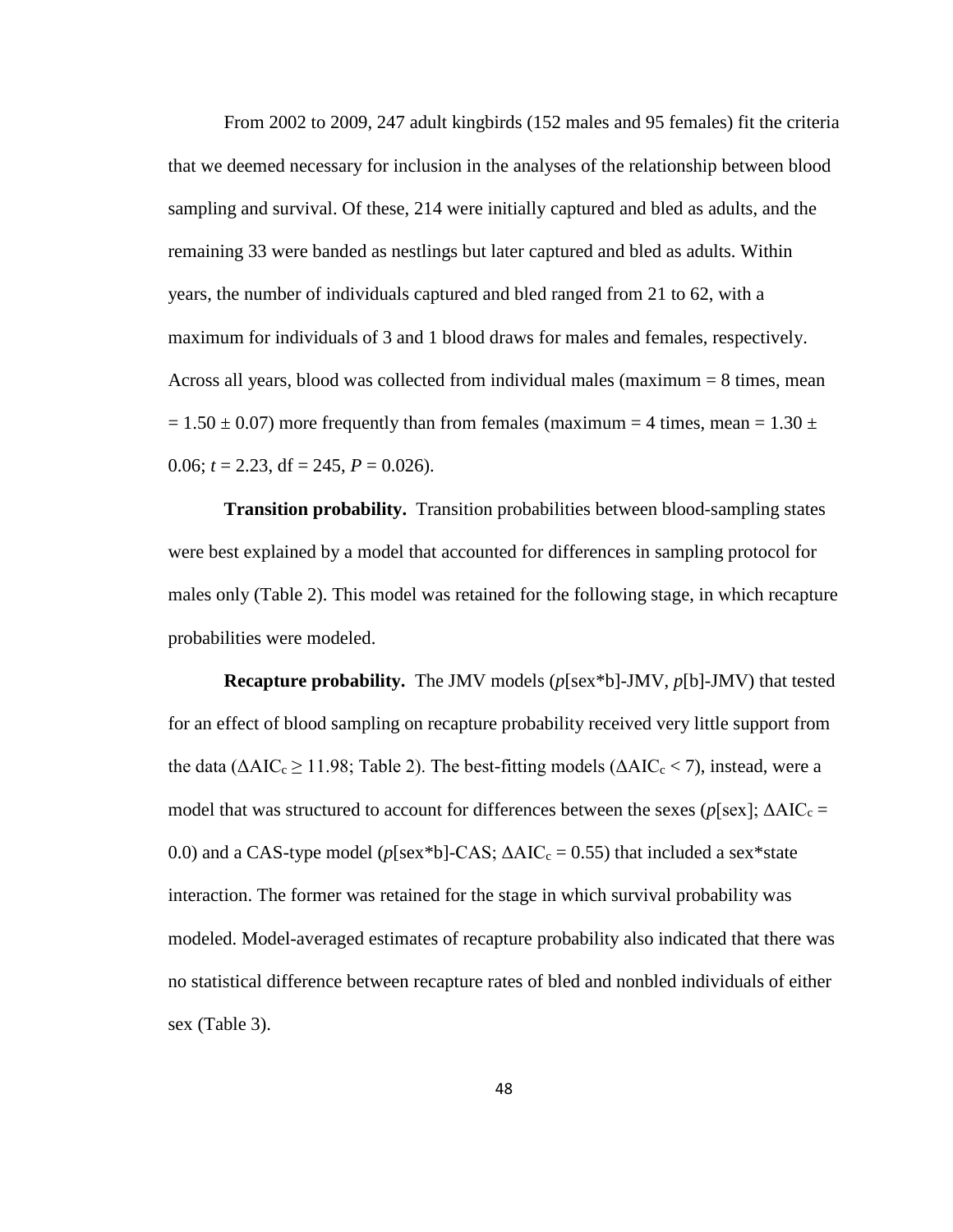From 2002 to 2009, 247 adult kingbirds (152 males and 95 females) fit the criteria that we deemed necessary for inclusion in the analyses of the relationship between blood sampling and survival. Of these, 214 were initially captured and bled as adults, and the remaining 33 were banded as nestlings but later captured and bled as adults. Within years, the number of individuals captured and bled ranged from 21 to 62, with a maximum for individuals of 3 and 1 blood draws for males and females, respectively. Across all years, blood was collected from individual males (maximum = 8 times, mean = 1.50 ± 0.07) more frequently than from females (maximum = 4 times, mean = 1.30 ± 0.06; $t = 2.23$, df = 245, $P = 0.026$).

**Transition probability.** Transition probabilities between blood-sampling states were best explained by a model that accounted for differences in sampling protocol for males only (Table 2). This model was retained for the following stage, in which recapture probabilities were modeled.

**Recapture probability.** The JMV models (*p*[sex*b]-JMV, *p*[b]-JMV) that tested for an effect of blood sampling on recapture probability received very little support from the data ($\Delta AIC_c \geq 11.98$; Table 2). The best-fitting models ($\Delta AIC_c < 7$), instead, were a model that was structured to account for differences between the sexes (*p*[sex]; $\Delta AIC_c = 0.0$) and a CAS-type model (*p*[sex*b]-CAS; $\Delta AIC_c = 0.55$) that included a sex*state interaction. The former was retained for the stage in which survival probability was modeled. Model-averaged estimates of recapture probability also indicated that there was no statistical difference between recapture rates of bled and nonbled individuals of either sex (Table 3).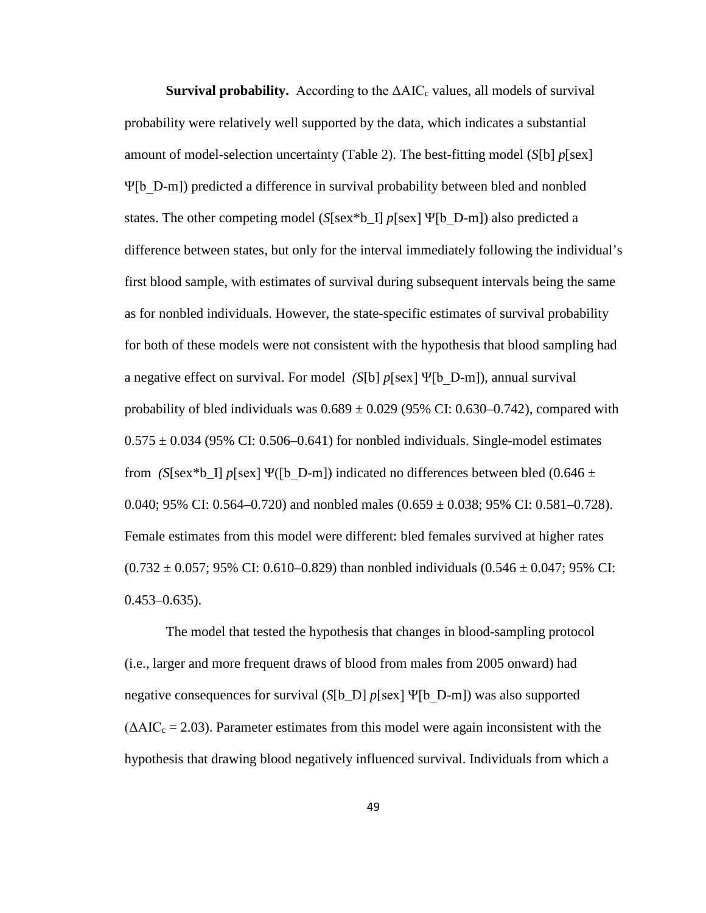**Survival probability.** According to the $\Delta AIC_c$ values, all models of survival probability were relatively well supported by the data, which indicates a substantial amount of model-selection uncertainty (Table 2). The best-fitting model (*S*[b] *p*[sex] Ψ[b_D-m]) predicted a difference in survival probability between bled and nonbled states. The other competing model (*S*[sex*b_I] *p*[sex] Ψ[b_D-m]) also predicted a difference between states, but only for the interval immediately following the individual's first blood sample, with estimates of survival during subsequent intervals being the same as for nonbled individuals. However, the state-specific estimates of survival probability for both of these models were not consistent with the hypothesis that blood sampling had a negative effect on survival. For model (*S*[b] *p*[sex] Ψ[b_D-m]), annual survival probability of bled individuals was 0.689 ± 0.029 (95% CI: 0.630–0.742), compared with 0.575 ± 0.034 (95% CI: 0.506–0.641) for nonbled individuals. Single-model estimates from (*S*[sex*b_I] *p*[sex] Ψ([b_D-m]) indicated no differences between bled (0.646 ± 0.040; 95% CI: 0.564–0.720) and nonbled males (0.659 ± 0.038; 95% CI: 0.581–0.728). Female estimates from this model were different: bled females survived at higher rates (0.732 ± 0.057; 95% CI: 0.610–0.829) than nonbled individuals (0.546 ± 0.047; 95% CI: 0.453–0.635).

The model that tested the hypothesis that changes in blood-sampling protocol (i.e., larger and more frequent draws of blood from males from 2005 onward) had negative consequences for survival (*S*[b_D] *p*[sex] Ψ[b_D-m]) was also supported ($\Delta AIC_c = 2.03$). Parameter estimates from this model were again inconsistent with the hypothesis that drawing blood negatively influenced survival. Individuals from which a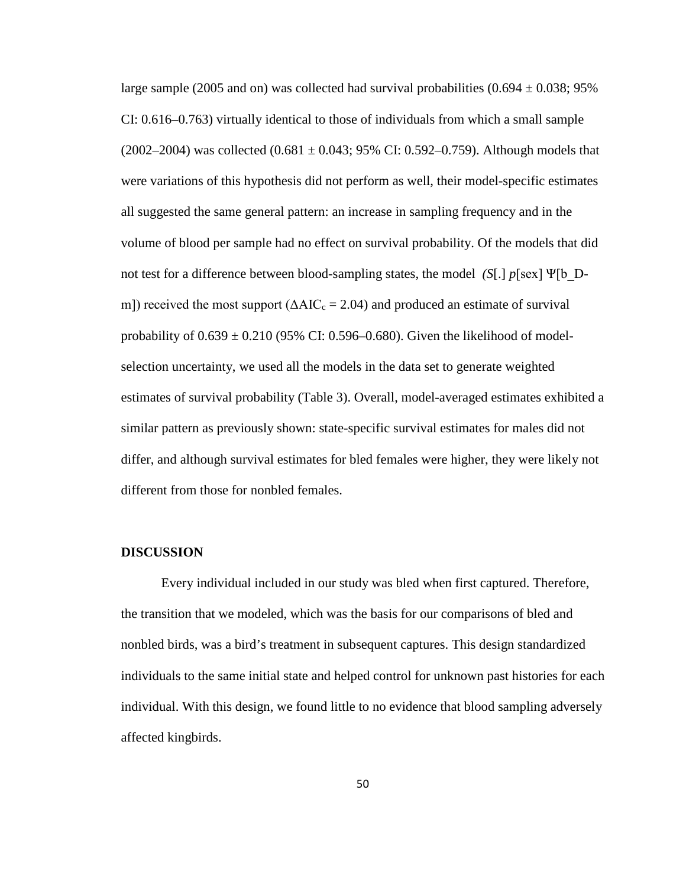large sample (2005 and on) was collected had survival probabilities (0.694 ± 0.038; 95% CI: 0.616–0.763) virtually identical to those of individuals from which a small sample (2002–2004) was collected (0.681 ± 0.043; 95% CI: 0.592–0.759). Although models that were variations of this hypothesis did not perform as well, their model-specific estimates all suggested the same general pattern: an increase in sampling frequency and in the volume of blood per sample had no effect on survival probability. Of the models that did not test for a difference between blood-sampling states, the model (*S*[.] *p*[sex] Ψ[b_D-m]) received the most support ($\Delta AIC_c = 2.04$) and produced an estimate of survival probability of 0.639 ± 0.210 (95% CI: 0.596–0.680). Given the likelihood of model-selection uncertainty, we used all the models in the data set to generate weighted estimates of survival probability (Table 3). Overall, model-averaged estimates exhibited a similar pattern as previously shown: state-specific survival estimates for males did not differ, and although survival estimates for bled females were higher, they were likely not different from those for nonbled females.

**DISCUSSION**

Every individual included in our study was bled when first captured. Therefore, the transition that we modeled, which was the basis for our comparisons of bled and nonbled birds, was a bird's treatment in subsequent captures. This design standardized individuals to the same initial state and helped control for unknown past histories for each individual. With this design, we found little to no evidence that blood sampling adversely affected kingbirds.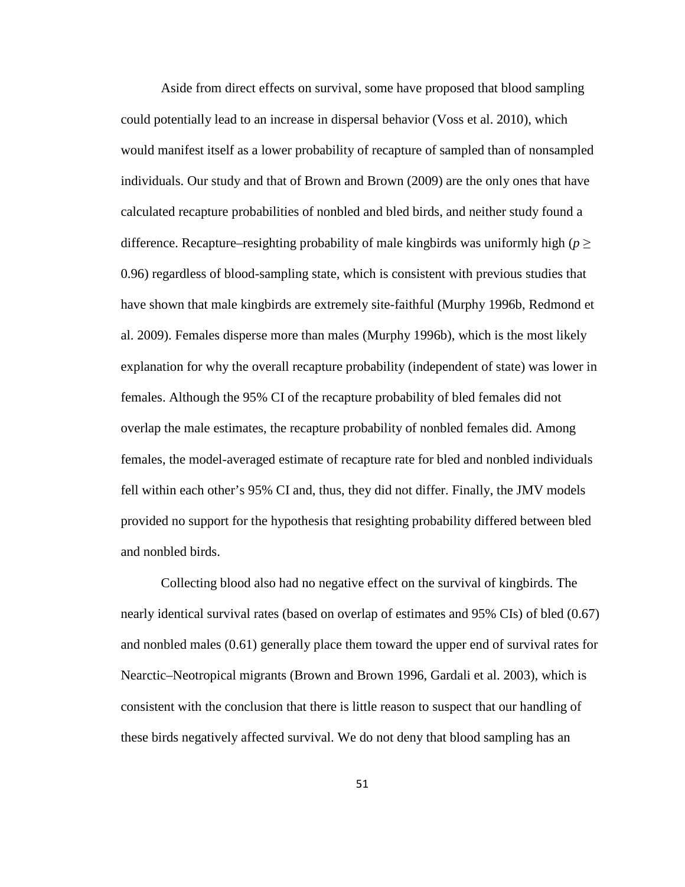Aside from direct effects on survival, some have proposed that blood sampling could potentially lead to an increase in dispersal behavior (Voss et al. 2010), which would manifest itself as a lower probability of recapture of sampled than of nonsampled individuals. Our study and that of Brown and Brown (2009) are the only ones that have calculated recapture probabilities of nonbled and bled birds, and neither study found a difference. Recapture–resighting probability of male kingbirds was uniformly high ($p \geq 0.96$) regardless of blood-sampling state, which is consistent with previous studies that have shown that male kingbirds are extremely site-faithful (Murphy 1996b, Redmond et al. 2009). Females disperse more than males (Murphy 1996b), which is the most likely explanation for why the overall recapture probability (independent of state) was lower in females. Although the 95% CI of the recapture probability of bled females did not overlap the male estimates, the recapture probability of nonbled females did. Among females, the model-averaged estimate of recapture rate for bled and nonbled individuals fell within each other's 95% CI and, thus, they did not differ. Finally, the JMV models provided no support for the hypothesis that resighting probability differed between bled and nonbled birds.

Collecting blood also had no negative effect on the survival of kingbirds. The nearly identical survival rates (based on overlap of estimates and 95% CIs) of bled (0.67) and nonbled males (0.61) generally place them toward the upper end of survival rates for Nearctic–Neotropical migrants (Brown and Brown 1996, Gardali et al. 2003), which is consistent with the conclusion that there is little reason to suspect that our handling of these birds negatively affected survival. We do not deny that blood sampling has an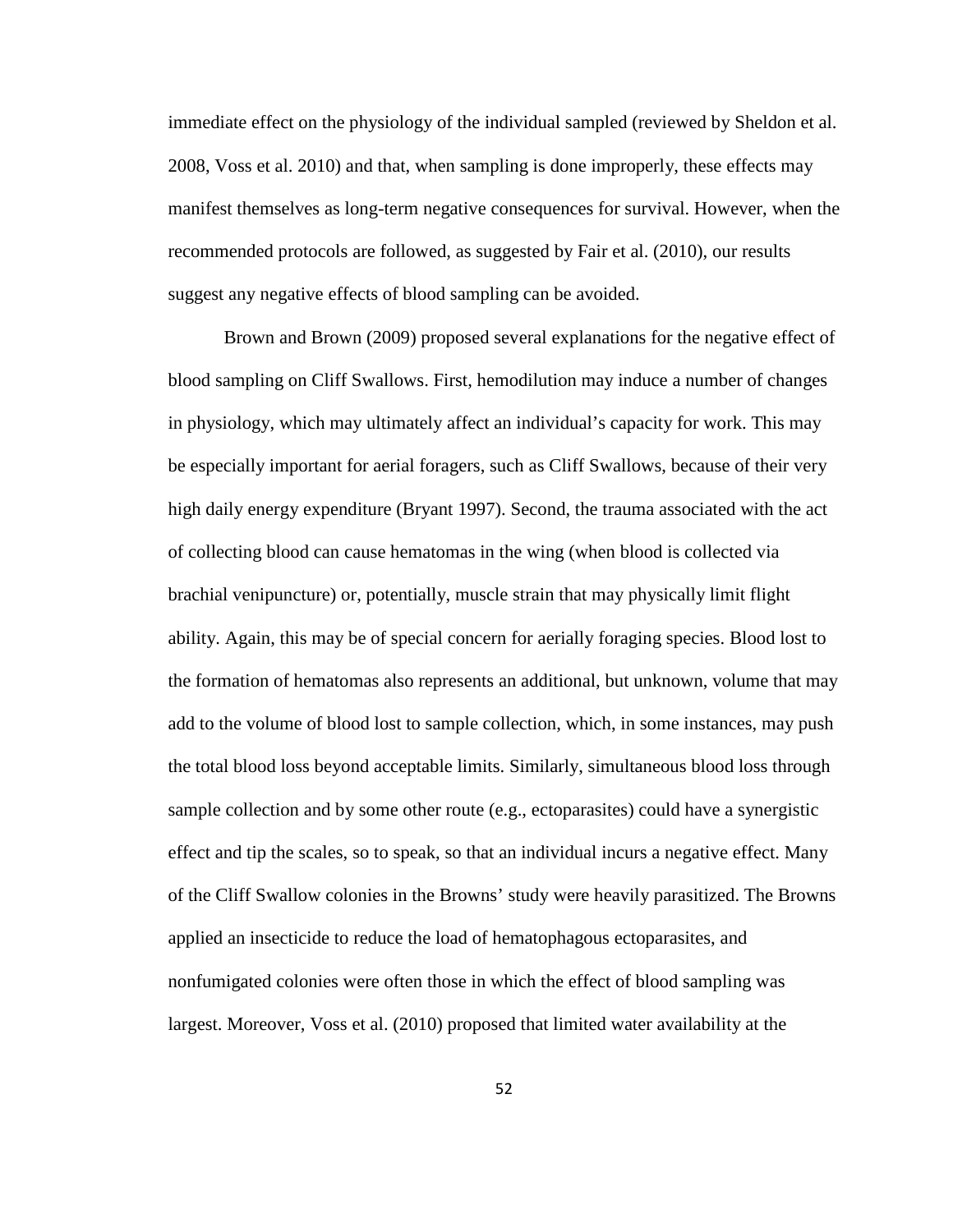immediate effect on the physiology of the individual sampled (reviewed by Sheldon et al. 2008, Voss et al. 2010) and that, when sampling is done improperly, these effects may manifest themselves as long-term negative consequences for survival. However, when the recommended protocols are followed, as suggested by Fair et al. (2010), our results suggest any negative effects of blood sampling can be avoided.

Brown and Brown (2009) proposed several explanations for the negative effect of blood sampling on Cliff Swallows. First, hemodilution may induce a number of changes in physiology, which may ultimately affect an individual's capacity for work. This may be especially important for aerial foragers, such as Cliff Swallows, because of their very high daily energy expenditure (Bryant 1997). Second, the trauma associated with the act of collecting blood can cause hematomas in the wing (when blood is collected via brachial venipuncture) or, potentially, muscle strain that may physically limit flight ability. Again, this may be of special concern for aerially foraging species. Blood lost to the formation of hematomas also represents an additional, but unknown, volume that may add to the volume of blood lost to sample collection, which, in some instances, may push the total blood loss beyond acceptable limits. Similarly, simultaneous blood loss through sample collection and by some other route (e.g., ectoparasites) could have a synergistic effect and tip the scales, so to speak, so that an individual incurs a negative effect. Many of the Cliff Swallow colonies in the Browns' study were heavily parasitized. The Browns applied an insecticide to reduce the load of hematophagous ectoparasites, and nonfumigated colonies were often those in which the effect of blood sampling was largest. Moreover, Voss et al. (2010) proposed that limited water availability at the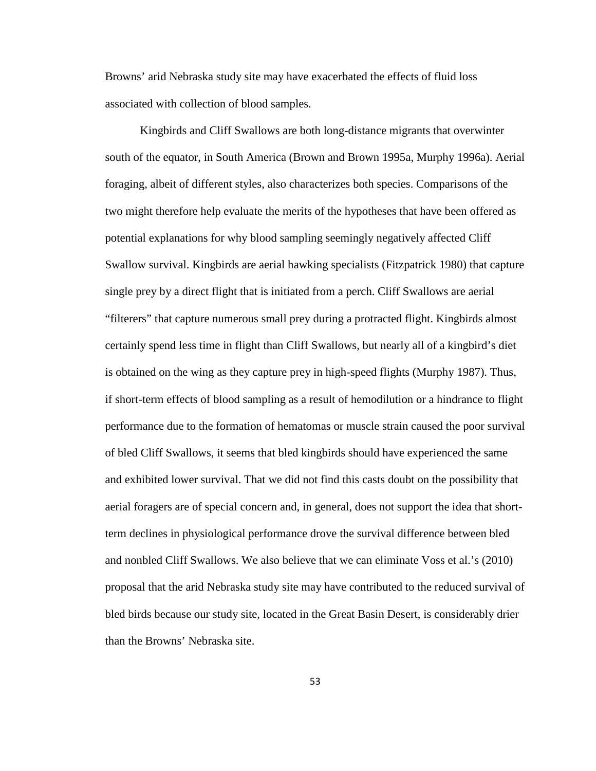Browns' arid Nebraska study site may have exacerbated the effects of fluid loss associated with collection of blood samples.

Kingbirds and Cliff Swallows are both long-distance migrants that overwinter south of the equator, in South America (Brown and Brown 1995a, Murphy 1996a). Aerial foraging, albeit of different styles, also characterizes both species. Comparisons of the two might therefore help evaluate the merits of the hypotheses that have been offered as potential explanations for why blood sampling seemingly negatively affected Cliff Swallow survival. Kingbirds are aerial hawking specialists (Fitzpatrick 1980) that capture single prey by a direct flight that is initiated from a perch. Cliff Swallows are aerial "filterers" that capture numerous small prey during a protracted flight. Kingbirds almost certainly spend less time in flight than Cliff Swallows, but nearly all of a kingbird's diet is obtained on the wing as they capture prey in high-speed flights (Murphy 1987). Thus, if short-term effects of blood sampling as a result of hemodilution or a hindrance to flight performance due to the formation of hematomas or muscle strain caused the poor survival of bled Cliff Swallows, it seems that bled kingbirds should have experienced the same and exhibited lower survival. That we did not find this casts doubt on the possibility that aerial foragers are of special concern and, in general, does not support the idea that short-term declines in physiological performance drove the survival difference between bled and nonbled Cliff Swallows. We also believe that we can eliminate Voss et al.'s (2010) proposal that the arid Nebraska study site may have contributed to the reduced survival of bled birds because our study site, located in the Great Basin Desert, is considerably drier than the Browns' Nebraska site.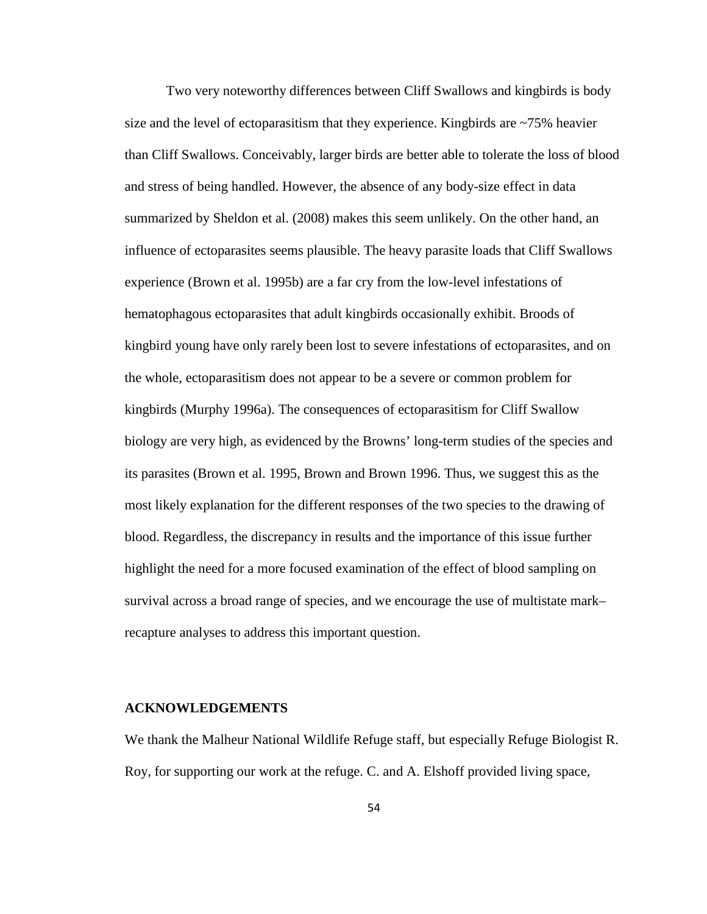Two very noteworthy differences between Cliff Swallows and kingbirds is body size and the level of ectoparasitism that they experience. Kingbirds are ~75% heavier than Cliff Swallows. Conceivably, larger birds are better able to tolerate the loss of blood and stress of being handled. However, the absence of any body-size effect in data summarized by Sheldon et al. (2008) makes this seem unlikely. On the other hand, an influence of ectoparasites seems plausible. The heavy parasite loads that Cliff Swallows experience (Brown et al. 1995b) are a far cry from the low-level infestations of hematophagous ectoparasites that adult kingbirds occasionally exhibit. Broods of kingbird young have only rarely been lost to severe infestations of ectoparasites, and on the whole, ectoparasitism does not appear to be a severe or common problem for kingbirds (Murphy 1996a). The consequences of ectoparasitism for Cliff Swallow biology are very high, as evidenced by the Browns' long-term studies of the species and its parasites (Brown et al. 1995, Brown and Brown 1996. Thus, we suggest this as the most likely explanation for the different responses of the two species to the drawing of blood. Regardless, the discrepancy in results and the importance of this issue further highlight the need for a more focused examination of the effect of blood sampling on survival across a broad range of species, and we encourage the use of multistate mark–recapture analyses to address this important question.

## ACKNOWLEDGEMENTS

We thank the Malheur National Wildlife Refuge staff, but especially Refuge Biologist R. Roy, for supporting our work at the refuge. C. and A. Elshoff provided living space,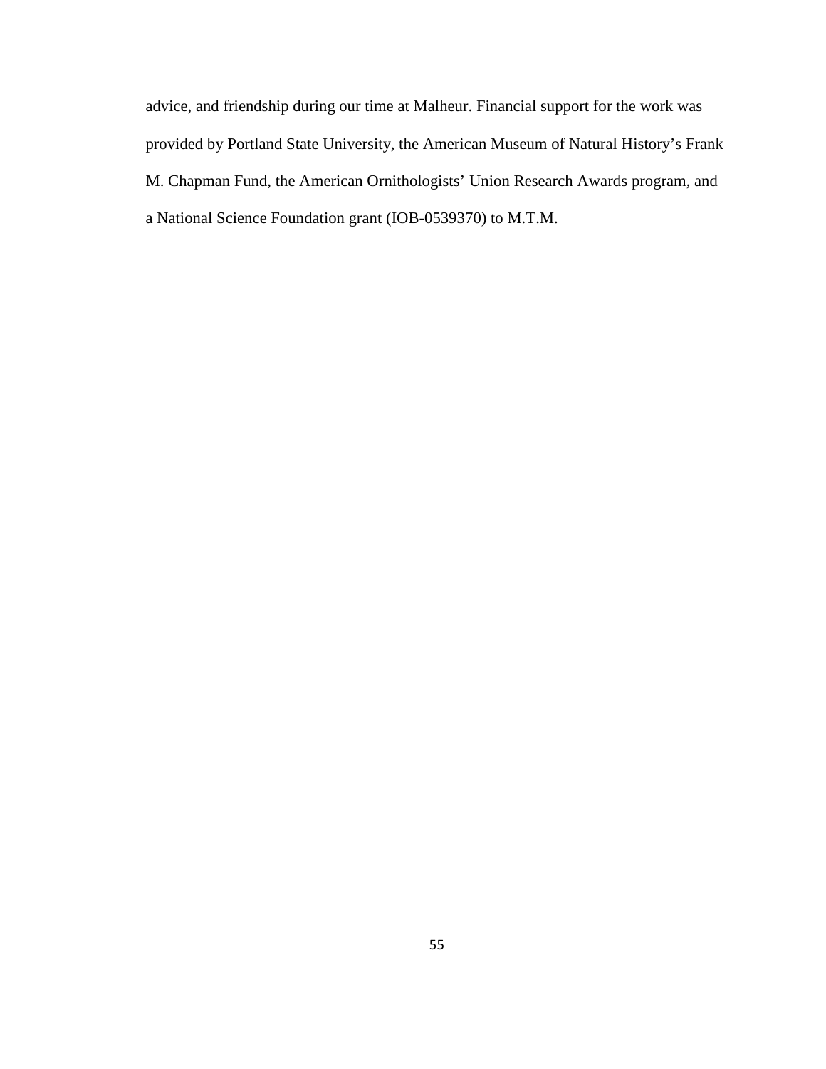advice, and friendship during our time at Malheur. Financial support for the work was provided by Portland State University, the American Museum of Natural History's Frank M. Chapman Fund, the American Ornithologists' Union Research Awards program, and a National Science Foundation grant (IOB-0539370) to M.T.M.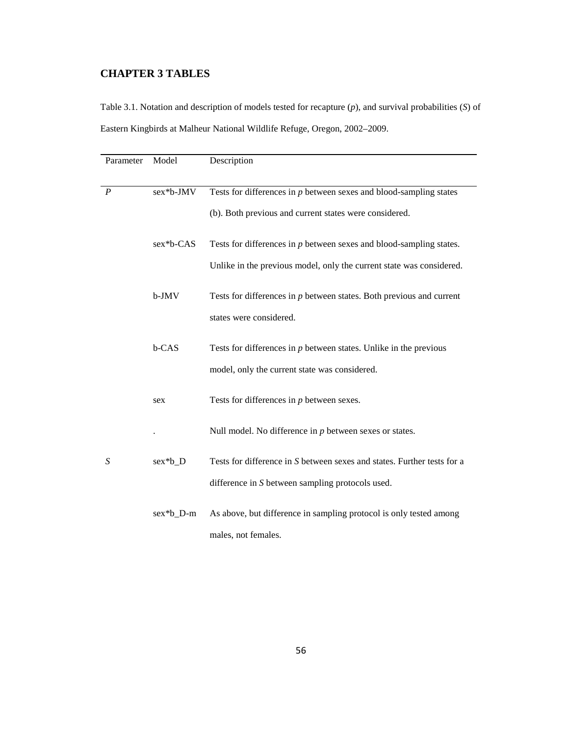# CHAPTER 3 TABLES

Table 3.1. Notation and description of models tested for recapture (*p*), and survival probabilities (*S*) of Eastern Kingbirds at Malheur National Wildlife Refuge, Oregon, 2002–2009.

| Parameter | Model | Description |
|---|---|---|
| *P* | sex*b-JMV | Tests for differences in *p* between sexes and blood-sampling states (b). Both previous and current states were considered. |
| | sex*b-CAS | Tests for differences in *p* between sexes and blood-sampling states. Unlike in the previous model, only the current state was considered. |
| | b-JMV | Tests for differences in *p* between states. Both previous and current states were considered. |
| | b-CAS | Tests for differences in *p* between states. Unlike in the previous model, only the current state was considered. |
| | sex | Tests for differences in *p* between sexes. |
| | . | Null model. No difference in *p* between sexes or states. |
| *S* | sex*b_D | Tests for difference in *S* between sexes and states. Further tests for a difference in *S* between sampling protocols used. |
| | sex*b_D-m | As above, but difference in sampling protocol is only tested among males, not females. |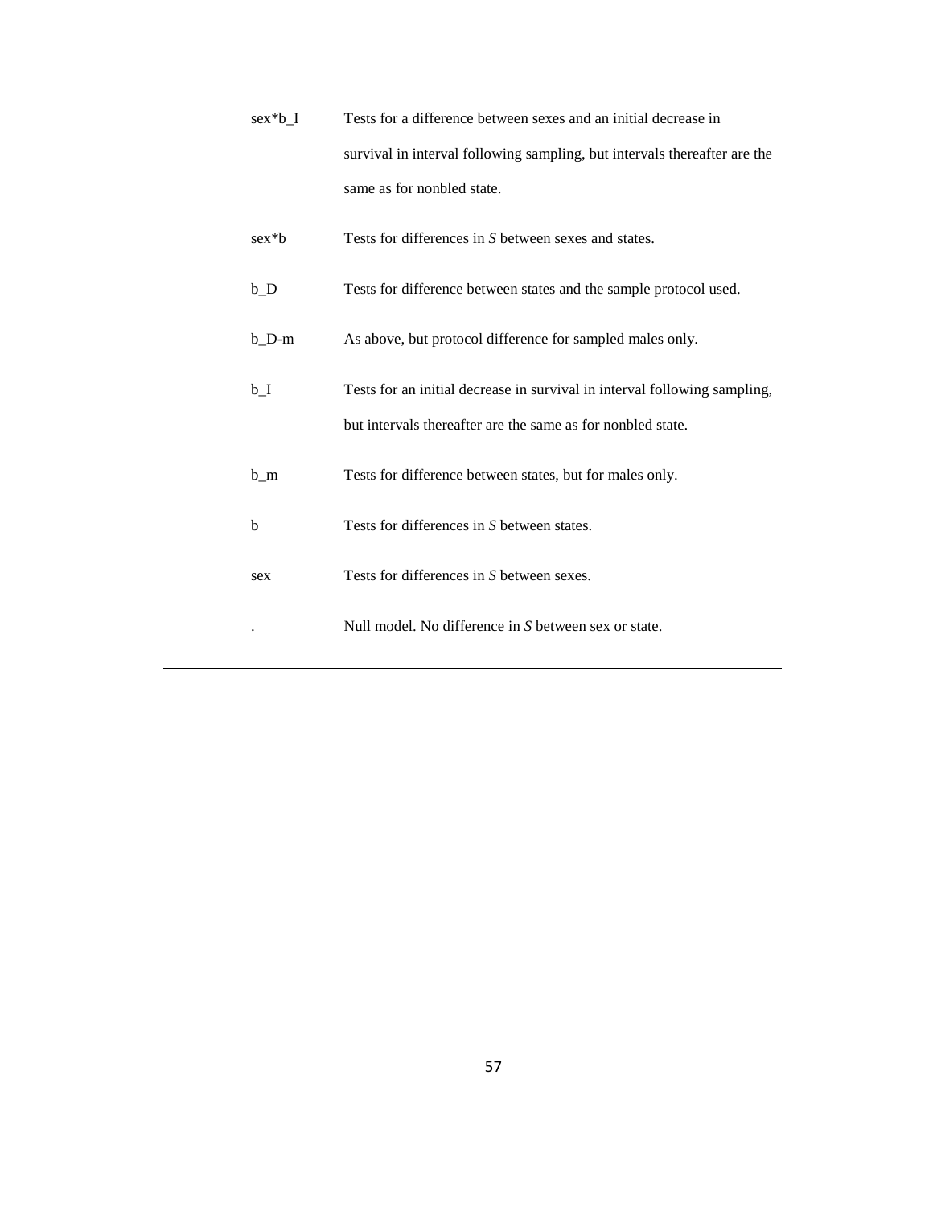| | |
|---|---|
| sex*b_I | Tests for a difference between sexes and an initial decrease in survival in interval following sampling, but intervals thereafter are the same as for nonbled state. |
| sex*b | Tests for differences in *S* between sexes and states. |
| b_D | Tests for difference between states and the sample protocol used. |
| b_D-m | As above, but protocol difference for sampled males only. |
| b_I | Tests for an initial decrease in survival in interval following sampling, but intervals thereafter are the same as for nonbled state. |
| b_m | Tests for difference between states, but for males only. |
| b | Tests for differences in *S* between states. |
| sex | Tests for differences in *S* between sexes. |
| . | Null model. No difference in *S* between sex or state. |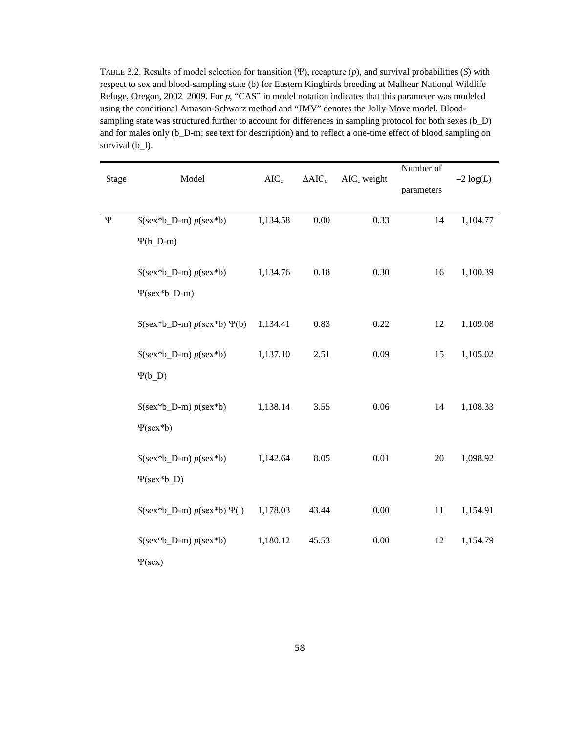TABLE 3.2. Results of model selection for transition (Ψ), recapture (*p*), and survival probabilities (*S*) with respect to sex and blood-sampling state (b) for Eastern Kingbirds breeding at Malheur National Wildlife Refuge, Oregon, 2002–2009. For *p*, "CAS" in model notation indicates that this parameter was modeled using the conditional Arnason-Schwarz method and "JMV" denotes the Jolly-Move model. Blood-sampling state was structured further to account for differences in sampling protocol for both sexes (b_D) and for males only (b_D-m; see text for description) and to reflect a one-time effect of blood sampling on survival (b_I).

| Stage | Model | $AIC_c$ | $\Delta AIC_c$ | $AIC_c$ weight | Number of parameters | $-2 \log(L)$ |
|---|---|---|---|---|---|---|
| Ψ | *S*(sex*b_D-m) *p*(sex*b) Ψ(b_D-m) | 1,134.58 | 0.00 | 0.33 | 14 | 1,104.77 |
| | *S*(sex*b_D-m) *p*(sex*b) Ψ(sex*b_D-m) | 1,134.76 | 0.18 | 0.30 | 16 | 1,100.39 |
| | *S*(sex*b_D-m) *p*(sex*b) Ψ(b) | 1,134.41 | 0.83 | 0.22 | 12 | 1,109.08 |
| | *S*(sex*b_D-m) *p*(sex*b) Ψ(b_D) | 1,137.10 | 2.51 | 0.09 | 15 | 1,105.02 |
| | *S*(sex*b_D-m) *p*(sex*b) Ψ(sex*b) | 1,138.14 | 3.55 | 0.06 | 14 | 1,108.33 |
| | *S*(sex*b_D-m) *p*(sex*b) Ψ(sex*b_D) | 1,142.64 | 8.05 | 0.01 | 20 | 1,098.92 |
| | *S*(sex*b_D-m) *p*(sex*b) Ψ(.) | 1,178.03 | 43.44 | 0.00 | 11 | 1,154.91 |
| | *S*(sex*b_D-m) *p*(sex*b) Ψ(sex) | 1,180.12 | 45.53 | 0.00 | 12 | 1,154.79 |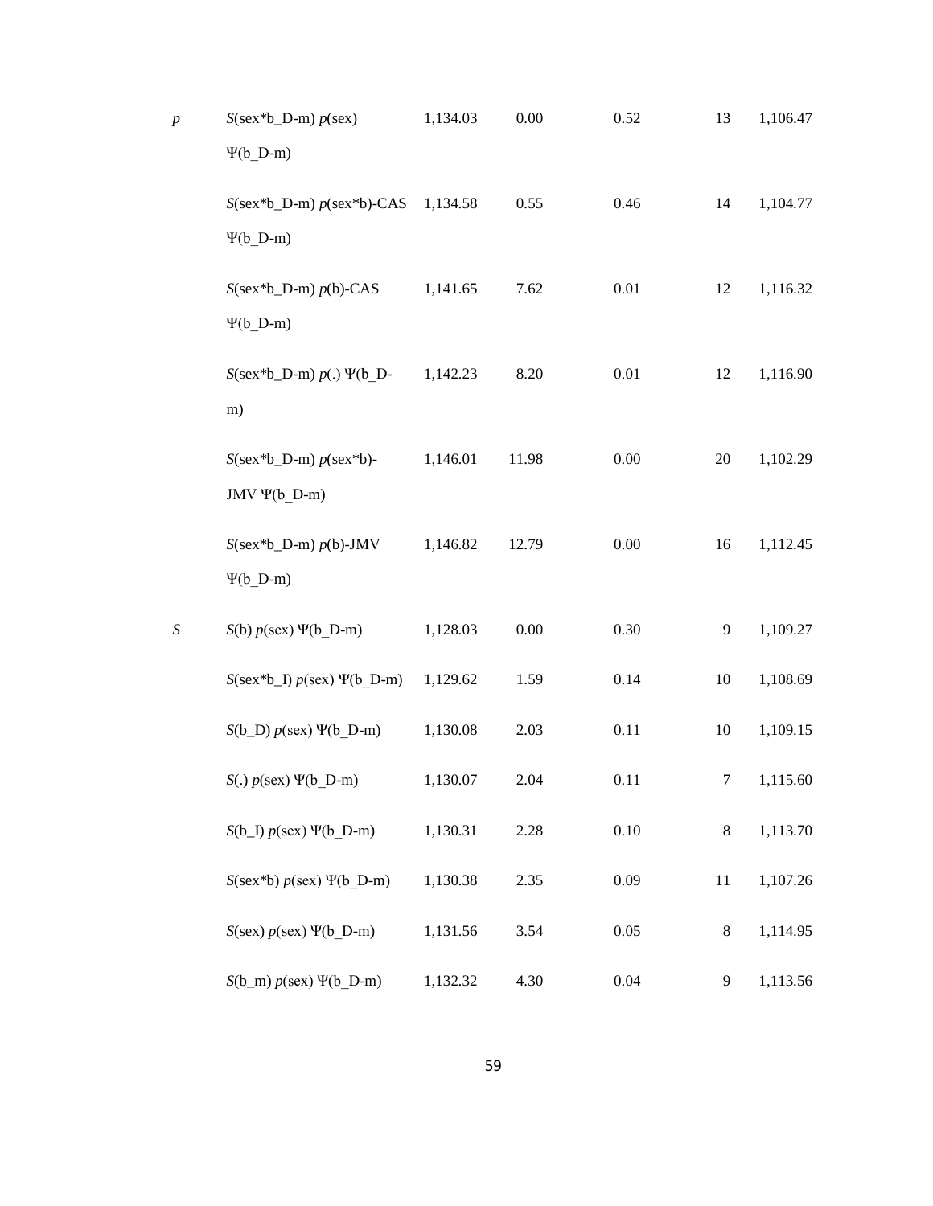| | | | | | | |
|---|---|---|---|---|---|---|
| *p* | *S*(sex*b_D-m) *p*(sex) Ψ(b_D-m) | 1,134.03 | 0.00 | 0.52 | 13 | 1,106.47 |
| | *S*(sex*b_D-m) *p*(sex*b)-CAS Ψ(b_D-m) | 1,134.58 | 0.55 | 0.46 | 14 | 1,104.77 |
| | *S*(sex*b_D-m) *p*(b)-CAS Ψ(b_D-m) | 1,141.65 | 7.62 | 0.01 | 12 | 1,116.32 |
| | *S*(sex*b_D-m) *p*(.) Ψ(b_D-m) | 1,142.23 | 8.20 | 0.01 | 12 | 1,116.90 |
| | *S*(sex*b_D-m) *p*(sex*b)-JMV Ψ(b_D-m) | 1,146.01 | 11.98 | 0.00 | 20 | 1,102.29 |
| | *S*(sex*b_D-m) *p*(b)-JMV Ψ(b_D-m) | 1,146.82 | 12.79 | 0.00 | 16 | 1,112.45 |
| *S* | *S*(b) *p*(sex) Ψ(b_D-m) | 1,128.03 | 0.00 | 0.30 | 9 | 1,109.27 |
| | *S*(sex*b_I) *p*(sex) Ψ(b_D-m) | 1,129.62 | 1.59 | 0.14 | 10 | 1,108.69 |
| | *S*(b_D) *p*(sex) Ψ(b_D-m) | 1,130.08 | 2.03 | 0.11 | 10 | 1,109.15 |
| | *S*(.) *p*(sex) Ψ(b_D-m) | 1,130.07 | 2.04 | 0.11 | 7 | 1,115.60 |
| | *S*(b_I) *p*(sex) Ψ(b_D-m) | 1,130.31 | 2.28 | 0.10 | 8 | 1,113.70 |
| | *S*(sex*b) *p*(sex) Ψ(b_D-m) | 1,130.38 | 2.35 | 0.09 | 11 | 1,107.26 |
| | *S*(sex) *p*(sex) Ψ(b_D-m) | 1,131.56 | 3.54 | 0.05 | 8 | 1,114.95 |
| | *S*(b_m) *p*(sex) Ψ(b_D-m) | 1,132.32 | 4.30 | 0.04 | 9 | 1,113.56 |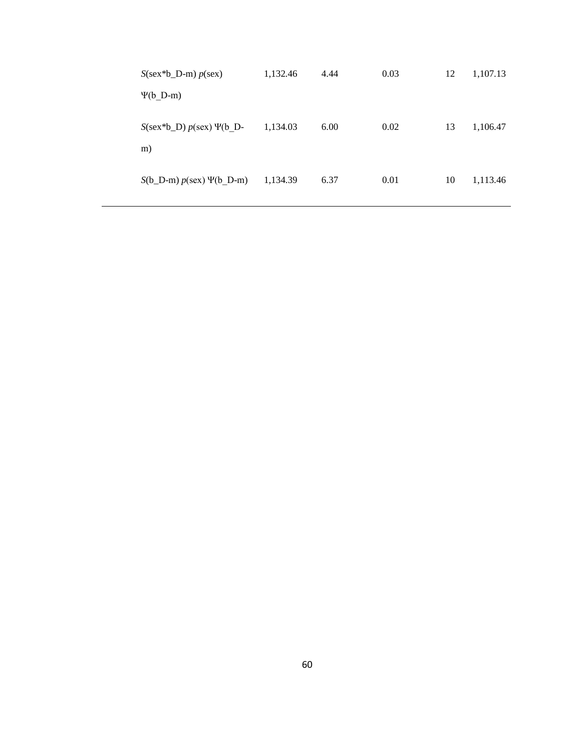| | | | | | |
|---|---|---|---|---|---|
| *S*(sex*b_D-m) *p*(sex) Ψ(b_D-m) | 1,132.46 | 4.44 | 0.03 | 12 | 1,107.13 |
| *S*(sex*b_D) *p*(sex) Ψ(b_D-m) | 1,134.03 | 6.00 | 0.02 | 13 | 1,106.47 |
| *S*(b_D-m) *p*(sex) Ψ(b_D-m) | 1,134.39 | 6.37 | 0.01 | 10 | 1,113.46 |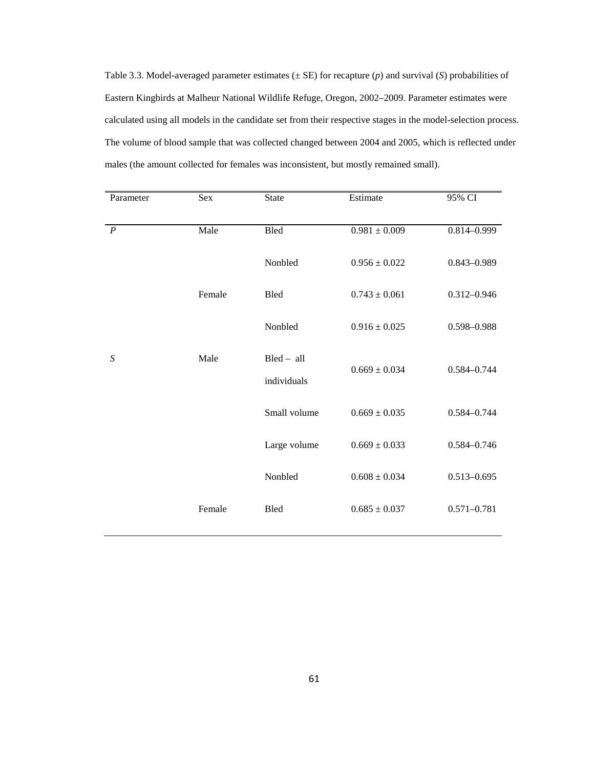Table 3.3. Model-averaged parameter estimates (± SE) for recapture (*p*) and survival (*S*) probabilities of Eastern Kingbirds at Malheur National Wildlife Refuge, Oregon, 2002–2009. Parameter estimates were calculated using all models in the candidate set from their respective stages in the model-selection process. The volume of blood sample that was collected changed between 2004 and 2005, which is reflected under males (the amount collected for females was inconsistent, but mostly remained small).

| Parameter | Sex | State | Estimate | 95% CI |
|---|---|---|---|---|
| *P* | Male | Bled | 0.981 ± 0.009 | 0.814–0.999 |
| | | Nonbled | 0.956 ± 0.022 | 0.843–0.989 |
| | Female | Bled | 0.743 ± 0.061 | 0.312–0.946 |
| | | Nonbled | 0.916 ± 0.025 | 0.598–0.988 |
| *S* | Male | Bled – all individuals | 0.669 ± 0.034 | 0.584–0.744 |
| | | Small volume | 0.669 ± 0.035 | 0.584–0.744 |
| | | Large volume | 0.669 ± 0.033 | 0.584–0.746 |
| | | Nonbled | 0.608 ± 0.034 | 0.513–0.695 |
| | Female | Bled | 0.685 ± 0.037 | 0.571–0.781 |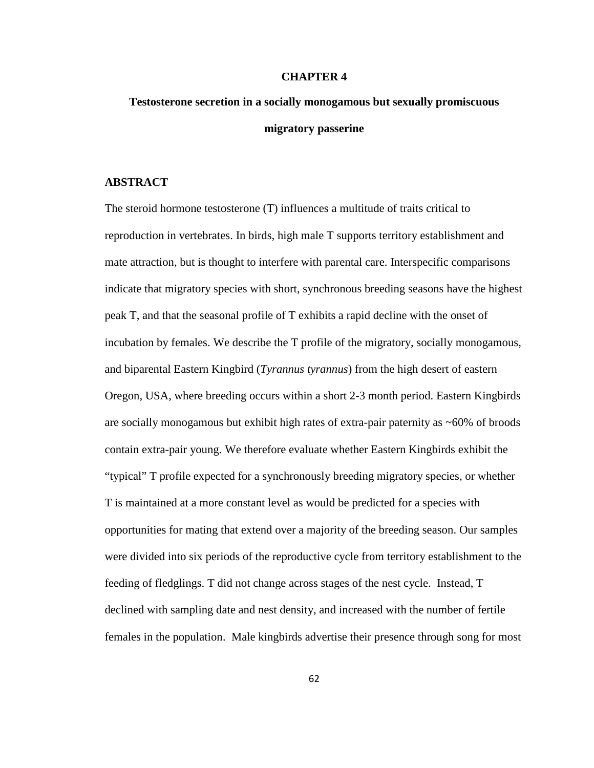# CHAPTER 4

## Testosterone secretion in a socially monogamous but sexually promiscuous migratory passerine

### ABSTRACT

The steroid hormone testosterone (T) influences a multitude of traits critical to reproduction in vertebrates. In birds, high male T supports territory establishment and mate attraction, but is thought to interfere with parental care. Interspecific comparisons indicate that migratory species with short, synchronous breeding seasons have the highest peak T, and that the seasonal profile of T exhibits a rapid decline with the onset of incubation by females. We describe the T profile of the migratory, socially monogamous, and biparental Eastern Kingbird (*Tyrannus tyrannus*) from the high desert of eastern Oregon, USA, where breeding occurs within a short 2-3 month period. Eastern Kingbirds are socially monogamous but exhibit high rates of extra-pair paternity as ~60% of broods contain extra-pair young. We therefore evaluate whether Eastern Kingbirds exhibit the "typical" T profile expected for a synchronously breeding migratory species, or whether T is maintained at a more constant level as would be predicted for a species with opportunities for mating that extend over a majority of the breeding season. Our samples were divided into six periods of the reproductive cycle from territory establishment to the feeding of fledglings. T did not change across stages of the nest cycle. Instead, T declined with sampling date and nest density, and increased with the number of fertile females in the population. Male kingbirds advertise their presence through song for most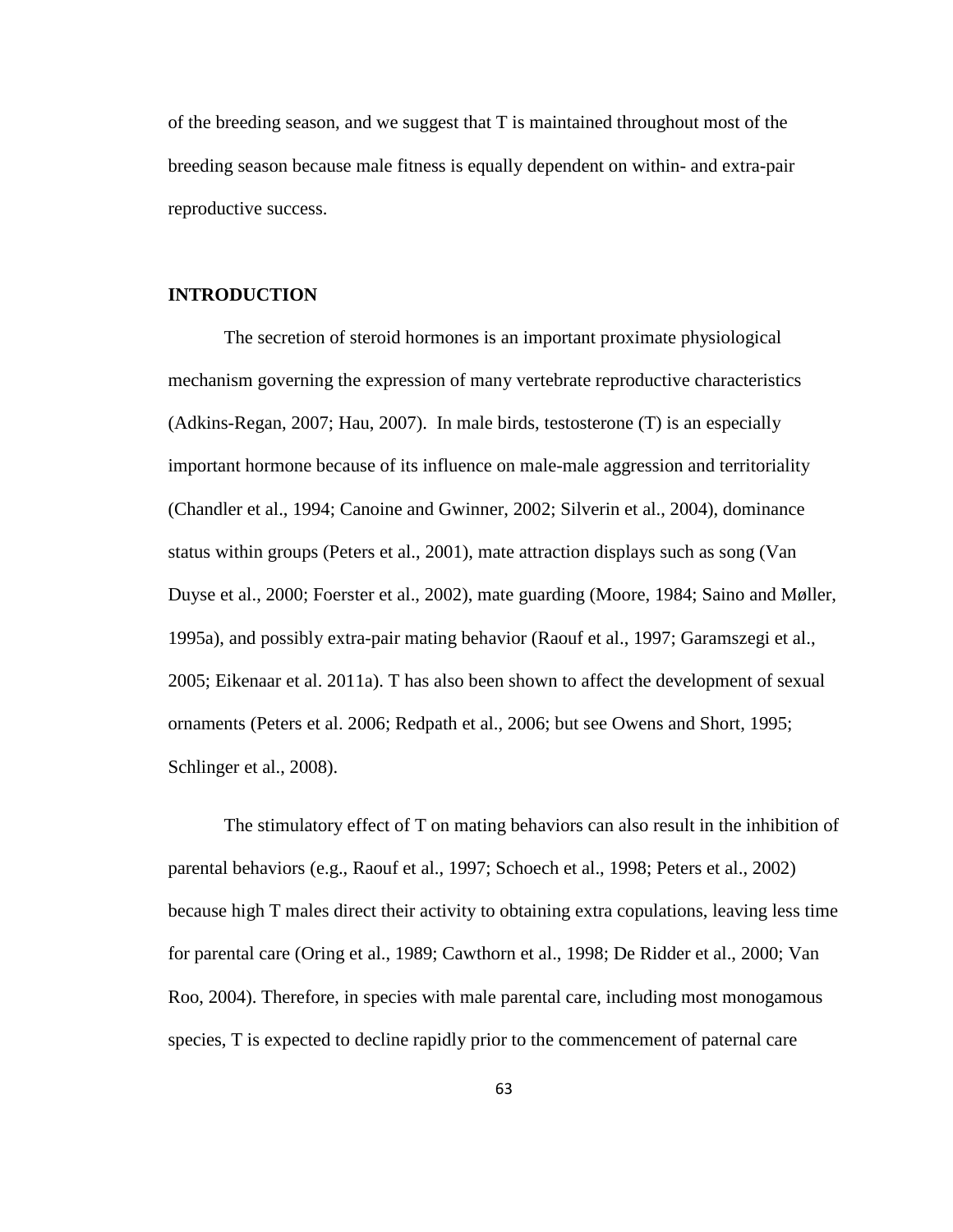of the breeding season, and we suggest that T is maintained throughout most of the breeding season because male fitness is equally dependent on within- and extra-pair reproductive success.

## INTRODUCTION

The secretion of steroid hormones is an important proximate physiological mechanism governing the expression of many vertebrate reproductive characteristics (Adkins-Regan, 2007; Hau, 2007). In male birds, testosterone (T) is an especially important hormone because of its influence on male-male aggression and territoriality (Chandler et al., 1994; Canoine and Gwinner, 2002; Silverin et al., 2004), dominance status within groups (Peters et al., 2001), mate attraction displays such as song (Van Duyse et al., 2000; Foerster et al., 2002), mate guarding (Moore, 1984; Saino and Møller, 1995a), and possibly extra-pair mating behavior (Raouf et al., 1997; Garamszegi et al., 2005; Eikenaar et al. 2011a). T has also been shown to affect the development of sexual ornaments (Peters et al. 2006; Redpath et al., 2006; but see Owens and Short, 1995; Schlinger et al., 2008).

The stimulatory effect of T on mating behaviors can also result in the inhibition of parental behaviors (e.g., Raouf et al., 1997; Schoech et al., 1998; Peters et al., 2002) because high T males direct their activity to obtaining extra copulations, leaving less time for parental care (Oring et al., 1989; Cawthorn et al., 1998; De Ridder et al., 2000; Van Roo, 2004). Therefore, in species with male parental care, including most monogamous species, T is expected to decline rapidly prior to the commencement of paternal care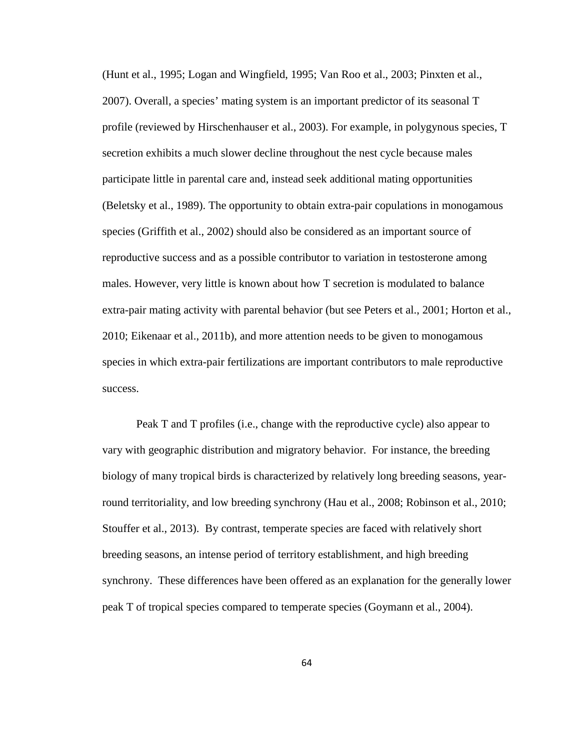(Hunt et al., 1995; Logan and Wingfield, 1995; Van Roo et al., 2003; Pinxten et al., 2007). Overall, a species' mating system is an important predictor of its seasonal T profile (reviewed by Hirschenhauser et al., 2003). For example, in polygynous species, T secretion exhibits a much slower decline throughout the nest cycle because males participate little in parental care and, instead seek additional mating opportunities (Beletsky et al., 1989). The opportunity to obtain extra-pair copulations in monogamous species (Griffith et al., 2002) should also be considered as an important source of reproductive success and as a possible contributor to variation in testosterone among males. However, very little is known about how T secretion is modulated to balance extra-pair mating activity with parental behavior (but see Peters et al., 2001; Horton et al., 2010; Eikenaar et al., 2011b), and more attention needs to be given to monogamous species in which extra-pair fertilizations are important contributors to male reproductive success.

Peak T and T profiles (i.e., change with the reproductive cycle) also appear to vary with geographic distribution and migratory behavior. For instance, the breeding biology of many tropical birds is characterized by relatively long breeding seasons, year-round territoriality, and low breeding synchrony (Hau et al., 2008; Robinson et al., 2010; Stouffer et al., 2013). By contrast, temperate species are faced with relatively short breeding seasons, an intense period of territory establishment, and high breeding synchrony. These differences have been offered as an explanation for the generally lower peak T of tropical species compared to temperate species (Goymann et al., 2004).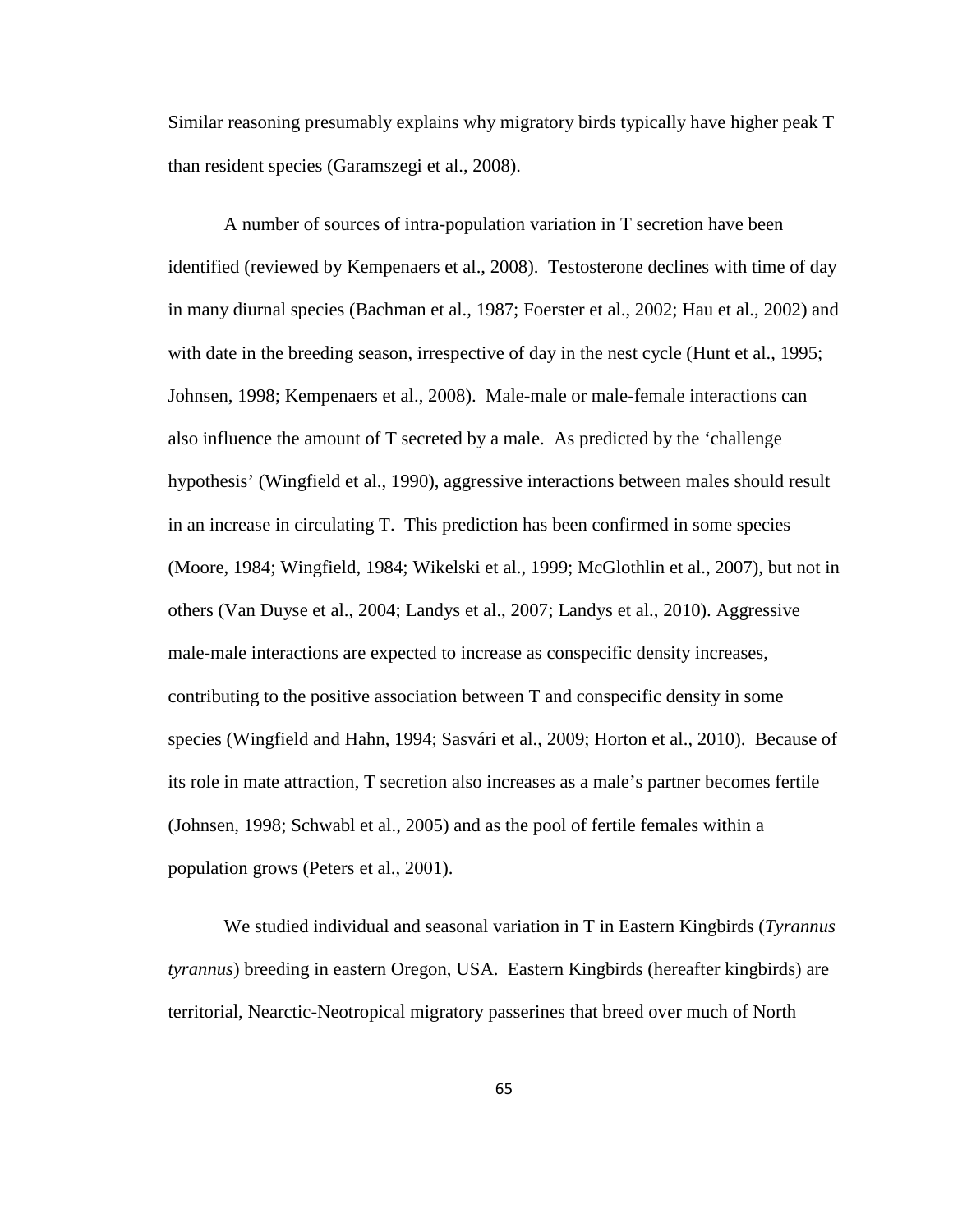Similar reasoning presumably explains why migratory birds typically have higher peak T than resident species (Garamszegi et al., 2008).

A number of sources of intra-population variation in T secretion have been identified (reviewed by Kempenaers et al., 2008). Testosterone declines with time of day in many diurnal species (Bachman et al., 1987; Foerster et al., 2002; Hau et al., 2002) and with date in the breeding season, irrespective of day in the nest cycle (Hunt et al., 1995; Johnsen, 1998; Kempenaers et al., 2008). Male-male or male-female interactions can also influence the amount of T secreted by a male. As predicted by the 'challenge hypothesis' (Wingfield et al., 1990), aggressive interactions between males should result in an increase in circulating T. This prediction has been confirmed in some species (Moore, 1984; Wingfield, 1984; Wikelski et al., 1999; McGlothlin et al., 2007), but not in others (Van Duyse et al., 2004; Landys et al., 2007; Landys et al., 2010). Aggressive male-male interactions are expected to increase as conspecific density increases, contributing to the positive association between T and conspecific density in some species (Wingfield and Hahn, 1994; Sasvári et al., 2009; Horton et al., 2010). Because of its role in mate attraction, T secretion also increases as a male's partner becomes fertile (Johnsen, 1998; Schwabl et al., 2005) and as the pool of fertile females within a population grows (Peters et al., 2001).

We studied individual and seasonal variation in T in Eastern Kingbirds (*Tyrannus tyrannus*) breeding in eastern Oregon, USA. Eastern Kingbirds (hereafter kingbirds) are territorial, Nearctic-Neotropical migratory passerines that breed over much of North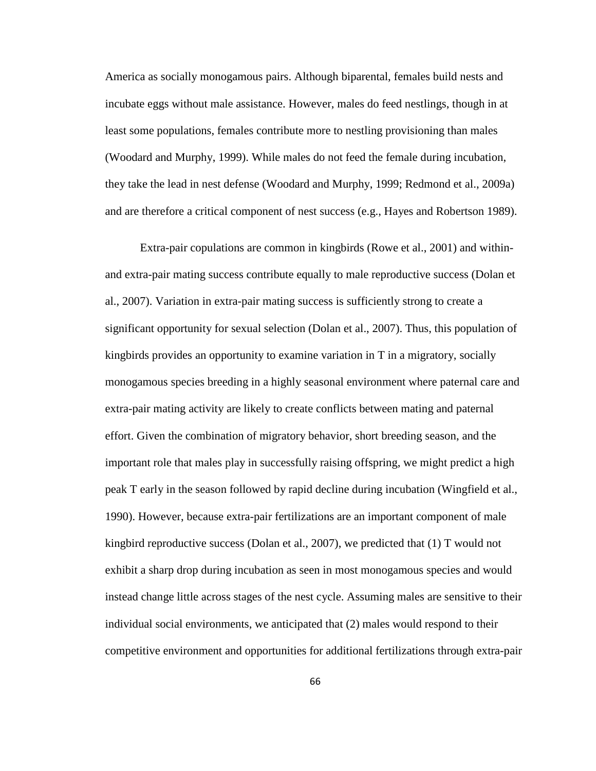America as socially monogamous pairs. Although biparental, females build nests and incubate eggs without male assistance. However, males do feed nestlings, though in at least some populations, females contribute more to nestling provisioning than males (Woodard and Murphy, 1999). While males do not feed the female during incubation, they take the lead in nest defense (Woodard and Murphy, 1999; Redmond et al., 2009a) and are therefore a critical component of nest success (e.g., Hayes and Robertson 1989).

Extra-pair copulations are common in kingbirds (Rowe et al., 2001) and within- and extra-pair mating success contribute equally to male reproductive success (Dolan et al., 2007). Variation in extra-pair mating success is sufficiently strong to create a significant opportunity for sexual selection (Dolan et al., 2007). Thus, this population of kingbirds provides an opportunity to examine variation in T in a migratory, socially monogamous species breeding in a highly seasonal environment where paternal care and extra-pair mating activity are likely to create conflicts between mating and paternal effort. Given the combination of migratory behavior, short breeding season, and the important role that males play in successfully raising offspring, we might predict a high peak T early in the season followed by rapid decline during incubation (Wingfield et al., 1990). However, because extra-pair fertilizations are an important component of male kingbird reproductive success (Dolan et al., 2007), we predicted that (1) T would not exhibit a sharp drop during incubation as seen in most monogamous species and would instead change little across stages of the nest cycle. Assuming males are sensitive to their individual social environments, we anticipated that (2) males would respond to their competitive environment and opportunities for additional fertilizations through extra-pair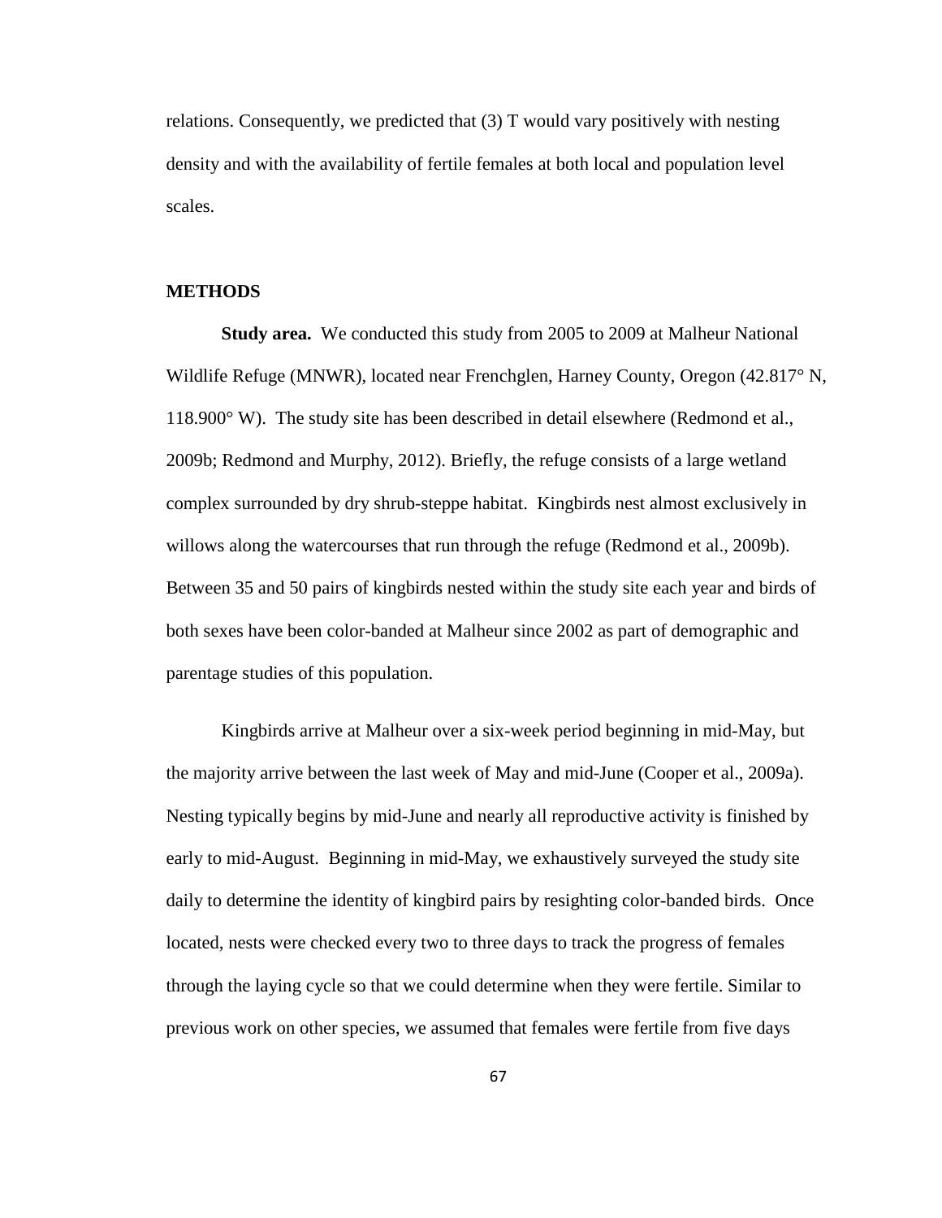relations. Consequently, we predicted that (3) T would vary positively with nesting density and with the availability of fertile females at both local and population level scales.

## METHODS

**Study area.** We conducted this study from 2005 to 2009 at Malheur National Wildlife Refuge (MNWR), located near Frenchglen, Harney County, Oregon (42.817° N, 118.900° W). The study site has been described in detail elsewhere (Redmond et al., 2009b; Redmond and Murphy, 2012). Briefly, the refuge consists of a large wetland complex surrounded by dry shrub-steppe habitat. Kingbirds nest almost exclusively in willows along the watercourses that run through the refuge (Redmond et al., 2009b). Between 35 and 50 pairs of kingbirds nested within the study site each year and birds of both sexes have been color-banded at Malheur since 2002 as part of demographic and parentage studies of this population.

Kingbirds arrive at Malheur over a six-week period beginning in mid-May, but the majority arrive between the last week of May and mid-June (Cooper et al., 2009a). Nesting typically begins by mid-June and nearly all reproductive activity is finished by early to mid-August. Beginning in mid-May, we exhaustively surveyed the study site daily to determine the identity of kingbird pairs by resighting color-banded birds. Once located, nests were checked every two to three days to track the progress of females through the laying cycle so that we could determine when they were fertile. Similar to previous work on other species, we assumed that females were fertile from five days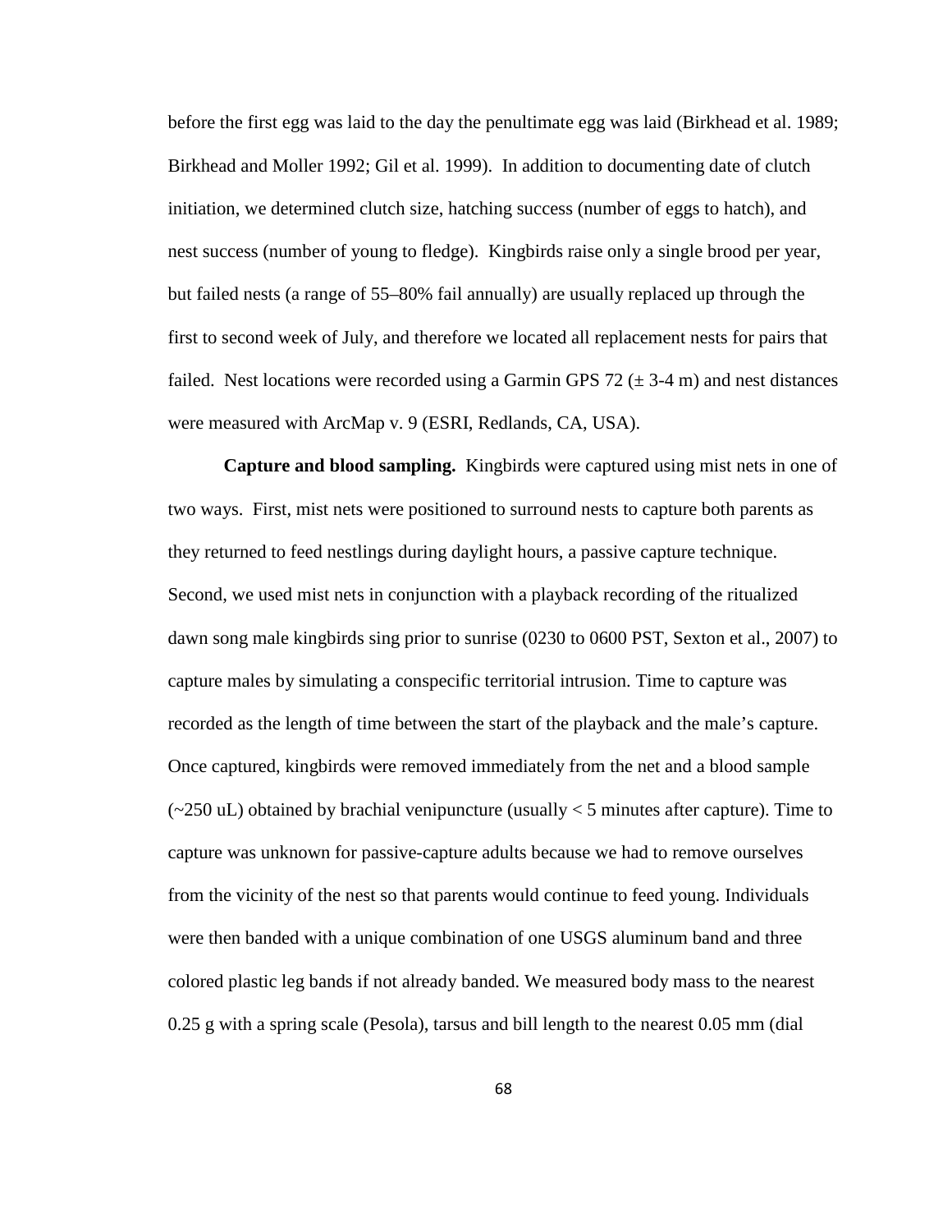before the first egg was laid to the day the penultimate egg was laid (Birkhead et al. 1989; Birkhead and Moller 1992; Gil et al. 1999). In addition to documenting date of clutch initiation, we determined clutch size, hatching success (number of eggs to hatch), and nest success (number of young to fledge). Kingbirds raise only a single brood per year, but failed nests (a range of 55–80% fail annually) are usually replaced up through the first to second week of July, and therefore we located all replacement nests for pairs that failed. Nest locations were recorded using a Garmin GPS 72 ($\pm$ 3-4 m) and nest distances were measured with ArcMap v. 9 (ESRI, Redlands, CA, USA).

**Capture and blood sampling.** Kingbirds were captured using mist nets in one of two ways. First, mist nets were positioned to surround nests to capture both parents as they returned to feed nestlings during daylight hours, a passive capture technique. Second, we used mist nets in conjunction with a playback recording of the ritualized dawn song male kingbirds sing prior to sunrise (0230 to 0600 PST, Sexton et al., 2007) to capture males by simulating a conspecific territorial intrusion. Time to capture was recorded as the length of time between the start of the playback and the male's capture. Once captured, kingbirds were removed immediately from the net and a blood sample (~250 uL) obtained by brachial venipuncture (usually < 5 minutes after capture). Time to capture was unknown for passive-capture adults because we had to remove ourselves from the vicinity of the nest so that parents would continue to feed young. Individuals were then banded with a unique combination of one USGS aluminum band and three colored plastic leg bands if not already banded. We measured body mass to the nearest 0.25 g with a spring scale (Pesola), tarsus and bill length to the nearest 0.05 mm (dial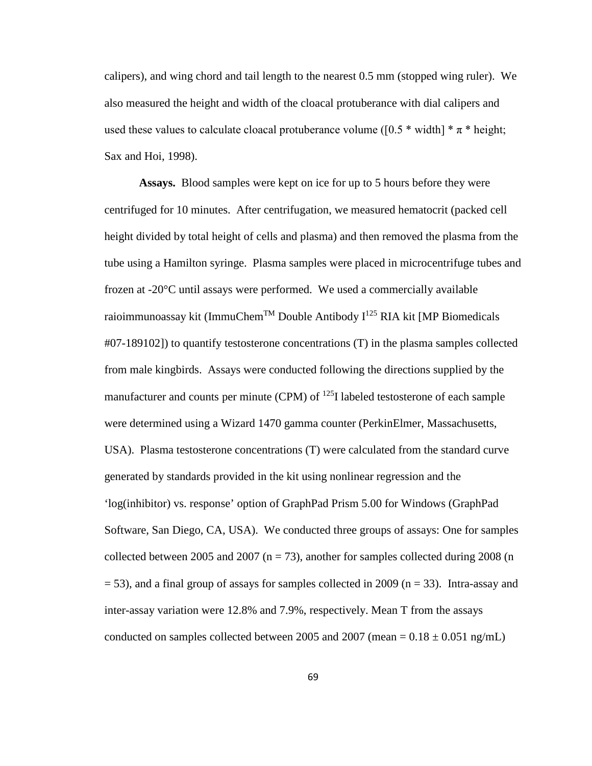calipers), and wing chord and tail length to the nearest 0.5 mm (stopped wing ruler). We also measured the height and width of the cloacal protuberance with dial calipers and used these values to calculate cloacal protuberance volume ($[0.5 * \text{width}] * \pi * \text{height}$; Sax and Hoi, 1998).

**Assays.** Blood samples were kept on ice for up to 5 hours before they were centrifuged for 10 minutes. After centrifugation, we measured hematocrit (packed cell height divided by total height of cells and plasma) and then removed the plasma from the tube using a Hamilton syringe. Plasma samples were placed in microcentrifuge tubes and frozen at -20°C until assays were performed. We used a commercially available raioimmunoassay kit (ImmuChem™ Double Antibody $I^{125}$ RIA kit [MP Biomedicals #07-189102]) to quantify testosterone concentrations (T) in the plasma samples collected from male kingbirds. Assays were conducted following the directions supplied by the manufacturer and counts per minute (CPM) of $^{125}I$ labeled testosterone of each sample were determined using a Wizard 1470 gamma counter (PerkinElmer, Massachusetts, USA). Plasma testosterone concentrations (T) were calculated from the standard curve generated by standards provided in the kit using nonlinear regression and the 'log(inhibitor) vs. response' option of GraphPad Prism 5.00 for Windows (GraphPad Software, San Diego, CA, USA). We conducted three groups of assays: One for samples collected between 2005 and 2007 ($n = 73$), another for samples collected during 2008 ($n = 53$), and a final group of assays for samples collected in 2009 ($n = 33$). Intra-assay and inter-assay variation were 12.8% and 7.9%, respectively. Mean T from the assays conducted on samples collected between 2005 and 2007 (mean = $0.18 \pm 0.051$ ng/mL)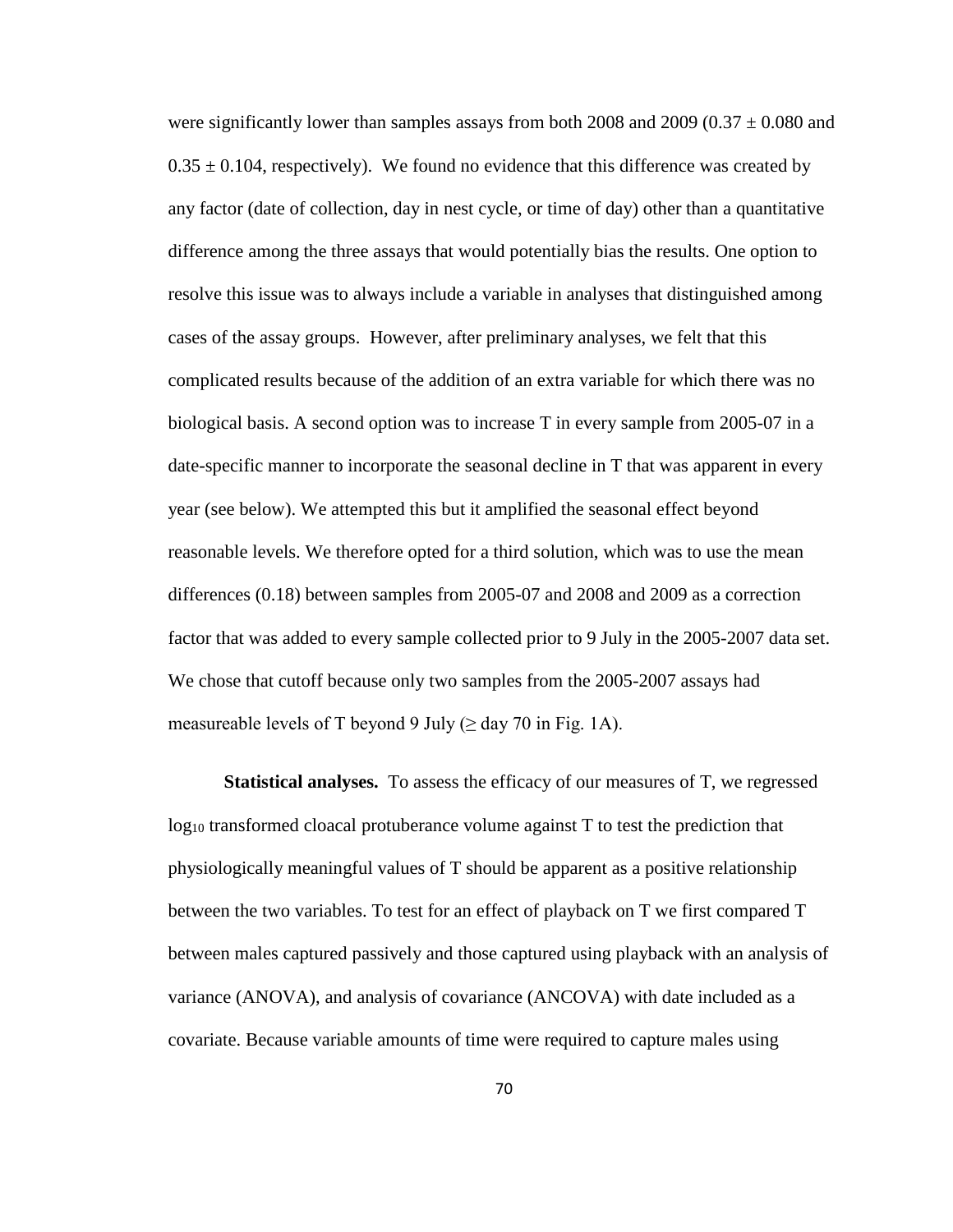were significantly lower than samples assays from both 2008 and 2009 ($0.37 \pm 0.080$ and $0.35 \pm 0.104$, respectively). We found no evidence that this difference was created by any factor (date of collection, day in nest cycle, or time of day) other than a quantitative difference among the three assays that would potentially bias the results. One option to resolve this issue was to always include a variable in analyses that distinguished among cases of the assay groups. However, after preliminary analyses, we felt that this complicated results because of the addition of an extra variable for which there was no biological basis. A second option was to increase T in every sample from 2005-07 in a date-specific manner to incorporate the seasonal decline in T that was apparent in every year (see below). We attempted this but it amplified the seasonal effect beyond reasonable levels. We therefore opted for a third solution, which was to use the mean differences (0.18) between samples from 2005-07 and 2008 and 2009 as a correction factor that was added to every sample collected prior to 9 July in the 2005-2007 data set. We chose that cutoff because only two samples from the 2005-2007 assays had measureable levels of T beyond 9 July ($\geq$ day 70 in Fig. 1A).

**Statistical analyses.** To assess the efficacy of our measures of T, we regressed $\log_{10}$ transformed cloacal protuberance volume against T to test the prediction that physiologically meaningful values of T should be apparent as a positive relationship between the two variables. To test for an effect of playback on T we first compared T between males captured passively and those captured using playback with an analysis of variance (ANOVA), and analysis of covariance (ANCOVA) with date included as a covariate. Because variable amounts of time were required to capture males using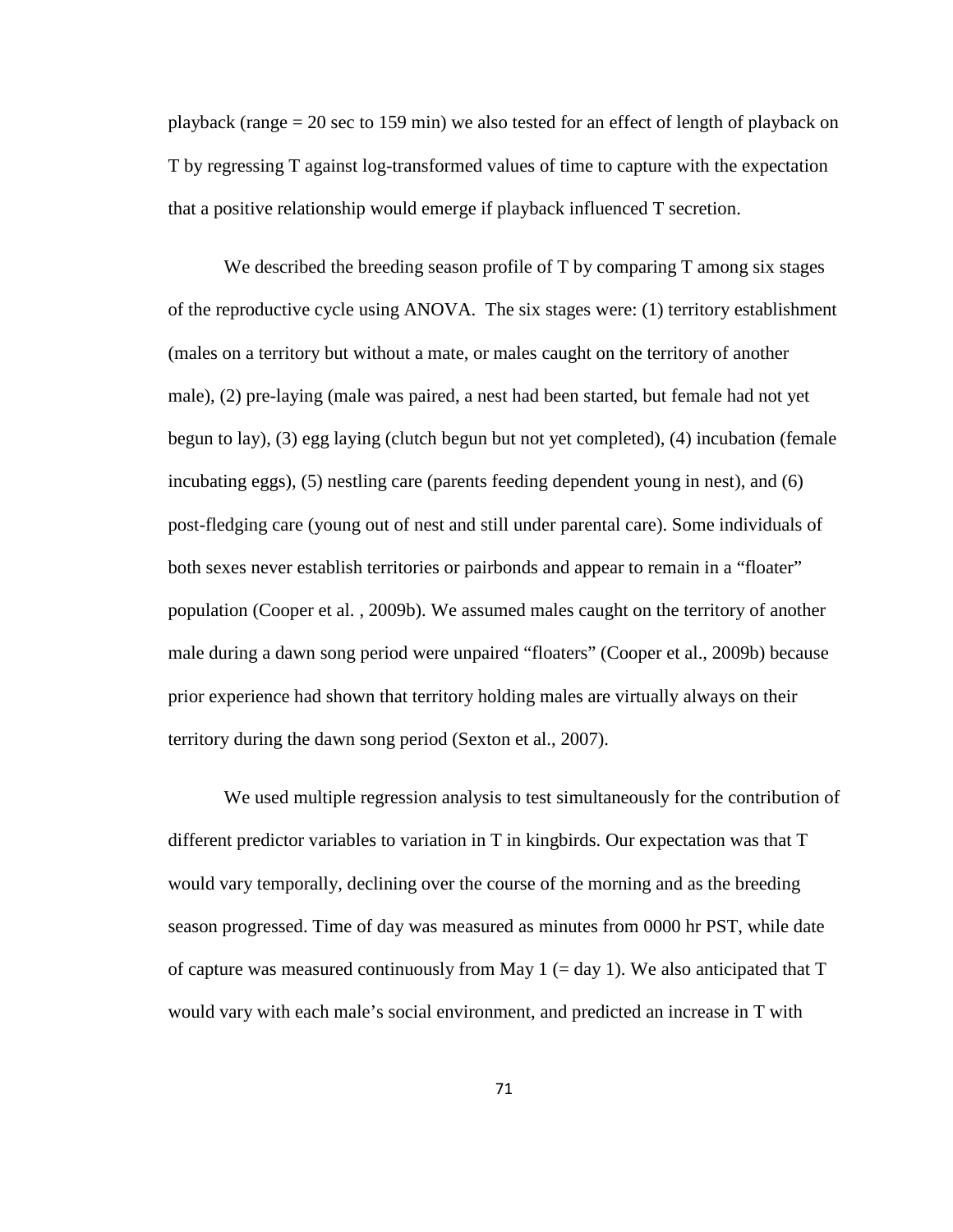playback (range = 20 sec to 159 min) we also tested for an effect of length of playback on T by regressing T against log-transformed values of time to capture with the expectation that a positive relationship would emerge if playback influenced T secretion.

We described the breeding season profile of T by comparing T among six stages of the reproductive cycle using ANOVA. The six stages were: (1) territory establishment (males on a territory but without a mate, or males caught on the territory of another male), (2) pre-laying (male was paired, a nest had been started, but female had not yet begun to lay), (3) egg laying (clutch begun but not yet completed), (4) incubation (female incubating eggs), (5) nestling care (parents feeding dependent young in nest), and (6) post-fledging care (young out of nest and still under parental care). Some individuals of both sexes never establish territories or pairbonds and appear to remain in a "floater" population (Cooper et al. , 2009b). We assumed males caught on the territory of another male during a dawn song period were unpaired "floaters" (Cooper et al., 2009b) because prior experience had shown that territory holding males are virtually always on their territory during the dawn song period (Sexton et al., 2007).

We used multiple regression analysis to test simultaneously for the contribution of different predictor variables to variation in T in kingbirds. Our expectation was that T would vary temporally, declining over the course of the morning and as the breeding season progressed. Time of day was measured as minutes from 0000 hr PST, while date of capture was measured continuously from May 1 (= day 1). We also anticipated that T would vary with each male's social environment, and predicted an increase in T with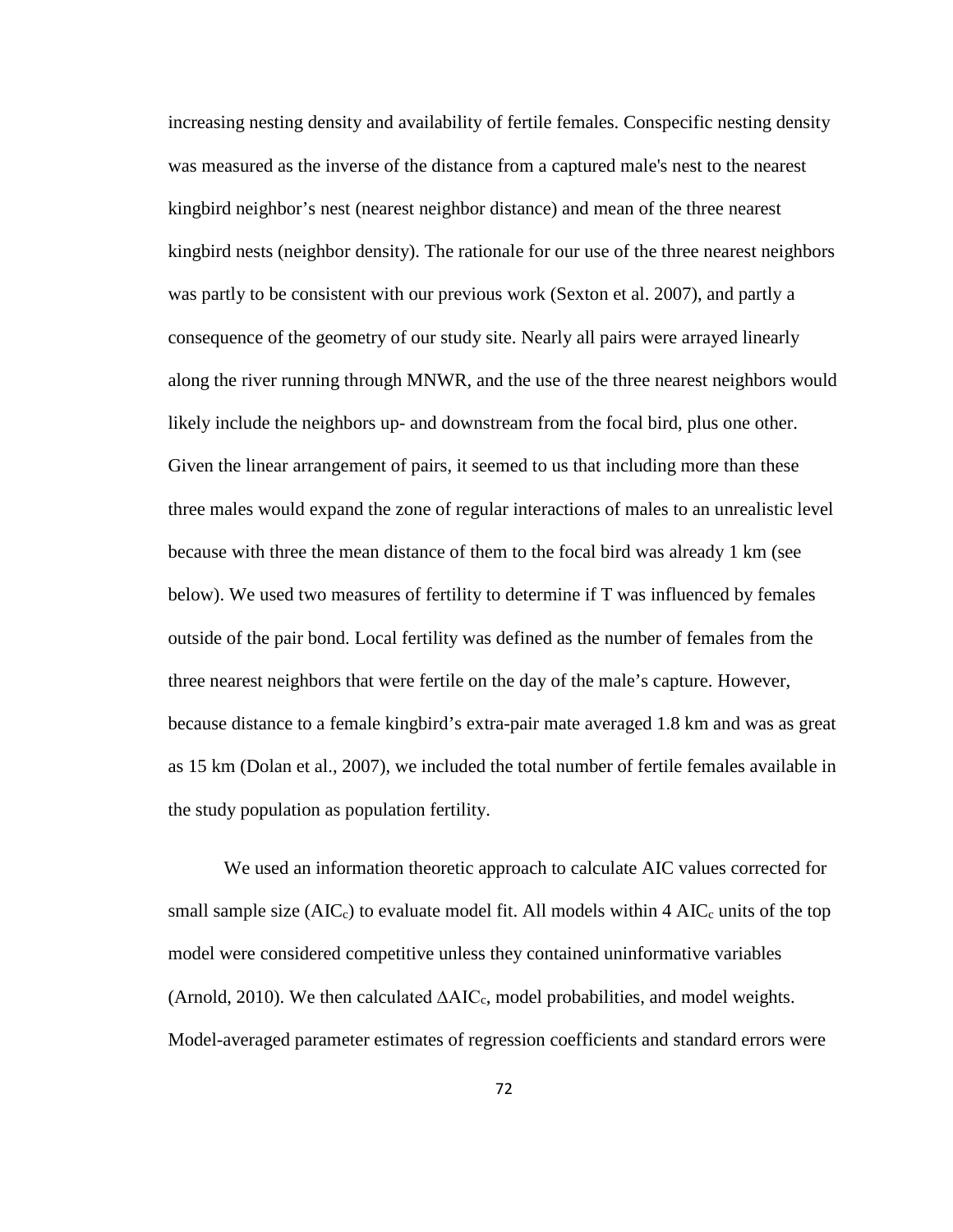increasing nesting density and availability of fertile females. Conspecific nesting density was measured as the inverse of the distance from a captured male's nest to the nearest kingbird neighbor's nest (nearest neighbor distance) and mean of the three nearest kingbird nests (neighbor density). The rationale for our use of the three nearest neighbors was partly to be consistent with our previous work (Sexton et al. 2007), and partly a consequence of the geometry of our study site. Nearly all pairs were arrayed linearly along the river running through MNWR, and the use of the three nearest neighbors would likely include the neighbors up- and downstream from the focal bird, plus one other. Given the linear arrangement of pairs, it seemed to us that including more than these three males would expand the zone of regular interactions of males to an unrealistic level because with three the mean distance of them to the focal bird was already 1 km (see below). We used two measures of fertility to determine if T was influenced by females outside of the pair bond. Local fertility was defined as the number of females from the three nearest neighbors that were fertile on the day of the male's capture. However, because distance to a female kingbird's extra-pair mate averaged 1.8 km and was as great as 15 km (Dolan et al., 2007), we included the total number of fertile females available in the study population as population fertility.

We used an information theoretic approach to calculate AIC values corrected for small sample size ($AIC_c$) to evaluate model fit. All models within 4 $AIC_c$ units of the top model were considered competitive unless they contained uninformative variables (Arnold, 2010). We then calculated $\Delta AIC_c$, model probabilities, and model weights. Model-averaged parameter estimates of regression coefficients and standard errors were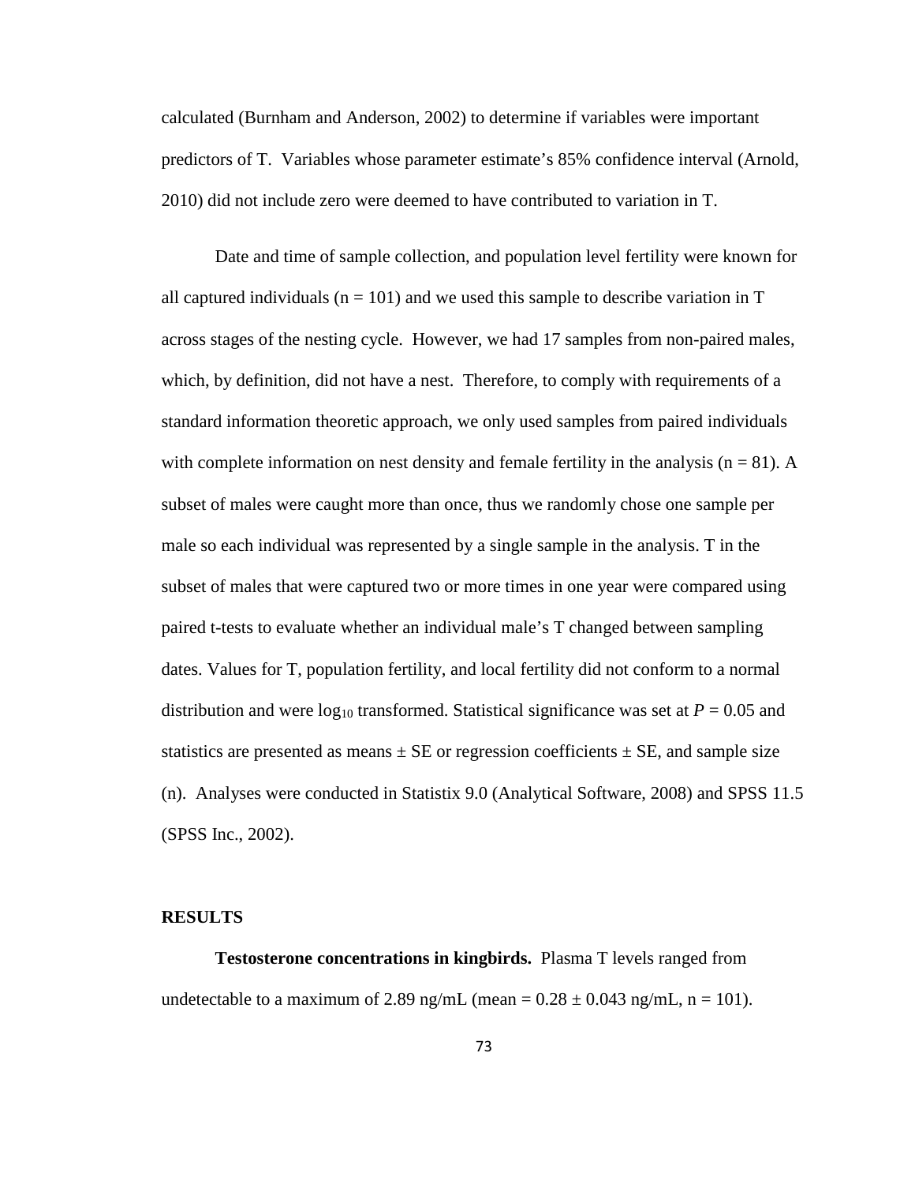calculated (Burnham and Anderson, 2002) to determine if variables were important predictors of T. Variables whose parameter estimate's 85% confidence interval (Arnold, 2010) did not include zero were deemed to have contributed to variation in T.

Date and time of sample collection, and population level fertility were known for all captured individuals (n = 101) and we used this sample to describe variation in T across stages of the nesting cycle. However, we had 17 samples from non-paired males, which, by definition, did not have a nest. Therefore, to comply with requirements of a standard information theoretic approach, we only used samples from paired individuals with complete information on nest density and female fertility in the analysis (n = 81). A subset of males were caught more than once, thus we randomly chose one sample per male so each individual was represented by a single sample in the analysis. T in the subset of males that were captured two or more times in one year were compared using paired t-tests to evaluate whether an individual male's T changed between sampling dates. Values for T, population fertility, and local fertility did not conform to a normal distribution and were $\log_{10}$ transformed. Statistical significance was set at $P = 0.05$ and statistics are presented as means ± SE or regression coefficients ± SE, and sample size (n). Analyses were conducted in Statistix 9.0 (Analytical Software, 2008) and SPSS 11.5 (SPSS Inc., 2002).

## RESULTS

**Testosterone concentrations in kingbirds.** Plasma T levels ranged from undetectable to a maximum of 2.89 ng/mL (mean = 0.28 ± 0.043 ng/mL, n = 101).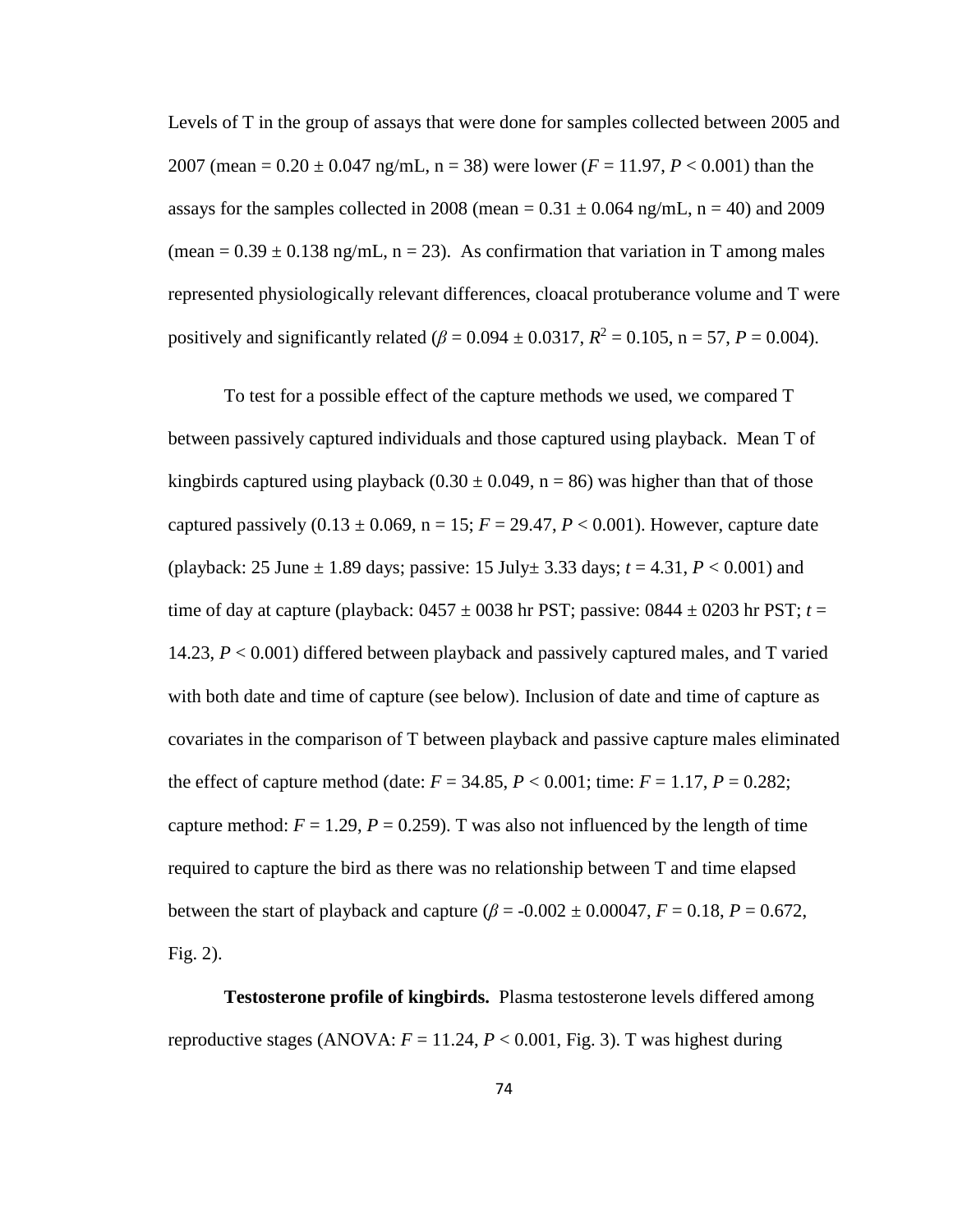Levels of T in the group of assays that were done for samples collected between 2005 and 2007 (mean = 0.20 ± 0.047 ng/mL, n = 38) were lower ($F$ = 11.97, $P$ < 0.001) than the assays for the samples collected in 2008 (mean = 0.31 ± 0.064 ng/mL, n = 40) and 2009 (mean = 0.39 ± 0.138 ng/mL, n = 23). As confirmation that variation in T among males represented physiologically relevant differences, cloacal protuberance volume and T were positively and significantly related ($\beta$ = 0.094 ± 0.0317, $R^2$ = 0.105, n = 57, $P$ = 0.004).

To test for a possible effect of the capture methods we used, we compared T between passively captured individuals and those captured using playback. Mean T of kingbirds captured using playback (0.30 ± 0.049, n = 86) was higher than that of those captured passively (0.13 ± 0.069, n = 15; $F$ = 29.47, $P$ < 0.001). However, capture date (playback: 25 June ± 1.89 days; passive: 15 July± 3.33 days; $t$ = 4.31, $P$ < 0.001) and time of day at capture (playback: 0457 ± 0038 hr PST; passive: 0844 ± 0203 hr PST; $t$ = 14.23, $P$ < 0.001) differed between playback and passively captured males, and T varied with both date and time of capture (see below). Inclusion of date and time of capture as covariates in the comparison of T between playback and passive capture males eliminated the effect of capture method (date: $F$ = 34.85, $P$ < 0.001; time: $F$ = 1.17, $P$ = 0.282; capture method: $F$ = 1.29, $P$ = 0.259). T was also not influenced by the length of time required to capture the bird as there was no relationship between T and time elapsed between the start of playback and capture ($\beta$ = -0.002 ± 0.00047, $F$ = 0.18, $P$ = 0.672, Fig. 2).

**Testosterone profile of kingbirds.** Plasma testosterone levels differed among reproductive stages (ANOVA: $F$ = 11.24, $P$ < 0.001, Fig. 3). T was highest during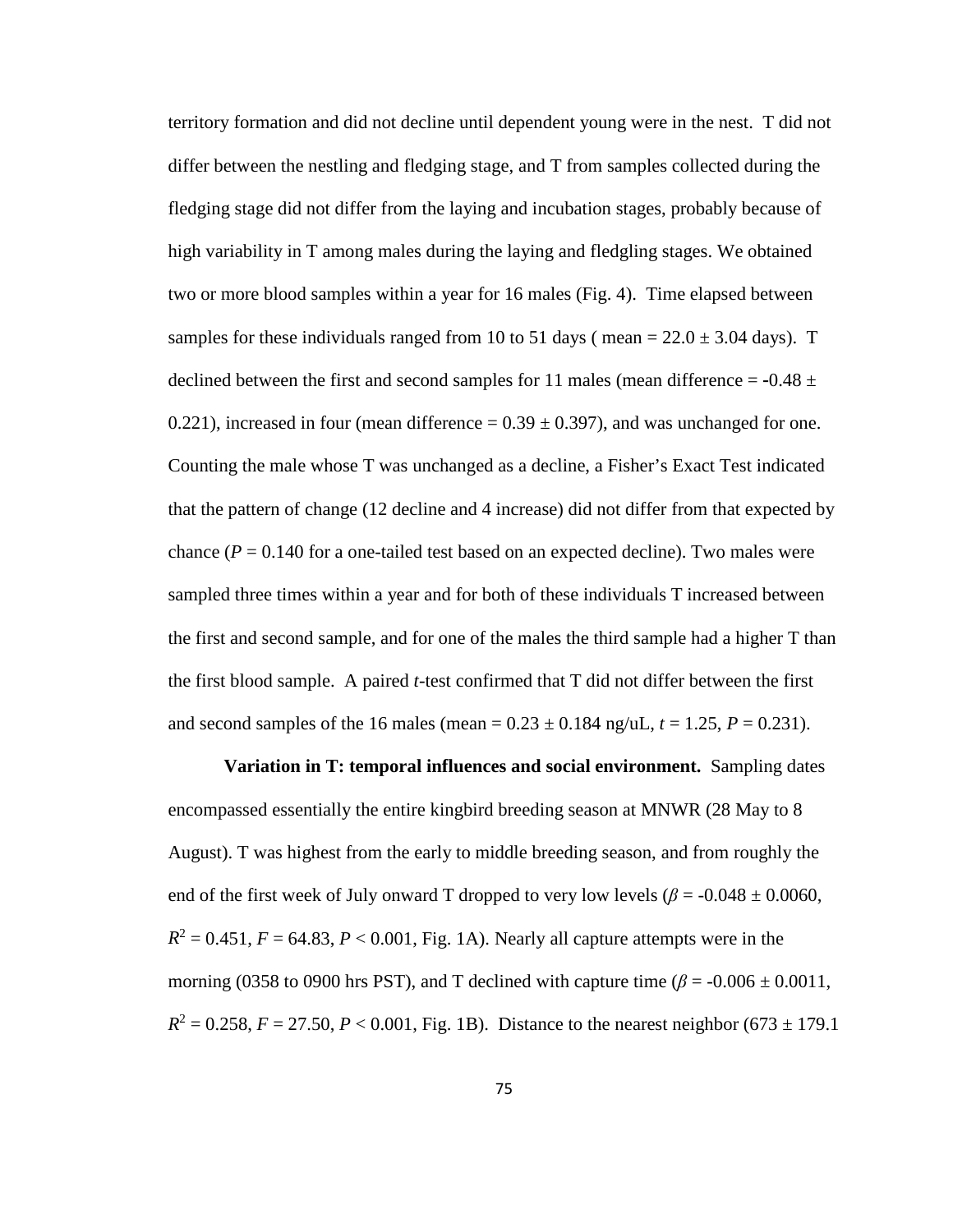territory formation and did not decline until dependent young were in the nest. T did not differ between the nestling and fledging stage, and T from samples collected during the fledging stage did not differ from the laying and incubation stages, probably because of high variability in T among males during the laying and fledgling stages. We obtained two or more blood samples within a year for 16 males (Fig. 4). Time elapsed between samples for these individuals ranged from 10 to 51 days ( mean = 22.0 ± 3.04 days). T declined between the first and second samples for 11 males (mean difference = -0.48 ± 0.221), increased in four (mean difference = 0.39 ± 0.397), and was unchanged for one. Counting the male whose T was unchanged as a decline, a Fisher's Exact Test indicated that the pattern of change (12 decline and 4 increase) did not differ from that expected by chance ($P = 0.140$ for a one-tailed test based on an expected decline). Two males were sampled three times within a year and for both of these individuals T increased between the first and second sample, and for one of the males the third sample had a higher T than the first blood sample. A paired *t*-test confirmed that T did not differ between the first and second samples of the 16 males (mean = 0.23 ± 0.184 ng/uL, $t = 1.25$, $P = 0.231$).

**Variation in T: temporal influences and social environment.** Sampling dates encompassed essentially the entire kingbird breeding season at MNWR (28 May to 8 August). T was highest from the early to middle breeding season, and from roughly the end of the first week of July onward T dropped to very low levels ($\beta = -0.048 \pm 0.0060$, $R^2 = 0.451$, $F = 64.83$, $P < 0.001$, Fig. 1A). Nearly all capture attempts were in the morning (0358 to 0900 hrs PST), and T declined with capture time ($\beta = -0.006 \pm 0.0011$, $R^2 = 0.258$, $F = 27.50$, $P < 0.001$, Fig. 1B). Distance to the nearest neighbor (673 ± 179.1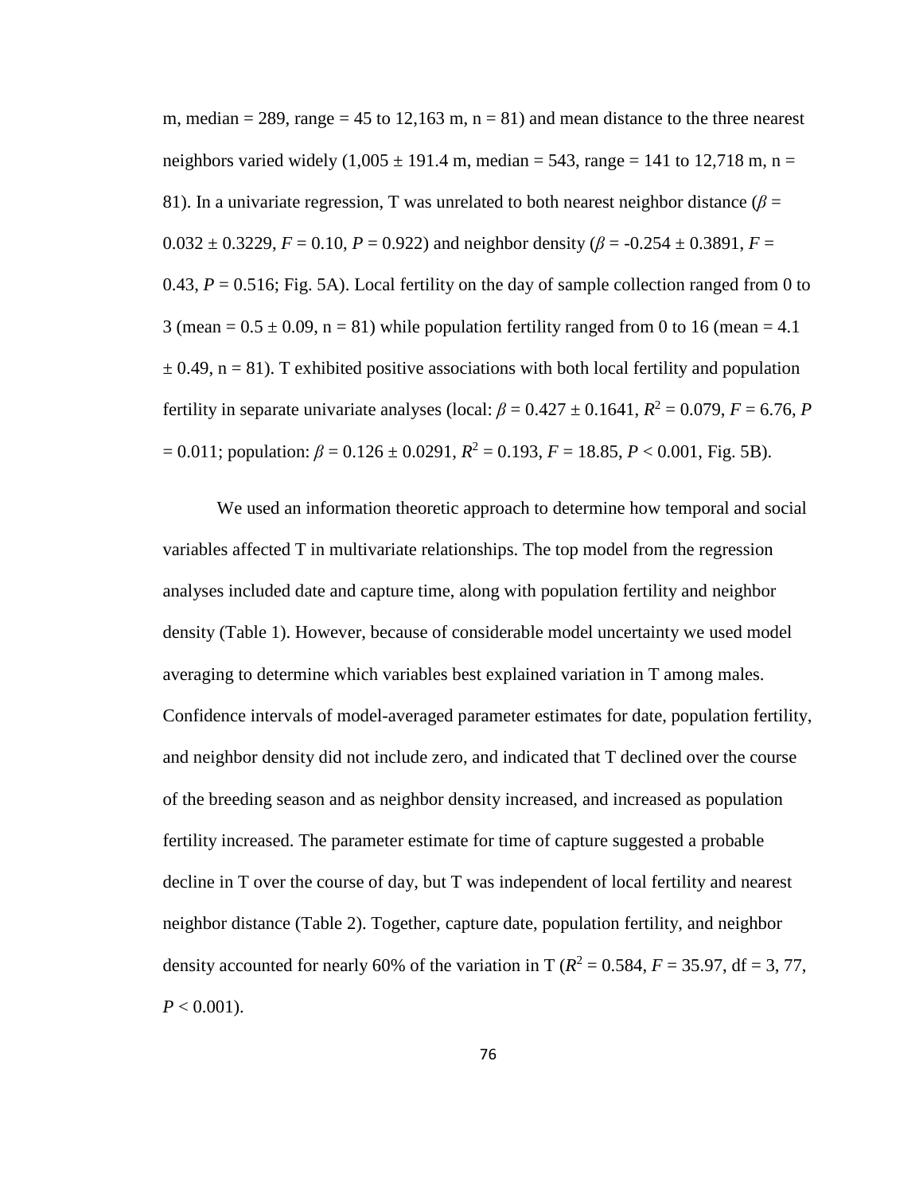m, median = 289, range = 45 to 12,163 m, n = 81) and mean distance to the three nearest neighbors varied widely (1,005 ± 191.4 m, median = 543, range = 141 to 12,718 m, n = 81). In a univariate regression, T was unrelated to both nearest neighbor distance ($\beta$ = 0.032 ± 0.3229, $F$ = 0.10, $P$ = 0.922) and neighbor density ($\beta$ = -0.254 ± 0.3891, $F$ = 0.43, $P$ = 0.516; Fig. 5A). Local fertility on the day of sample collection ranged from 0 to 3 (mean = 0.5 ± 0.09, n = 81) while population fertility ranged from 0 to 16 (mean = 4.1 ± 0.49, n = 81). T exhibited positive associations with both local fertility and population fertility in separate univariate analyses (local: $\beta$ = 0.427 ± 0.1641, $R^2$ = 0.079, $F$ = 6.76, $P$ = 0.011; population: $\beta$ = 0.126 ± 0.0291, $R^2$ = 0.193, $F$ = 18.85, $P$ < 0.001, Fig. 5B).

We used an information theoretic approach to determine how temporal and social variables affected T in multivariate relationships. The top model from the regression analyses included date and capture time, along with population fertility and neighbor density (Table 1). However, because of considerable model uncertainty we used model averaging to determine which variables best explained variation in T among males. Confidence intervals of model-averaged parameter estimates for date, population fertility, and neighbor density did not include zero, and indicated that T declined over the course of the breeding season and as neighbor density increased, and increased as population fertility increased. The parameter estimate for time of capture suggested a probable decline in T over the course of day, but T was independent of local fertility and nearest neighbor distance (Table 2). Together, capture date, population fertility, and neighbor density accounted for nearly 60% of the variation in T ($R^2$ = 0.584, $F$ = 35.97, df = 3, 77, $P$ < 0.001).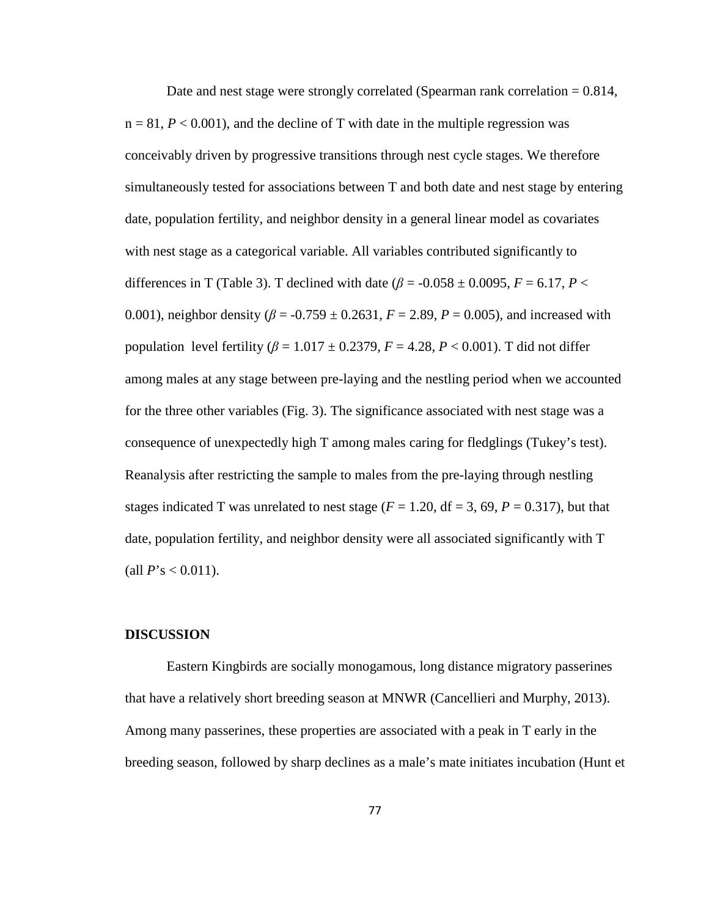Date and nest stage were strongly correlated (Spearman rank correlation = 0.814, n = 81, $P < 0.001$), and the decline of T with date in the multiple regression was conceivably driven by progressive transitions through nest cycle stages. We therefore simultaneously tested for associations between T and both date and nest stage by entering date, population fertility, and neighbor density in a general linear model as covariates with nest stage as a categorical variable. All variables contributed significantly to differences in T (Table 3). T declined with date ($\beta = -0.058 \pm 0.0095$, $F = 6.17$, $P < 0.001$), neighbor density ($\beta = -0.759 \pm 0.2631$, $F = 2.89$, $P = 0.005$), and increased with population level fertility ($\beta = 1.017 \pm 0.2379$, $F = 4.28$, $P < 0.001$). T did not differ among males at any stage between pre-laying and the nestling period when we accounted for the three other variables (Fig. 3). The significance associated with nest stage was a consequence of unexpectedly high T among males caring for fledglings (Tukey's test). Reanalysis after restricting the sample to males from the pre-laying through nestling stages indicated T was unrelated to nest stage ($F = 1.20$, df = 3, 69, $P = 0.317$), but that date, population fertility, and neighbor density were all associated significantly with T (all $P$'s < 0.011).

## DISCUSSION

Eastern Kingbirds are socially monogamous, long distance migratory passerines that have a relatively short breeding season at MNWR (Cancellieri and Murphy, 2013). Among many passerines, these properties are associated with a peak in T early in the breeding season, followed by sharp declines as a male's mate initiates incubation (Hunt et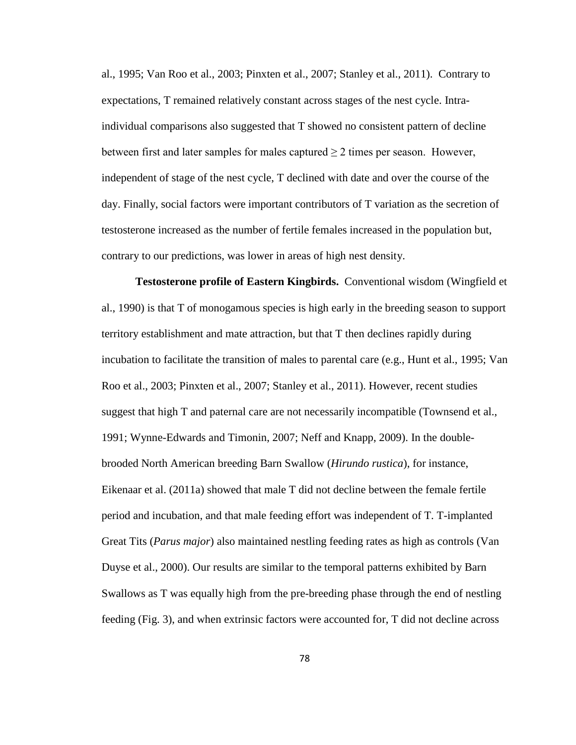al., 1995; Van Roo et al., 2003; Pinxten et al., 2007; Stanley et al., 2011). Contrary to expectations, T remained relatively constant across stages of the nest cycle. Intra-individual comparisons also suggested that T showed no consistent pattern of decline between first and later samples for males captured ≥ 2 times per season. However, independent of stage of the nest cycle, T declined with date and over the course of the day. Finally, social factors were important contributors of T variation as the secretion of testosterone increased as the number of fertile females increased in the population but, contrary to our predictions, was lower in areas of high nest density.

**Testosterone profile of Eastern Kingbirds.** Conventional wisdom (Wingfield et al., 1990) is that T of monogamous species is high early in the breeding season to support territory establishment and mate attraction, but that T then declines rapidly during incubation to facilitate the transition of males to parental care (e.g., Hunt et al., 1995; Van Roo et al., 2003; Pinxten et al., 2007; Stanley et al., 2011). However, recent studies suggest that high T and paternal care are not necessarily incompatible (Townsend et al., 1991; Wynne-Edwards and Timonin, 2007; Neff and Knapp, 2009). In the double-brooded North American breeding Barn Swallow (*Hirundo rustica*), for instance, Eikenaar et al. (2011a) showed that male T did not decline between the female fertile period and incubation, and that male feeding effort was independent of T. T-implanted Great Tits (*Parus major*) also maintained nestling feeding rates as high as controls (Van Duyse et al., 2000). Our results are similar to the temporal patterns exhibited by Barn Swallows as T was equally high from the pre-breeding phase through the end of nestling feeding (Fig. 3), and when extrinsic factors were accounted for, T did not decline across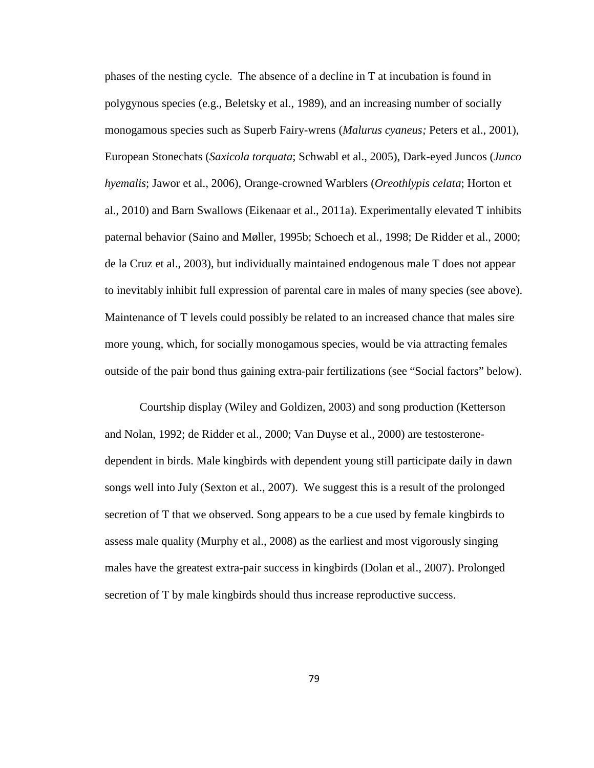phases of the nesting cycle. The absence of a decline in T at incubation is found in polygynous species (e.g., Beletsky et al., 1989), and an increasing number of socially monogamous species such as Superb Fairy-wrens (*Malurus cyaneus;* Peters et al., 2001), European Stonechats (*Saxicola torquata*; Schwabl et al., 2005), Dark-eyed Juncos (*Junco hyemalis*; Jawor et al., 2006), Orange-crowned Warblers (*Oreothlypis celata*; Horton et al., 2010) and Barn Swallows (Eikenaar et al., 2011a). Experimentally elevated T inhibits paternal behavior (Saino and Møller, 1995b; Schoech et al., 1998; De Ridder et al., 2000; de la Cruz et al., 2003), but individually maintained endogenous male T does not appear to inevitably inhibit full expression of parental care in males of many species (see above). Maintenance of T levels could possibly be related to an increased chance that males sire more young, which, for socially monogamous species, would be via attracting females outside of the pair bond thus gaining extra-pair fertilizations (see "Social factors" below).

Courtship display (Wiley and Goldizen, 2003) and song production (Ketterson and Nolan, 1992; de Ridder et al., 2000; Van Duyse et al., 2000) are testosterone-dependent in birds. Male kingbirds with dependent young still participate daily in dawn songs well into July (Sexton et al., 2007). We suggest this is a result of the prolonged secretion of T that we observed. Song appears to be a cue used by female kingbirds to assess male quality (Murphy et al., 2008) as the earliest and most vigorously singing males have the greatest extra-pair success in kingbirds (Dolan et al., 2007). Prolonged secretion of T by male kingbirds should thus increase reproductive success.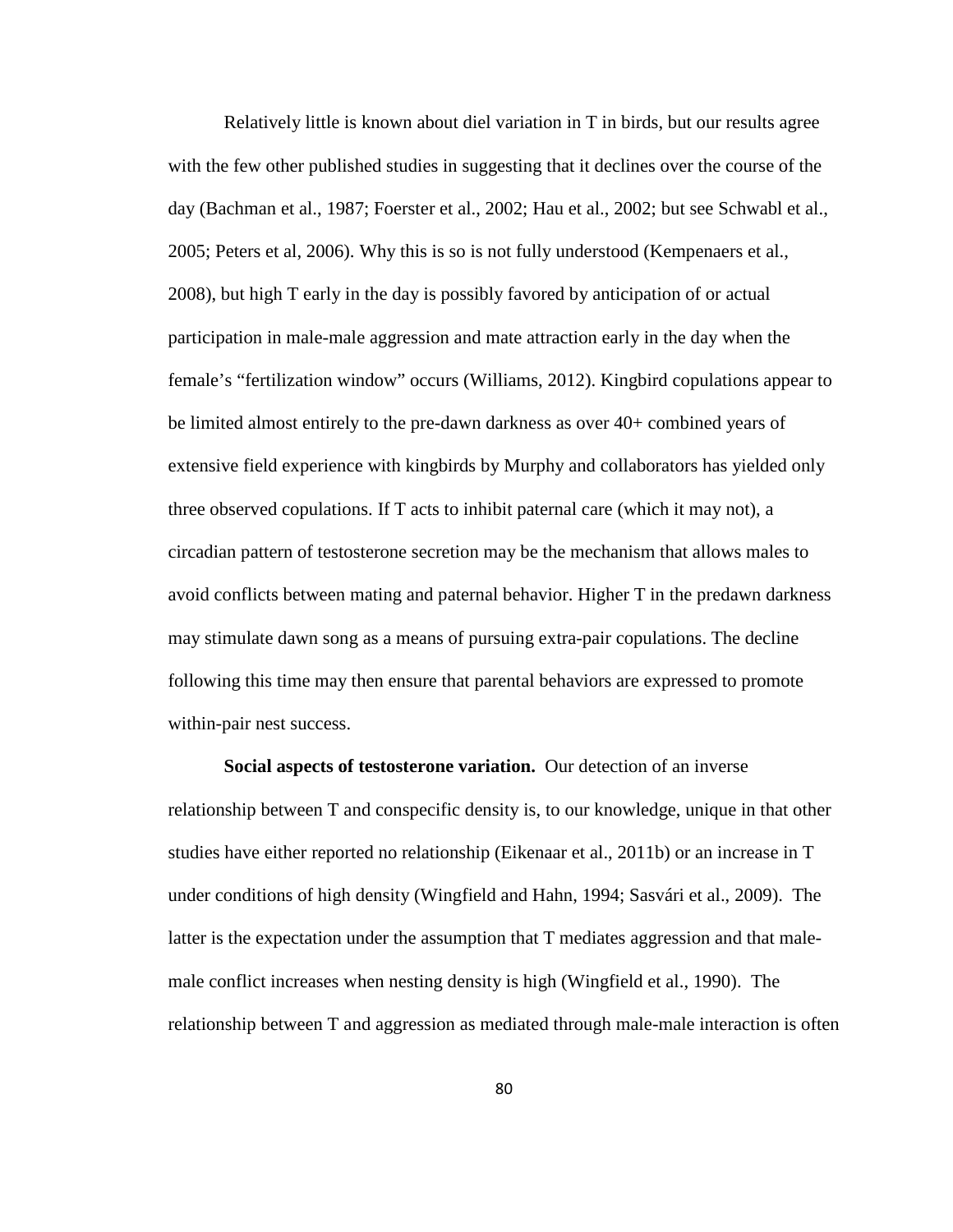Relatively little is known about diel variation in T in birds, but our results agree with the few other published studies in suggesting that it declines over the course of the day (Bachman et al., 1987; Foerster et al., 2002; Hau et al., 2002; but see Schwabl et al., 2005; Peters et al, 2006). Why this is so is not fully understood (Kempenaers et al., 2008), but high T early in the day is possibly favored by anticipation of or actual participation in male-male aggression and mate attraction early in the day when the female's "fertilization window" occurs (Williams, 2012). Kingbird copulations appear to be limited almost entirely to the pre-dawn darkness as over 40+ combined years of extensive field experience with kingbirds by Murphy and collaborators has yielded only three observed copulations. If T acts to inhibit paternal care (which it may not), a circadian pattern of testosterone secretion may be the mechanism that allows males to avoid conflicts between mating and paternal behavior. Higher T in the predawn darkness may stimulate dawn song as a means of pursuing extra-pair copulations. The decline following this time may then ensure that parental behaviors are expressed to promote within-pair nest success.

**Social aspects of testosterone variation.** Our detection of an inverse relationship between T and conspecific density is, to our knowledge, unique in that other studies have either reported no relationship (Eikenaar et al., 2011b) or an increase in T under conditions of high density (Wingfield and Hahn, 1994; Sasvári et al., 2009). The latter is the expectation under the assumption that T mediates aggression and that male-male conflict increases when nesting density is high (Wingfield et al., 1990). The relationship between T and aggression as mediated through male-male interaction is often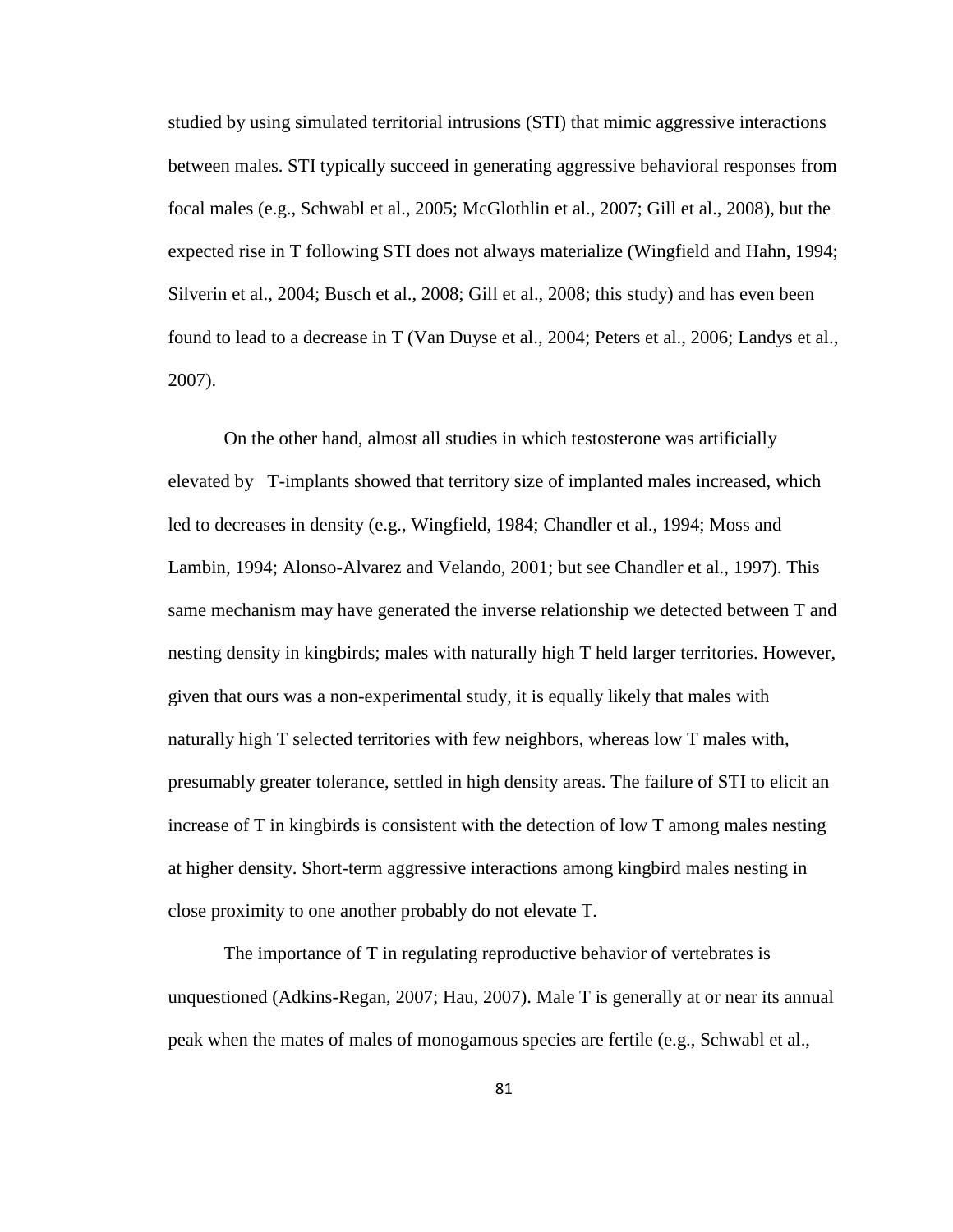studied by using simulated territorial intrusions (STI) that mimic aggressive interactions between males. STI typically succeed in generating aggressive behavioral responses from focal males (e.g., Schwabl et al., 2005; McGlothlin et al., 2007; Gill et al., 2008), but the expected rise in T following STI does not always materialize (Wingfield and Hahn, 1994; Silverin et al., 2004; Busch et al., 2008; Gill et al., 2008; this study) and has even been found to lead to a decrease in T (Van Duyse et al., 2004; Peters et al., 2006; Landys et al., 2007).

On the other hand, almost all studies in which testosterone was artificially elevated by T-implants showed that territory size of implanted males increased, which led to decreases in density (e.g., Wingfield, 1984; Chandler et al., 1994; Moss and Lambin, 1994; Alonso-Alvarez and Velando, 2001; but see Chandler et al., 1997). This same mechanism may have generated the inverse relationship we detected between T and nesting density in kingbirds; males with naturally high T held larger territories. However, given that ours was a non-experimental study, it is equally likely that males with naturally high T selected territories with few neighbors, whereas low T males with, presumably greater tolerance, settled in high density areas. The failure of STI to elicit an increase of T in kingbirds is consistent with the detection of low T among males nesting at higher density. Short-term aggressive interactions among kingbird males nesting in close proximity to one another probably do not elevate T.

The importance of T in regulating reproductive behavior of vertebrates is unquestioned (Adkins-Regan, 2007; Hau, 2007). Male T is generally at or near its annual peak when the mates of males of monogamous species are fertile (e.g., Schwabl et al.,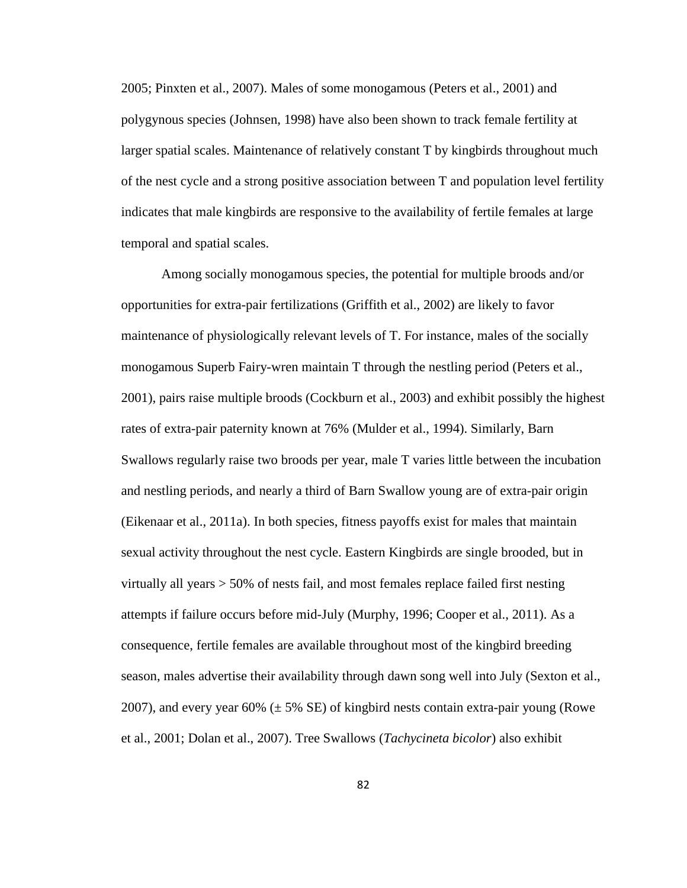2005; Pinxten et al., 2007). Males of some monogamous (Peters et al., 2001) and polygynous species (Johnsen, 1998) have also been shown to track female fertility at larger spatial scales. Maintenance of relatively constant T by kingbirds throughout much of the nest cycle and a strong positive association between T and population level fertility indicates that male kingbirds are responsive to the availability of fertile females at large temporal and spatial scales.

Among socially monogamous species, the potential for multiple broods and/or opportunities for extra-pair fertilizations (Griffith et al., 2002) are likely to favor maintenance of physiologically relevant levels of T. For instance, males of the socially monogamous Superb Fairy-wren maintain T through the nestling period (Peters et al., 2001), pairs raise multiple broods (Cockburn et al., 2003) and exhibit possibly the highest rates of extra-pair paternity known at 76% (Mulder et al., 1994). Similarly, Barn Swallows regularly raise two broods per year, male T varies little between the incubation and nestling periods, and nearly a third of Barn Swallow young are of extra-pair origin (Eikenaar et al., 2011a). In both species, fitness payoffs exist for males that maintain sexual activity throughout the nest cycle. Eastern Kingbirds are single brooded, but in virtually all years > 50% of nests fail, and most females replace failed first nesting attempts if failure occurs before mid-July (Murphy, 1996; Cooper et al., 2011). As a consequence, fertile females are available throughout most of the kingbird breeding season, males advertise their availability through dawn song well into July (Sexton et al., 2007), and every year 60% (± 5% SE) of kingbird nests contain extra-pair young (Rowe et al., 2001; Dolan et al., 2007). Tree Swallows (*Tachycineta bicolor*) also exhibit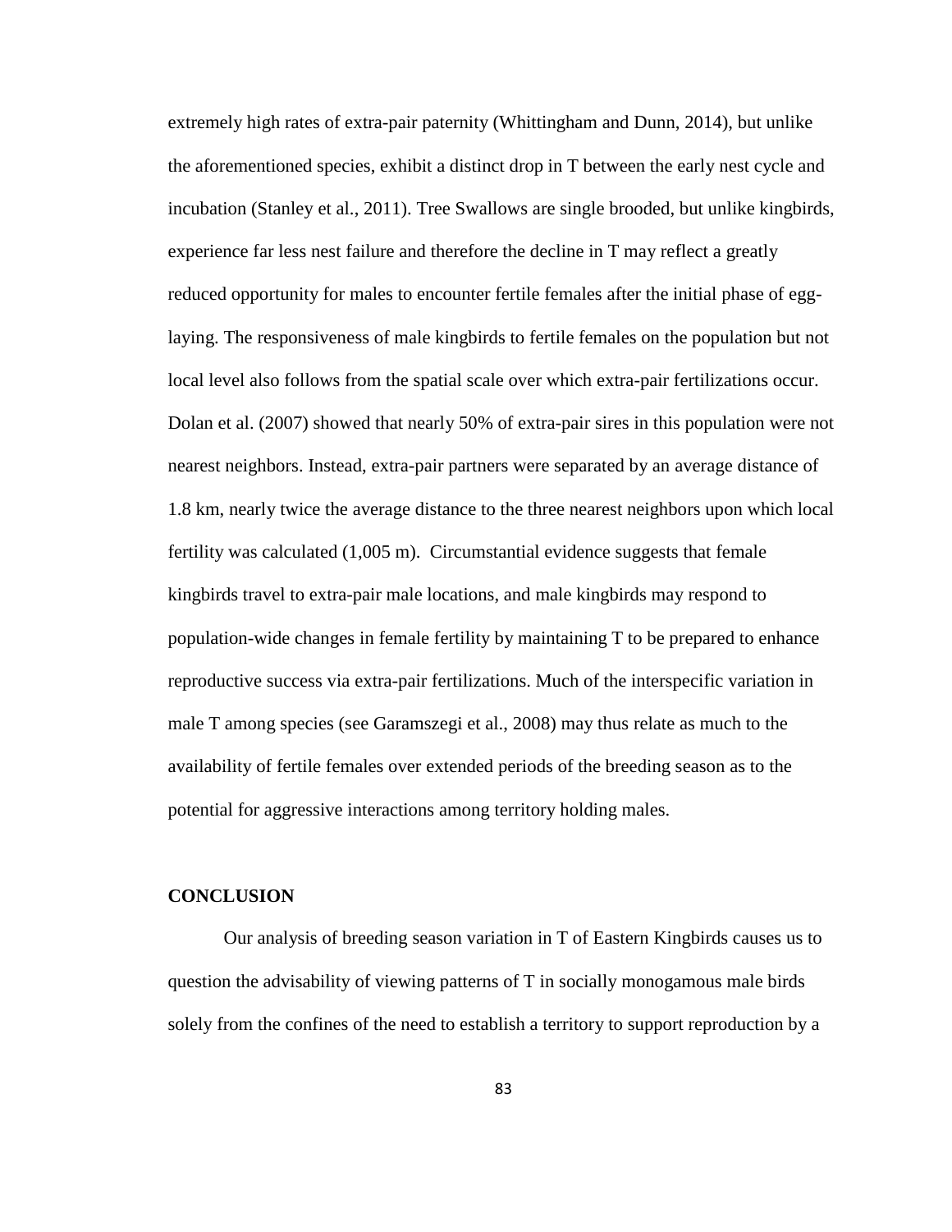extremely high rates of extra-pair paternity (Whittingham and Dunn, 2014), but unlike the aforementioned species, exhibit a distinct drop in T between the early nest cycle and incubation (Stanley et al., 2011). Tree Swallows are single brooded, but unlike kingbirds, experience far less nest failure and therefore the decline in T may reflect a greatly reduced opportunity for males to encounter fertile females after the initial phase of egg-laying. The responsiveness of male kingbirds to fertile females on the population but not local level also follows from the spatial scale over which extra-pair fertilizations occur. Dolan et al. (2007) showed that nearly 50% of extra-pair sires in this population were not nearest neighbors. Instead, extra-pair partners were separated by an average distance of 1.8 km, nearly twice the average distance to the three nearest neighbors upon which local fertility was calculated (1,005 m). Circumstantial evidence suggests that female kingbirds travel to extra-pair male locations, and male kingbirds may respond to population-wide changes in female fertility by maintaining T to be prepared to enhance reproductive success via extra-pair fertilizations. Much of the interspecific variation in male T among species (see Garamszegi et al., 2008) may thus relate as much to the availability of fertile females over extended periods of the breeding season as to the potential for aggressive interactions among territory holding males.

## CONCLUSION

Our analysis of breeding season variation in T of Eastern Kingbirds causes us to question the advisability of viewing patterns of T in socially monogamous male birds solely from the confines of the need to establish a territory to support reproduction by a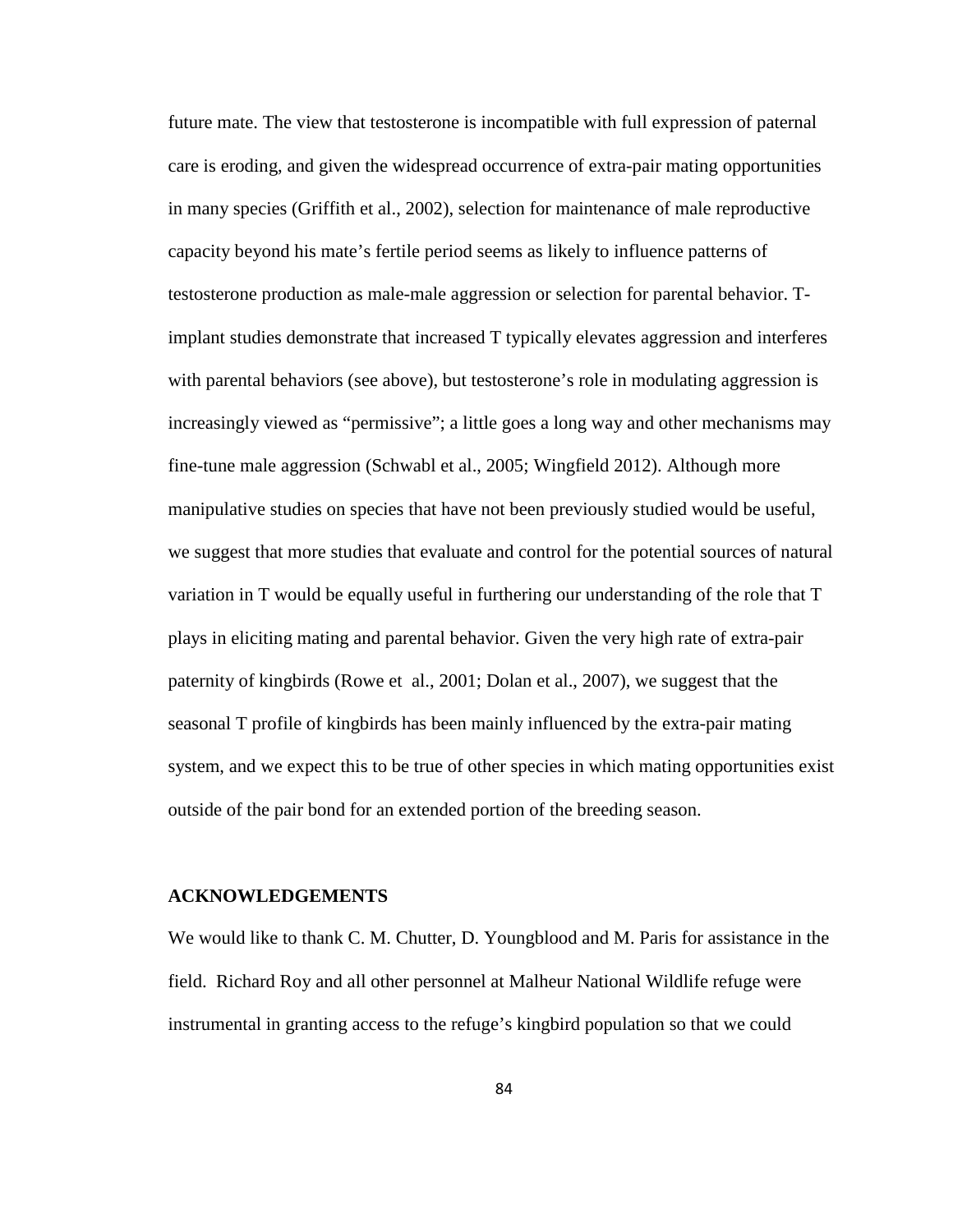future mate. The view that testosterone is incompatible with full expression of paternal care is eroding, and given the widespread occurrence of extra-pair mating opportunities in many species (Griffith et al., 2002), selection for maintenance of male reproductive capacity beyond his mate's fertile period seems as likely to influence patterns of testosterone production as male-male aggression or selection for parental behavior. T-implant studies demonstrate that increased T typically elevates aggression and interferes with parental behaviors (see above), but testosterone's role in modulating aggression is increasingly viewed as "permissive"; a little goes a long way and other mechanisms may fine-tune male aggression (Schwabl et al., 2005; Wingfield 2012). Although more manipulative studies on species that have not been previously studied would be useful, we suggest that more studies that evaluate and control for the potential sources of natural variation in T would be equally useful in furthering our understanding of the role that T plays in eliciting mating and parental behavior. Given the very high rate of extra-pair paternity of kingbirds (Rowe et al., 2001; Dolan et al., 2007), we suggest that the seasonal T profile of kingbirds has been mainly influenced by the extra-pair mating system, and we expect this to be true of other species in which mating opportunities exist outside of the pair bond for an extended portion of the breeding season.

## ACKNOWLEDGEMENTS

We would like to thank C. M. Chutter, D. Youngblood and M. Paris for assistance in the field. Richard Roy and all other personnel at Malheur National Wildlife refuge were instrumental in granting access to the refuge's kingbird population so that we could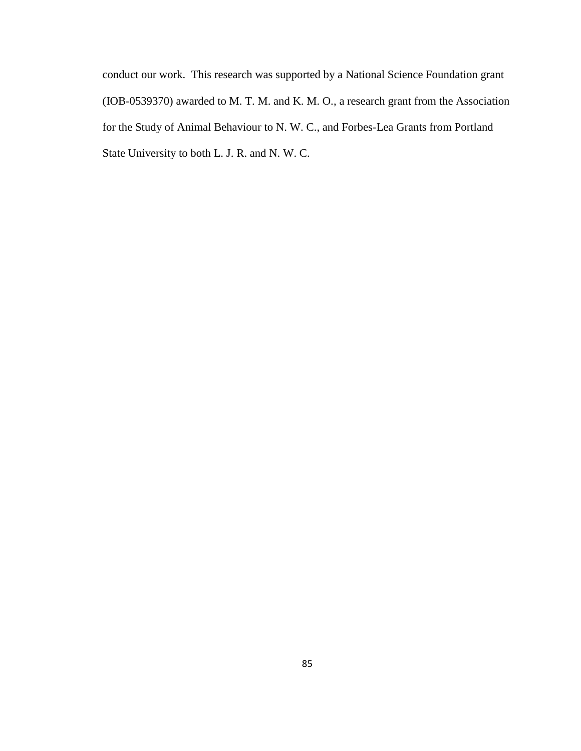conduct our work.  This research was supported by a National Science Foundation grant (IOB-0539370) awarded to M. T. M. and K. M. O., a research grant from the Association for the Study of Animal Behaviour to N. W. C., and Forbes-Lea Grants from Portland State University to both L. J. R. and N. W. C.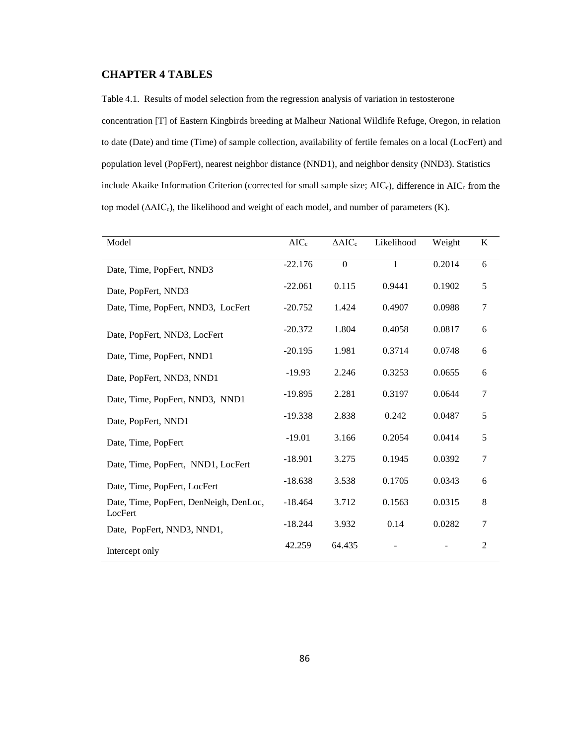## CHAPTER 4 TABLES

Table 4.1. Results of model selection from the regression analysis of variation in testosterone concentration [T] of Eastern Kingbirds breeding at Malheur National Wildlife Refuge, Oregon, in relation to date (Date) and time (Time) of sample collection, availability of fertile females on a local (LocFert) and population level (PopFert), nearest neighbor distance (NND1), and neighbor density (NND3). Statistics include Akaike Information Criterion (corrected for small sample size; $AIC_c$), difference in $AIC_c$ from the top model ($\Delta AIC_c$), the likelihood and weight of each model, and number of parameters (K).

| Model | $AIC_c$ | $\Delta AIC_c$ | Likelihood | Weight | K |
|---|---|---|---|---|---|
| Date, Time, PopFert, NND3 | -22.176 | 0 | 1 | 0.2014 | 6 |
| Date, PopFert, NND3 | -22.061 | 0.115 | 0.9441 | 0.1902 | 5 |
| Date, Time, PopFert, NND3, LocFert | -20.752 | 1.424 | 0.4907 | 0.0988 | 7 |
| Date, PopFert, NND3, LocFert | -20.372 | 1.804 | 0.4058 | 0.0817 | 6 |
| Date, Time, PopFert, NND1 | -20.195 | 1.981 | 0.3714 | 0.0748 | 6 |
| Date, PopFert, NND3, NND1 | -19.93 | 2.246 | 0.3253 | 0.0655 | 6 |
| Date, Time, PopFert, NND3, NND1 | -19.895 | 2.281 | 0.3197 | 0.0644 | 7 |
| Date, PopFert, NND1 | -19.338 | 2.838 | 0.242 | 0.0487 | 5 |
| Date, Time, PopFert | -19.01 | 3.166 | 0.2054 | 0.0414 | 5 |
| Date, Time, PopFert, NND1, LocFert | -18.901 | 3.275 | 0.1945 | 0.0392 | 7 |
| Date, Time, PopFert, LocFert | -18.638 | 3.538 | 0.1705 | 0.0343 | 6 |
| Date, Time, PopFert, DenNeigh, DenLoc, LocFert | -18.464 | 3.712 | 0.1563 | 0.0315 | 8 |
| Date, PopFert, NND3, NND1, | -18.244 | 3.932 | 0.14 | 0.0282 | 7 |
| Intercept only | 42.259 | 64.435 | - | - | 2 |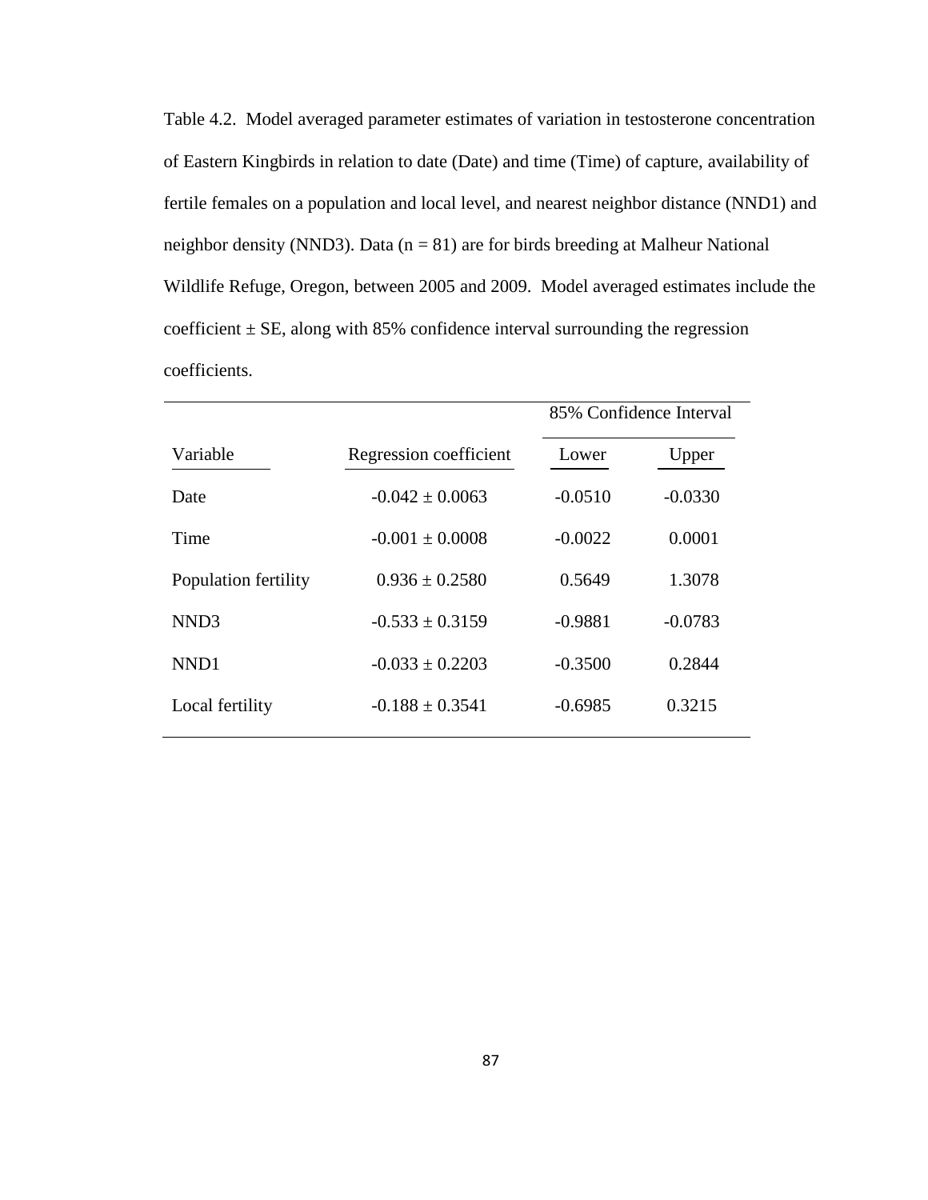Table 4.2. Model averaged parameter estimates of variation in testosterone concentration of Eastern Kingbirds in relation to date (Date) and time (Time) of capture, availability of fertile females on a population and local level, and nearest neighbor distance (NND1) and neighbor density (NND3). Data ($n = 81$) are for birds breeding at Malheur National Wildlife Refuge, Oregon, between 2005 and 2009. Model averaged estimates include the coefficient ± SE, along with 85% confidence interval surrounding the regression coefficients.

| | | 85% Confidence Interval | |
|---|---|---|---|
| Variable | Regression coefficient | Lower | Upper |
| Date | -0.042 ± 0.0063 | -0.0510 | -0.0330 |
| Time | -0.001 ± 0.0008 | -0.0022 | 0.0001 |
| Population fertility | 0.936 ± 0.2580 | 0.5649 | 1.3078 |
| NND3 | -0.533 ± 0.3159 | -0.9881 | -0.0783 |
| NND1 | -0.033 ± 0.2203 | -0.3500 | 0.2844 |
| Local fertility | -0.188 ± 0.3541 | -0.6985 | 0.3215 |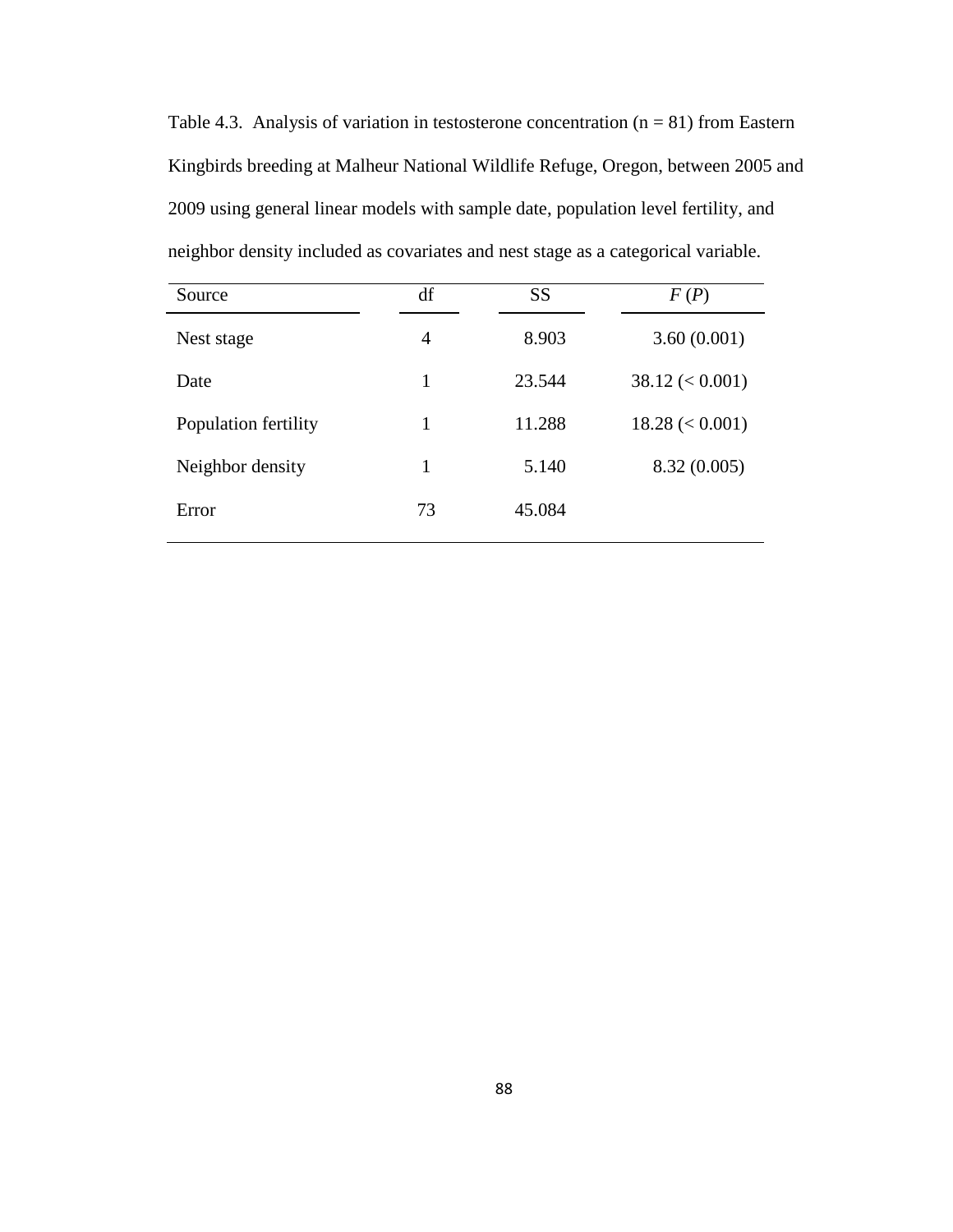Table 4.3. Analysis of variation in testosterone concentration (n = 81) from Eastern Kingbirds breeding at Malheur National Wildlife Refuge, Oregon, between 2005 and 2009 using general linear models with sample date, population level fertility, and neighbor density included as covariates and nest stage as a categorical variable.

| Source | df | SS | *F* (*P*) |
|---|---|---|---|
| Nest stage | 4 | 8.903 | 3.60 (0.001) |
| Date | 1 | 23.544 | 38.12 (< 0.001) |
| Population fertility | 1 | 11.288 | 18.28 (< 0.001) |
| Neighbor density | 1 | 5.140 | 8.32 (0.005) |
| Error | 73 | 45.084 | |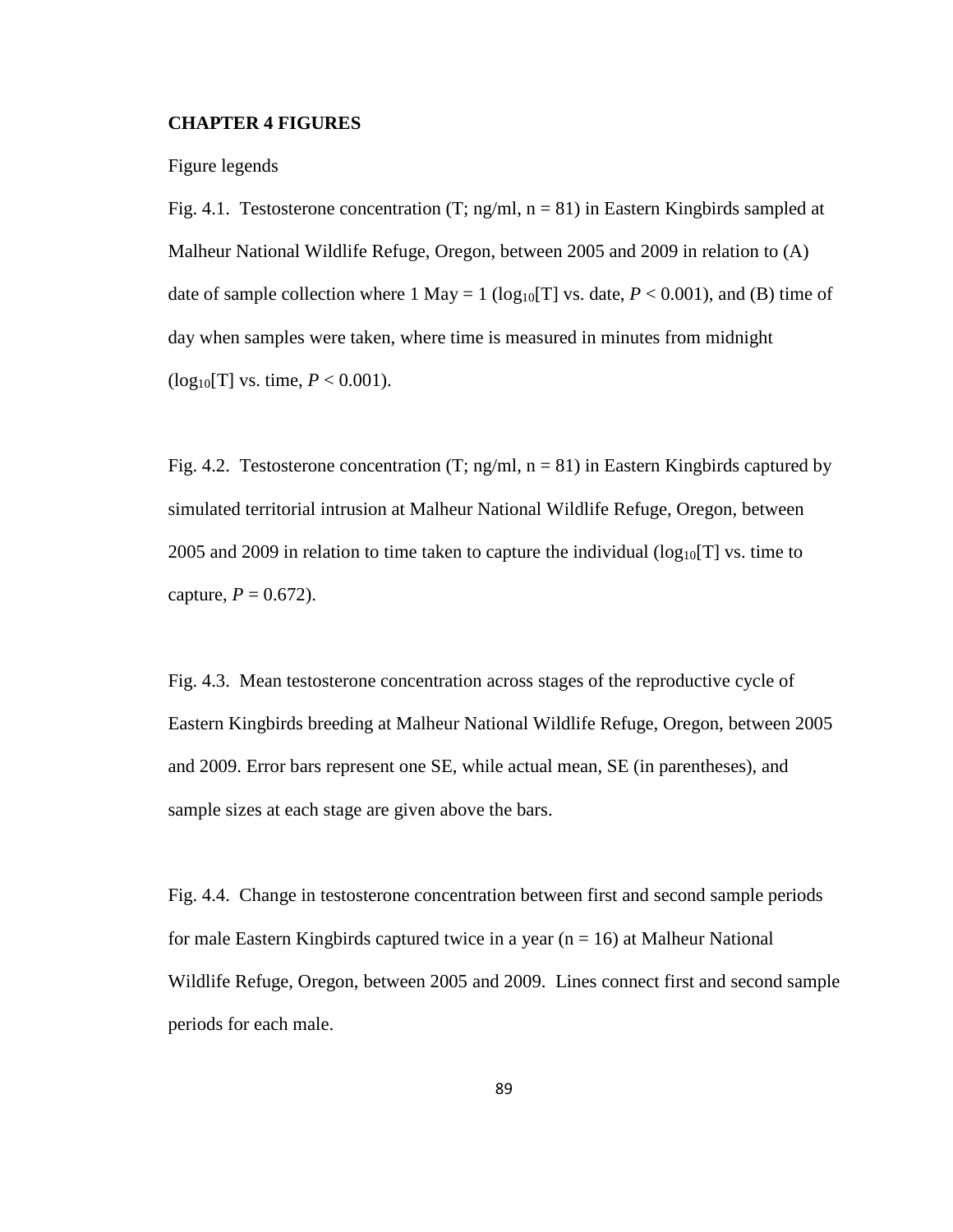**CHAPTER 4 FIGURES**

Figure legends

Fig. 4.1. Testosterone concentration (T; ng/ml, n = 81) in Eastern Kingbirds sampled at Malheur National Wildlife Refuge, Oregon, between 2005 and 2009 in relation to (A) date of sample collection where 1 May = 1 ($\log_{10}$[T] vs. date, $P < 0.001$), and (B) time of day when samples were taken, where time is measured in minutes from midnight ($\log_{10}$[T] vs. time, $P < 0.001$).

Fig. 4.2. Testosterone concentration (T; ng/ml, n = 81) in Eastern Kingbirds captured by simulated territorial intrusion at Malheur National Wildlife Refuge, Oregon, between 2005 and 2009 in relation to time taken to capture the individual ($\log_{10}$[T] vs. time to capture, $P = 0.672$).

Fig. 4.3. Mean testosterone concentration across stages of the reproductive cycle of Eastern Kingbirds breeding at Malheur National Wildlife Refuge, Oregon, between 2005 and 2009. Error bars represent one SE, while actual mean, SE (in parentheses), and sample sizes at each stage are given above the bars.

Fig. 4.4. Change in testosterone concentration between first and second sample periods for male Eastern Kingbirds captured twice in a year (n = 16) at Malheur National Wildlife Refuge, Oregon, between 2005 and 2009. Lines connect first and second sample periods for each male.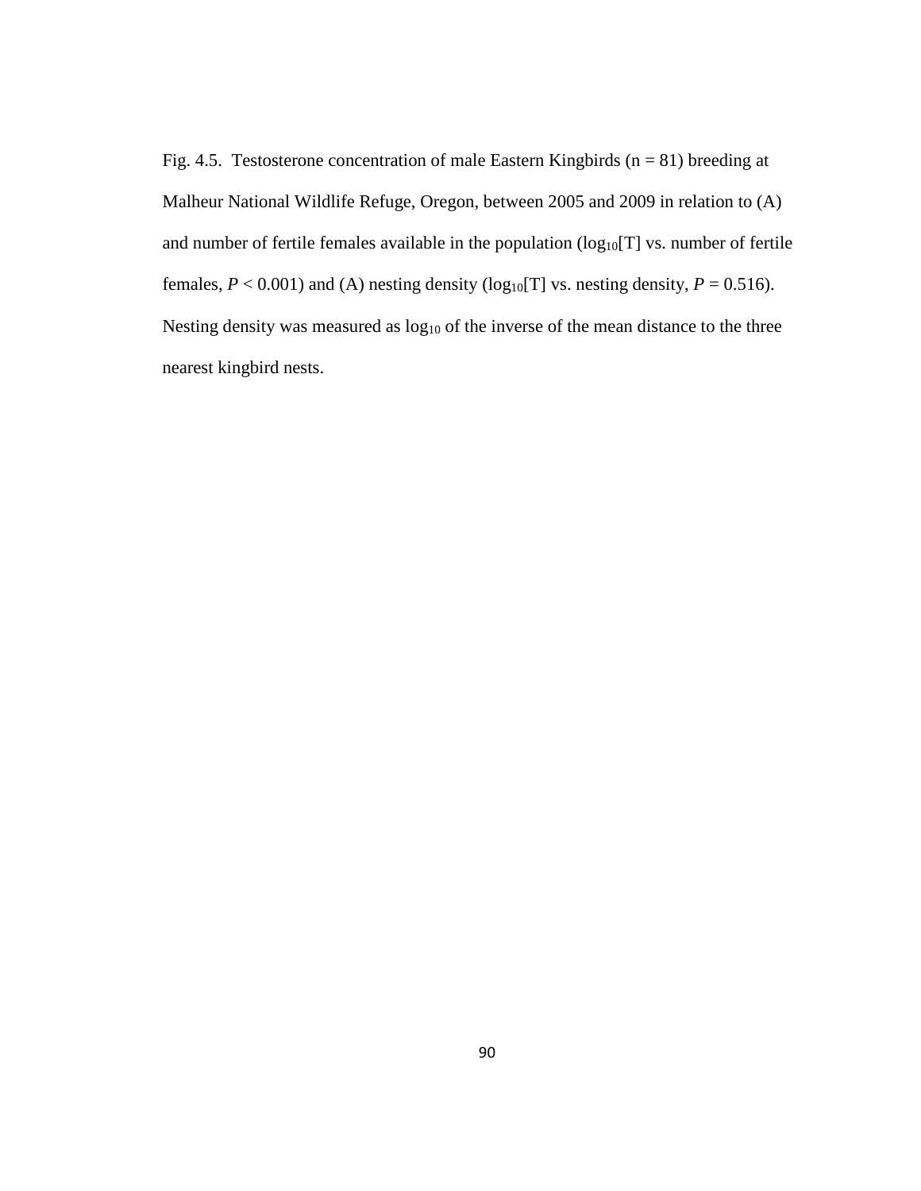Fig. 4.5. Testosterone concentration of male Eastern Kingbirds (n = 81) breeding at Malheur National Wildlife Refuge, Oregon, between 2005 and 2009 in relation to (A) and number of fertile females available in the population ($\log_{10}$[T] vs. number of fertile females, *P* < 0.001) and (A) nesting density ($\log_{10}$[T] vs. nesting density, *P* = 0.516). Nesting density was measured as $\log_{10}$ of the inverse of the mean distance to the three nearest kingbird nests.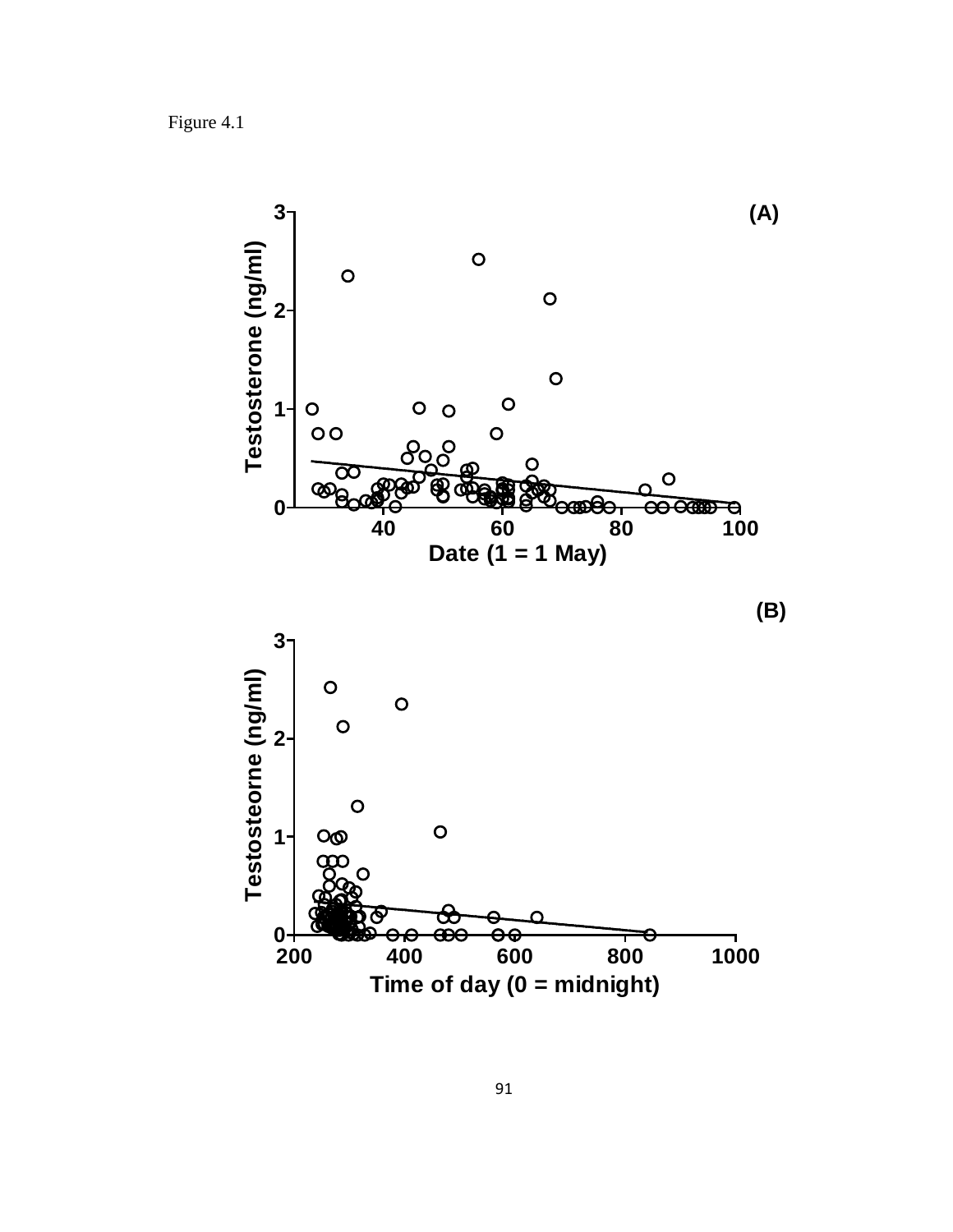Figure 4.1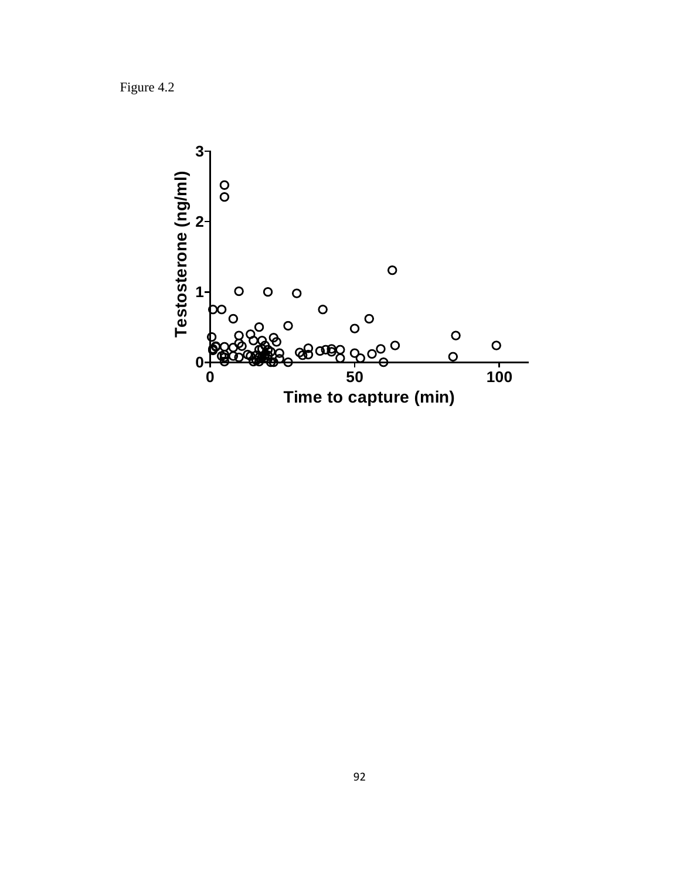Figure 4.2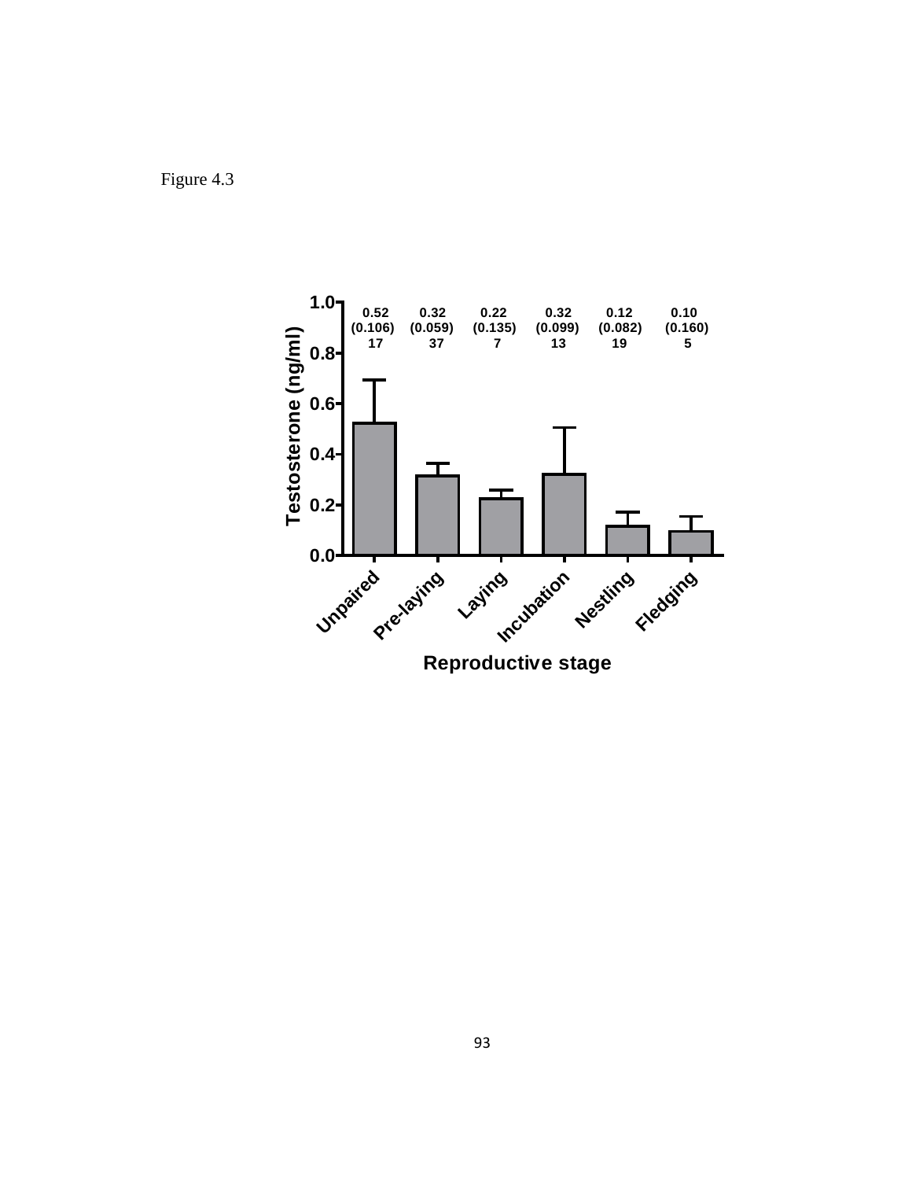Figure 4.3

| | Unpaired | Pre-laying | Laying | Incubation | Nestling | Fledging |
|---|---|---|---|---|---|---|
| Mean | 0.52 | 0.32 | 0.22 | 0.32 | 0.12 | 0.10 |
| (SE) | (0.106) | (0.059) | (0.135) | (0.099) | (0.082) | (0.160) |
| n | 17 | 37 | 7 | 13 | 19 | 5 |

Testosterone (ng/ml)

Reproductive stage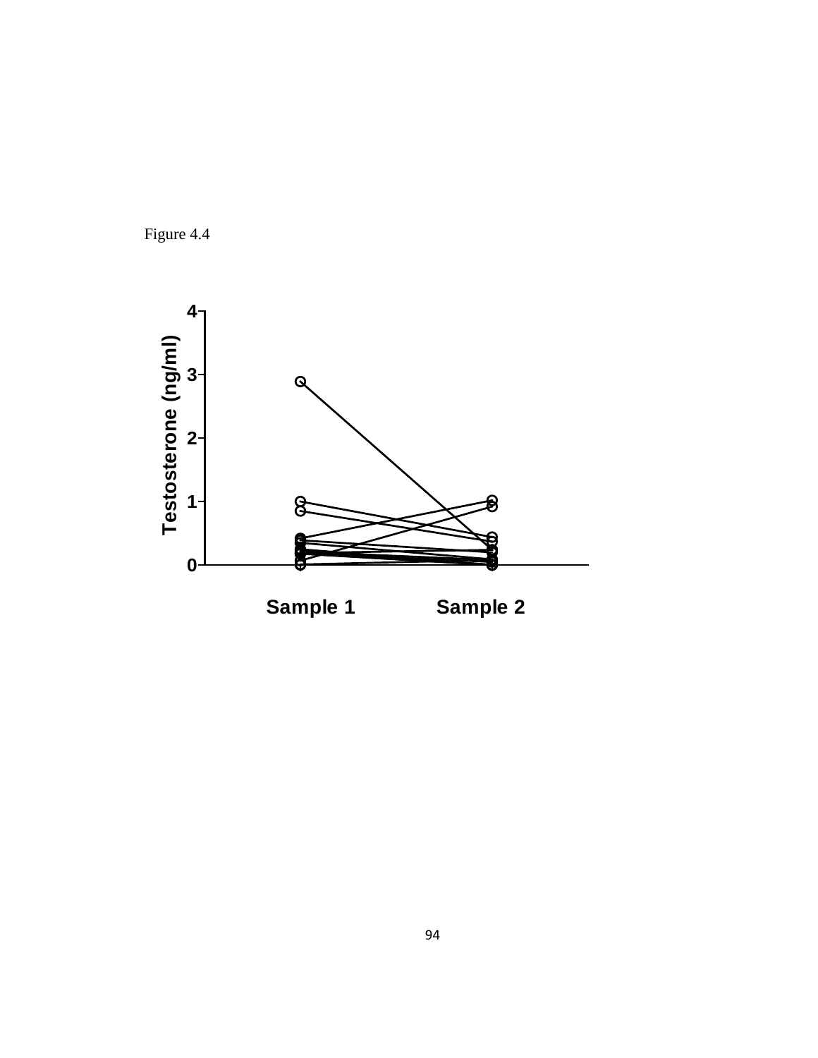Figure 4.4

Testosterone (ng/ml)

4
3
2
1
0

Sample 1 Sample 2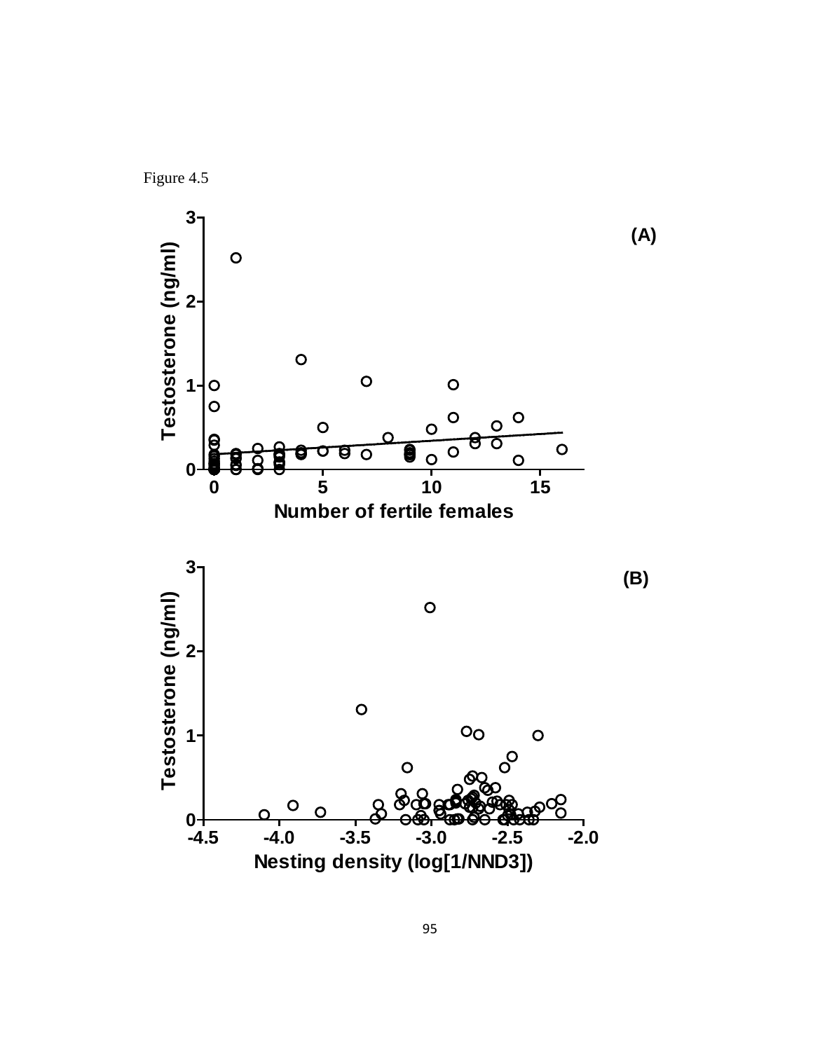Figure 4.5

(A)

Testosterone (ng/ml)

Number of fertile females

(B)

Testosterone (ng/ml)

Nesting density (log[1/NND3])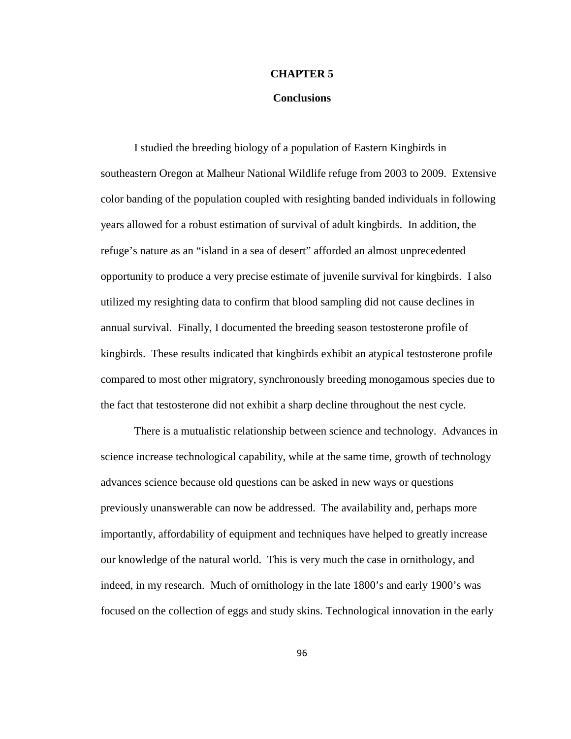# CHAPTER 5

## Conclusions

I studied the breeding biology of a population of Eastern Kingbirds in southeastern Oregon at Malheur National Wildlife refuge from 2003 to 2009. Extensive color banding of the population coupled with resighting banded individuals in following years allowed for a robust estimation of survival of adult kingbirds. In addition, the refuge's nature as an "island in a sea of desert" afforded an almost unprecedented opportunity to produce a very precise estimate of juvenile survival for kingbirds. I also utilized my resighting data to confirm that blood sampling did not cause declines in annual survival. Finally, I documented the breeding season testosterone profile of kingbirds. These results indicated that kingbirds exhibit an atypical testosterone profile compared to most other migratory, synchronously breeding monogamous species due to the fact that testosterone did not exhibit a sharp decline throughout the nest cycle.

There is a mutualistic relationship between science and technology. Advances in science increase technological capability, while at the same time, growth of technology advances science because old questions can be asked in new ways or questions previously unanswerable can now be addressed. The availability and, perhaps more importantly, affordability of equipment and techniques have helped to greatly increase our knowledge of the natural world. This is very much the case in ornithology, and indeed, in my research. Much of ornithology in the late 1800's and early 1900's was focused on the collection of eggs and study skins. Technological innovation in the early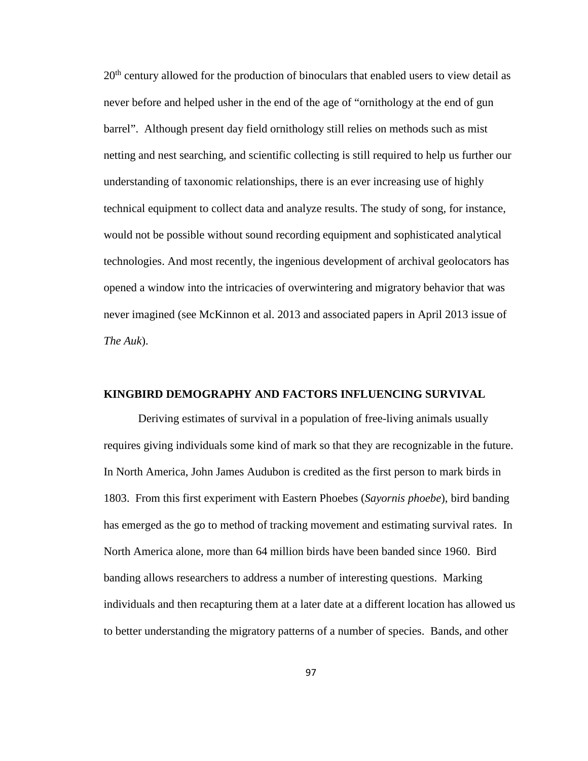20th century allowed for the production of binoculars that enabled users to view detail as never before and helped usher in the end of the age of "ornithology at the end of gun barrel". Although present day field ornithology still relies on methods such as mist netting and nest searching, and scientific collecting is still required to help us further our understanding of taxonomic relationships, there is an ever increasing use of highly technical equipment to collect data and analyze results. The study of song, for instance, would not be possible without sound recording equipment and sophisticated analytical technologies. And most recently, the ingenious development of archival geolocators has opened a window into the intricacies of overwintering and migratory behavior that was never imagined (see McKinnon et al. 2013 and associated papers in April 2013 issue of *The Auk*).

## KINGBIRD DEMOGRAPHY AND FACTORS INFLUENCING SURVIVAL

Deriving estimates of survival in a population of free-living animals usually requires giving individuals some kind of mark so that they are recognizable in the future. In North America, John James Audubon is credited as the first person to mark birds in 1803. From this first experiment with Eastern Phoebes (*Sayornis phoebe*), bird banding has emerged as the go to method of tracking movement and estimating survival rates. In North America alone, more than 64 million birds have been banded since 1960. Bird banding allows researchers to address a number of interesting questions. Marking individuals and then recapturing them at a later date at a different location has allowed us to better understanding the migratory patterns of a number of species. Bands, and other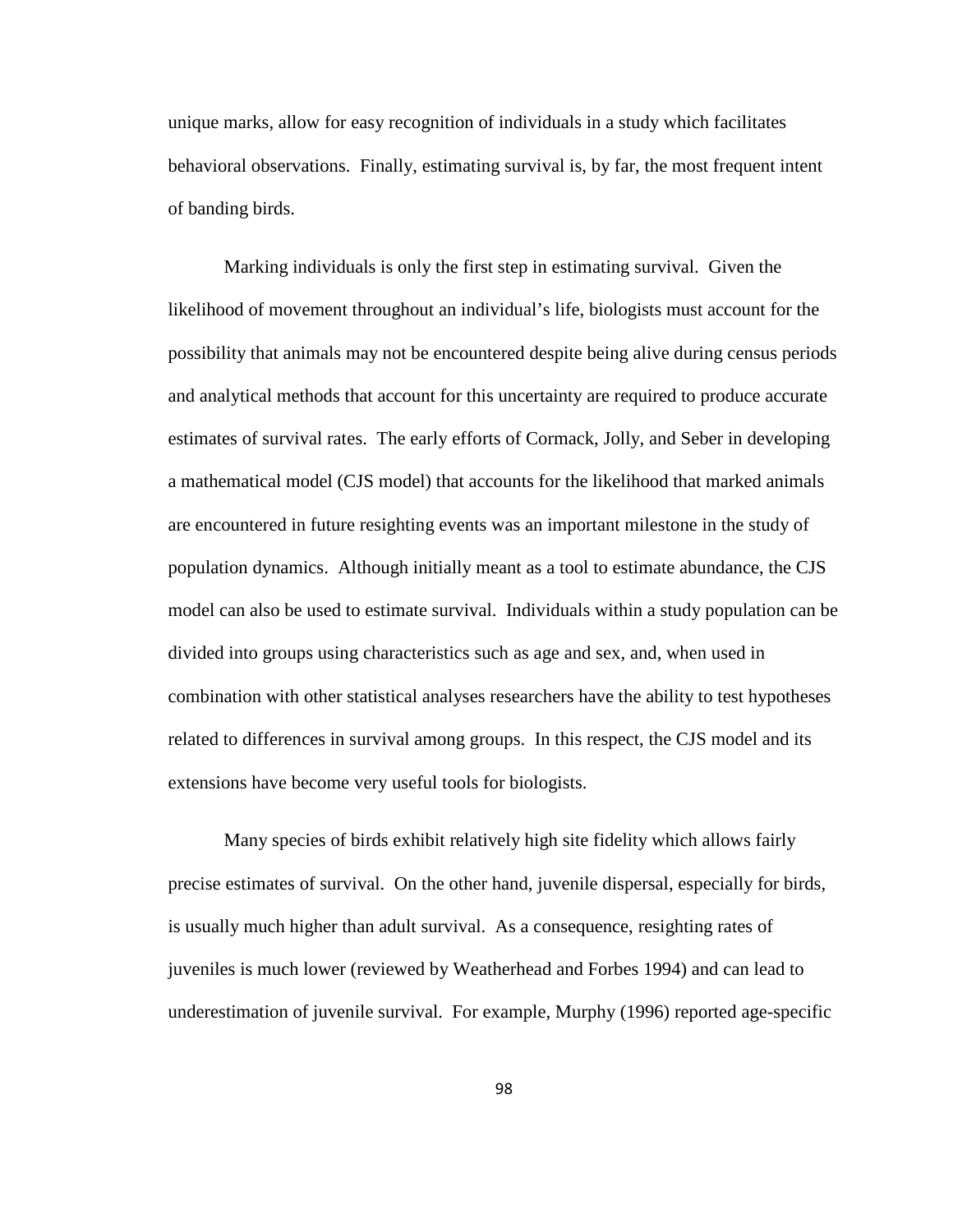unique marks, allow for easy recognition of individuals in a study which facilitates behavioral observations. Finally, estimating survival is, by far, the most frequent intent of banding birds.

Marking individuals is only the first step in estimating survival. Given the likelihood of movement throughout an individual's life, biologists must account for the possibility that animals may not be encountered despite being alive during census periods and analytical methods that account for this uncertainty are required to produce accurate estimates of survival rates. The early efforts of Cormack, Jolly, and Seber in developing a mathematical model (CJS model) that accounts for the likelihood that marked animals are encountered in future resighting events was an important milestone in the study of population dynamics. Although initially meant as a tool to estimate abundance, the CJS model can also be used to estimate survival. Individuals within a study population can be divided into groups using characteristics such as age and sex, and, when used in combination with other statistical analyses researchers have the ability to test hypotheses related to differences in survival among groups. In this respect, the CJS model and its extensions have become very useful tools for biologists.

Many species of birds exhibit relatively high site fidelity which allows fairly precise estimates of survival. On the other hand, juvenile dispersal, especially for birds, is usually much higher than adult survival. As a consequence, resighting rates of juveniles is much lower (reviewed by Weatherhead and Forbes 1994) and can lead to underestimation of juvenile survival. For example, Murphy (1996) reported age-specific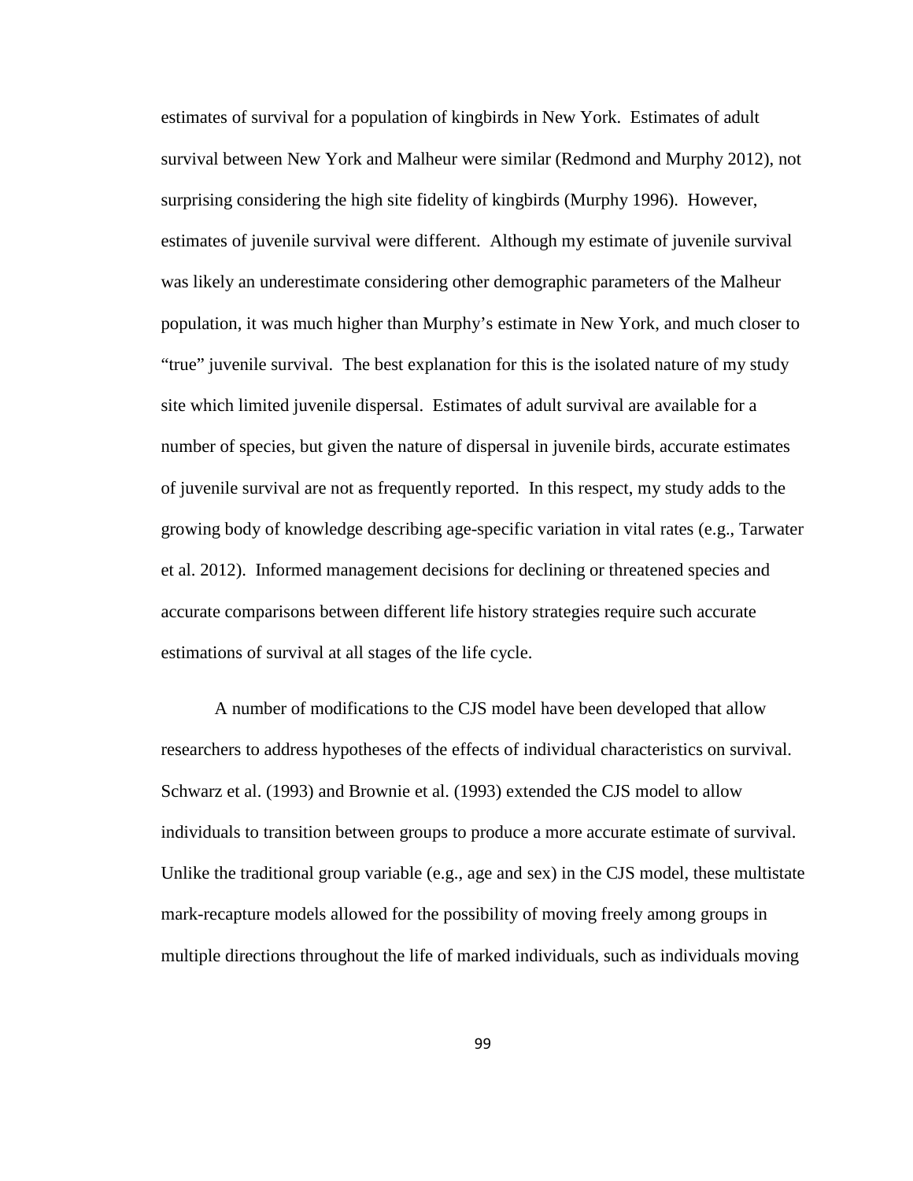estimates of survival for a population of kingbirds in New York. Estimates of adult survival between New York and Malheur were similar (Redmond and Murphy 2012), not surprising considering the high site fidelity of kingbirds (Murphy 1996). However, estimates of juvenile survival were different. Although my estimate of juvenile survival was likely an underestimate considering other demographic parameters of the Malheur population, it was much higher than Murphy's estimate in New York, and much closer to "true" juvenile survival. The best explanation for this is the isolated nature of my study site which limited juvenile dispersal. Estimates of adult survival are available for a number of species, but given the nature of dispersal in juvenile birds, accurate estimates of juvenile survival are not as frequently reported. In this respect, my study adds to the growing body of knowledge describing age-specific variation in vital rates (e.g., Tarwater et al. 2012). Informed management decisions for declining or threatened species and accurate comparisons between different life history strategies require such accurate estimations of survival at all stages of the life cycle.

A number of modifications to the CJS model have been developed that allow researchers to address hypotheses of the effects of individual characteristics on survival. Schwarz et al. (1993) and Brownie et al. (1993) extended the CJS model to allow individuals to transition between groups to produce a more accurate estimate of survival. Unlike the traditional group variable (e.g., age and sex) in the CJS model, these multistate mark-recapture models allowed for the possibility of moving freely among groups in multiple directions throughout the life of marked individuals, such as individuals moving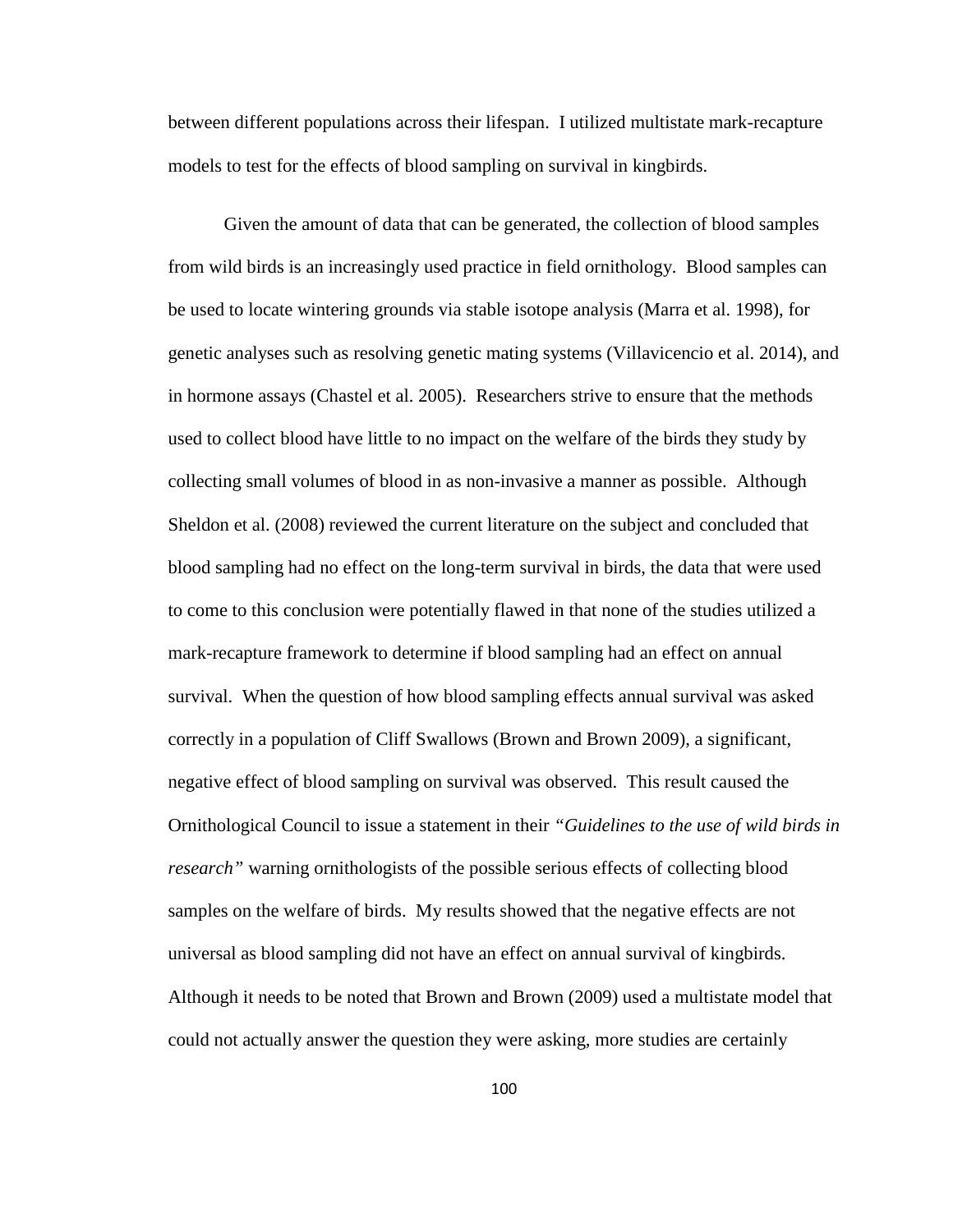between different populations across their lifespan. I utilized multistate mark-recapture models to test for the effects of blood sampling on survival in kingbirds.

Given the amount of data that can be generated, the collection of blood samples from wild birds is an increasingly used practice in field ornithology. Blood samples can be used to locate wintering grounds via stable isotope analysis (Marra et al. 1998), for genetic analyses such as resolving genetic mating systems (Villavicencio et al. 2014), and in hormone assays (Chastel et al. 2005). Researchers strive to ensure that the methods used to collect blood have little to no impact on the welfare of the birds they study by collecting small volumes of blood in as non-invasive a manner as possible. Although Sheldon et al. (2008) reviewed the current literature on the subject and concluded that blood sampling had no effect on the long-term survival in birds, the data that were used to come to this conclusion were potentially flawed in that none of the studies utilized a mark-recapture framework to determine if blood sampling had an effect on annual survival. When the question of how blood sampling effects annual survival was asked correctly in a population of Cliff Swallows (Brown and Brown 2009), a significant, negative effect of blood sampling on survival was observed. This result caused the Ornithological Council to issue a statement in their *"Guidelines to the use of wild birds in research"* warning ornithologists of the possible serious effects of collecting blood samples on the welfare of birds. My results showed that the negative effects are not universal as blood sampling did not have an effect on annual survival of kingbirds. Although it needs to be noted that Brown and Brown (2009) used a multistate model that could not actually answer the question they were asking, more studies are certainly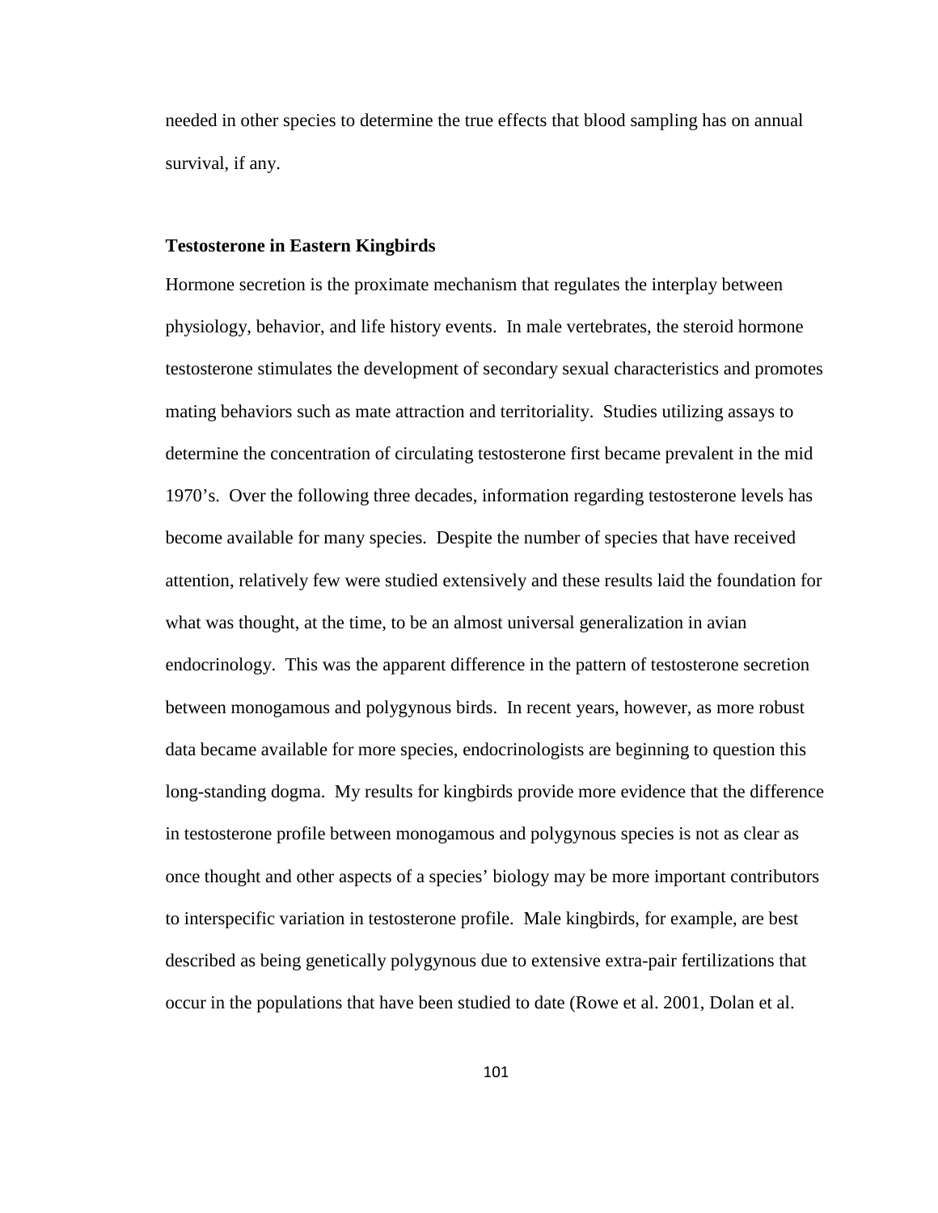needed in other species to determine the true effects that blood sampling has on annual survival, if any.

### Testosterone in Eastern Kingbirds

Hormone secretion is the proximate mechanism that regulates the interplay between physiology, behavior, and life history events. In male vertebrates, the steroid hormone testosterone stimulates the development of secondary sexual characteristics and promotes mating behaviors such as mate attraction and territoriality. Studies utilizing assays to determine the concentration of circulating testosterone first became prevalent in the mid 1970's. Over the following three decades, information regarding testosterone levels has become available for many species. Despite the number of species that have received attention, relatively few were studied extensively and these results laid the foundation for what was thought, at the time, to be an almost universal generalization in avian endocrinology. This was the apparent difference in the pattern of testosterone secretion between monogamous and polygynous birds. In recent years, however, as more robust data became available for more species, endocrinologists are beginning to question this long-standing dogma. My results for kingbirds provide more evidence that the difference in testosterone profile between monogamous and polygynous species is not as clear as once thought and other aspects of a species' biology may be more important contributors to interspecific variation in testosterone profile. Male kingbirds, for example, are best described as being genetically polygynous due to extensive extra-pair fertilizations that occur in the populations that have been studied to date (Rowe et al. 2001, Dolan et al.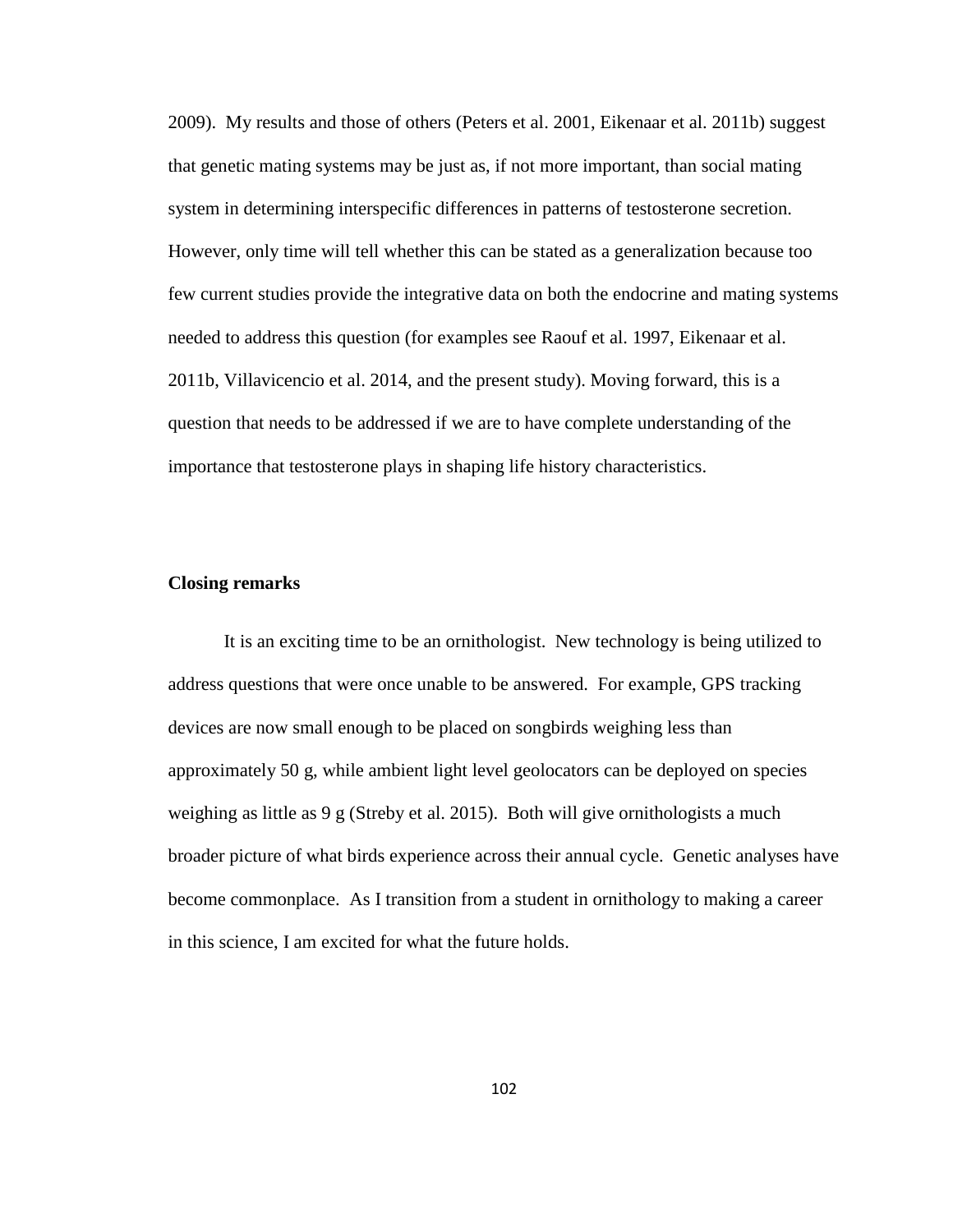2009). My results and those of others (Peters et al. 2001, Eikenaar et al. 2011b) suggest that genetic mating systems may be just as, if not more important, than social mating system in determining interspecific differences in patterns of testosterone secretion. However, only time will tell whether this can be stated as a generalization because too few current studies provide the integrative data on both the endocrine and mating systems needed to address this question (for examples see Raouf et al. 1997, Eikenaar et al. 2011b, Villavicencio et al. 2014, and the present study). Moving forward, this is a question that needs to be addressed if we are to have complete understanding of the importance that testosterone plays in shaping life history characteristics.

**Closing remarks**

It is an exciting time to be an ornithologist. New technology is being utilized to address questions that were once unable to be answered. For example, GPS tracking devices are now small enough to be placed on songbirds weighing less than approximately 50 g, while ambient light level geolocators can be deployed on species weighing as little as 9 g (Streby et al. 2015). Both will give ornithologists a much broader picture of what birds experience across their annual cycle. Genetic analyses have become commonplace. As I transition from a student in ornithology to making a career in this science, I am excited for what the future holds.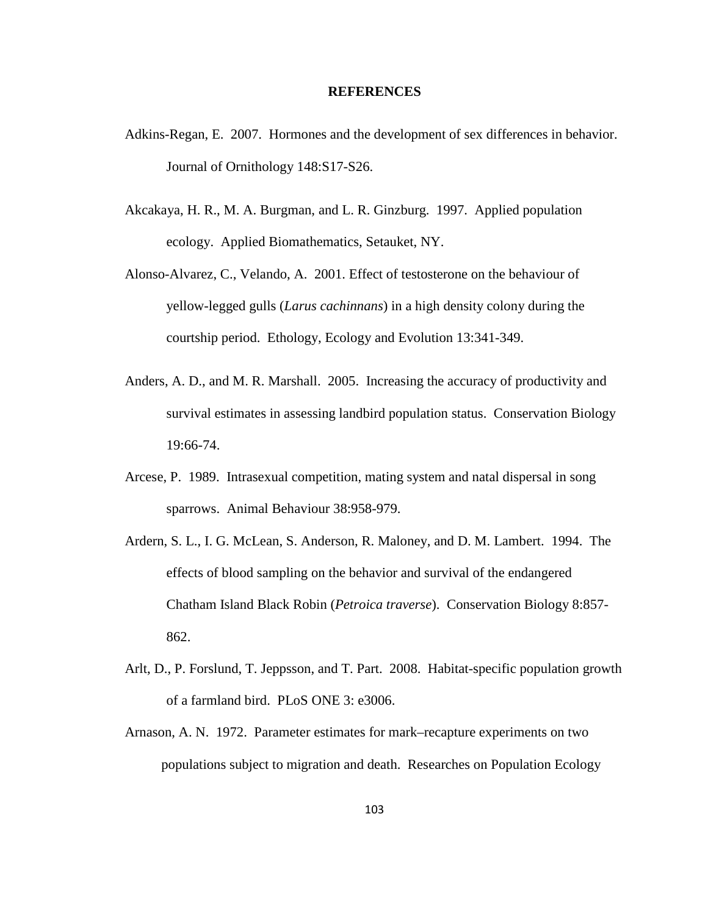# REFERENCES

Adkins-Regan, E. 2007. Hormones and the development of sex differences in behavior. Journal of Ornithology 148:S17-S26.

Akcakaya, H. R., M. A. Burgman, and L. R. Ginzburg. 1997. Applied population ecology. Applied Biomathematics, Setauket, NY.

Alonso-Alvarez, C., Velando, A. 2001. Effect of testosterone on the behaviour of yellow-legged gulls (*Larus cachinnans*) in a high density colony during the courtship period. Ethology, Ecology and Evolution 13:341-349.

Anders, A. D., and M. R. Marshall. 2005. Increasing the accuracy of productivity and survival estimates in assessing landbird population status. Conservation Biology 19:66-74.

Arcese, P. 1989. Intrasexual competition, mating system and natal dispersal in song sparrows. Animal Behaviour 38:958-979.

Ardern, S. L., I. G. McLean, S. Anderson, R. Maloney, and D. M. Lambert. 1994. The effects of blood sampling on the behavior and survival of the endangered Chatham Island Black Robin (*Petroica traverse*). Conservation Biology 8:857-862.

Arlt, D., P. Forslund, T. Jeppsson, and T. Part. 2008. Habitat-specific population growth of a farmland bird. PLoS ONE 3: e3006.

Arnason, A. N. 1972. Parameter estimates for mark–recapture experiments on two populations subject to migration and death. Researches on Population Ecology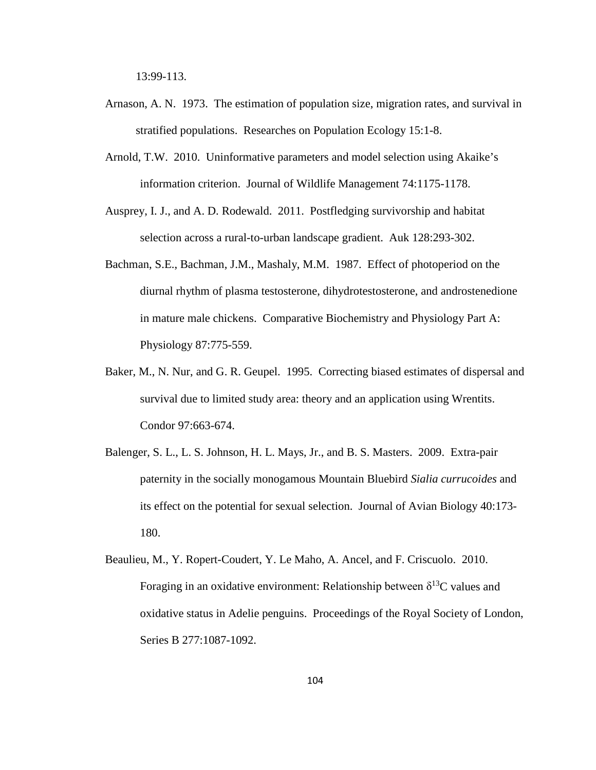13:99-113.

Arnason, A. N. 1973. The estimation of population size, migration rates, and survival in stratified populations. Researches on Population Ecology 15:1-8.

Arnold, T.W. 2010. Uninformative parameters and model selection using Akaike's information criterion. Journal of Wildlife Management 74:1175-1178.

Ausprey, I. J., and A. D. Rodewald. 2011. Postfledging survivorship and habitat selection across a rural-to-urban landscape gradient. Auk 128:293-302.

Bachman, S.E., Bachman, J.M., Mashaly, M.M. 1987. Effect of photoperiod on the diurnal rhythm of plasma testosterone, dihydrotestosterone, and androstenedione in mature male chickens. Comparative Biochemistry and Physiology Part A: Physiology 87:775-559.

Baker, M., N. Nur, and G. R. Geupel. 1995. Correcting biased estimates of dispersal and survival due to limited study area: theory and an application using Wrentits. Condor 97:663-674.

Balenger, S. L., L. S. Johnson, H. L. Mays, Jr., and B. S. Masters. 2009. Extra-pair paternity in the socially monogamous Mountain Bluebird *Sialia currucoides* and its effect on the potential for sexual selection. Journal of Avian Biology 40:173-180.

Beaulieu, M., Y. Ropert-Coudert, Y. Le Maho, A. Ancel, and F. Criscuolo. 2010. Foraging in an oxidative environment: Relationship between $\delta^{13}$C values and oxidative status in Adelie penguins. Proceedings of the Royal Society of London, Series B 277:1087-1092.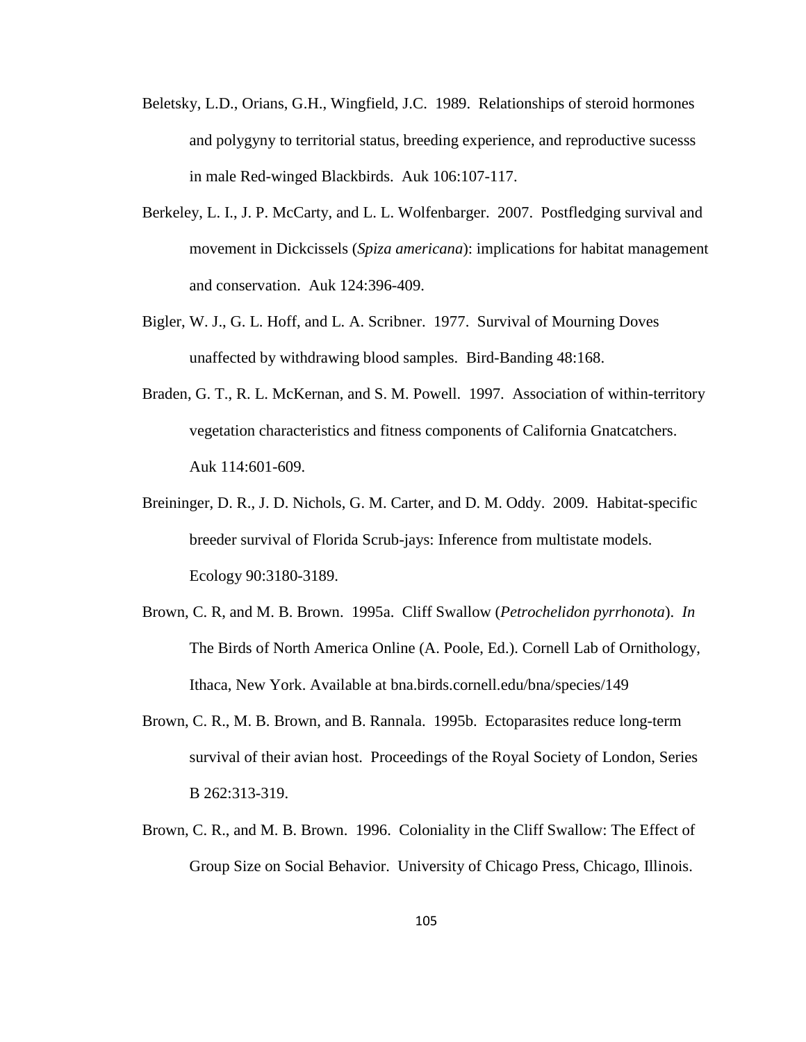Beletsky, L.D., Orians, G.H., Wingfield, J.C. 1989. Relationships of steroid hormones and polygyny to territorial status, breeding experience, and reproductive sucesss in male Red-winged Blackbirds. Auk 106:107-117.

Berkeley, L. I., J. P. McCarty, and L. L. Wolfenbarger. 2007. Postfledging survival and movement in Dickcissels (*Spiza americana*): implications for habitat management and conservation. Auk 124:396-409.

Bigler, W. J., G. L. Hoff, and L. A. Scribner. 1977. Survival of Mourning Doves unaffected by withdrawing blood samples. Bird-Banding 48:168.

Braden, G. T., R. L. McKernan, and S. M. Powell. 1997. Association of within-territory vegetation characteristics and fitness components of California Gnatcatchers. Auk 114:601-609.

Breininger, D. R., J. D. Nichols, G. M. Carter, and D. M. Oddy. 2009. Habitat-specific breeder survival of Florida Scrub-jays: Inference from multistate models. Ecology 90:3180-3189.

Brown, C. R, and M. B. Brown. 1995a. Cliff Swallow (*Petrochelidon pyrrhonota*). *In* The Birds of North America Online (A. Poole, Ed.). Cornell Lab of Ornithology, Ithaca, New York. Available at bna.birds.cornell.edu/bna/species/149

Brown, C. R., M. B. Brown, and B. Rannala. 1995b. Ectoparasites reduce long-term survival of their avian host. Proceedings of the Royal Society of London, Series B 262:313-319.

Brown, C. R., and M. B. Brown. 1996. Coloniality in the Cliff Swallow: The Effect of Group Size on Social Behavior. University of Chicago Press, Chicago, Illinois.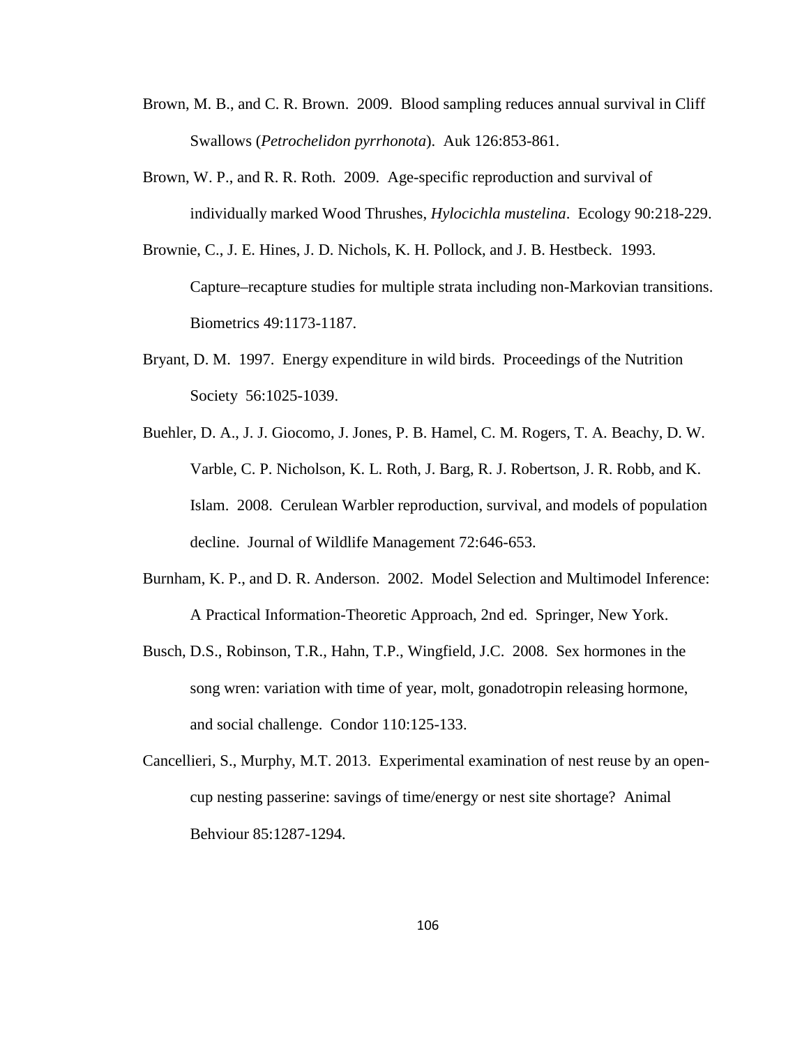Brown, M. B., and C. R. Brown. 2009. Blood sampling reduces annual survival in Cliff Swallows (*Petrochelidon pyrrhonota*). Auk 126:853-861.

Brown, W. P., and R. R. Roth. 2009. Age-specific reproduction and survival of individually marked Wood Thrushes, *Hylocichla mustelina*. Ecology 90:218-229.

Brownie, C., J. E. Hines, J. D. Nichols, K. H. Pollock, and J. B. Hestbeck. 1993. Capture–recapture studies for multiple strata including non-Markovian transitions. Biometrics 49:1173-1187.

Bryant, D. M. 1997. Energy expenditure in wild birds. Proceedings of the Nutrition Society 56:1025-1039.

Buehler, D. A., J. J. Giocomo, J. Jones, P. B. Hamel, C. M. Rogers, T. A. Beachy, D. W. Varble, C. P. Nicholson, K. L. Roth, J. Barg, R. J. Robertson, J. R. Robb, and K. Islam. 2008. Cerulean Warbler reproduction, survival, and models of population decline. Journal of Wildlife Management 72:646-653.

Burnham, K. P., and D. R. Anderson. 2002. Model Selection and Multimodel Inference: A Practical Information-Theoretic Approach, 2nd ed. Springer, New York.

Busch, D.S., Robinson, T.R., Hahn, T.P., Wingfield, J.C. 2008. Sex hormones in the song wren: variation with time of year, molt, gonadotropin releasing hormone, and social challenge. Condor 110:125-133.

Cancellieri, S., Murphy, M.T. 2013. Experimental examination of nest reuse by an open-cup nesting passerine: savings of time/energy or nest site shortage? Animal Behviour 85:1287-1294.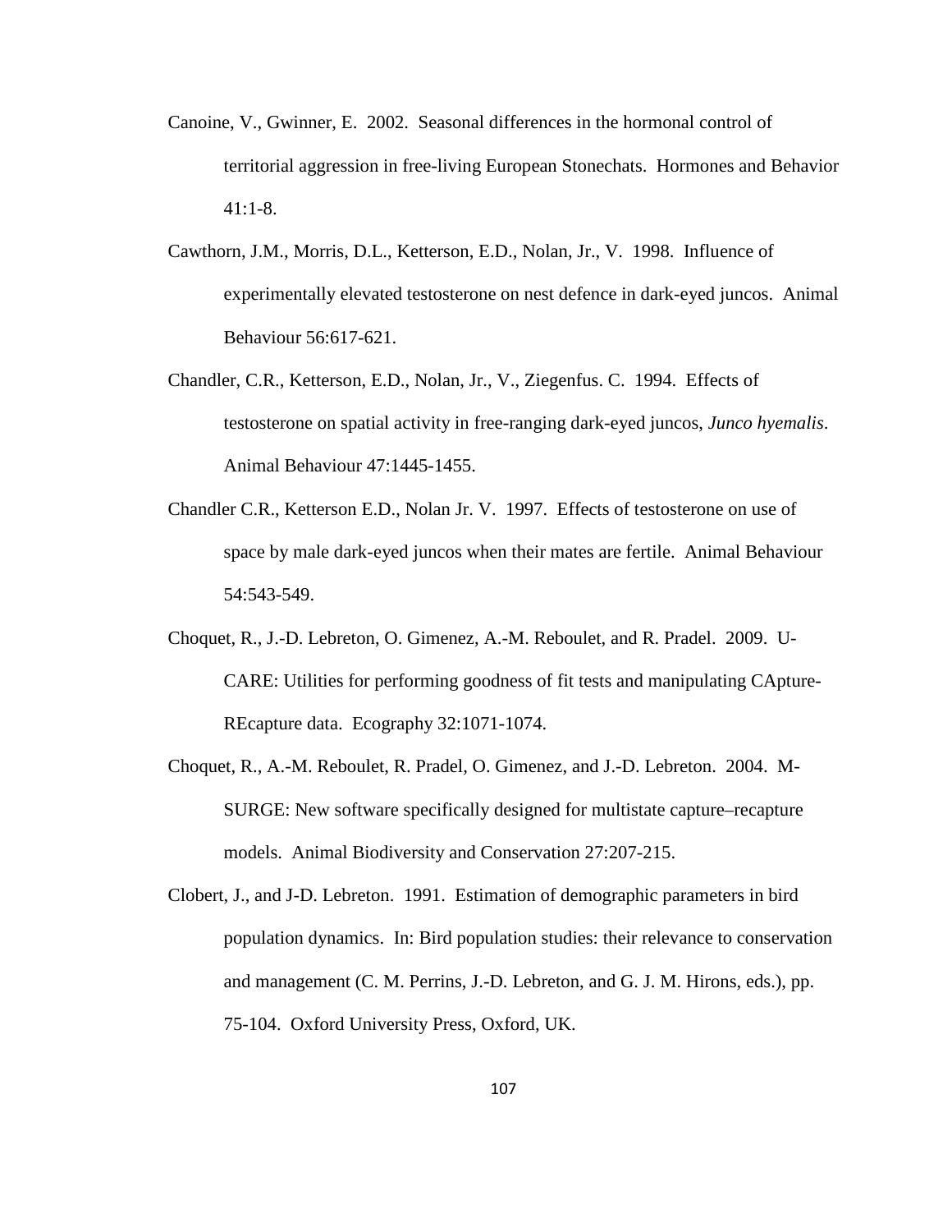Canoine, V., Gwinner, E. 2002. Seasonal differences in the hormonal control of territorial aggression in free-living European Stonechats. Hormones and Behavior 41:1-8.

Cawthorn, J.M., Morris, D.L., Ketterson, E.D., Nolan, Jr., V. 1998. Influence of experimentally elevated testosterone on nest defence in dark-eyed juncos. Animal Behaviour 56:617-621.

Chandler, C.R., Ketterson, E.D., Nolan, Jr., V., Ziegenfus. C. 1994. Effects of testosterone on spatial activity in free-ranging dark-eyed juncos, *Junco hyemalis*. Animal Behaviour 47:1445-1455.

Chandler C.R., Ketterson E.D., Nolan Jr. V. 1997. Effects of testosterone on use of space by male dark-eyed juncos when their mates are fertile. Animal Behaviour 54:543-549.

Choquet, R., J.-D. Lebreton, O. Gimenez, A.-M. Reboulet, and R. Pradel. 2009. U-CARE: Utilities for performing goodness of fit tests and manipulating CApture-REcapture data. Ecography 32:1071-1074.

Choquet, R., A.-M. Reboulet, R. Pradel, O. Gimenez, and J.-D. Lebreton. 2004. M-SURGE: New software specifically designed for multistate capture–recapture models. Animal Biodiversity and Conservation 27:207-215.

Clobert, J., and J-D. Lebreton. 1991. Estimation of demographic parameters in bird population dynamics. In: Bird population studies: their relevance to conservation and management (C. M. Perrins, J.-D. Lebreton, and G. J. M. Hirons, eds.), pp. 75-104. Oxford University Press, Oxford, UK.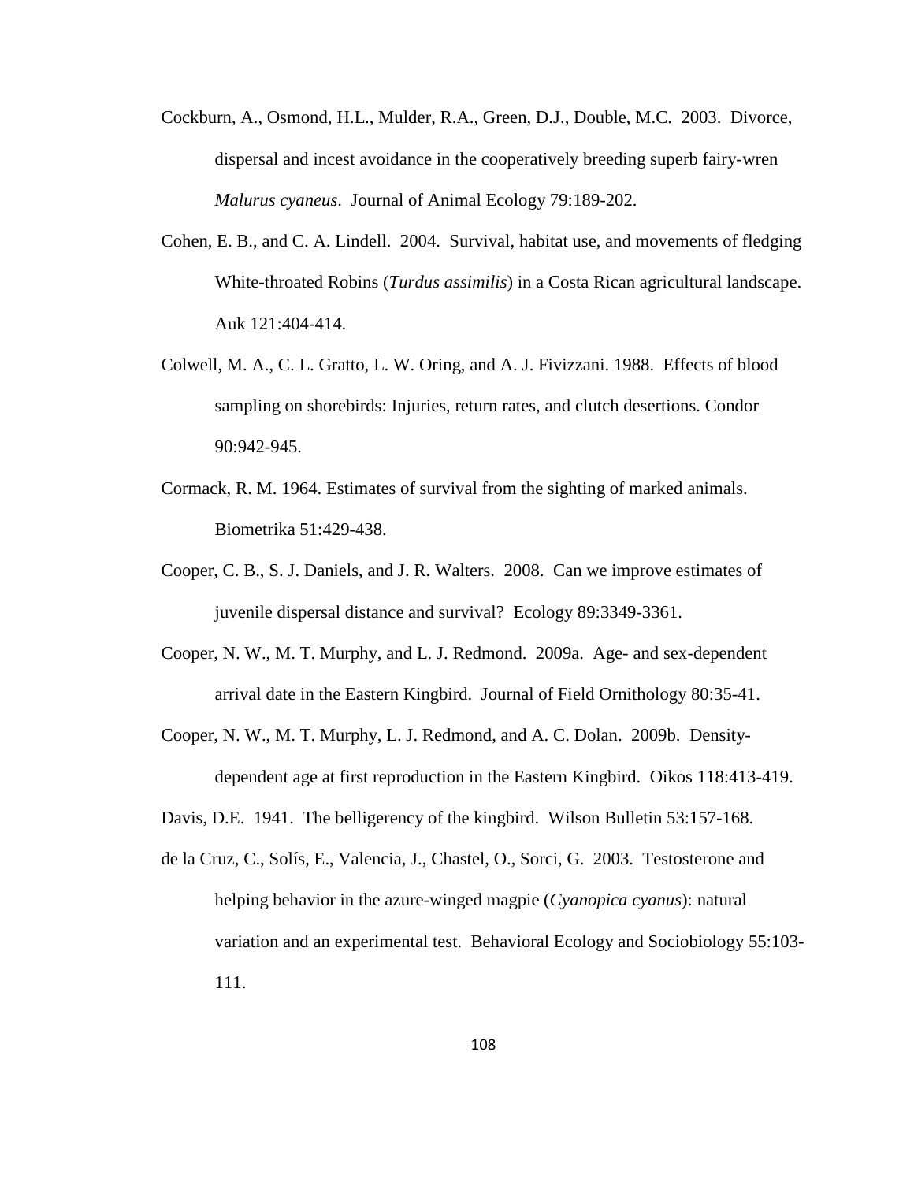Cockburn, A., Osmond, H.L., Mulder, R.A., Green, D.J., Double, M.C. 2003. Divorce, dispersal and incest avoidance in the cooperatively breeding superb fairy-wren *Malurus cyaneus*. Journal of Animal Ecology 79:189-202.

Cohen, E. B., and C. A. Lindell. 2004. Survival, habitat use, and movements of fledging White-throated Robins (*Turdus assimilis*) in a Costa Rican agricultural landscape. Auk 121:404-414.

Colwell, M. A., C. L. Gratto, L. W. Oring, and A. J. Fivizzani. 1988. Effects of blood sampling on shorebirds: Injuries, return rates, and clutch desertions. Condor 90:942-945.

Cormack, R. M. 1964. Estimates of survival from the sighting of marked animals. Biometrika 51:429-438.

Cooper, C. B., S. J. Daniels, and J. R. Walters. 2008. Can we improve estimates of juvenile dispersal distance and survival? Ecology 89:3349-3361.

Cooper, N. W., M. T. Murphy, and L. J. Redmond. 2009a. Age- and sex-dependent arrival date in the Eastern Kingbird. Journal of Field Ornithology 80:35-41.

Cooper, N. W., M. T. Murphy, L. J. Redmond, and A. C. Dolan. 2009b. Density-dependent age at first reproduction in the Eastern Kingbird. Oikos 118:413-419.

Davis, D.E. 1941. The belligerency of the kingbird. Wilson Bulletin 53:157-168.

de la Cruz, C., Solís, E., Valencia, J., Chastel, O., Sorci, G. 2003. Testosterone and helping behavior in the azure-winged magpie (*Cyanopica cyanus*): natural variation and an experimental test. Behavioral Ecology and Sociobiology 55:103-111.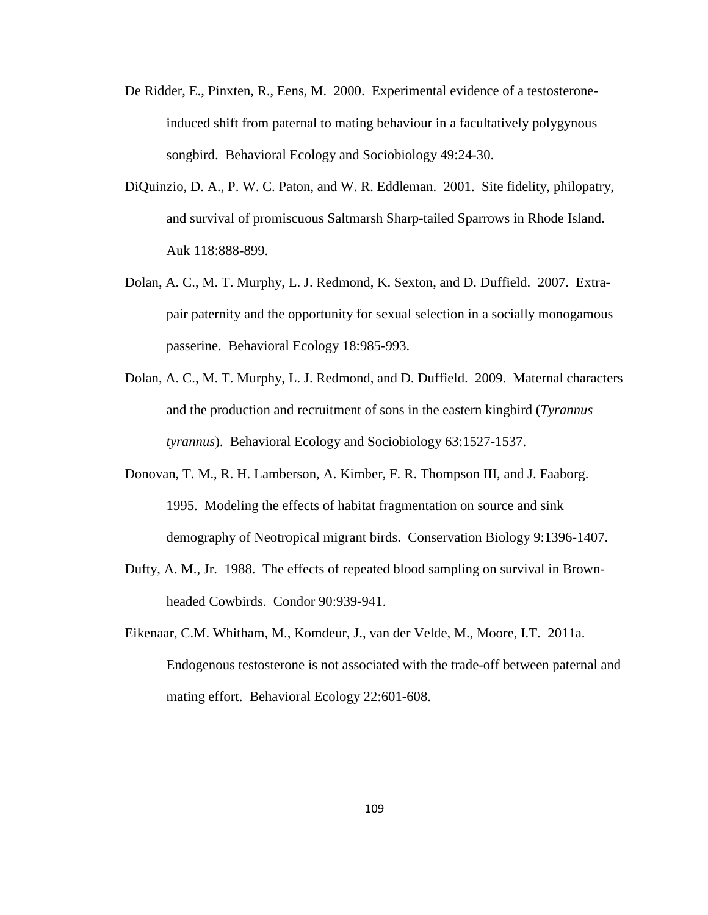De Ridder, E., Pinxten, R., Eens, M. 2000. Experimental evidence of a testosterone-induced shift from paternal to mating behaviour in a facultatively polygynous songbird. Behavioral Ecology and Sociobiology 49:24-30.

DiQuinzio, D. A., P. W. C. Paton, and W. R. Eddleman. 2001. Site fidelity, philopatry, and survival of promiscuous Saltmarsh Sharp-tailed Sparrows in Rhode Island. Auk 118:888-899.

Dolan, A. C., M. T. Murphy, L. J. Redmond, K. Sexton, and D. Duffield. 2007. Extra-pair paternity and the opportunity for sexual selection in a socially monogamous passerine. Behavioral Ecology 18:985-993.

Dolan, A. C., M. T. Murphy, L. J. Redmond, and D. Duffield. 2009. Maternal characters and the production and recruitment of sons in the eastern kingbird (*Tyrannus tyrannus*). Behavioral Ecology and Sociobiology 63:1527-1537.

Donovan, T. M., R. H. Lamberson, A. Kimber, F. R. Thompson III, and J. Faaborg. 1995. Modeling the effects of habitat fragmentation on source and sink demography of Neotropical migrant birds. Conservation Biology 9:1396-1407.

Dufty, A. M., Jr. 1988. The effects of repeated blood sampling on survival in Brown-headed Cowbirds. Condor 90:939-941.

Eikenaar, C.M. Whitham, M., Komdeur, J., van der Velde, M., Moore, I.T. 2011a. Endogenous testosterone is not associated with the trade-off between paternal and mating effort. Behavioral Ecology 22:601-608.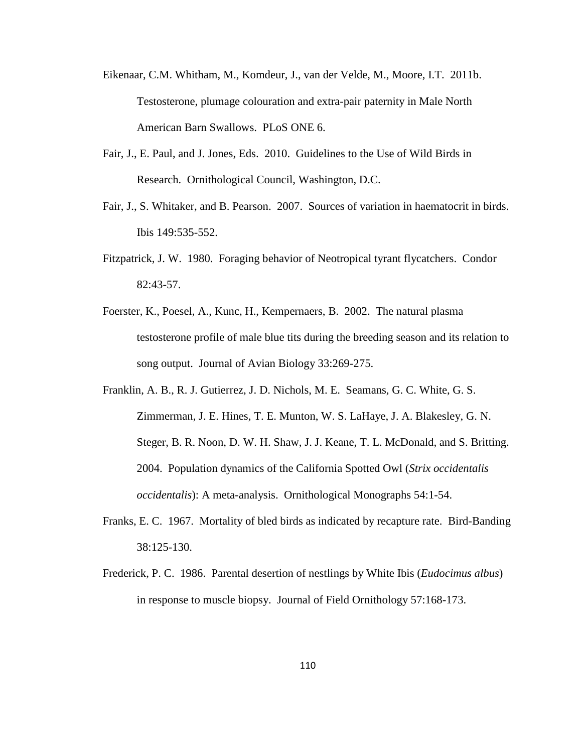Eikenaar, C.M. Whitham, M., Komdeur, J., van der Velde, M., Moore, I.T. 2011b. Testosterone, plumage colouration and extra-pair paternity in Male North American Barn Swallows. PLoS ONE 6.

Fair, J., E. Paul, and J. Jones, Eds. 2010. Guidelines to the Use of Wild Birds in Research. Ornithological Council, Washington, D.C.

Fair, J., S. Whitaker, and B. Pearson. 2007. Sources of variation in haematocrit in birds. Ibis 149:535-552.

Fitzpatrick, J. W. 1980. Foraging behavior of Neotropical tyrant flycatchers. Condor 82:43-57.

Foerster, K., Poesel, A., Kunc, H., Kempernaers, B. 2002. The natural plasma testosterone profile of male blue tits during the breeding season and its relation to song output. Journal of Avian Biology 33:269-275.

Franklin, A. B., R. J. Gutierrez, J. D. Nichols, M. E. Seamans, G. C. White, G. S. Zimmerman, J. E. Hines, T. E. Munton, W. S. LaHaye, J. A. Blakesley, G. N. Steger, B. R. Noon, D. W. H. Shaw, J. J. Keane, T. L. McDonald, and S. Britting. 2004. Population dynamics of the California Spotted Owl (*Strix occidentalis occidentalis*): A meta-analysis. Ornithological Monographs 54:1-54.

Franks, E. C. 1967. Mortality of bled birds as indicated by recapture rate. Bird-Banding 38:125-130.

Frederick, P. C. 1986. Parental desertion of nestlings by White Ibis (*Eudocimus albus*) in response to muscle biopsy. Journal of Field Ornithology 57:168-173.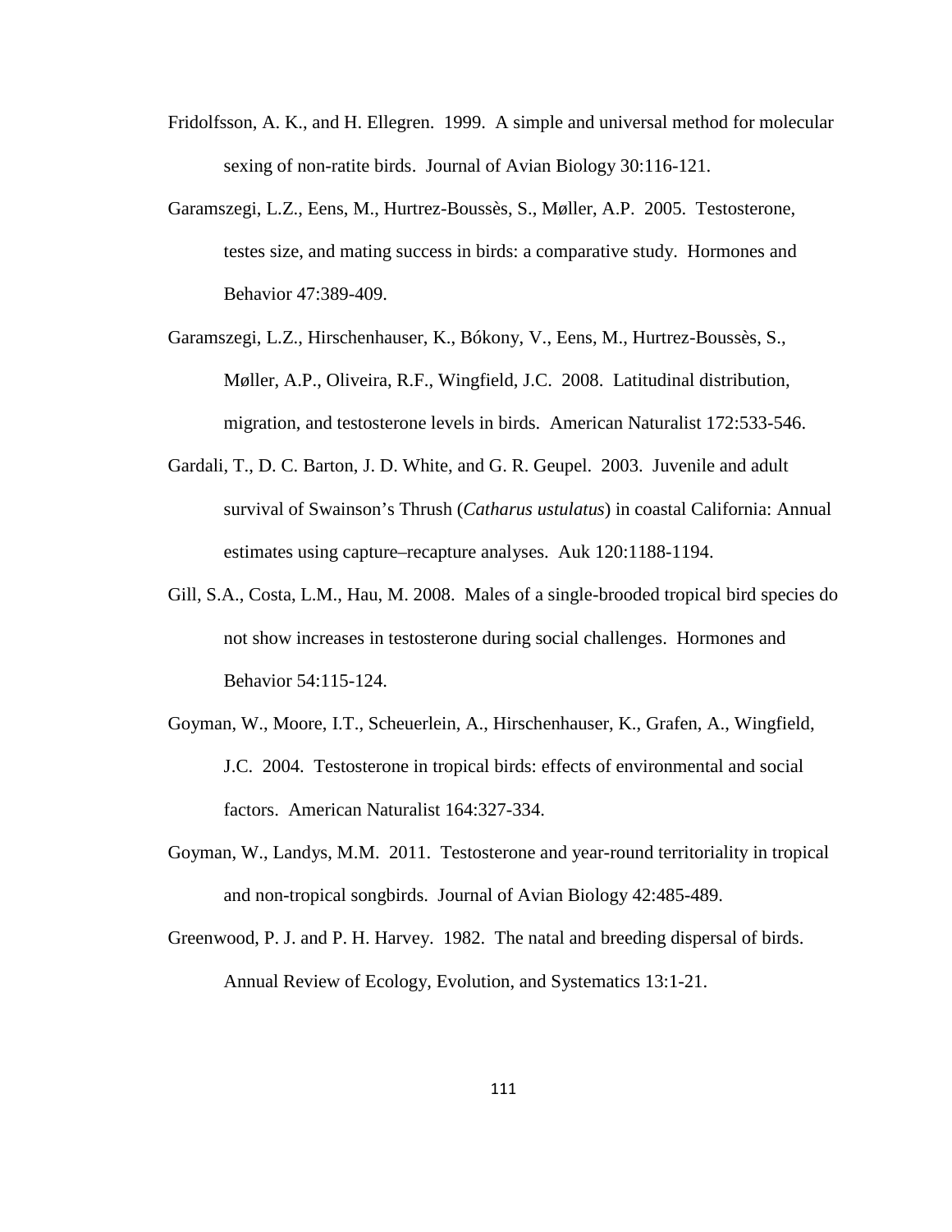Fridolfsson, A. K., and H. Ellegren. 1999. A simple and universal method for molecular sexing of non-ratite birds. Journal of Avian Biology 30:116-121.

Garamszegi, L.Z., Eens, M., Hurtrez-Boussès, S., Møller, A.P. 2005. Testosterone, testes size, and mating success in birds: a comparative study. Hormones and Behavior 47:389-409.

Garamszegi, L.Z., Hirschenhauser, K., Bókony, V., Eens, M., Hurtrez-Boussès, S., Møller, A.P., Oliveira, R.F., Wingfield, J.C. 2008. Latitudinal distribution, migration, and testosterone levels in birds. American Naturalist 172:533-546.

Gardali, T., D. C. Barton, J. D. White, and G. R. Geupel. 2003. Juvenile and adult survival of Swainson's Thrush (*Catharus ustulatus*) in coastal California: Annual estimates using capture–recapture analyses. Auk 120:1188-1194.

Gill, S.A., Costa, L.M., Hau, M. 2008. Males of a single-brooded tropical bird species do not show increases in testosterone during social challenges. Hormones and Behavior 54:115-124.

Goyman, W., Moore, I.T., Scheuerlein, A., Hirschenhauser, K., Grafen, A., Wingfield, J.C. 2004. Testosterone in tropical birds: effects of environmental and social factors. American Naturalist 164:327-334.

Goyman, W., Landys, M.M. 2011. Testosterone and year-round territoriality in tropical and non-tropical songbirds. Journal of Avian Biology 42:485-489.

Greenwood, P. J. and P. H. Harvey. 1982. The natal and breeding dispersal of birds. Annual Review of Ecology, Evolution, and Systematics 13:1-21.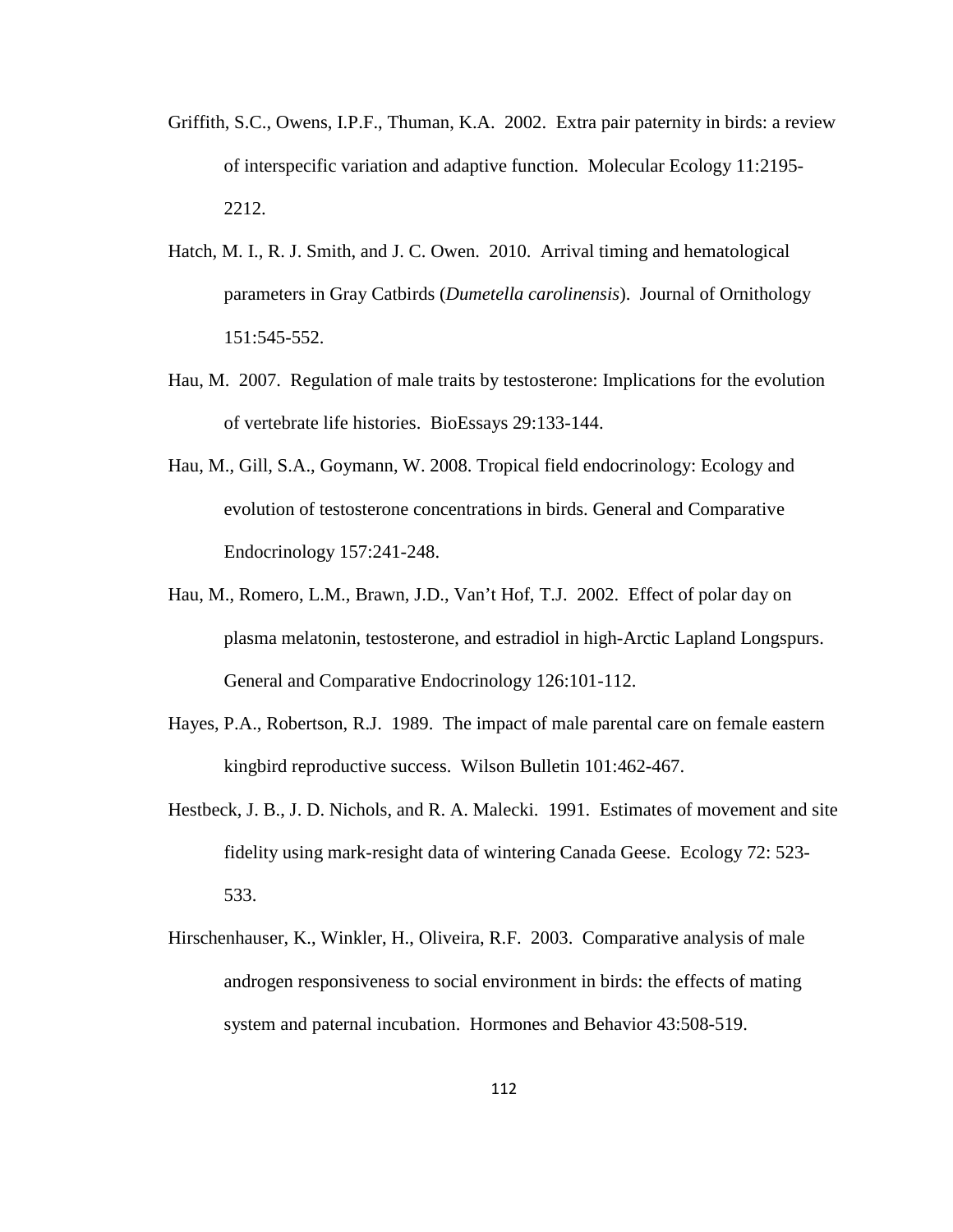Griffith, S.C., Owens, I.P.F., Thuman, K.A. 2002. Extra pair paternity in birds: a review of interspecific variation and adaptive function. Molecular Ecology 11:2195-2212.

Hatch, M. I., R. J. Smith, and J. C. Owen. 2010. Arrival timing and hematological parameters in Gray Catbirds (*Dumetella carolinensis*). Journal of Ornithology 151:545-552.

Hau, M. 2007. Regulation of male traits by testosterone: Implications for the evolution of vertebrate life histories. BioEssays 29:133-144.

Hau, M., Gill, S.A., Goymann, W. 2008. Tropical field endocrinology: Ecology and evolution of testosterone concentrations in birds. General and Comparative Endocrinology 157:241-248.

Hau, M., Romero, L.M., Brawn, J.D., Van't Hof, T.J. 2002. Effect of polar day on plasma melatonin, testosterone, and estradiol in high-Arctic Lapland Longspurs. General and Comparative Endocrinology 126:101-112.

Hayes, P.A., Robertson, R.J. 1989. The impact of male parental care on female eastern kingbird reproductive success. Wilson Bulletin 101:462-467.

Hestbeck, J. B., J. D. Nichols, and R. A. Malecki. 1991. Estimates of movement and site fidelity using mark-resight data of wintering Canada Geese. Ecology 72: 523-533.

Hirschenhauser, K., Winkler, H., Oliveira, R.F. 2003. Comparative analysis of male androgen responsiveness to social environment in birds: the effects of mating system and paternal incubation. Hormones and Behavior 43:508-519.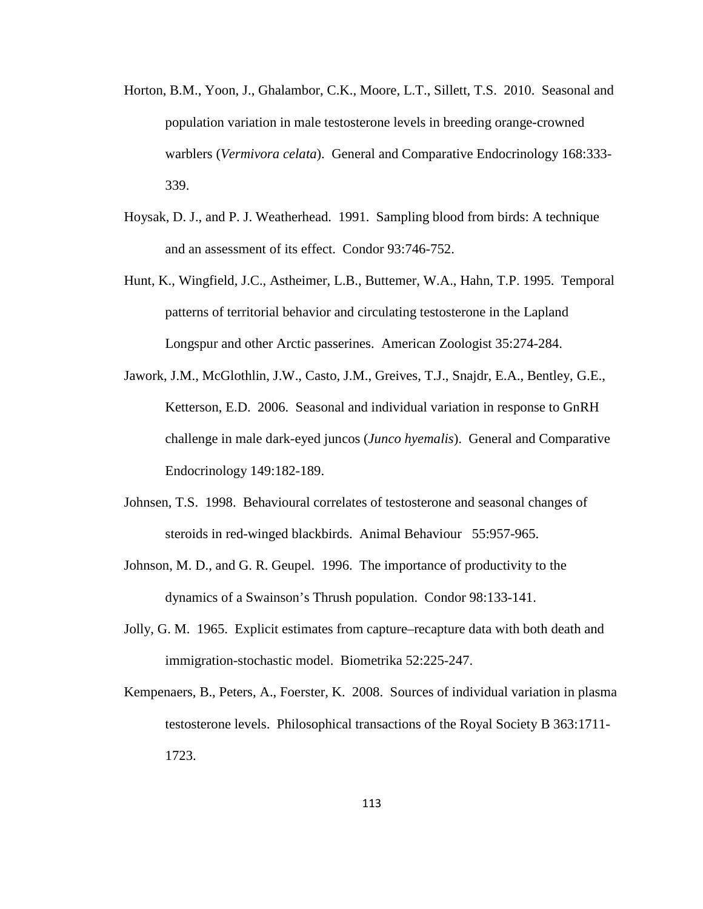Horton, B.M., Yoon, J., Ghalambor, C.K., Moore, L.T., Sillett, T.S. 2010. Seasonal and population variation in male testosterone levels in breeding orange-crowned warblers (*Vermivora celata*). General and Comparative Endocrinology 168:333-339.

Hoysak, D. J., and P. J. Weatherhead. 1991. Sampling blood from birds: A technique and an assessment of its effect. Condor 93:746-752.

Hunt, K., Wingfield, J.C., Astheimer, L.B., Buttemer, W.A., Hahn, T.P. 1995. Temporal patterns of territorial behavior and circulating testosterone in the Lapland Longspur and other Arctic passerines. American Zoologist 35:274-284.

Jawork, J.M., McGlothlin, J.W., Casto, J.M., Greives, T.J., Snajdr, E.A., Bentley, G.E., Ketterson, E.D. 2006. Seasonal and individual variation in response to GnRH challenge in male dark-eyed juncos (*Junco hyemalis*). General and Comparative Endocrinology 149:182-189.

Johnsen, T.S. 1998. Behavioural correlates of testosterone and seasonal changes of steroids in red-winged blackbirds. Animal Behaviour 55:957-965.

Johnson, M. D., and G. R. Geupel. 1996. The importance of productivity to the dynamics of a Swainson's Thrush population. Condor 98:133-141.

Jolly, G. M. 1965. Explicit estimates from capture–recapture data with both death and immigration-stochastic model. Biometrika 52:225-247.

Kempenaers, B., Peters, A., Foerster, K. 2008. Sources of individual variation in plasma testosterone levels. Philosophical transactions of the Royal Society B 363:1711-1723.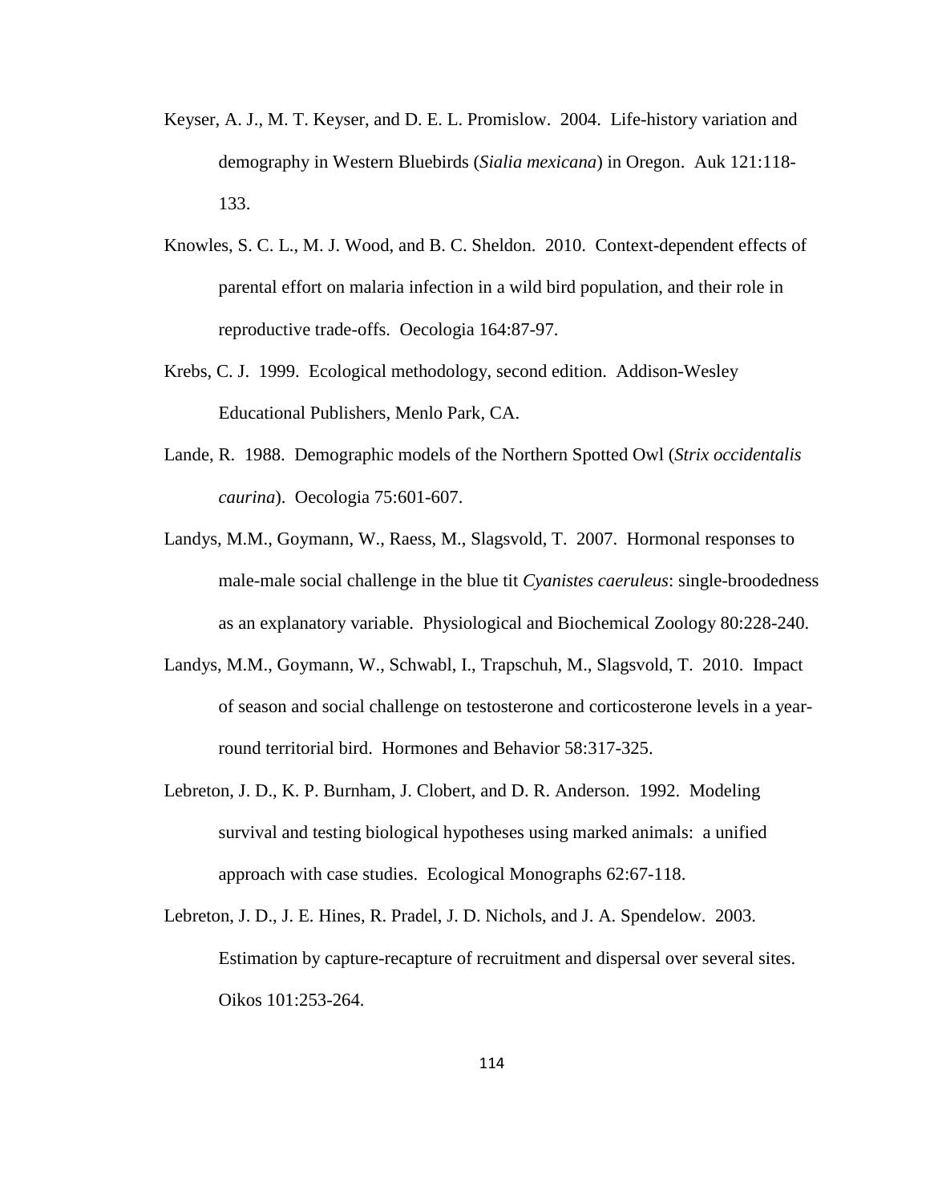Keyser, A. J., M. T. Keyser, and D. E. L. Promislow. 2004. Life-history variation and demography in Western Bluebirds (*Sialia mexicana*) in Oregon. Auk 121:118-133.

Knowles, S. C. L., M. J. Wood, and B. C. Sheldon. 2010. Context-dependent effects of parental effort on malaria infection in a wild bird population, and their role in reproductive trade-offs. Oecologia 164:87-97.

Krebs, C. J. 1999. Ecological methodology, second edition. Addison-Wesley Educational Publishers, Menlo Park, CA.

Lande, R. 1988. Demographic models of the Northern Spotted Owl (*Strix occidentalis caurina*). Oecologia 75:601-607.

Landys, M.M., Goymann, W., Raess, M., Slagsvold, T. 2007. Hormonal responses to male-male social challenge in the blue tit *Cyanistes caeruleus*: single-broodedness as an explanatory variable. Physiological and Biochemical Zoology 80:228-240.

Landys, M.M., Goymann, W., Schwabl, I., Trapschuh, M., Slagsvold, T. 2010. Impact of season and social challenge on testosterone and corticosterone levels in a year-round territorial bird. Hormones and Behavior 58:317-325.

Lebreton, J. D., K. P. Burnham, J. Clobert, and D. R. Anderson. 1992. Modeling survival and testing biological hypotheses using marked animals: a unified approach with case studies. Ecological Monographs 62:67-118.

Lebreton, J. D., J. E. Hines, R. Pradel, J. D. Nichols, and J. A. Spendelow. 2003. Estimation by capture-recapture of recruitment and dispersal over several sites. Oikos 101:253-264.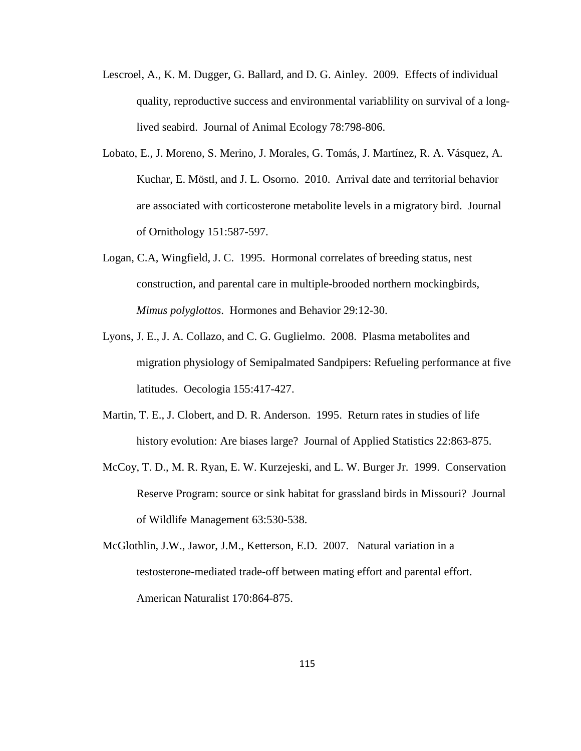Lescroel, A., K. M. Dugger, G. Ballard, and D. G. Ainley. 2009. Effects of individual quality, reproductive success and environmental variablility on survival of a long-lived seabird. Journal of Animal Ecology 78:798-806.

Lobato, E., J. Moreno, S. Merino, J. Morales, G. Tomás, J. Martínez, R. A. Vásquez, A. Kuchar, E. Möstl, and J. L. Osorno. 2010. Arrival date and territorial behavior are associated with corticosterone metabolite levels in a migratory bird. Journal of Ornithology 151:587-597.

Logan, C.A, Wingfield, J. C. 1995. Hormonal correlates of breeding status, nest construction, and parental care in multiple-brooded northern mockingbirds, *Mimus polyglottos*. Hormones and Behavior 29:12-30.

Lyons, J. E., J. A. Collazo, and C. G. Guglielmo. 2008. Plasma metabolites and migration physiology of Semipalmated Sandpipers: Refueling performance at five latitudes. Oecologia 155:417-427.

Martin, T. E., J. Clobert, and D. R. Anderson. 1995. Return rates in studies of life history evolution: Are biases large? Journal of Applied Statistics 22:863-875.

McCoy, T. D., M. R. Ryan, E. W. Kurzejeski, and L. W. Burger Jr. 1999. Conservation Reserve Program: source or sink habitat for grassland birds in Missouri? Journal of Wildlife Management 63:530-538.

McGlothlin, J.W., Jawor, J.M., Ketterson, E.D. 2007. Natural variation in a testosterone-mediated trade-off between mating effort and parental effort. American Naturalist 170:864-875.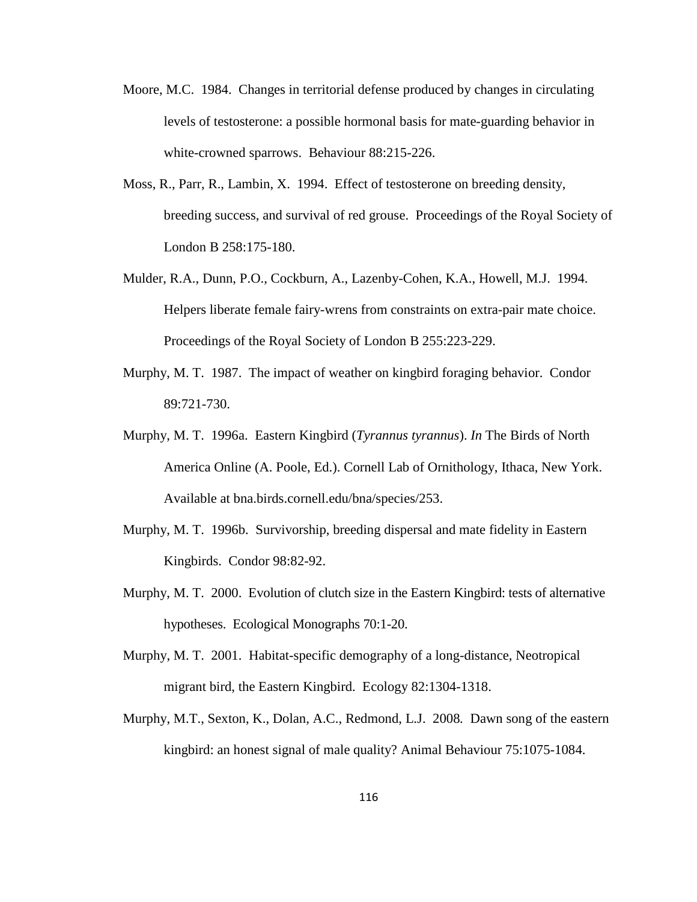Moore, M.C. 1984. Changes in territorial defense produced by changes in circulating levels of testosterone: a possible hormonal basis for mate-guarding behavior in white-crowned sparrows. Behaviour 88:215-226.

Moss, R., Parr, R., Lambin, X. 1994. Effect of testosterone on breeding density, breeding success, and survival of red grouse. Proceedings of the Royal Society of London B 258:175-180.

Mulder, R.A., Dunn, P.O., Cockburn, A., Lazenby-Cohen, K.A., Howell, M.J. 1994. Helpers liberate female fairy-wrens from constraints on extra-pair mate choice. Proceedings of the Royal Society of London B 255:223-229.

Murphy, M. T. 1987. The impact of weather on kingbird foraging behavior. Condor 89:721-730.

Murphy, M. T. 1996a. Eastern Kingbird (*Tyrannus tyrannus*). *In* The Birds of North America Online (A. Poole, Ed.). Cornell Lab of Ornithology, Ithaca, New York. Available at bna.birds.cornell.edu/bna/species/253.

Murphy, M. T. 1996b. Survivorship, breeding dispersal and mate fidelity in Eastern Kingbirds. Condor 98:82-92.

Murphy, M. T. 2000. Evolution of clutch size in the Eastern Kingbird: tests of alternative hypotheses. Ecological Monographs 70:1-20.

Murphy, M. T. 2001. Habitat-specific demography of a long-distance, Neotropical migrant bird, the Eastern Kingbird. Ecology 82:1304-1318.

Murphy, M.T., Sexton, K., Dolan, A.C., Redmond, L.J. 2008. Dawn song of the eastern kingbird: an honest signal of male quality? Animal Behaviour 75:1075-1084.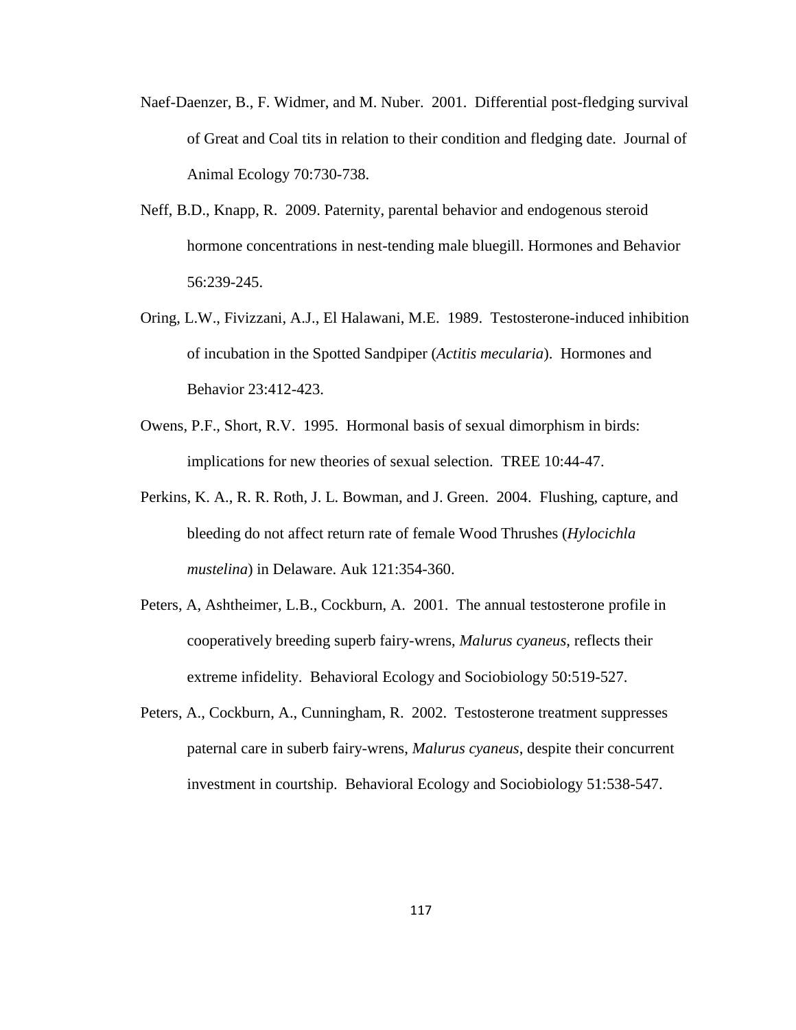Naef-Daenzer, B., F. Widmer, and M. Nuber. 2001. Differential post-fledging survival of Great and Coal tits in relation to their condition and fledging date. Journal of Animal Ecology 70:730-738.

Neff, B.D., Knapp, R. 2009. Paternity, parental behavior and endogenous steroid hormone concentrations in nest-tending male bluegill. Hormones and Behavior 56:239-245.

Oring, L.W., Fivizzani, A.J., El Halawani, M.E. 1989. Testosterone-induced inhibition of incubation in the Spotted Sandpiper (*Actitis mecularia*). Hormones and Behavior 23:412-423.

Owens, P.F., Short, R.V. 1995. Hormonal basis of sexual dimorphism in birds: implications for new theories of sexual selection. TREE 10:44-47.

Perkins, K. A., R. R. Roth, J. L. Bowman, and J. Green. 2004. Flushing, capture, and bleeding do not affect return rate of female Wood Thrushes (*Hylocichla mustelina*) in Delaware. Auk 121:354-360.

Peters, A, Ashtheimer, L.B., Cockburn, A. 2001. The annual testosterone profile in cooperatively breeding superb fairy-wrens, *Malurus cyaneus*, reflects their extreme infidelity. Behavioral Ecology and Sociobiology 50:519-527.

Peters, A., Cockburn, A., Cunningham, R. 2002. Testosterone treatment suppresses paternal care in suberb fairy-wrens, *Malurus cyaneus*, despite their concurrent investment in courtship. Behavioral Ecology and Sociobiology 51:538-547.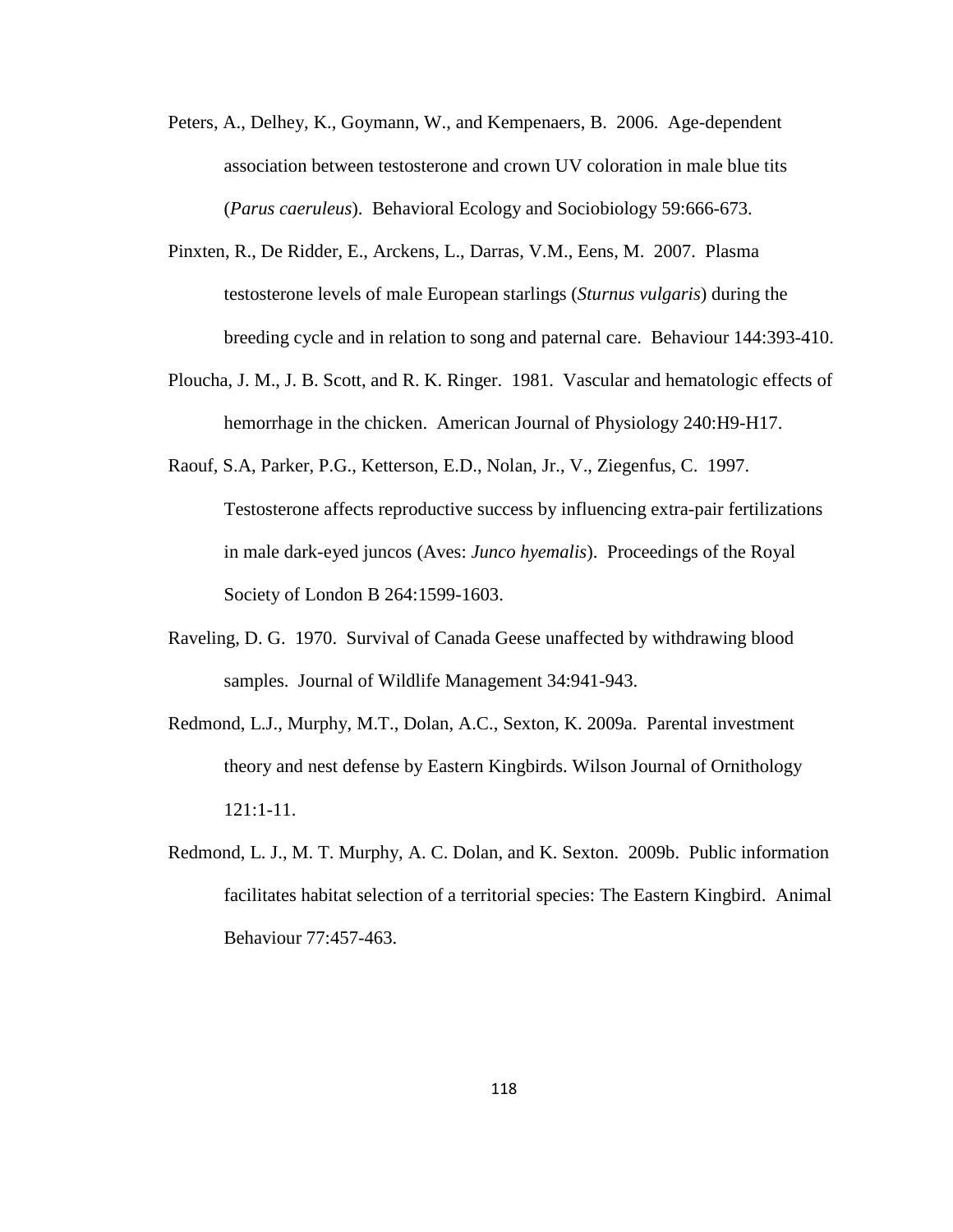Peters, A., Delhey, K., Goymann, W., and Kempenaers, B. 2006. Age-dependent association between testosterone and crown UV coloration in male blue tits (*Parus caeruleus*). Behavioral Ecology and Sociobiology 59:666-673.

Pinxten, R., De Ridder, E., Arckens, L., Darras, V.M., Eens, M. 2007. Plasma testosterone levels of male European starlings (*Sturnus vulgaris*) during the breeding cycle and in relation to song and paternal care. Behaviour 144:393-410.

Ploucha, J. M., J. B. Scott, and R. K. Ringer. 1981. Vascular and hematologic effects of hemorrhage in the chicken. American Journal of Physiology 240:H9-H17.

Raouf, S.A, Parker, P.G., Ketterson, E.D., Nolan, Jr., V., Ziegenfus, C. 1997. Testosterone affects reproductive success by influencing extra-pair fertilizations in male dark-eyed juncos (Aves: *Junco hyemalis*). Proceedings of the Royal Society of London B 264:1599-1603.

Raveling, D. G. 1970. Survival of Canada Geese unaffected by withdrawing blood samples. Journal of Wildlife Management 34:941-943.

Redmond, L.J., Murphy, M.T., Dolan, A.C., Sexton, K. 2009a. Parental investment theory and nest defense by Eastern Kingbirds. Wilson Journal of Ornithology 121:1-11.

Redmond, L. J., M. T. Murphy, A. C. Dolan, and K. Sexton. 2009b. Public information facilitates habitat selection of a territorial species: The Eastern Kingbird. Animal Behaviour 77:457-463.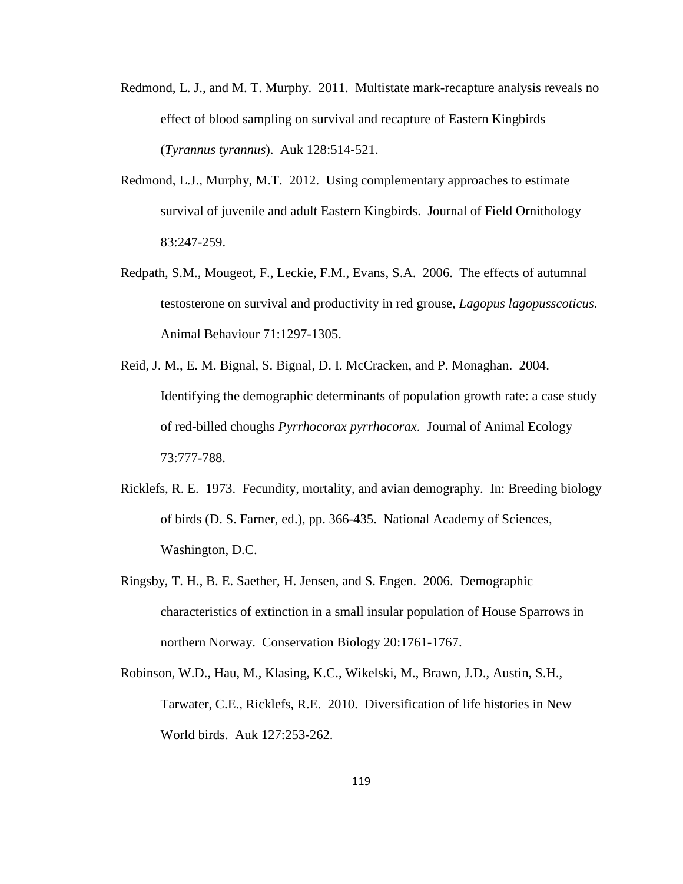Redmond, L. J., and M. T. Murphy. 2011. Multistate mark-recapture analysis reveals no effect of blood sampling on survival and recapture of Eastern Kingbirds (*Tyrannus tyrannus*). Auk 128:514-521.

Redmond, L.J., Murphy, M.T. 2012. Using complementary approaches to estimate survival of juvenile and adult Eastern Kingbirds. Journal of Field Ornithology 83:247-259.

Redpath, S.M., Mougeot, F., Leckie, F.M., Evans, S.A. 2006. The effects of autumnal testosterone on survival and productivity in red grouse, *Lagopus lagopusscoticus*. Animal Behaviour 71:1297-1305.

Reid, J. M., E. M. Bignal, S. Bignal, D. I. McCracken, and P. Monaghan. 2004. Identifying the demographic determinants of population growth rate: a case study of red-billed choughs *Pyrrhocorax pyrrhocorax*. Journal of Animal Ecology 73:777-788.

Ricklefs, R. E. 1973. Fecundity, mortality, and avian demography. In: Breeding biology of birds (D. S. Farner, ed.), pp. 366-435. National Academy of Sciences, Washington, D.C.

Ringsby, T. H., B. E. Saether, H. Jensen, and S. Engen. 2006. Demographic characteristics of extinction in a small insular population of House Sparrows in northern Norway. Conservation Biology 20:1761-1767.

Robinson, W.D., Hau, M., Klasing, K.C., Wikelski, M., Brawn, J.D., Austin, S.H., Tarwater, C.E., Ricklefs, R.E. 2010. Diversification of life histories in New World birds. Auk 127:253-262.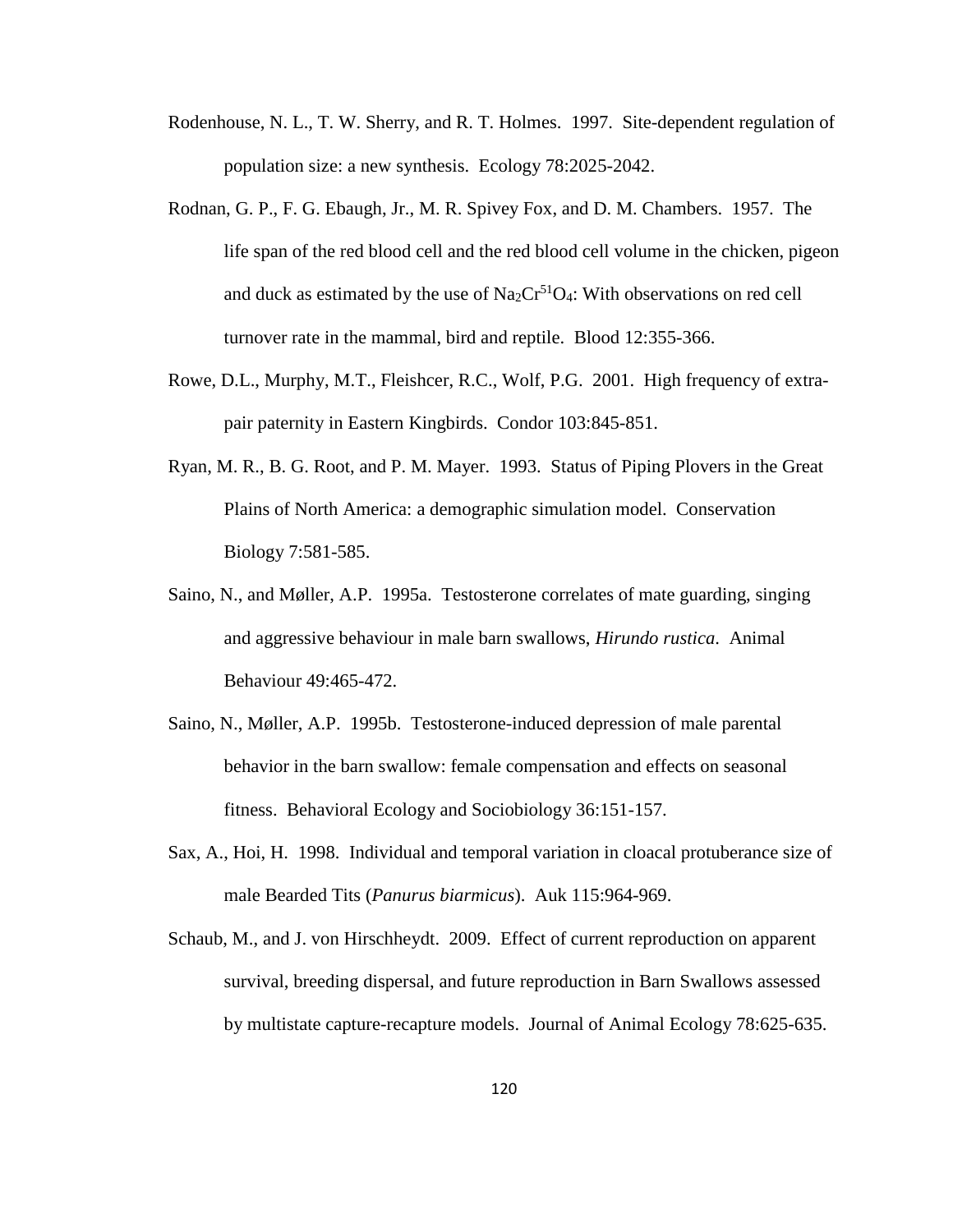Rodenhouse, N. L., T. W. Sherry, and R. T. Holmes. 1997. Site-dependent regulation of population size: a new synthesis. Ecology 78:2025-2042.

Rodnan, G. P., F. G. Ebaugh, Jr., M. R. Spivey Fox, and D. M. Chambers. 1957. The life span of the red blood cell and the red blood cell volume in the chicken, pigeon and duck as estimated by the use of $Na_2Cr^{51}O_4$: With observations on red cell turnover rate in the mammal, bird and reptile. Blood 12:355-366.

Rowe, D.L., Murphy, M.T., Fleishcer, R.C., Wolf, P.G. 2001. High frequency of extra-pair paternity in Eastern Kingbirds. Condor 103:845-851.

Ryan, M. R., B. G. Root, and P. M. Mayer. 1993. Status of Piping Plovers in the Great Plains of North America: a demographic simulation model. Conservation Biology 7:581-585.

Saino, N., and Møller, A.P. 1995a. Testosterone correlates of mate guarding, singing and aggressive behaviour in male barn swallows, *Hirundo rustica*. Animal Behaviour 49:465-472.

Saino, N., Møller, A.P. 1995b. Testosterone-induced depression of male parental behavior in the barn swallow: female compensation and effects on seasonal fitness. Behavioral Ecology and Sociobiology 36:151-157.

Sax, A., Hoi, H. 1998. Individual and temporal variation in cloacal protuberance size of male Bearded Tits (*Panurus biarmicus*). Auk 115:964-969.

Schaub, M., and J. von Hirschheydt. 2009. Effect of current reproduction on apparent survival, breeding dispersal, and future reproduction in Barn Swallows assessed by multistate capture-recapture models. Journal of Animal Ecology 78:625-635.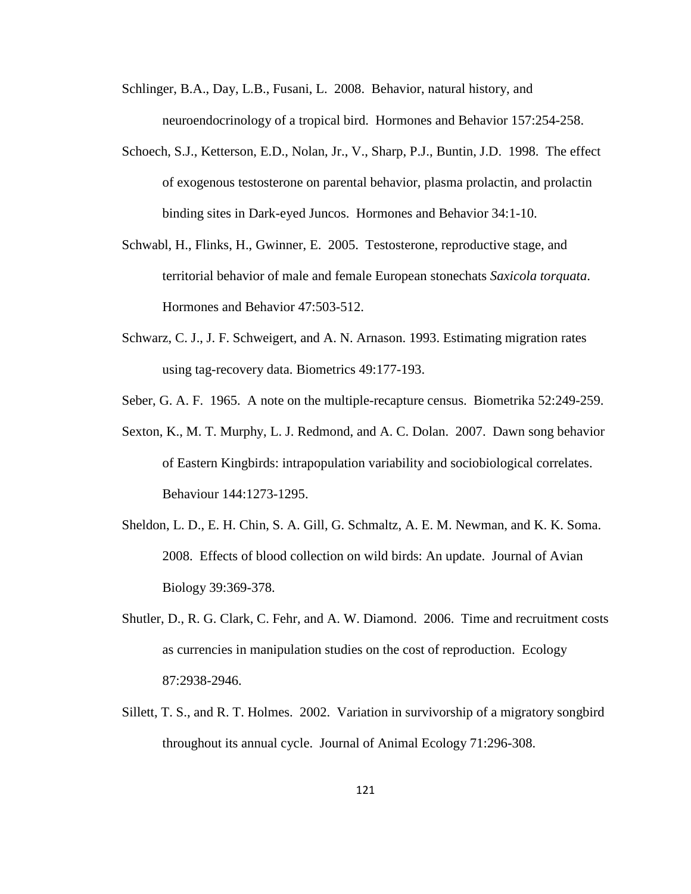Schlinger, B.A., Day, L.B., Fusani, L. 2008. Behavior, natural history, and neuroendocrinology of a tropical bird. Hormones and Behavior 157:254-258.

Schoech, S.J., Ketterson, E.D., Nolan, Jr., V., Sharp, P.J., Buntin, J.D. 1998. The effect of exogenous testosterone on parental behavior, plasma prolactin, and prolactin binding sites in Dark-eyed Juncos. Hormones and Behavior 34:1-10.

Schwabl, H., Flinks, H., Gwinner, E. 2005. Testosterone, reproductive stage, and territorial behavior of male and female European stonechats *Saxicola torquata*. Hormones and Behavior 47:503-512.

Schwarz, C. J., J. F. Schweigert, and A. N. Arnason. 1993. Estimating migration rates using tag-recovery data. Biometrics 49:177-193.

Seber, G. A. F. 1965. A note on the multiple-recapture census. Biometrika 52:249-259.

Sexton, K., M. T. Murphy, L. J. Redmond, and A. C. Dolan. 2007. Dawn song behavior of Eastern Kingbirds: intrapopulation variability and sociobiological correlates. Behaviour 144:1273-1295.

Sheldon, L. D., E. H. Chin, S. A. Gill, G. Schmaltz, A. E. M. Newman, and K. K. Soma. 2008. Effects of blood collection on wild birds: An update. Journal of Avian Biology 39:369-378.

Shutler, D., R. G. Clark, C. Fehr, and A. W. Diamond. 2006. Time and recruitment costs as currencies in manipulation studies on the cost of reproduction. Ecology 87:2938-2946.

Sillett, T. S., and R. T. Holmes. 2002. Variation in survivorship of a migratory songbird throughout its annual cycle. Journal of Animal Ecology 71:296-308.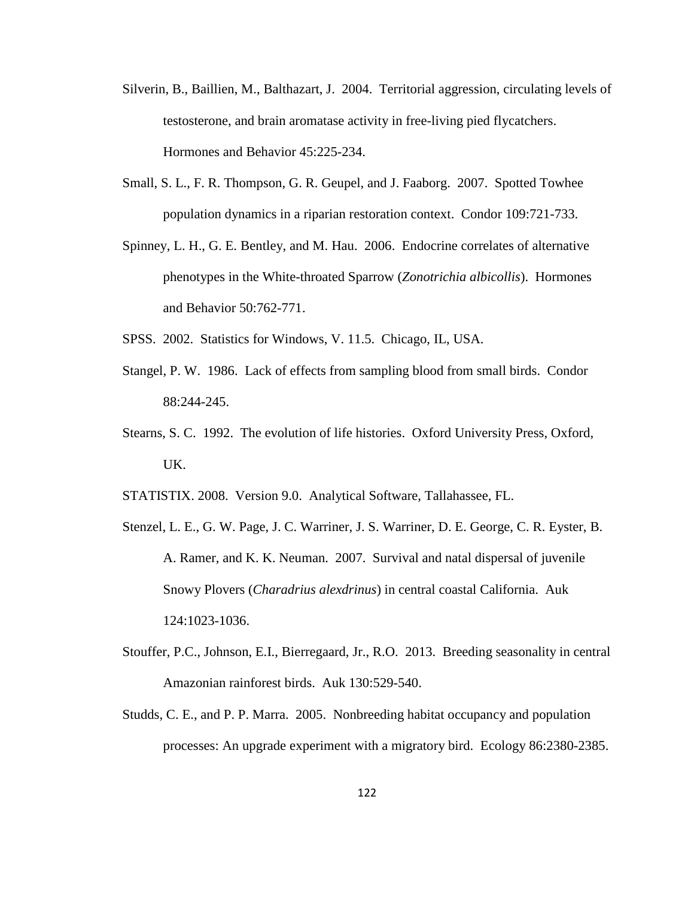Silverin, B., Baillien, M., Balthazart, J. 2004. Territorial aggression, circulating levels of testosterone, and brain aromatase activity in free-living pied flycatchers. Hormones and Behavior 45:225-234.

Small, S. L., F. R. Thompson, G. R. Geupel, and J. Faaborg. 2007. Spotted Towhee population dynamics in a riparian restoration context. Condor 109:721-733.

Spinney, L. H., G. E. Bentley, and M. Hau. 2006. Endocrine correlates of alternative phenotypes in the White-throated Sparrow (*Zonotrichia albicollis*). Hormones and Behavior 50:762-771.

SPSS. 2002. Statistics for Windows, V. 11.5. Chicago, IL, USA.

Stangel, P. W. 1986. Lack of effects from sampling blood from small birds. Condor 88:244-245.

Stearns, S. C. 1992. The evolution of life histories. Oxford University Press, Oxford, UK.

STATISTIX. 2008. Version 9.0. Analytical Software, Tallahassee, FL.

Stenzel, L. E., G. W. Page, J. C. Warriner, J. S. Warriner, D. E. George, C. R. Eyster, B. A. Ramer, and K. K. Neuman. 2007. Survival and natal dispersal of juvenile Snowy Plovers (*Charadrius alexdrinus*) in central coastal California. Auk 124:1023-1036.

Stouffer, P.C., Johnson, E.I., Bierregaard, Jr., R.O. 2013. Breeding seasonality in central Amazonian rainforest birds. Auk 130:529-540.

Studds, C. E., and P. P. Marra. 2005. Nonbreeding habitat occupancy and population processes: An upgrade experiment with a migratory bird. Ecology 86:2380-2385.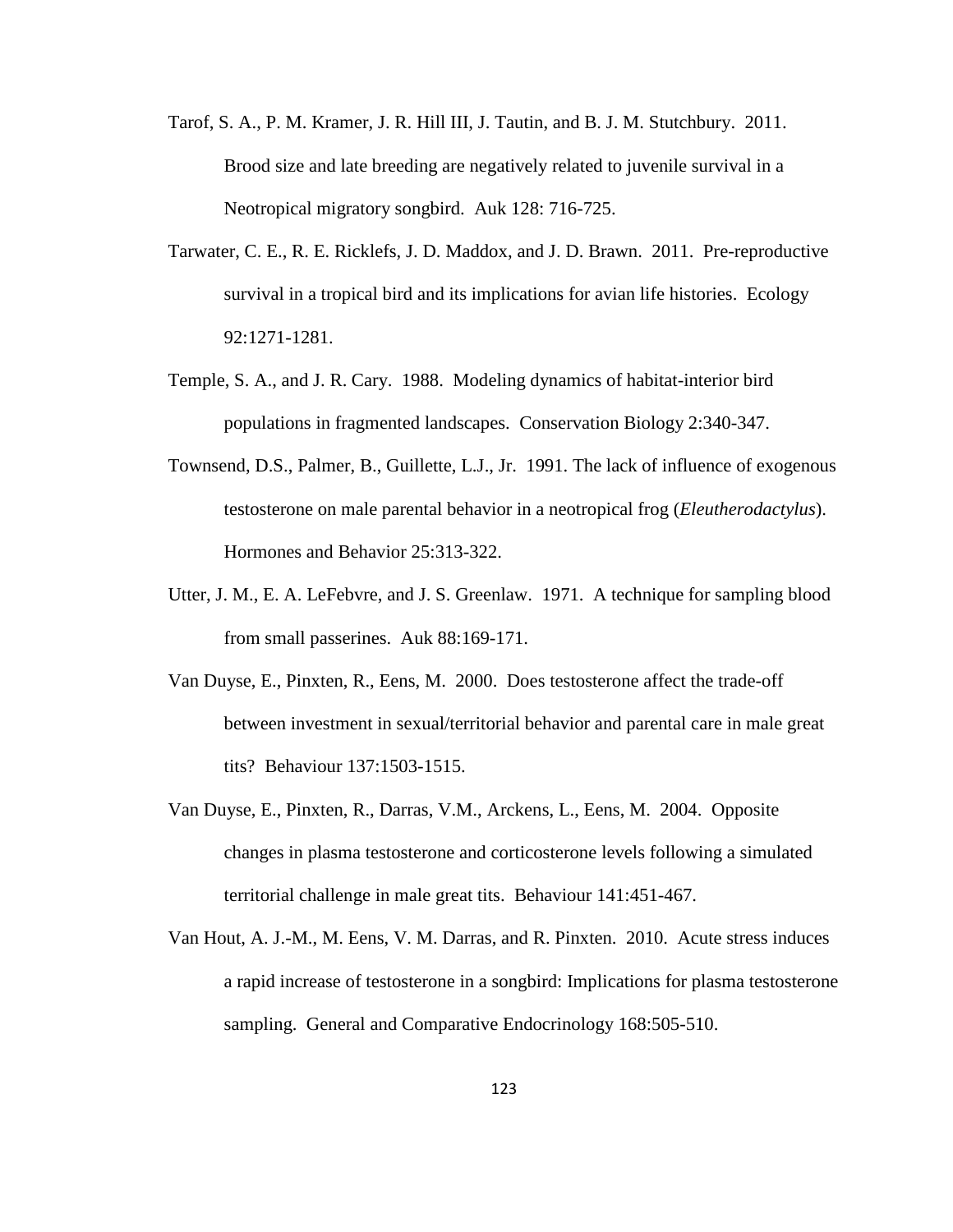Tarof, S. A., P. M. Kramer, J. R. Hill III, J. Tautin, and B. J. M. Stutchbury. 2011. Brood size and late breeding are negatively related to juvenile survival in a Neotropical migratory songbird. Auk 128: 716-725.

Tarwater, C. E., R. E. Ricklefs, J. D. Maddox, and J. D. Brawn. 2011. Pre-reproductive survival in a tropical bird and its implications for avian life histories. Ecology 92:1271-1281.

Temple, S. A., and J. R. Cary. 1988. Modeling dynamics of habitat-interior bird populations in fragmented landscapes. Conservation Biology 2:340-347.

Townsend, D.S., Palmer, B., Guillette, L.J., Jr. 1991. The lack of influence of exogenous testosterone on male parental behavior in a neotropical frog (*Eleutherodactylus*). Hormones and Behavior 25:313-322.

Utter, J. M., E. A. LeFebvre, and J. S. Greenlaw. 1971. A technique for sampling blood from small passerines. Auk 88:169-171.

Van Duyse, E., Pinxten, R., Eens, M. 2000. Does testosterone affect the trade-off between investment in sexual/territorial behavior and parental care in male great tits? Behaviour 137:1503-1515.

Van Duyse, E., Pinxten, R., Darras, V.M., Arckens, L., Eens, M. 2004. Opposite changes in plasma testosterone and corticosterone levels following a simulated territorial challenge in male great tits. Behaviour 141:451-467.

Van Hout, A. J.-M., M. Eens, V. M. Darras, and R. Pinxten. 2010. Acute stress induces a rapid increase of testosterone in a songbird: Implications for plasma testosterone sampling. General and Comparative Endocrinology 168:505-510.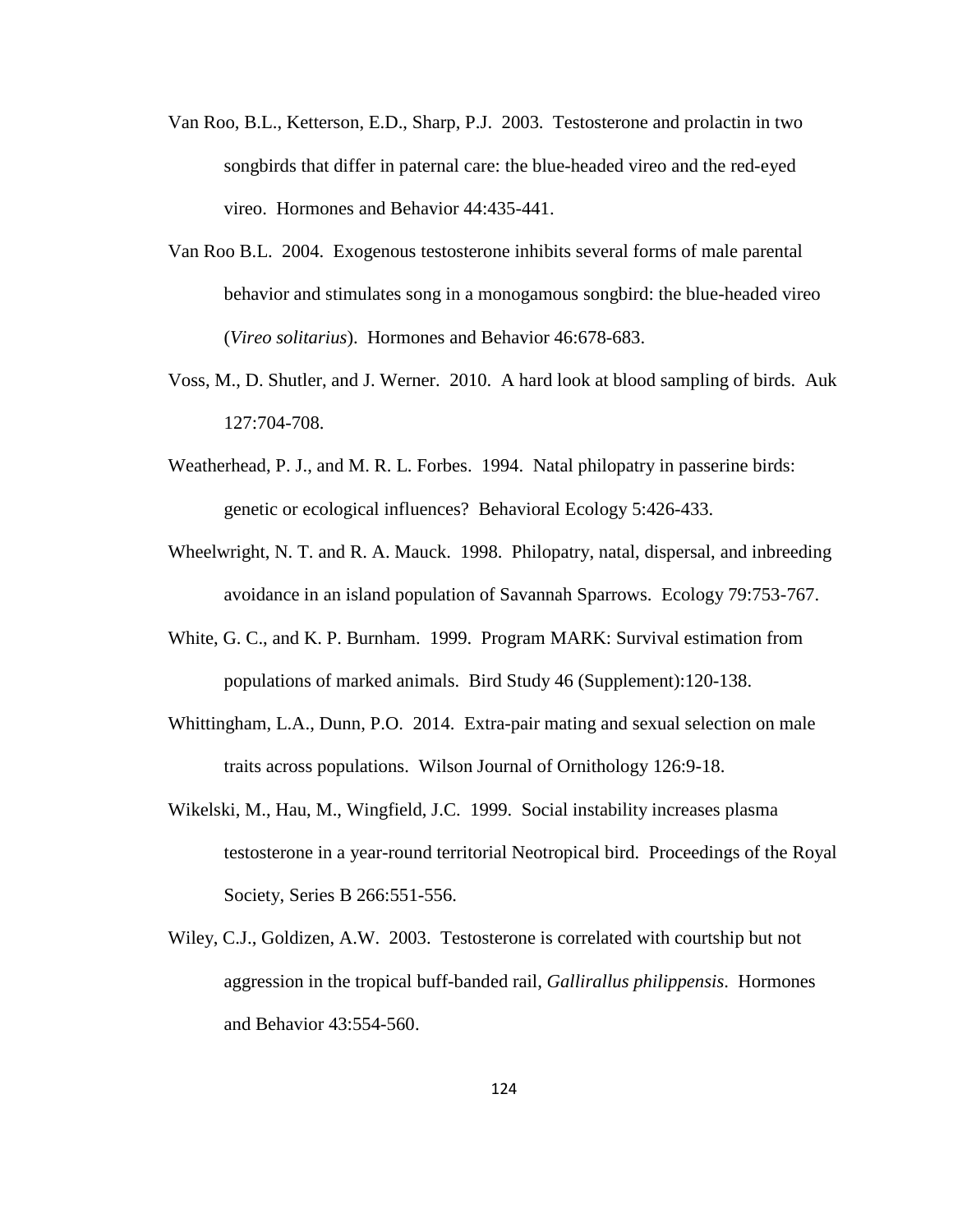Van Roo, B.L., Ketterson, E.D., Sharp, P.J. 2003. Testosterone and prolactin in two songbirds that differ in paternal care: the blue-headed vireo and the red-eyed vireo. Hormones and Behavior 44:435-441.

Van Roo B.L. 2004. Exogenous testosterone inhibits several forms of male parental behavior and stimulates song in a monogamous songbird: the blue-headed vireo (*Vireo solitarius*). Hormones and Behavior 46:678-683.

Voss, M., D. Shutler, and J. Werner. 2010. A hard look at blood sampling of birds. Auk 127:704-708.

Weatherhead, P. J., and M. R. L. Forbes. 1994. Natal philopatry in passerine birds: genetic or ecological influences? Behavioral Ecology 5:426-433.

Wheelwright, N. T. and R. A. Mauck. 1998. Philopatry, natal, dispersal, and inbreeding avoidance in an island population of Savannah Sparrows. Ecology 79:753-767.

White, G. C., and K. P. Burnham. 1999. Program MARK: Survival estimation from populations of marked animals. Bird Study 46 (Supplement):120-138.

Whittingham, L.A., Dunn, P.O. 2014. Extra-pair mating and sexual selection on male traits across populations. Wilson Journal of Ornithology 126:9-18.

Wikelski, M., Hau, M., Wingfield, J.C. 1999. Social instability increases plasma testosterone in a year-round territorial Neotropical bird. Proceedings of the Royal Society, Series B 266:551-556.

Wiley, C.J., Goldizen, A.W. 2003. Testosterone is correlated with courtship but not aggression in the tropical buff-banded rail, *Gallirallus philippensis*. Hormones and Behavior 43:554-560.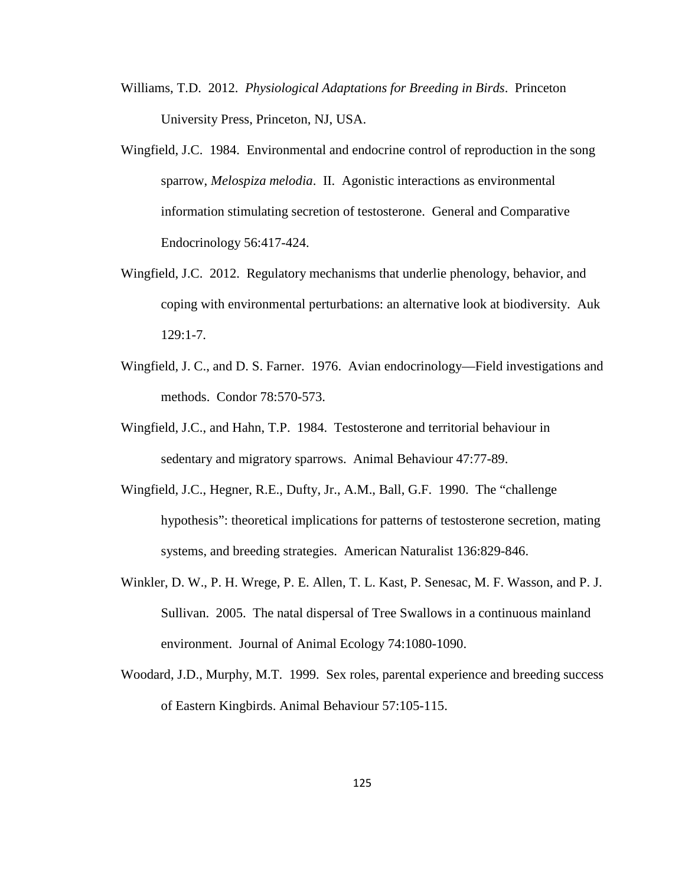Williams, T.D. 2012. *Physiological Adaptations for Breeding in Birds*. Princeton University Press, Princeton, NJ, USA.

Wingfield, J.C. 1984. Environmental and endocrine control of reproduction in the song sparrow, *Melospiza melodia*. II. Agonistic interactions as environmental information stimulating secretion of testosterone. General and Comparative Endocrinology 56:417-424.

Wingfield, J.C. 2012. Regulatory mechanisms that underlie phenology, behavior, and coping with environmental perturbations: an alternative look at biodiversity. Auk 129:1-7.

Wingfield, J. C., and D. S. Farner. 1976. Avian endocrinology—Field investigations and methods. Condor 78:570-573.

Wingfield, J.C., and Hahn, T.P. 1984. Testosterone and territorial behaviour in sedentary and migratory sparrows. Animal Behaviour 47:77-89.

Wingfield, J.C., Hegner, R.E., Dufty, Jr., A.M., Ball, G.F. 1990. The "challenge hypothesis": theoretical implications for patterns of testosterone secretion, mating systems, and breeding strategies. American Naturalist 136:829-846.

Winkler, D. W., P. H. Wrege, P. E. Allen, T. L. Kast, P. Senesac, M. F. Wasson, and P. J. Sullivan. 2005. The natal dispersal of Tree Swallows in a continuous mainland environment. Journal of Animal Ecology 74:1080-1090.

Woodard, J.D., Murphy, M.T. 1999. Sex roles, parental experience and breeding success of Eastern Kingbirds. Animal Behaviour 57:105-115.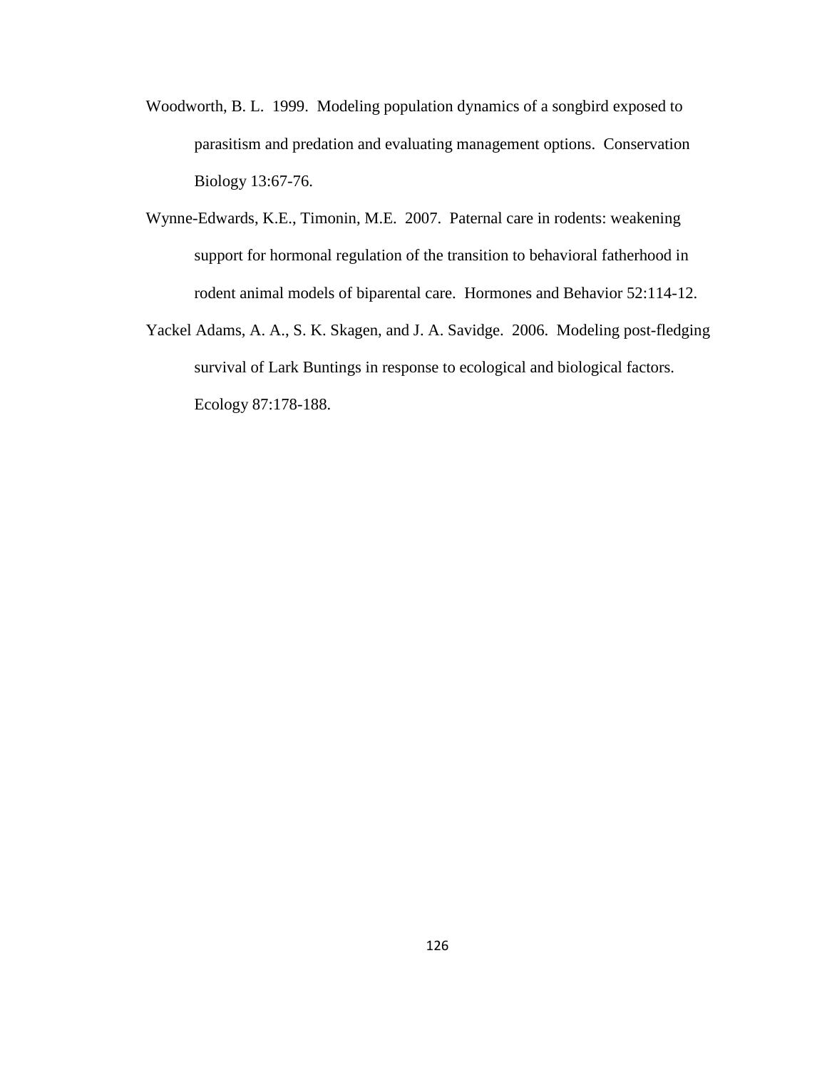Woodworth, B. L. 1999. Modeling population dynamics of a songbird exposed to parasitism and predation and evaluating management options. Conservation Biology 13:67-76.

Wynne-Edwards, K.E., Timonin, M.E. 2007. Paternal care in rodents: weakening support for hormonal regulation of the transition to behavioral fatherhood in rodent animal models of biparental care. Hormones and Behavior 52:114-12.

Yackel Adams, A. A., S. K. Skagen, and J. A. Savidge. 2006. Modeling post-fledging survival of Lark Buntings in response to ecological and biological factors. Ecology 87:178-188.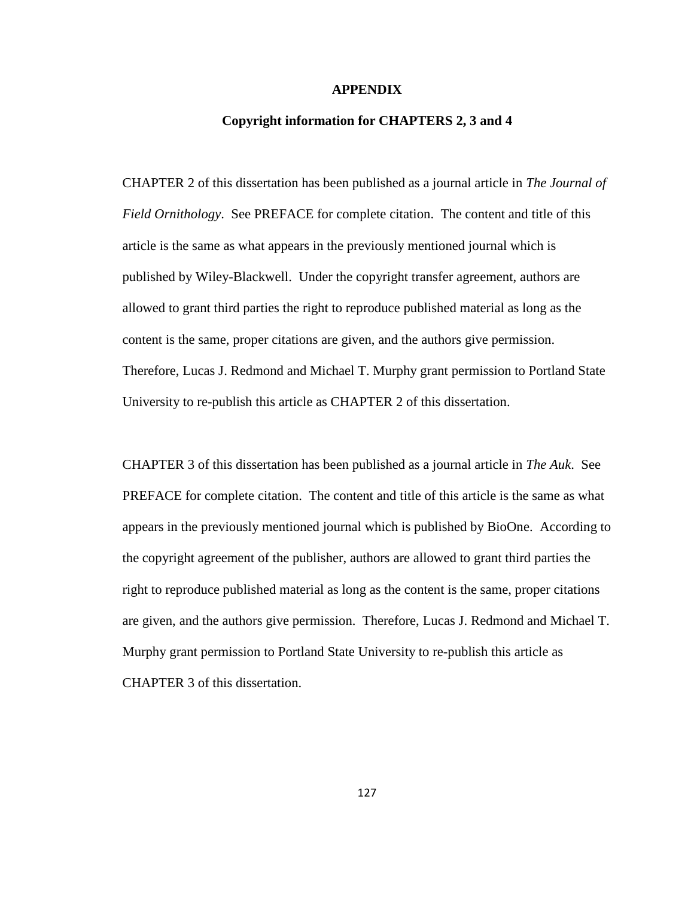# APPENDIX

## Copyright information for CHAPTERS 2, 3 and 4

CHAPTER 2 of this dissertation has been published as a journal article in *The Journal of Field Ornithology*. See PREFACE for complete citation. The content and title of this article is the same as what appears in the previously mentioned journal which is published by Wiley-Blackwell. Under the copyright transfer agreement, authors are allowed to grant third parties the right to reproduce published material as long as the content is the same, proper citations are given, and the authors give permission. Therefore, Lucas J. Redmond and Michael T. Murphy grant permission to Portland State University to re-publish this article as CHAPTER 2 of this dissertation.

CHAPTER 3 of this dissertation has been published as a journal article in *The Auk*. See PREFACE for complete citation. The content and title of this article is the same as what appears in the previously mentioned journal which is published by BioOne. According to the copyright agreement of the publisher, authors are allowed to grant third parties the right to reproduce published material as long as the content is the same, proper citations are given, and the authors give permission. Therefore, Lucas J. Redmond and Michael T. Murphy grant permission to Portland State University to re-publish this article as CHAPTER 3 of this dissertation.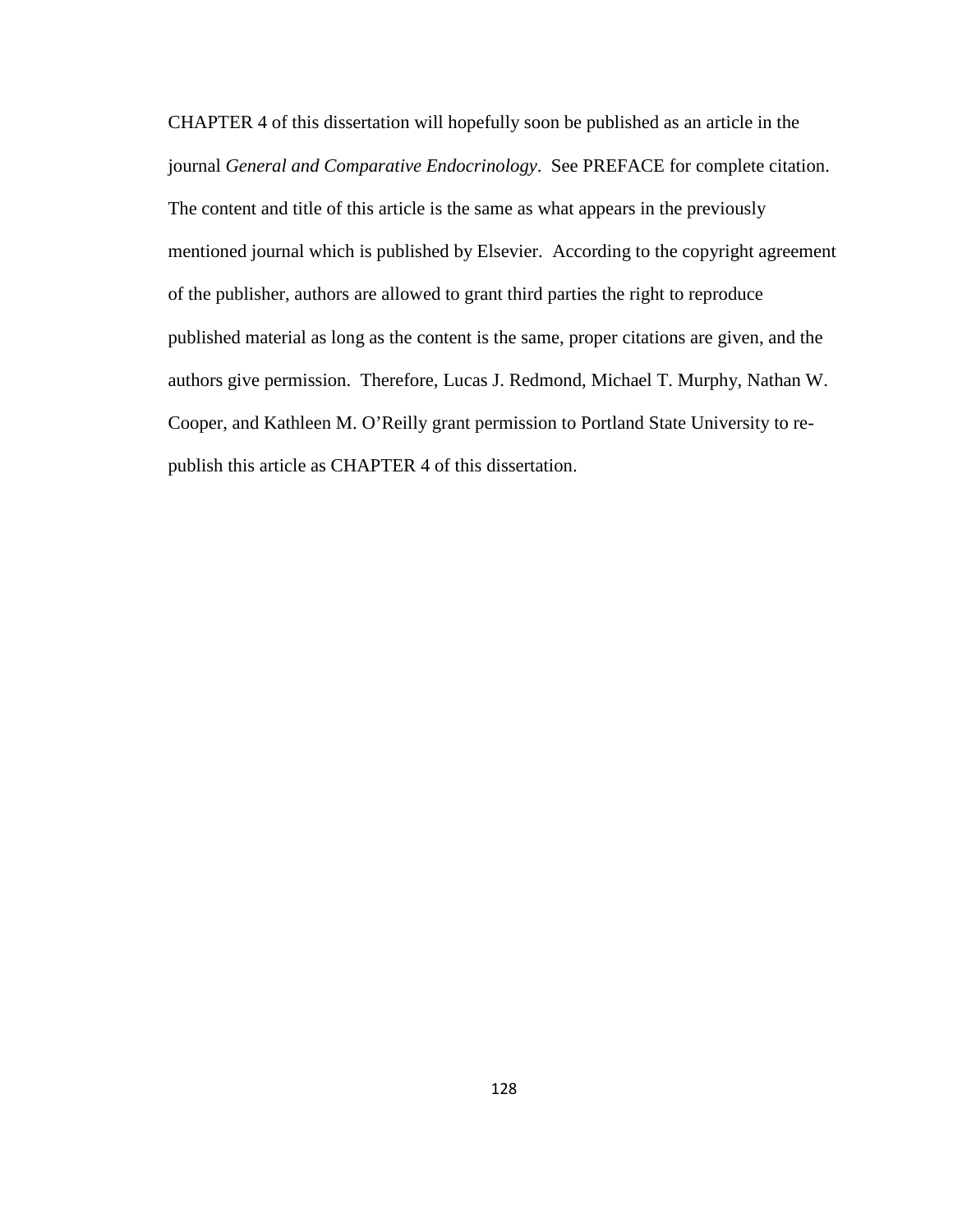CHAPTER 4 of this dissertation will hopefully soon be published as an article in the journal *General and Comparative Endocrinology*. See PREFACE for complete citation. The content and title of this article is the same as what appears in the previously mentioned journal which is published by Elsevier. According to the copyright agreement of the publisher, authors are allowed to grant third parties the right to reproduce published material as long as the content is the same, proper citations are given, and the authors give permission. Therefore, Lucas J. Redmond, Michael T. Murphy, Nathan W. Cooper, and Kathleen M. O'Reilly grant permission to Portland State University to re-publish this article as CHAPTER 4 of this dissertation.